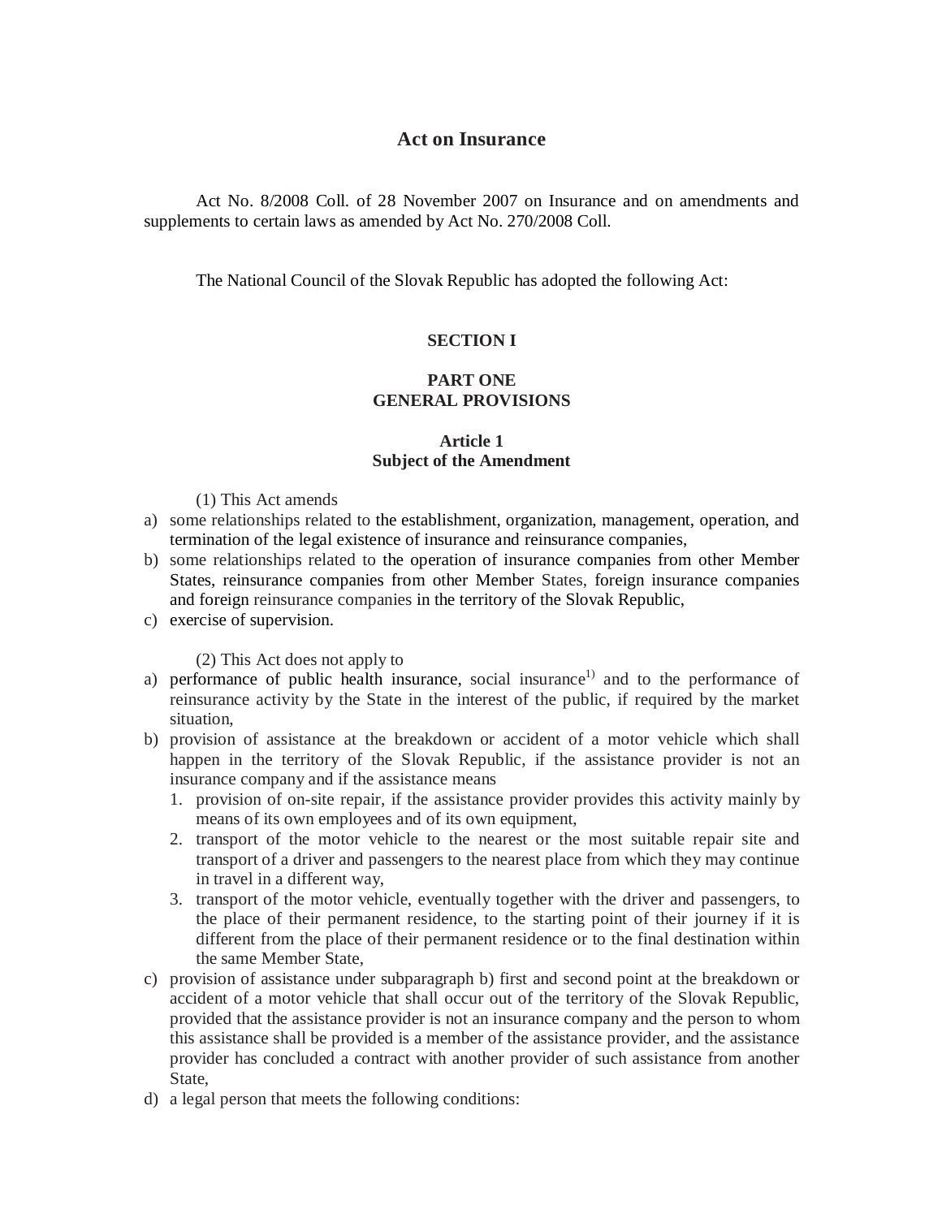# Act on Insurance

Act No. 8/2008 Coll. of 28 November 2007 on Insurance and on amendments and supplements to certain laws as amended by Act No. 270/2008 Coll.

The National Council of the Slovak Republic has adopted the following Act:

**SECTION I**

## PART ONE
## GENERAL PROVISIONS

### Article 1
### Subject of the Amendment

(1) This Act amends

a) some relationships related to the establishment, organization, management, operation, and termination of the legal existence of insurance and reinsurance companies,
b) some relationships related to the operation of insurance companies from other Member States, reinsurance companies from other Member States, foreign insurance companies and foreign reinsurance companies in the territory of the Slovak Republic,
c) exercise of supervision.

(2) This Act does not apply to

a) performance of public health insurance, social insurance[1)] and to the performance of reinsurance activity by the State in the interest of the public, if required by the market situation,
b) provision of assistance at the breakdown or accident of a motor vehicle which shall happen in the territory of the Slovak Republic, if the assistance provider is not an insurance company and if the assistance means
   1. provision of on-site repair, if the assistance provider provides this activity mainly by means of its own employees and of its own equipment,
   2. transport of the motor vehicle to the nearest or the most suitable repair site and transport of a driver and passengers to the nearest place from which they may continue in travel in a different way,
   3. transport of the motor vehicle, eventually together with the driver and passengers, to the place of their permanent residence, to the starting point of their journey if it is different from the place of their permanent residence or to the final destination within the same Member State,
c) provision of assistance under subparagraph b) first and second point at the breakdown or accident of a motor vehicle that shall occur out of the territory of the Slovak Republic, provided that the assistance provider is not an insurance company and the person to whom this assistance shall be provided is a member of the assistance provider, and the assistance provider has concluded a contract with another provider of such assistance from another State,
d) a legal person that meets the following conditions: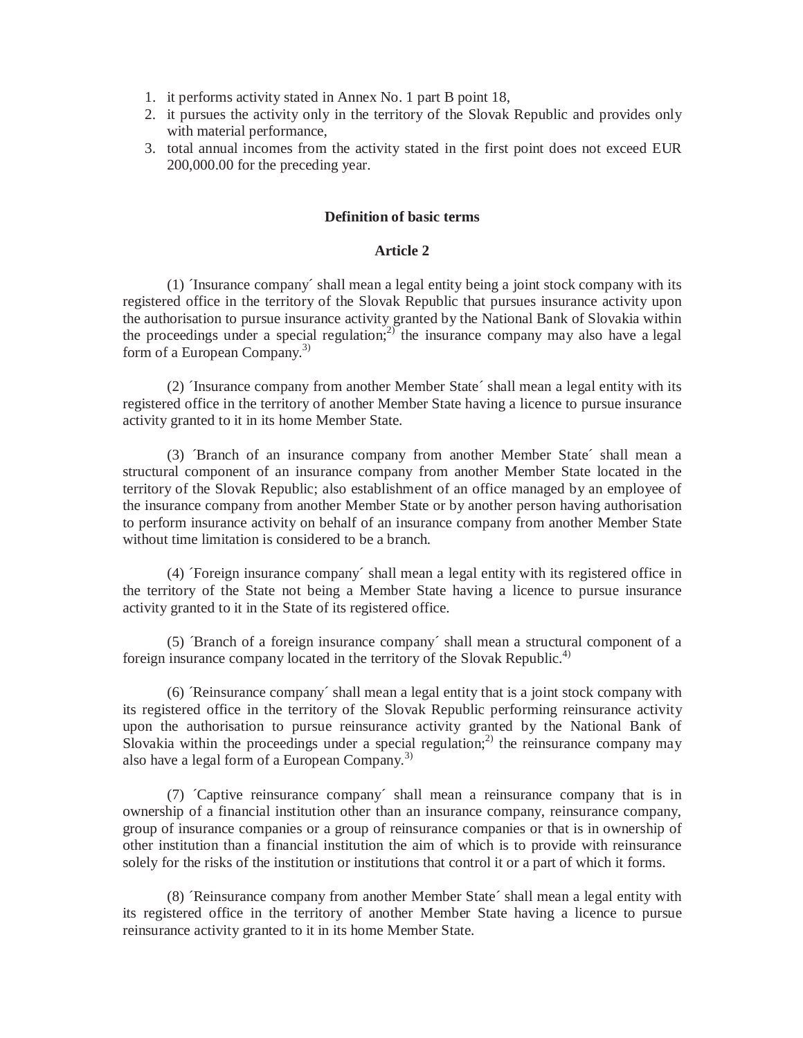1. it performs activity stated in Annex No. 1 part B point 18,
2. it pursues the activity only in the territory of the Slovak Republic and provides only with material performance,
3. total annual incomes from the activity stated in the first point does not exceed EUR 200,000.00 for the preceding year.

### Definition of basic terms

### Article 2

(1) ´Insurance company´ shall mean a legal entity being a joint stock company with its registered office in the territory of the Slovak Republic that pursues insurance activity upon the authorisation to pursue insurance activity granted by the National Bank of Slovakia within the proceedings under a special regulation;[2] the insurance company may also have a legal form of a European Company.[3]

(2) ´Insurance company from another Member State´ shall mean a legal entity with its registered office in the territory of another Member State having a licence to pursue insurance activity granted to it in its home Member State.

(3) ´Branch of an insurance company from another Member State´ shall mean a structural component of an insurance company from another Member State located in the territory of the Slovak Republic; also establishment of an office managed by an employee of the insurance company from another Member State or by another person having authorisation to perform insurance activity on behalf of an insurance company from another Member State without time limitation is considered to be a branch.

(4) ´Foreign insurance company´ shall mean a legal entity with its registered office in the territory of the State not being a Member State having a licence to pursue insurance activity granted to it in the State of its registered office.

(5) ´Branch of a foreign insurance company´ shall mean a structural component of a foreign insurance company located in the territory of the Slovak Republic.[4]

(6) ´Reinsurance company´ shall mean a legal entity that is a joint stock company with its registered office in the territory of the Slovak Republic performing reinsurance activity upon the authorisation to pursue reinsurance activity granted by the National Bank of Slovakia within the proceedings under a special regulation;[2] the reinsurance company may also have a legal form of a European Company.[3]

(7) ´Captive reinsurance company´ shall mean a reinsurance company that is in ownership of a financial institution other than an insurance company, reinsurance company, group of insurance companies or a group of reinsurance companies or that is in ownership of other institution than a financial institution the aim of which is to provide with reinsurance solely for the risks of the institution or institutions that control it or a part of which it forms.

(8) ´Reinsurance company from another Member State´ shall mean a legal entity with its registered office in the territory of another Member State having a licence to pursue reinsurance activity granted to it in its home Member State.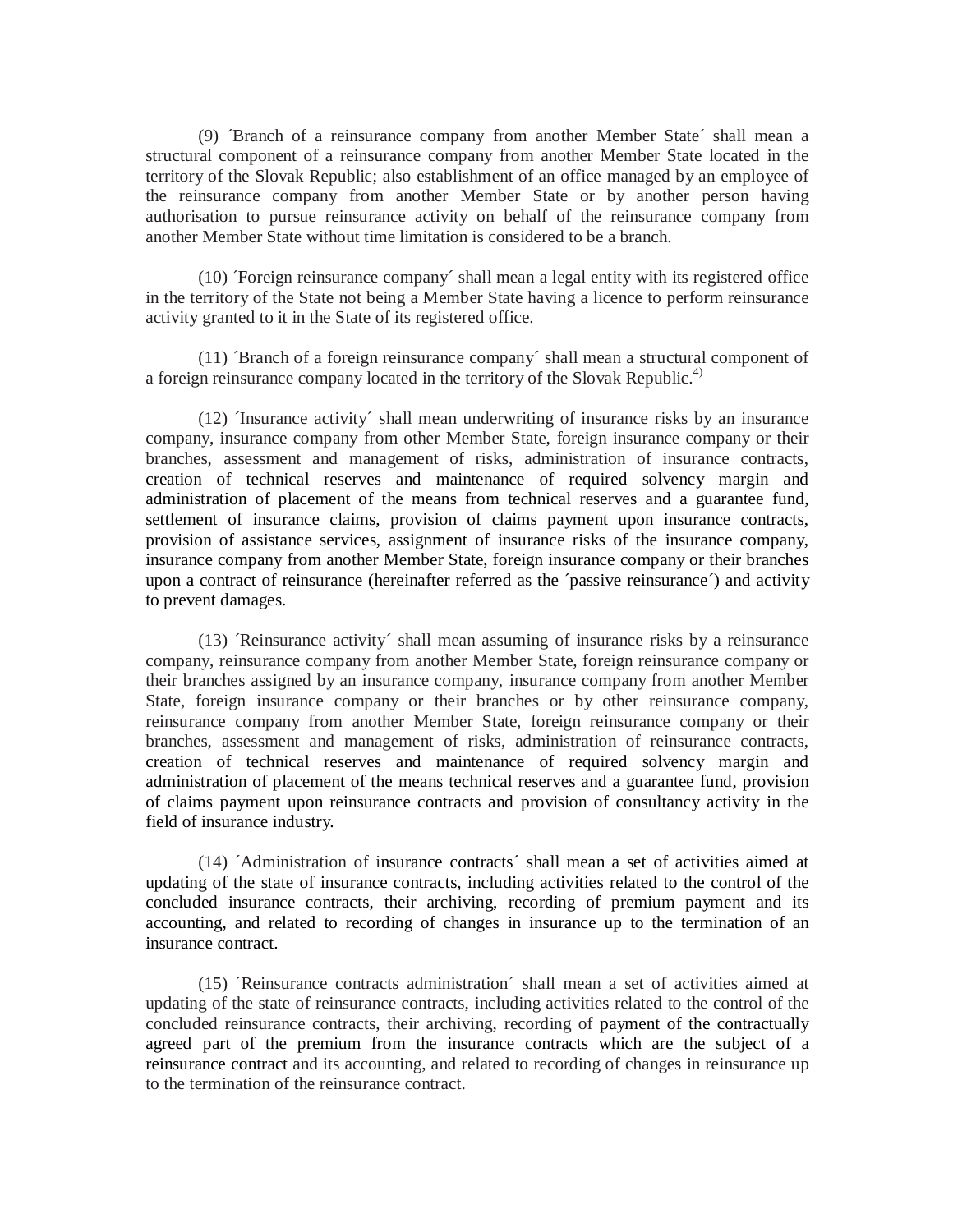(9) ´Branch of a reinsurance company from another Member State´ shall mean a structural component of a reinsurance company from another Member State located in the territory of the Slovak Republic; also establishment of an office managed by an employee of the reinsurance company from another Member State or by another person having authorisation to pursue reinsurance activity on behalf of the reinsurance company from another Member State without time limitation is considered to be a branch.

(10) ´Foreign reinsurance company´ shall mean a legal entity with its registered office in the territory of the State not being a Member State having a licence to perform reinsurance activity granted to it in the State of its registered office.

(11) ´Branch of a foreign reinsurance company´ shall mean a structural component of a foreign reinsurance company located in the territory of the Slovak Republic.[4)]

(12) ´Insurance activity´ shall mean underwriting of insurance risks by an insurance company, insurance company from other Member State, foreign insurance company or their branches, assessment and management of risks, administration of insurance contracts, creation of technical reserves and maintenance of required solvency margin and administration of placement of the means from technical reserves and a guarantee fund, settlement of insurance claims, provision of claims payment upon insurance contracts, provision of assistance services, assignment of insurance risks of the insurance company, insurance company from another Member State, foreign insurance company or their branches upon a contract of reinsurance (hereinafter referred as the ´passive reinsurance´) and activity to prevent damages.

(13) ´Reinsurance activity´ shall mean assuming of insurance risks by a reinsurance company, reinsurance company from another Member State, foreign reinsurance company or their branches assigned by an insurance company, insurance company from another Member State, foreign insurance company or their branches or by other reinsurance company, reinsurance company from another Member State, foreign reinsurance company or their branches, assessment and management of risks, administration of reinsurance contracts, creation of technical reserves and maintenance of required solvency margin and administration of placement of the means technical reserves and a guarantee fund, provision of claims payment upon reinsurance contracts and provision of consultancy activity in the field of insurance industry.

(14) ´Administration of insurance contracts´ shall mean a set of activities aimed at updating of the state of insurance contracts, including activities related to the control of the concluded insurance contracts, their archiving, recording of premium payment and its accounting, and related to recording of changes in insurance up to the termination of an insurance contract.

(15) ´Reinsurance contracts administration´ shall mean a set of activities aimed at updating of the state of reinsurance contracts, including activities related to the control of the concluded reinsurance contracts, their archiving, recording of payment of the contractually agreed part of the premium from the insurance contracts which are the subject of a reinsurance contract and its accounting, and related to recording of changes in reinsurance up to the termination of the reinsurance contract.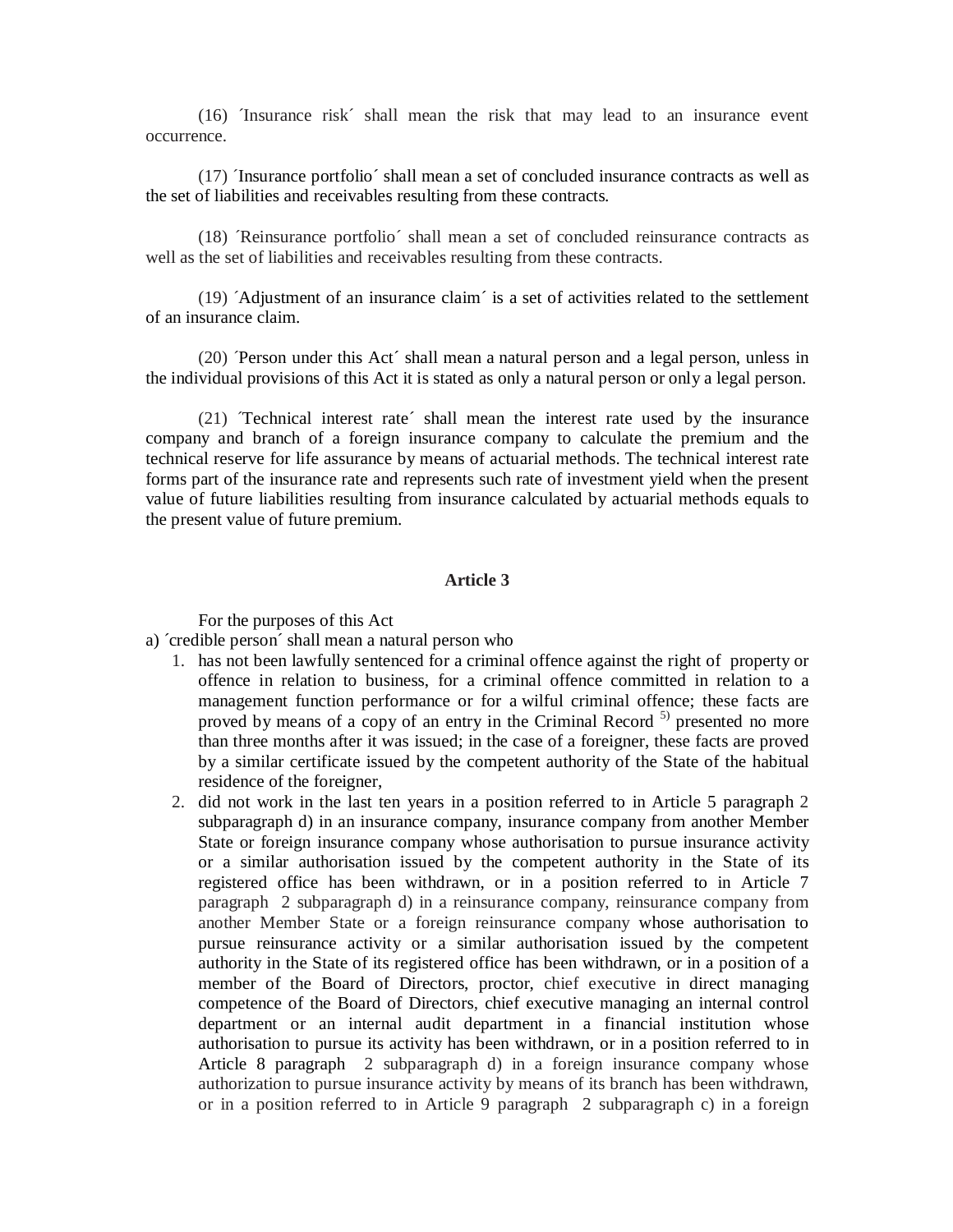(16) ´Insurance risk´ shall mean the risk that may lead to an insurance event occurrence.

(17) ´Insurance portfolio´ shall mean a set of concluded insurance contracts as well as the set of liabilities and receivables resulting from these contracts.

(18) ´Reinsurance portfolio´ shall mean a set of concluded reinsurance contracts as well as the set of liabilities and receivables resulting from these contracts.

(19) ´Adjustment of an insurance claim´ is a set of activities related to the settlement of an insurance claim.

(20) ´Person under this Act´ shall mean a natural person and a legal person, unless in the individual provisions of this Act it is stated as only a natural person or only a legal person.

(21) ´Technical interest rate´ shall mean the interest rate used by the insurance company and branch of a foreign insurance company to calculate the premium and the technical reserve for life assurance by means of actuarial methods. The technical interest rate forms part of the insurance rate and represents such rate of investment yield when the present value of future liabilities resulting from insurance calculated by actuarial methods equals to the present value of future premium.

### Article 3

For the purposes of this Act

a) ´credible person´ shall mean a natural person who

1. has not been lawfully sentenced for a criminal offence against the right of property or offence in relation to business, for a criminal offence committed in relation to a management function performance or for a wilful criminal offence; these facts are proved by means of a copy of an entry in the Criminal Record [5)] presented no more than three months after it was issued; in the case of a foreigner, these facts are proved by a similar certificate issued by the competent authority of the State of the habitual residence of the foreigner,
2. did not work in the last ten years in a position referred to in Article 5 paragraph 2 subparagraph d) in an insurance company, insurance company from another Member State or foreign insurance company whose authorisation to pursue insurance activity or a similar authorisation issued by the competent authority in the State of its registered office has been withdrawn, or in a position referred to in Article 7 paragraph 2 subparagraph d) in a reinsurance company, reinsurance company from another Member State or a foreign reinsurance company whose authorisation to pursue reinsurance activity or a similar authorisation issued by the competent authority in the State of its registered office has been withdrawn, or in a position of a member of the Board of Directors, proctor, chief executive in direct managing competence of the Board of Directors, chief executive managing an internal control department or an internal audit department in a financial institution whose authorisation to pursue its activity has been withdrawn, or in a position referred to in Article 8 paragraph 2 subparagraph d) in a foreign insurance company whose authorization to pursue insurance activity by means of its branch has been withdrawn, or in a position referred to in Article 9 paragraph 2 subparagraph c) in a foreign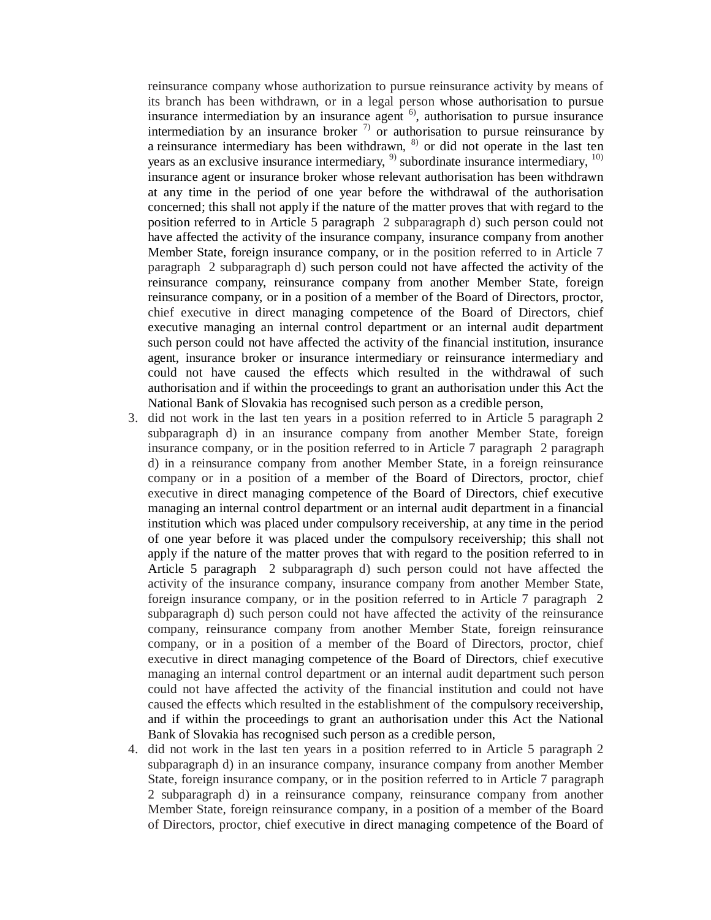reinsurance company whose authorization to pursue reinsurance activity by means of its branch has been withdrawn, or in a legal person whose authorisation to pursue insurance intermediation by an insurance agent [6], authorisation to pursue insurance intermediation by an insurance broker [7] or authorisation to pursue reinsurance by a reinsurance intermediary has been withdrawn, [8] or did not operate in the last ten years as an exclusive insurance intermediary, [9] subordinate insurance intermediary, [10] insurance agent or insurance broker whose relevant authorisation has been withdrawn at any time in the period of one year before the withdrawal of the authorisation concerned; this shall not apply if the nature of the matter proves that with regard to the position referred to in Article 5 paragraph 2 subparagraph d) such person could not have affected the activity of the insurance company, insurance company from another Member State, foreign insurance company, or in the position referred to in Article 7 paragraph 2 subparagraph d) such person could not have affected the activity of the reinsurance company, reinsurance company from another Member State, foreign reinsurance company, or in a position of a member of the Board of Directors, proctor, chief executive in direct managing competence of the Board of Directors, chief executive managing an internal control department or an internal audit department such person could not have affected the activity of the financial institution, insurance agent, insurance broker or insurance intermediary or reinsurance intermediary and could not have caused the effects which resulted in the withdrawal of such authorisation and if within the proceedings to grant an authorisation under this Act the National Bank of Slovakia has recognised such person as a credible person,

3. did not work in the last ten years in a position referred to in Article 5 paragraph 2 subparagraph d) in an insurance company from another Member State, foreign insurance company, or in the position referred to in Article 7 paragraph 2 paragraph d) in a reinsurance company from another Member State, in a foreign reinsurance company or in a position of a member of the Board of Directors, proctor, chief executive in direct managing competence of the Board of Directors, chief executive managing an internal control department or an internal audit department in a financial institution which was placed under compulsory receivership, at any time in the period of one year before it was placed under the compulsory receivership; this shall not apply if the nature of the matter proves that with regard to the position referred to in Article 5 paragraph 2 subparagraph d) such person could not have affected the activity of the insurance company, insurance company from another Member State, foreign insurance company, or in the position referred to in Article 7 paragraph 2 subparagraph d) such person could not have affected the activity of the reinsurance company, reinsurance company from another Member State, foreign reinsurance company, or in a position of a member of the Board of Directors, proctor, chief executive in direct managing competence of the Board of Directors, chief executive managing an internal control department or an internal audit department such person could not have affected the activity of the financial institution and could not have caused the effects which resulted in the establishment of the compulsory receivership, and if within the proceedings to grant an authorisation under this Act the National Bank of Slovakia has recognised such person as a credible person,
4. did not work in the last ten years in a position referred to in Article 5 paragraph 2 subparagraph d) in an insurance company, insurance company from another Member State, foreign insurance company, or in the position referred to in Article 7 paragraph 2 subparagraph d) in a reinsurance company, reinsurance company from another Member State, foreign reinsurance company, in a position of a member of the Board of Directors, proctor, chief executive in direct managing competence of the Board of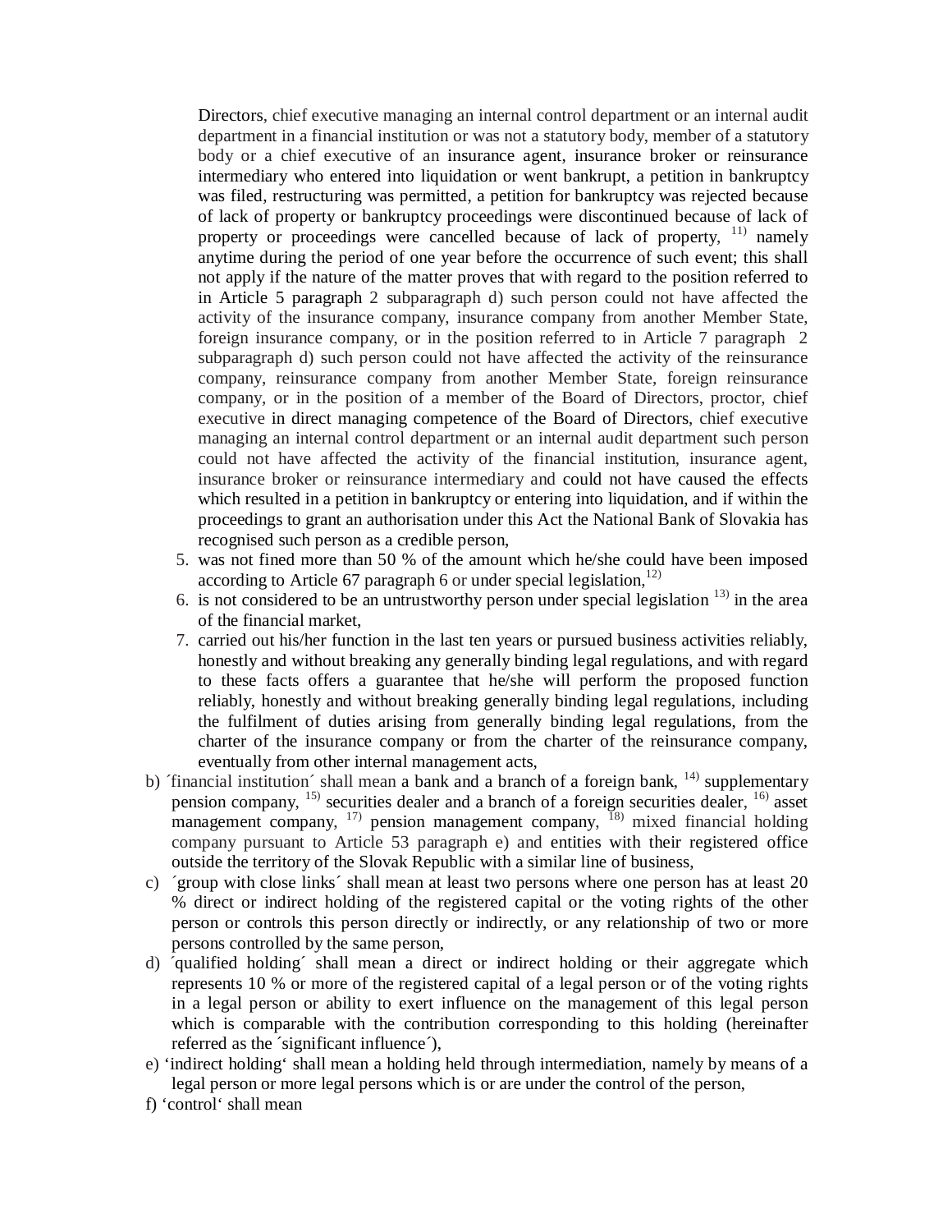Directors, chief executive managing an internal control department or an internal audit department in a financial institution or was not a statutory body, member of a statutory body or a chief executive of an insurance agent, insurance broker or reinsurance intermediary who entered into liquidation or went bankrupt, a petition in bankruptcy was filed, restructuring was permitted, a petition for bankruptcy was rejected because of lack of property or bankruptcy proceedings were discontinued because of lack of property or proceedings were cancelled because of lack of property, [11] namely anytime during the period of one year before the occurrence of such event; this shall not apply if the nature of the matter proves that with regard to the position referred to in Article 5 paragraph 2 subparagraph d) such person could not have affected the activity of the insurance company, insurance company from another Member State, foreign insurance company, or in the position referred to in Article 7 paragraph 2 subparagraph d) such person could not have affected the activity of the reinsurance company, reinsurance company from another Member State, foreign reinsurance company, or in the position of a member of the Board of Directors, proctor, chief executive in direct managing competence of the Board of Directors, chief executive managing an internal control department or an internal audit department such person could not have affected the activity of the financial institution, insurance agent, insurance broker or reinsurance intermediary and could not have caused the effects which resulted in a petition in bankruptcy or entering into liquidation, and if within the proceedings to grant an authorisation under this Act the National Bank of Slovakia has recognised such person as a credible person,

5. was not fined more than 50 % of the amount which he/she could have been imposed according to Article 67 paragraph 6 or under special legislation,[12]
6. is not considered to be an untrustworthy person under special legislation [13] in the area of the financial market,
7. carried out his/her function in the last ten years or pursued business activities reliably, honestly and without breaking any generally binding legal regulations, and with regard to these facts offers a guarantee that he/she will perform the proposed function reliably, honestly and without breaking generally binding legal regulations, including the fulfilment of duties arising from generally binding legal regulations, from the charter of the insurance company or from the charter of the reinsurance company, eventually from other internal management acts,

b) ´financial institution´ shall mean a bank and a branch of a foreign bank, [14] supplementary pension company, [15] securities dealer and a branch of a foreign securities dealer, [16] asset management company, [17] pension management company, [18] mixed financial holding company pursuant to Article 53 paragraph e) and entities with their registered office outside the territory of the Slovak Republic with a similar line of business,

c) ´group with close links´ shall mean at least two persons where one person has at least 20 % direct or indirect holding of the registered capital or the voting rights of the other person or controls this person directly or indirectly, or any relationship of two or more persons controlled by the same person,

d) ´qualified holding´ shall mean a direct or indirect holding or their aggregate which represents 10 % or more of the registered capital of a legal person or of the voting rights in a legal person or ability to exert influence on the management of this legal person which is comparable with the contribution corresponding to this holding (hereinafter referred as the ´significant influence´),

e) ‘indirect holding‘ shall mean a holding held through intermediation, namely by means of a legal person or more legal persons which is or are under the control of the person,

f) ‘control‘ shall mean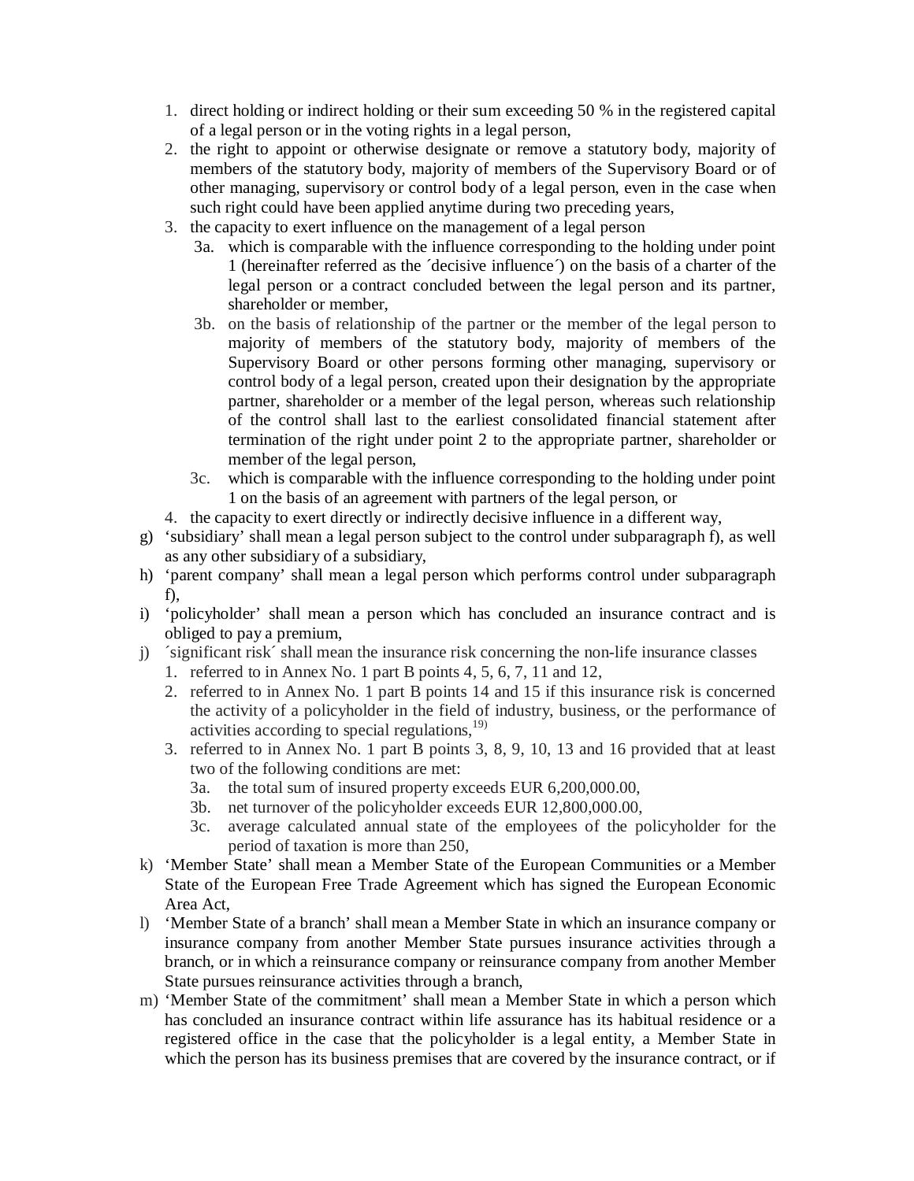1. direct holding or indirect holding or their sum exceeding 50 % in the registered capital of a legal person or in the voting rights in a legal person,
2. the right to appoint or otherwise designate or remove a statutory body, majority of members of the statutory body, majority of members of the Supervisory Board or of other managing, supervisory or control body of a legal person, even in the case when such right could have been applied anytime during two preceding years,
3. the capacity to exert influence on the management of a legal person
   - 3a. which is comparable with the influence corresponding to the holding under point 1 (hereinafter referred as the ´decisive influence´) on the basis of a charter of the legal person or a contract concluded between the legal person and its partner, shareholder or member,
   - 3b. on the basis of relationship of the partner or the member of the legal person to majority of members of the statutory body, majority of members of the Supervisory Board or other persons forming other managing, supervisory or control body of a legal person, created upon their designation by the appropriate partner, shareholder or a member of the legal person, whereas such relationship of the control shall last to the earliest consolidated financial statement after termination of the right under point 2 to the appropriate partner, shareholder or member of the legal person,
   - 3c. which is comparable with the influence corresponding to the holding under point 1 on the basis of an agreement with partners of the legal person, or
4. the capacity to exert directly or indirectly decisive influence in a different way,

g) ‘subsidiary’ shall mean a legal person subject to the control under subparagraph f), as well as any other subsidiary of a subsidiary,

h) ‘parent company’ shall mean a legal person which performs control under subparagraph f),

i) ‘policyholder’ shall mean a person which has concluded an insurance contract and is obliged to pay a premium,

j) ´significant risk´ shall mean the insurance risk concerning the non-life insurance classes
1. referred to in Annex No. 1 part B points 4, 5, 6, 7, 11 and 12,
2. referred to in Annex No. 1 part B points 14 and 15 if this insurance risk is concerned the activity of a policyholder in the field of industry, business, or the performance of activities according to special regulations,[19)]
3. referred to in Annex No. 1 part B points 3, 8, 9, 10, 13 and 16 provided that at least two of the following conditions are met:
   - 3a. the total sum of insured property exceeds EUR 6,200,000.00,
   - 3b. net turnover of the policyholder exceeds EUR 12,800,000.00,
   - 3c. average calculated annual state of the employees of the policyholder for the period of taxation is more than 250,

k) ‘Member State’ shall mean a Member State of the European Communities or a Member State of the European Free Trade Agreement which has signed the European Economic Area Act,

l) ‘Member State of a branch’ shall mean a Member State in which an insurance company or insurance company from another Member State pursues insurance activities through a branch, or in which a reinsurance company or reinsurance company from another Member State pursues reinsurance activities through a branch,

m) ‘Member State of the commitment’ shall mean a Member State in which a person which has concluded an insurance contract within life assurance has its habitual residence or a registered office in the case that the policyholder is a legal entity, a Member State in which the person has its business premises that are covered by the insurance contract, or if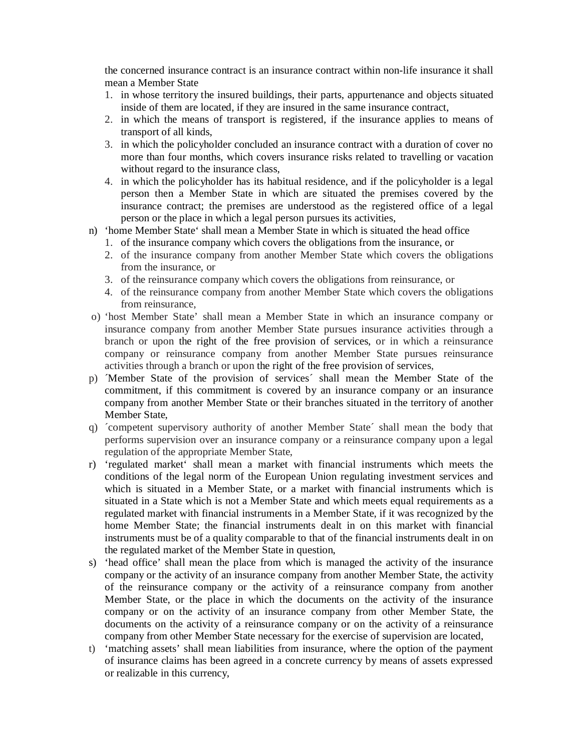the concerned insurance contract is an insurance contract within non-life insurance it shall mean a Member State

1. in whose territory the insured buildings, their parts, appurtenance and objects situated inside of them are located, if they are insured in the same insurance contract,
2. in which the means of transport is registered, if the insurance applies to means of transport of all kinds,
3. in which the policyholder concluded an insurance contract with a duration of cover no more than four months, which covers insurance risks related to travelling or vacation without regard to the insurance class,
4. in which the policyholder has its habitual residence, and if the policyholder is a legal person then a Member State in which are situated the premises covered by the insurance contract; the premises are understood as the registered office of a legal person or the place in which a legal person pursues its activities,

n) ‘home Member State‘ shall mean a Member State in which is situated the head office
   1. of the insurance company which covers the obligations from the insurance, or
   2. of the insurance company from another Member State which covers the obligations from the insurance, or
   3. of the reinsurance company which covers the obligations from reinsurance, or
   4. of the reinsurance company from another Member State which covers the obligations from reinsurance,

o) ‘host Member State’ shall mean a Member State in which an insurance company or insurance company from another Member State pursues insurance activities through a branch or upon the right of the free provision of services, or in which a reinsurance company or reinsurance company from another Member State pursues reinsurance activities through a branch or upon the right of the free provision of services,

p) ´Member State of the provision of services´ shall mean the Member State of the commitment, if this commitment is covered by an insurance company or an insurance company from another Member State or their branches situated in the territory of another Member State,

q) ´competent supervisory authority of another Member State´ shall mean the body that performs supervision over an insurance company or a reinsurance company upon a legal regulation of the appropriate Member State,

r) ‘regulated market‘ shall mean a market with financial instruments which meets the conditions of the legal norm of the European Union regulating investment services and which is situated in a Member State, or a market with financial instruments which is situated in a State which is not a Member State and which meets equal requirements as a regulated market with financial instruments in a Member State, if it was recognized by the home Member State; the financial instruments dealt in on this market with financial instruments must be of a quality comparable to that of the financial instruments dealt in on the regulated market of the Member State in question,

s) ‘head office’ shall mean the place from which is managed the activity of the insurance company or the activity of an insurance company from another Member State, the activity of the reinsurance company or the activity of a reinsurance company from another Member State, or the place in which the documents on the activity of the insurance company or on the activity of an insurance company from other Member State, the documents on the activity of a reinsurance company or on the activity of a reinsurance company from other Member State necessary for the exercise of supervision are located,

t) ‘matching assets’ shall mean liabilities from insurance, where the option of the payment of insurance claims has been agreed in a concrete currency by means of assets expressed or realizable in this currency,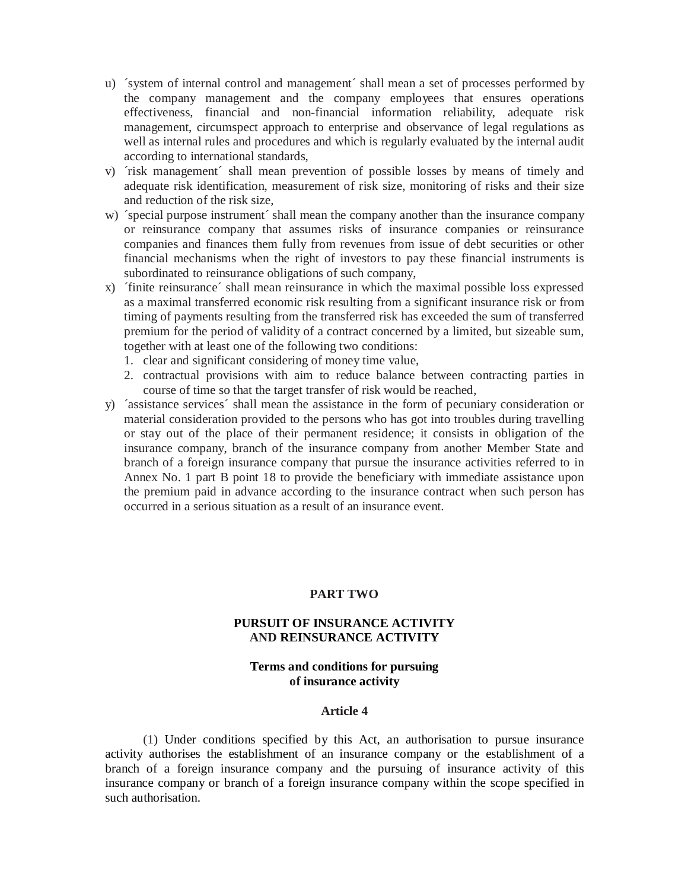u) ´system of internal control and management´ shall mean a set of processes performed by the company management and the company employees that ensures operations effectiveness, financial and non-financial information reliability, adequate risk management, circumspect approach to enterprise and observance of legal regulations as well as internal rules and procedures and which is regularly evaluated by the internal audit according to international standards,
v) ´risk management´ shall mean prevention of possible losses by means of timely and adequate risk identification, measurement of risk size, monitoring of risks and their size and reduction of the risk size,
w) ´special purpose instrument´ shall mean the company another than the insurance company or reinsurance company that assumes risks of insurance companies or reinsurance companies and finances them fully from revenues from issue of debt securities or other financial mechanisms when the right of investors to pay these financial instruments is subordinated to reinsurance obligations of such company,
x) ´finite reinsurance´ shall mean reinsurance in which the maximal possible loss expressed as a maximal transferred economic risk resulting from a significant insurance risk or from timing of payments resulting from the transferred risk has exceeded the sum of transferred premium for the period of validity of a contract concerned by a limited, but sizeable sum, together with at least one of the following two conditions:
   1. clear and significant considering of money time value,
   2. contractual provisions with aim to reduce balance between contracting parties in course of time so that the target transfer of risk would be reached,
y) ´assistance services´ shall mean the assistance in the form of pecuniary consideration or material consideration provided to the persons who has got into troubles during travelling or stay out of the place of their permanent residence; it consists in obligation of the insurance company, branch of the insurance company from another Member State and branch of a foreign insurance company that pursue the insurance activities referred to in Annex No. 1 part B point 18 to provide the beneficiary with immediate assistance upon the premium paid in advance according to the insurance contract when such person has occurred in a serious situation as a result of an insurance event.

# PART TWO

## PURSUIT OF INSURANCE ACTIVITY AND REINSURANCE ACTIVITY

### Terms and conditions for pursuing of insurance activity

#### Article 4

(1) Under conditions specified by this Act, an authorisation to pursue insurance activity authorises the establishment of an insurance company or the establishment of a branch of a foreign insurance company and the pursuing of insurance activity of this insurance company or branch of a foreign insurance company within the scope specified in such authorisation.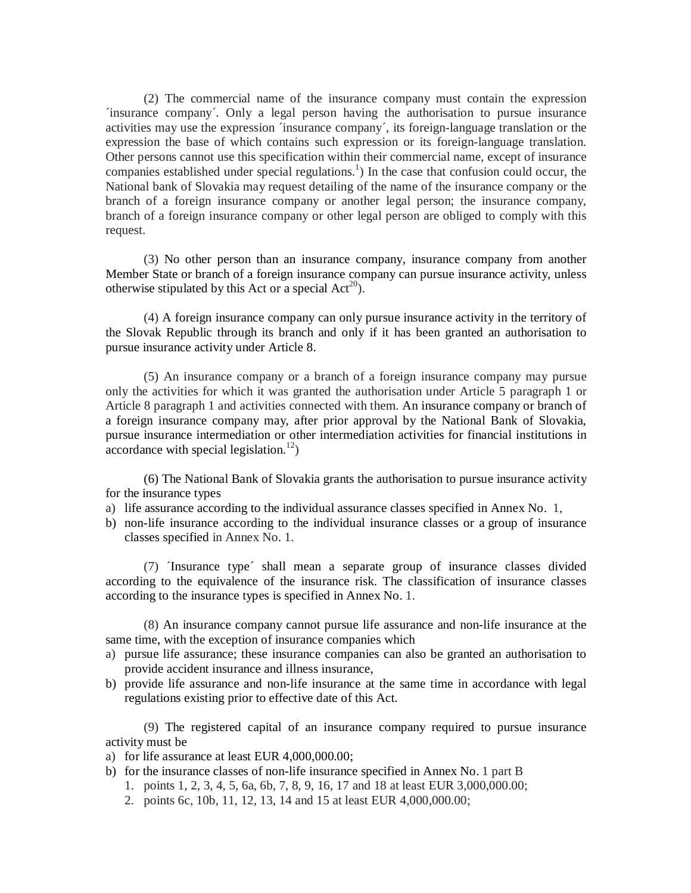(2) The commercial name of the insurance company must contain the expression ´insurance company´. Only a legal person having the authorisation to pursue insurance activities may use the expression ´insurance company´, its foreign-language translation or the expression the base of which contains such expression or its foreign-language translation. Other persons cannot use this specification within their commercial name, except of insurance companies established under special regulations.[1]) In the case that confusion could occur, the National bank of Slovakia may request detailing of the name of the insurance company or the branch of a foreign insurance company or another legal person; the insurance company, branch of a foreign insurance company or other legal person are obliged to comply with this request.

(3) No other person than an insurance company, insurance company from another Member State or branch of a foreign insurance company can pursue insurance activity, unless otherwise stipulated by this Act or a special Act[20]).

(4) A foreign insurance company can only pursue insurance activity in the territory of the Slovak Republic through its branch and only if it has been granted an authorisation to pursue insurance activity under Article 8.

(5) An insurance company or a branch of a foreign insurance company may pursue only the activities for which it was granted the authorisation under Article 5 paragraph 1 or Article 8 paragraph 1 and activities connected with them. An insurance company or branch of a foreign insurance company may, after prior approval by the National Bank of Slovakia, pursue insurance intermediation or other intermediation activities for financial institutions in accordance with special legislation.[12])

(6) The National Bank of Slovakia grants the authorisation to pursue insurance activity for the insurance types

a) life assurance according to the individual assurance classes specified in Annex No. 1,
b) non-life insurance according to the individual insurance classes or a group of insurance classes specified in Annex No. 1.

(7) ´Insurance type´ shall mean a separate group of insurance classes divided according to the equivalence of the insurance risk. The classification of insurance classes according to the insurance types is specified in Annex No. 1.

(8) An insurance company cannot pursue life assurance and non-life insurance at the same time, with the exception of insurance companies which

a) pursue life assurance; these insurance companies can also be granted an authorisation to provide accident insurance and illness insurance,
b) provide life assurance and non-life insurance at the same time in accordance with legal regulations existing prior to effective date of this Act.

(9) The registered capital of an insurance company required to pursue insurance activity must be

a) for life assurance at least EUR 4,000,000.00;
b) for the insurance classes of non-life insurance specified in Annex No. 1 part B
   1. points 1, 2, 3, 4, 5, 6a, 6b, 7, 8, 9, 16, 17 and 18 at least EUR 3,000,000.00;
   2. points 6c, 10b, 11, 12, 13, 14 and 15 at least EUR 4,000,000.00;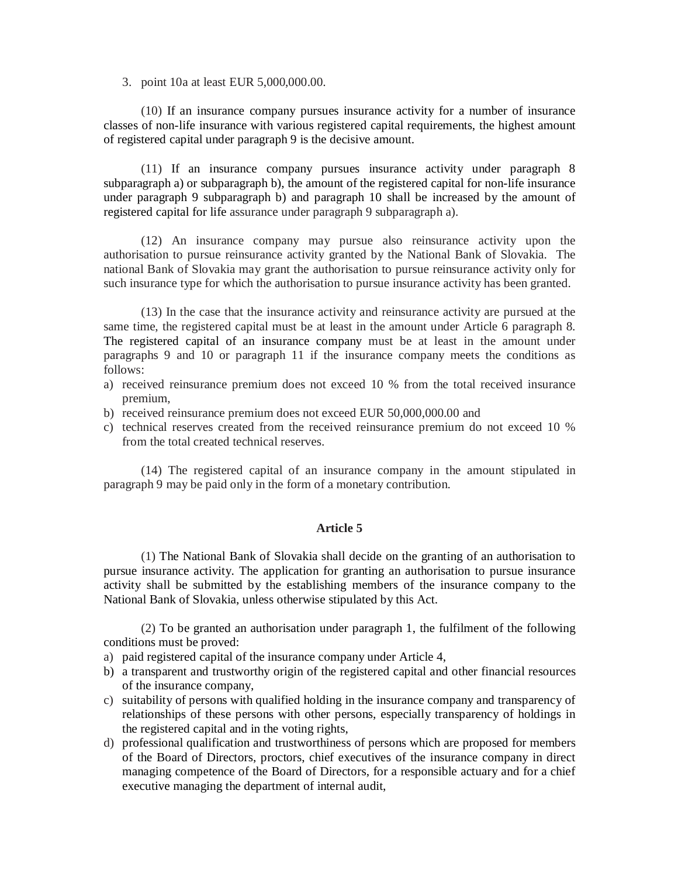3. point 10a at least EUR 5,000,000.00.

(10) If an insurance company pursues insurance activity for a number of insurance classes of non-life insurance with various registered capital requirements, the highest amount of registered capital under paragraph 9 is the decisive amount.

(11) If an insurance company pursues insurance activity under paragraph 8 subparagraph a) or subparagraph b), the amount of the registered capital for non-life insurance under paragraph 9 subparagraph b) and paragraph 10 shall be increased by the amount of registered capital for life assurance under paragraph 9 subparagraph a).

(12) An insurance company may pursue also reinsurance activity upon the authorisation to pursue reinsurance activity granted by the National Bank of Slovakia. The national Bank of Slovakia may grant the authorisation to pursue reinsurance activity only for such insurance type for which the authorisation to pursue insurance activity has been granted.

(13) In the case that the insurance activity and reinsurance activity are pursued at the same time, the registered capital must be at least in the amount under Article 6 paragraph 8. The registered capital of an insurance company must be at least in the amount under paragraphs 9 and 10 or paragraph 11 if the insurance company meets the conditions as follows:

a) received reinsurance premium does not exceed 10 % from the total received insurance premium,
b) received reinsurance premium does not exceed EUR 50,000,000.00 and
c) technical reserves created from the received reinsurance premium do not exceed 10 % from the total created technical reserves.

(14) The registered capital of an insurance company in the amount stipulated in paragraph 9 may be paid only in the form of a monetary contribution.

## Article 5

(1) The National Bank of Slovakia shall decide on the granting of an authorisation to pursue insurance activity. The application for granting an authorisation to pursue insurance activity shall be submitted by the establishing members of the insurance company to the National Bank of Slovakia, unless otherwise stipulated by this Act.

(2) To be granted an authorisation under paragraph 1, the fulfilment of the following conditions must be proved:

a) paid registered capital of the insurance company under Article 4,
b) a transparent and trustworthy origin of the registered capital and other financial resources of the insurance company,
c) suitability of persons with qualified holding in the insurance company and transparency of relationships of these persons with other persons, especially transparency of holdings in the registered capital and in the voting rights,
d) professional qualification and trustworthiness of persons which are proposed for members of the Board of Directors, proctors, chief executives of the insurance company in direct managing competence of the Board of Directors, for a responsible actuary and for a chief executive managing the department of internal audit,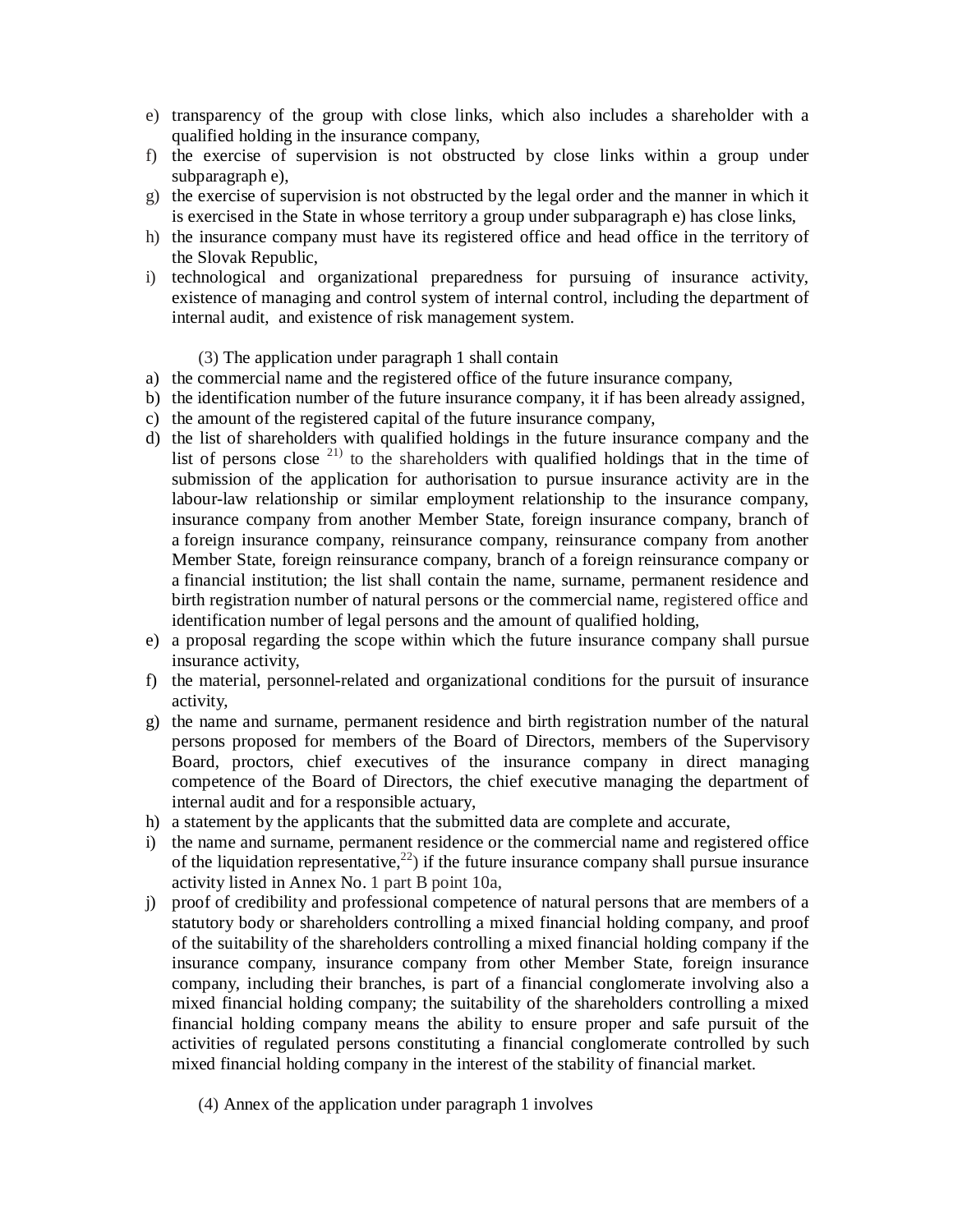e) transparency of the group with close links, which also includes a shareholder with a qualified holding in the insurance company,
f) the exercise of supervision is not obstructed by close links within a group under subparagraph e),
g) the exercise of supervision is not obstructed by the legal order and the manner in which it is exercised in the State in whose territory a group under subparagraph e) has close links,
h) the insurance company must have its registered office and head office in the territory of the Slovak Republic,
i) technological and organizational preparedness for pursuing of insurance activity, existence of managing and control system of internal control, including the department of internal audit, and existence of risk management system.

(3) The application under paragraph 1 shall contain

a) the commercial name and the registered office of the future insurance company,
b) the identification number of the future insurance company, it if has been already assigned,
c) the amount of the registered capital of the future insurance company,
d) the list of shareholders with qualified holdings in the future insurance company and the list of persons close [21)] to the shareholders with qualified holdings that in the time of submission of the application for authorisation to pursue insurance activity are in the labour-law relationship or similar employment relationship to the insurance company, insurance company from another Member State, foreign insurance company, branch of a foreign insurance company, reinsurance company, reinsurance company from another Member State, foreign reinsurance company, branch of a foreign reinsurance company or a financial institution; the list shall contain the name, surname, permanent residence and birth registration number of natural persons or the commercial name, registered office and identification number of legal persons and the amount of qualified holding,
e) a proposal regarding the scope within which the future insurance company shall pursue insurance activity,
f) the material, personnel-related and organizational conditions for the pursuit of insurance activity,
g) the name and surname, permanent residence and birth registration number of the natural persons proposed for members of the Board of Directors, members of the Supervisory Board, proctors, chief executives of the insurance company in direct managing competence of the Board of Directors, the chief executive managing the department of internal audit and for a responsible actuary,
h) a statement by the applicants that the submitted data are complete and accurate,
i) the name and surname, permanent residence or the commercial name and registered office of the liquidation representative,[22]) if the future insurance company shall pursue insurance activity listed in Annex No. 1 part B point 10a,
j) proof of credibility and professional competence of natural persons that are members of a statutory body or shareholders controlling a mixed financial holding company, and proof of the suitability of the shareholders controlling a mixed financial holding company if the insurance company, insurance company from other Member State, foreign insurance company, including their branches, is part of a financial conglomerate involving also a mixed financial holding company; the suitability of the shareholders controlling a mixed financial holding company means the ability to ensure proper and safe pursuit of the activities of regulated persons constituting a financial conglomerate controlled by such mixed financial holding company in the interest of the stability of financial market.

(4) Annex of the application under paragraph 1 involves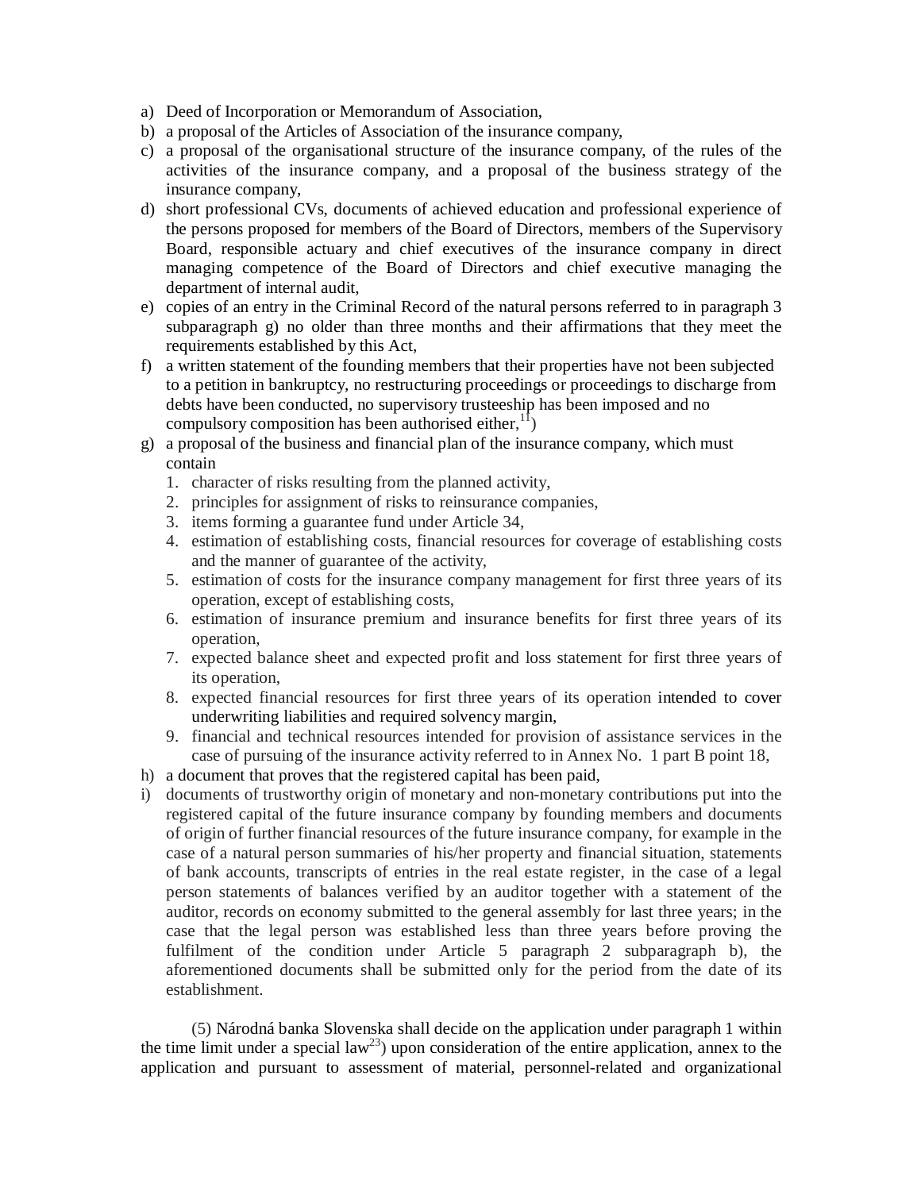a) Deed of Incorporation or Memorandum of Association,
b) a proposal of the Articles of Association of the insurance company,
c) a proposal of the organisational structure of the insurance company, of the rules of the activities of the insurance company, and a proposal of the business strategy of the insurance company,
d) short professional CVs, documents of achieved education and professional experience of the persons proposed for members of the Board of Directors, members of the Supervisory Board, responsible actuary and chief executives of the insurance company in direct managing competence of the Board of Directors and chief executive managing the department of internal audit,
e) copies of an entry in the Criminal Record of the natural persons referred to in paragraph 3 subparagraph g) no older than three months and their affirmations that they meet the requirements established by this Act,
f) a written statement of the founding members that their properties have not been subjected to a petition in bankruptcy, no restructuring proceedings or proceedings to discharge from debts have been conducted, no supervisory trusteeship has been imposed and no compulsory composition has been authorised either,[11])
g) a proposal of the business and financial plan of the insurance company, which must contain
   1. character of risks resulting from the planned activity,
   2. principles for assignment of risks to reinsurance companies,
   3. items forming a guarantee fund under Article 34,
   4. estimation of establishing costs, financial resources for coverage of establishing costs and the manner of guarantee of the activity,
   5. estimation of costs for the insurance company management for first three years of its operation, except of establishing costs,
   6. estimation of insurance premium and insurance benefits for first three years of its operation,
   7. expected balance sheet and expected profit and loss statement for first three years of its operation,
   8. expected financial resources for first three years of its operation intended to cover underwriting liabilities and required solvency margin,
   9. financial and technical resources intended for provision of assistance services in the case of pursuing of the insurance activity referred to in Annex No. 1 part B point 18,
h) a document that proves that the registered capital has been paid,
i) documents of trustworthy origin of monetary and non-monetary contributions put into the registered capital of the future insurance company by founding members and documents of origin of further financial resources of the future insurance company, for example in the case of a natural person summaries of his/her property and financial situation, statements of bank accounts, transcripts of entries in the real estate register, in the case of a legal person statements of balances verified by an auditor together with a statement of the auditor, records on economy submitted to the general assembly for last three years; in the case that the legal person was established less than three years before proving the fulfilment of the condition under Article 5 paragraph 2 subparagraph b), the aforementioned documents shall be submitted only for the period from the date of its establishment.

(5) Národná banka Slovenska shall decide on the application under paragraph 1 within the time limit under a special law[23]) upon consideration of the entire application, annex to the application and pursuant to assessment of material, personnel-related and organizational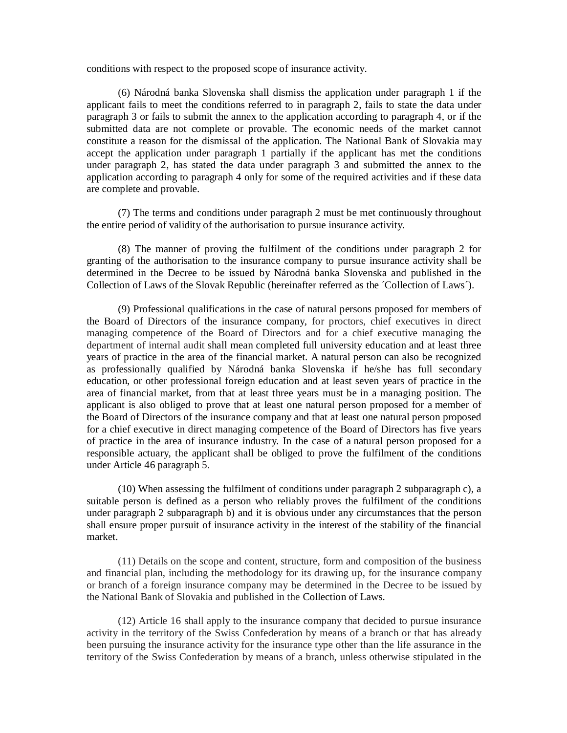conditions with respect to the proposed scope of insurance activity.

(6) Národná banka Slovenska shall dismiss the application under paragraph 1 if the applicant fails to meet the conditions referred to in paragraph 2, fails to state the data under paragraph 3 or fails to submit the annex to the application according to paragraph 4, or if the submitted data are not complete or provable. The economic needs of the market cannot constitute a reason for the dismissal of the application. The National Bank of Slovakia may accept the application under paragraph 1 partially if the applicant has met the conditions under paragraph 2, has stated the data under paragraph 3 and submitted the annex to the application according to paragraph 4 only for some of the required activities and if these data are complete and provable.

(7) The terms and conditions under paragraph 2 must be met continuously throughout the entire period of validity of the authorisation to pursue insurance activity.

(8) The manner of proving the fulfilment of the conditions under paragraph 2 for granting of the authorisation to the insurance company to pursue insurance activity shall be determined in the Decree to be issued by Národná banka Slovenska and published in the Collection of Laws of the Slovak Republic (hereinafter referred as the ´Collection of Laws´).

(9) Professional qualifications in the case of natural persons proposed for members of the Board of Directors of the insurance company, for proctors, chief executives in direct managing competence of the Board of Directors and for a chief executive managing the department of internal audit shall mean completed full university education and at least three years of practice in the area of the financial market. A natural person can also be recognized as professionally qualified by Národná banka Slovenska if he/she has full secondary education, or other professional foreign education and at least seven years of practice in the area of financial market, from that at least three years must be in a managing position. The applicant is also obliged to prove that at least one natural person proposed for a member of the Board of Directors of the insurance company and that at least one natural person proposed for a chief executive in direct managing competence of the Board of Directors has five years of practice in the area of insurance industry. In the case of a natural person proposed for a responsible actuary, the applicant shall be obliged to prove the fulfilment of the conditions under Article 46 paragraph 5.

(10) When assessing the fulfilment of conditions under paragraph 2 subparagraph c), a suitable person is defined as a person who reliably proves the fulfilment of the conditions under paragraph 2 subparagraph b) and it is obvious under any circumstances that the person shall ensure proper pursuit of insurance activity in the interest of the stability of the financial market.

(11) Details on the scope and content, structure, form and composition of the business and financial plan, including the methodology for its drawing up, for the insurance company or branch of a foreign insurance company may be determined in the Decree to be issued by the National Bank of Slovakia and published in the Collection of Laws.

(12) Article 16 shall apply to the insurance company that decided to pursue insurance activity in the territory of the Swiss Confederation by means of a branch or that has already been pursuing the insurance activity for the insurance type other than the life assurance in the territory of the Swiss Confederation by means of a branch, unless otherwise stipulated in the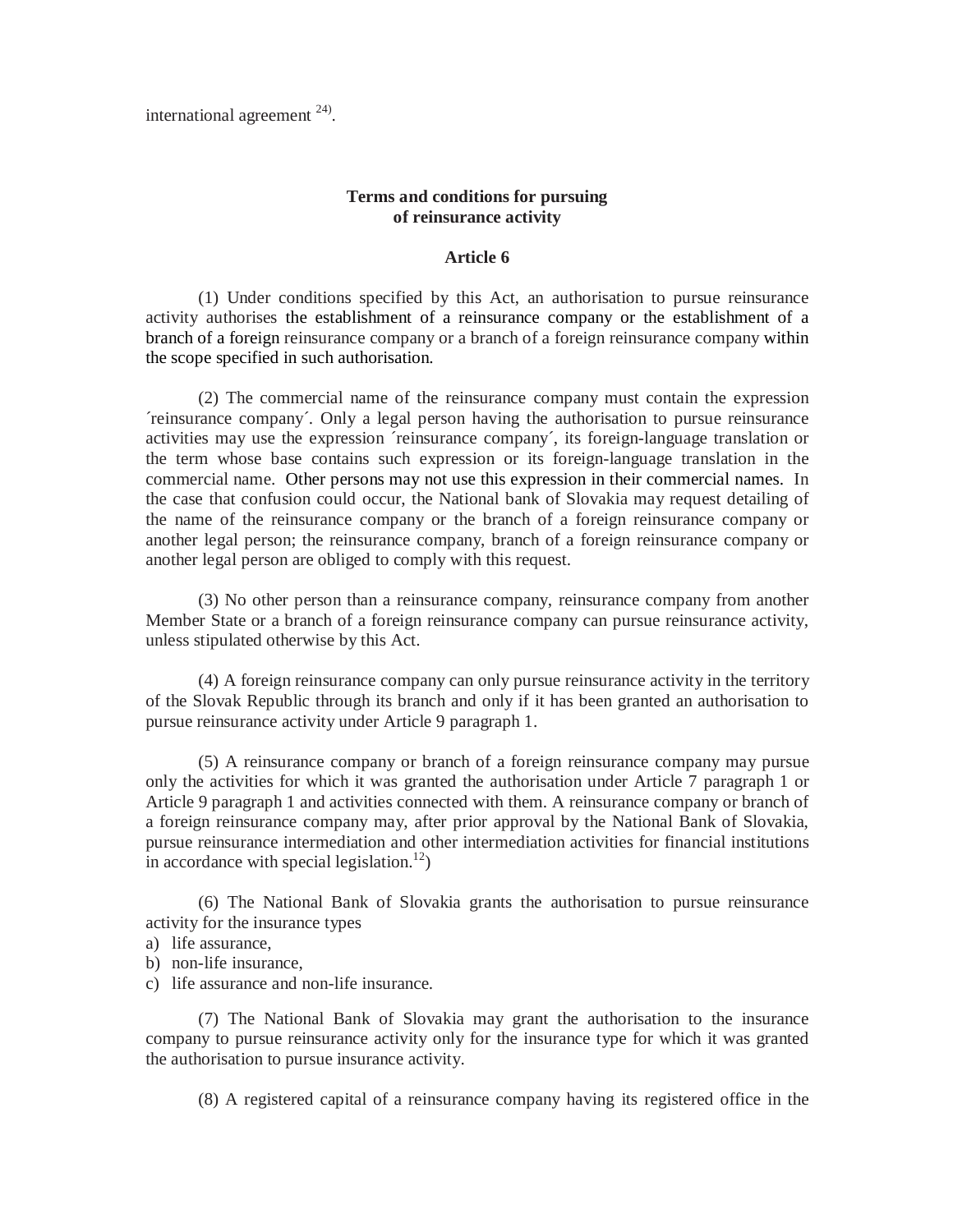international agreement [24].

### Terms and conditions for pursuing of reinsurance activity

### Article 6

(1) Under conditions specified by this Act, an authorisation to pursue reinsurance activity authorises the establishment of a reinsurance company or the establishment of a branch of a foreign reinsurance company or a branch of a foreign reinsurance company within the scope specified in such authorisation.

(2) The commercial name of the reinsurance company must contain the expression ´reinsurance company´. Only a legal person having the authorisation to pursue reinsurance activities may use the expression ´reinsurance company´, its foreign-language translation or the term whose base contains such expression or its foreign-language translation in the commercial name. Other persons may not use this expression in their commercial names. In the case that confusion could occur, the National bank of Slovakia may request detailing of the name of the reinsurance company or the branch of a foreign reinsurance company or another legal person; the reinsurance company, branch of a foreign reinsurance company or another legal person are obliged to comply with this request.

(3) No other person than a reinsurance company, reinsurance company from another Member State or a branch of a foreign reinsurance company can pursue reinsurance activity, unless stipulated otherwise by this Act.

(4) A foreign reinsurance company can only pursue reinsurance activity in the territory of the Slovak Republic through its branch and only if it has been granted an authorisation to pursue reinsurance activity under Article 9 paragraph 1.

(5) A reinsurance company or branch of a foreign reinsurance company may pursue only the activities for which it was granted the authorisation under Article 7 paragraph 1 or Article 9 paragraph 1 and activities connected with them. A reinsurance company or branch of a foreign reinsurance company may, after prior approval by the National Bank of Slovakia, pursue reinsurance intermediation and other intermediation activities for financial institutions in accordance with special legislation.[12])

(6) The National Bank of Slovakia grants the authorisation to pursue reinsurance activity for the insurance types

a) life assurance,
b) non-life insurance,
c) life assurance and non-life insurance.

(7) The National Bank of Slovakia may grant the authorisation to the insurance company to pursue reinsurance activity only for the insurance type for which it was granted the authorisation to pursue insurance activity.

(8) A registered capital of a reinsurance company having its registered office in the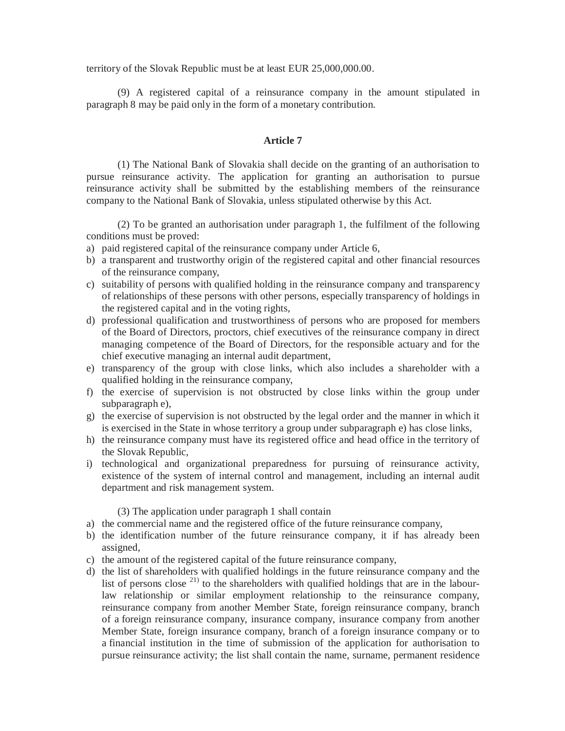territory of the Slovak Republic must be at least EUR 25,000,000.00.

(9) A registered capital of a reinsurance company in the amount stipulated in paragraph 8 may be paid only in the form of a monetary contribution.

### Article 7

(1) The National Bank of Slovakia shall decide on the granting of an authorisation to pursue reinsurance activity. The application for granting an authorisation to pursue reinsurance activity shall be submitted by the establishing members of the reinsurance company to the National Bank of Slovakia, unless stipulated otherwise by this Act.

(2) To be granted an authorisation under paragraph 1, the fulfilment of the following conditions must be proved:

a) paid registered capital of the reinsurance company under Article 6,
b) a transparent and trustworthy origin of the registered capital and other financial resources of the reinsurance company,
c) suitability of persons with qualified holding in the reinsurance company and transparency of relationships of these persons with other persons, especially transparency of holdings in the registered capital and in the voting rights,
d) professional qualification and trustworthiness of persons who are proposed for members of the Board of Directors, proctors, chief executives of the reinsurance company in direct managing competence of the Board of Directors, for the responsible actuary and for the chief executive managing an internal audit department,
e) transparency of the group with close links, which also includes a shareholder with a qualified holding in the reinsurance company,
f) the exercise of supervision is not obstructed by close links within the group under subparagraph e),
g) the exercise of supervision is not obstructed by the legal order and the manner in which it is exercised in the State in whose territory a group under subparagraph e) has close links,
h) the reinsurance company must have its registered office and head office in the territory of the Slovak Republic,
i) technological and organizational preparedness for pursuing of reinsurance activity, existence of the system of internal control and management, including an internal audit department and risk management system.

(3) The application under paragraph 1 shall contain

a) the commercial name and the registered office of the future reinsurance company,
b) the identification number of the future reinsurance company, it if has already been assigned,
c) the amount of the registered capital of the future reinsurance company,
d) the list of shareholders with qualified holdings in the future reinsurance company and the list of persons close [21)] to the shareholders with qualified holdings that are in the labour-law relationship or similar employment relationship to the reinsurance company, reinsurance company from another Member State, foreign reinsurance company, branch of a foreign reinsurance company, insurance company, insurance company from another Member State, foreign insurance company, branch of a foreign insurance company or to a financial institution in the time of submission of the application for authorisation to pursue reinsurance activity; the list shall contain the name, surname, permanent residence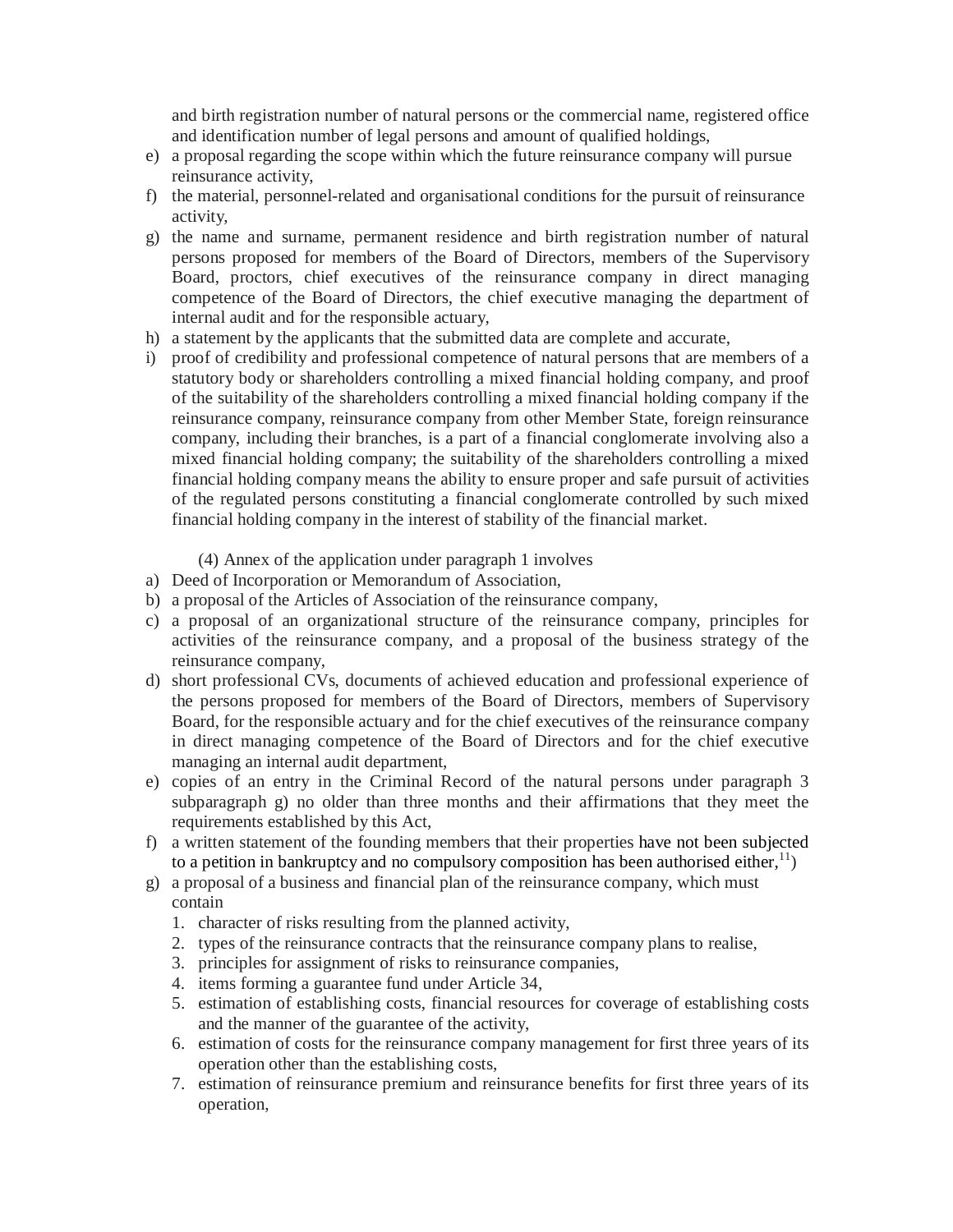and birth registration number of natural persons or the commercial name, registered office and identification number of legal persons and amount of qualified holdings,

e) a proposal regarding the scope within which the future reinsurance company will pursue reinsurance activity,

f) the material, personnel-related and organisational conditions for the pursuit of reinsurance activity,

g) the name and surname, permanent residence and birth registration number of natural persons proposed for members of the Board of Directors, members of the Supervisory Board, proctors, chief executives of the reinsurance company in direct managing competence of the Board of Directors, the chief executive managing the department of internal audit and for the responsible actuary,

h) a statement by the applicants that the submitted data are complete and accurate,

i) proof of credibility and professional competence of natural persons that are members of a statutory body or shareholders controlling a mixed financial holding company, and proof of the suitability of the shareholders controlling a mixed financial holding company if the reinsurance company, reinsurance company from other Member State, foreign reinsurance company, including their branches, is a part of a financial conglomerate involving also a mixed financial holding company; the suitability of the shareholders controlling a mixed financial holding company means the ability to ensure proper and safe pursuit of activities of the regulated persons constituting a financial conglomerate controlled by such mixed financial holding company in the interest of stability of the financial market.

(4) Annex of the application under paragraph 1 involves

a) Deed of Incorporation or Memorandum of Association,

b) a proposal of the Articles of Association of the reinsurance company,

c) a proposal of an organizational structure of the reinsurance company, principles for activities of the reinsurance company, and a proposal of the business strategy of the reinsurance company,

d) short professional CVs, documents of achieved education and professional experience of the persons proposed for members of the Board of Directors, members of Supervisory Board, for the responsible actuary and for the chief executives of the reinsurance company in direct managing competence of the Board of Directors and for the chief executive managing an internal audit department,

e) copies of an entry in the Criminal Record of the natural persons under paragraph 3 subparagraph g) no older than three months and their affirmations that they meet the requirements established by this Act,

f) a written statement of the founding members that their properties have not been subjected to a petition in bankruptcy and no compulsory composition has been authorised either,[11])

g) a proposal of a business and financial plan of the reinsurance company, which must contain
   1. character of risks resulting from the planned activity,
   2. types of the reinsurance contracts that the reinsurance company plans to realise,
   3. principles for assignment of risks to reinsurance companies,
   4. items forming a guarantee fund under Article 34,
   5. estimation of establishing costs, financial resources for coverage of establishing costs and the manner of the guarantee of the activity,
   6. estimation of costs for the reinsurance company management for first three years of its operation other than the establishing costs,
   7. estimation of reinsurance premium and reinsurance benefits for first three years of its operation,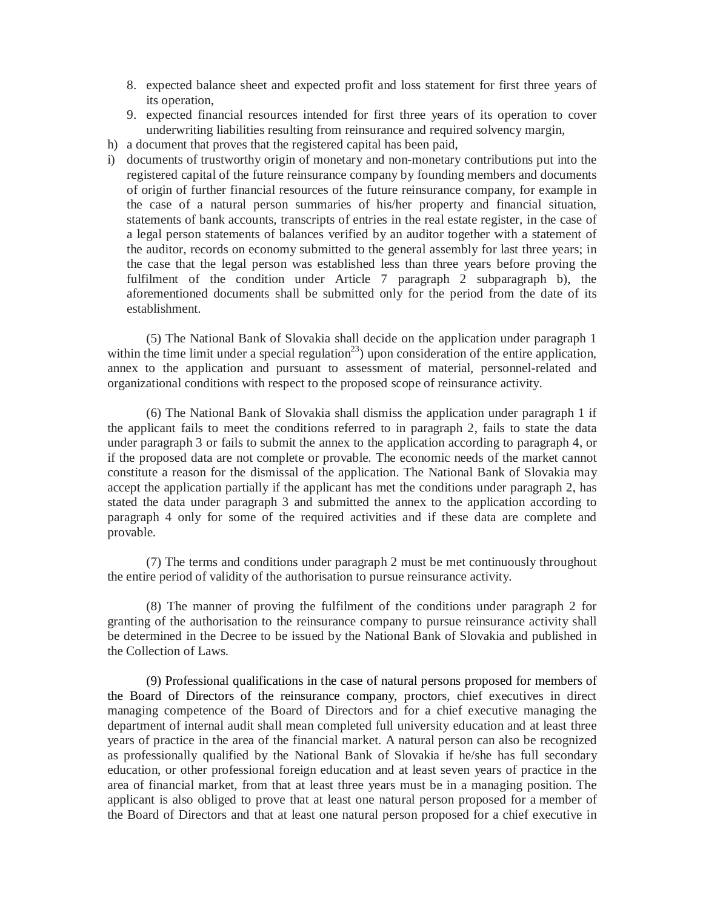8. expected balance sheet and expected profit and loss statement for first three years of its operation,
9. expected financial resources intended for first three years of its operation to cover underwriting liabilities resulting from reinsurance and required solvency margin,

h) a document that proves that the registered capital has been paid,

i) documents of trustworthy origin of monetary and non-monetary contributions put into the registered capital of the future reinsurance company by founding members and documents of origin of further financial resources of the future reinsurance company, for example in the case of a natural person summaries of his/her property and financial situation, statements of bank accounts, transcripts of entries in the real estate register, in the case of a legal person statements of balances verified by an auditor together with a statement of the auditor, records on economy submitted to the general assembly for last three years; in the case that the legal person was established less than three years before proving the fulfilment of the condition under Article 7 paragraph 2 subparagraph b), the aforementioned documents shall be submitted only for the period from the date of its establishment.

(5) The National Bank of Slovakia shall decide on the application under paragraph 1 within the time limit under a special regulation[23]) upon consideration of the entire application, annex to the application and pursuant to assessment of material, personnel-related and organizational conditions with respect to the proposed scope of reinsurance activity.

(6) The National Bank of Slovakia shall dismiss the application under paragraph 1 if the applicant fails to meet the conditions referred to in paragraph 2, fails to state the data under paragraph 3 or fails to submit the annex to the application according to paragraph 4, or if the proposed data are not complete or provable. The economic needs of the market cannot constitute a reason for the dismissal of the application. The National Bank of Slovakia may accept the application partially if the applicant has met the conditions under paragraph 2, has stated the data under paragraph 3 and submitted the annex to the application according to paragraph 4 only for some of the required activities and if these data are complete and provable.

(7) The terms and conditions under paragraph 2 must be met continuously throughout the entire period of validity of the authorisation to pursue reinsurance activity.

(8) The manner of proving the fulfilment of the conditions under paragraph 2 for granting of the authorisation to the reinsurance company to pursue reinsurance activity shall be determined in the Decree to be issued by the National Bank of Slovakia and published in the Collection of Laws.

(9) Professional qualifications in the case of natural persons proposed for members of the Board of Directors of the reinsurance company, proctors, chief executives in direct managing competence of the Board of Directors and for a chief executive managing the department of internal audit shall mean completed full university education and at least three years of practice in the area of the financial market. A natural person can also be recognized as professionally qualified by the National Bank of Slovakia if he/she has full secondary education, or other professional foreign education and at least seven years of practice in the area of financial market, from that at least three years must be in a managing position. The applicant is also obliged to prove that at least one natural person proposed for a member of the Board of Directors and that at least one natural person proposed for a chief executive in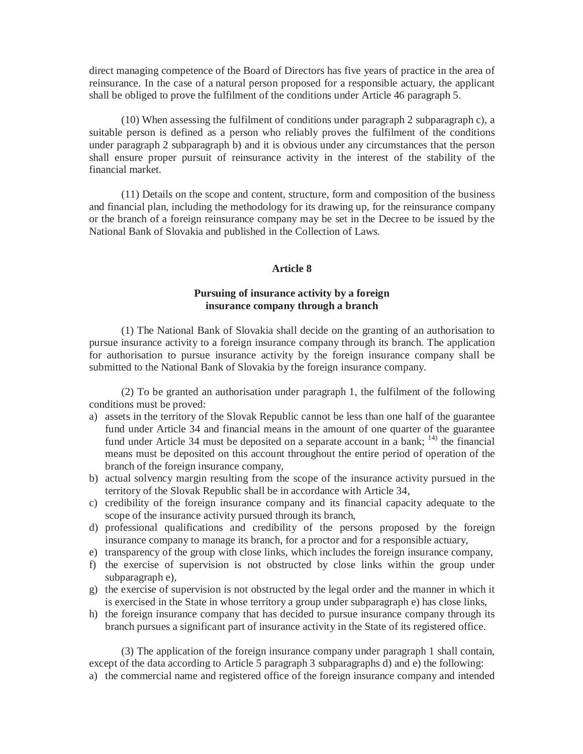direct managing competence of the Board of Directors has five years of practice in the area of reinsurance. In the case of a natural person proposed for a responsible actuary, the applicant shall be obliged to prove the fulfilment of the conditions under Article 46 paragraph 5.

(10) When assessing the fulfilment of conditions under paragraph 2 subparagraph c), a suitable person is defined as a person who reliably proves the fulfilment of the conditions under paragraph 2 subparagraph b) and it is obvious under any circumstances that the person shall ensure proper pursuit of reinsurance activity in the interest of the stability of the financial market.

(11) Details on the scope and content, structure, form and composition of the business and financial plan, including the methodology for its drawing up, for the reinsurance company or the branch of a foreign reinsurance company may be set in the Decree to be issued by the National Bank of Slovakia and published in the Collection of Laws.

## Article 8

### Pursuing of insurance activity by a foreign insurance company through a branch

(1) The National Bank of Slovakia shall decide on the granting of an authorisation to pursue insurance activity to a foreign insurance company through its branch. The application for authorisation to pursue insurance activity by the foreign insurance company shall be submitted to the National Bank of Slovakia by the foreign insurance company.

(2) To be granted an authorisation under paragraph 1, the fulfilment of the following conditions must be proved:

a) assets in the territory of the Slovak Republic cannot be less than one half of the guarantee fund under Article 34 and financial means in the amount of one quarter of the guarantee fund under Article 34 must be deposited on a separate account in a bank; [14] the financial means must be deposited on this account throughout the entire period of operation of the branch of the foreign insurance company,
b) actual solvency margin resulting from the scope of the insurance activity pursued in the territory of the Slovak Republic shall be in accordance with Article 34,
c) credibility of the foreign insurance company and its financial capacity adequate to the scope of the insurance activity pursued through its branch,
d) professional qualifications and credibility of the persons proposed by the foreign insurance company to manage its branch, for a proctor and for a responsible actuary,
e) transparency of the group with close links, which includes the foreign insurance company,
f) the exercise of supervision is not obstructed by close links within the group under subparagraph e),
g) the exercise of supervision is not obstructed by the legal order and the manner in which it is exercised in the State in whose territory a group under subparagraph e) has close links,
h) the foreign insurance company that has decided to pursue insurance company through its branch pursues a significant part of insurance activity in the State of its registered office.

(3) The application of the foreign insurance company under paragraph 1 shall contain, except of the data according to Article 5 paragraph 3 subparagraphs d) and e) the following:

a) the commercial name and registered office of the foreign insurance company and intended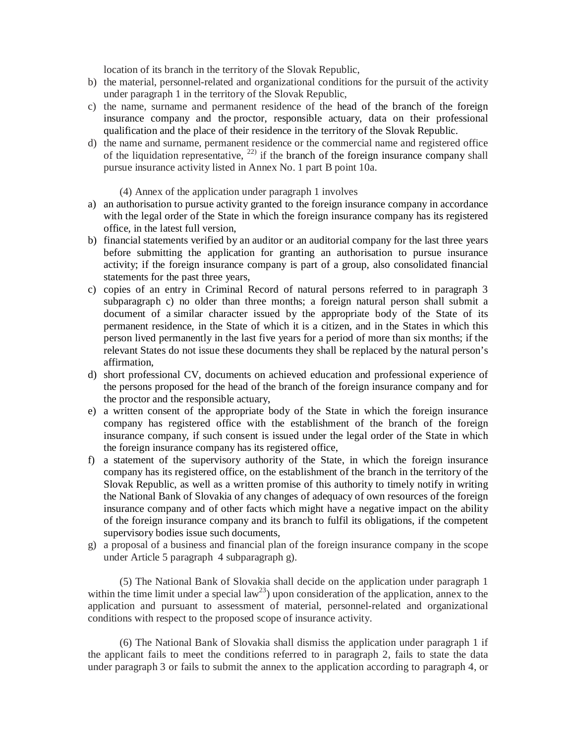location of its branch in the territory of the Slovak Republic,

b) the material, personnel-related and organizational conditions for the pursuit of the activity under paragraph 1 in the territory of the Slovak Republic,
c) the name, surname and permanent residence of the head of the branch of the foreign insurance company and the proctor, responsible actuary, data on their professional qualification and the place of their residence in the territory of the Slovak Republic.
d) the name and surname, permanent residence or the commercial name and registered office of the liquidation representative, [22)] if the branch of the foreign insurance company shall pursue insurance activity listed in Annex No. 1 part B point 10a.

(4) Annex of the application under paragraph 1 involves

a) an authorisation to pursue activity granted to the foreign insurance company in accordance with the legal order of the State in which the foreign insurance company has its registered office, in the latest full version,
b) financial statements verified by an auditor or an auditorial company for the last three years before submitting the application for granting an authorisation to pursue insurance activity; if the foreign insurance company is part of a group, also consolidated financial statements for the past three years,
c) copies of an entry in Criminal Record of natural persons referred to in paragraph 3 subparagraph c) no older than three months; a foreign natural person shall submit a document of a similar character issued by the appropriate body of the State of its permanent residence, in the State of which it is a citizen, and in the States in which this person lived permanently in the last five years for a period of more than six months; if the relevant States do not issue these documents they shall be replaced by the natural person's affirmation,
d) short professional CV, documents on achieved education and professional experience of the persons proposed for the head of the branch of the foreign insurance company and for the proctor and the responsible actuary,
e) a written consent of the appropriate body of the State in which the foreign insurance company has registered office with the establishment of the branch of the foreign insurance company, if such consent is issued under the legal order of the State in which the foreign insurance company has its registered office,
f) a statement of the supervisory authority of the State, in which the foreign insurance company has its registered office, on the establishment of the branch in the territory of the Slovak Republic, as well as a written promise of this authority to timely notify in writing the National Bank of Slovakia of any changes of adequacy of own resources of the foreign insurance company and of other facts which might have a negative impact on the ability of the foreign insurance company and its branch to fulfil its obligations, if the competent supervisory bodies issue such documents,
g) a proposal of a business and financial plan of the foreign insurance company in the scope under Article 5 paragraph 4 subparagraph g).

(5) The National Bank of Slovakia shall decide on the application under paragraph 1 within the time limit under a special law[23]) upon consideration of the application, annex to the application and pursuant to assessment of material, personnel-related and organizational conditions with respect to the proposed scope of insurance activity.

(6) The National Bank of Slovakia shall dismiss the application under paragraph 1 if the applicant fails to meet the conditions referred to in paragraph 2, fails to state the data under paragraph 3 or fails to submit the annex to the application according to paragraph 4, or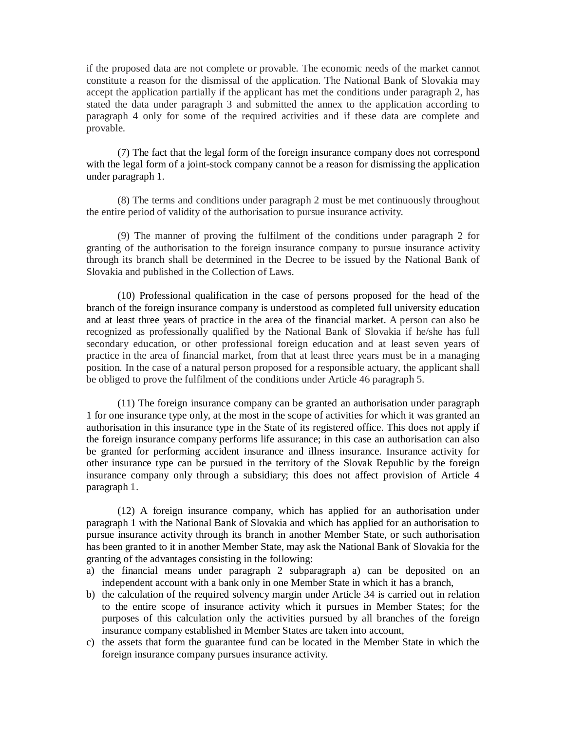if the proposed data are not complete or provable. The economic needs of the market cannot constitute a reason for the dismissal of the application. The National Bank of Slovakia may accept the application partially if the applicant has met the conditions under paragraph 2, has stated the data under paragraph 3 and submitted the annex to the application according to paragraph 4 only for some of the required activities and if these data are complete and provable.

(7) The fact that the legal form of the foreign insurance company does not correspond with the legal form of a joint-stock company cannot be a reason for dismissing the application under paragraph 1.

(8) The terms and conditions under paragraph 2 must be met continuously throughout the entire period of validity of the authorisation to pursue insurance activity.

(9) The manner of proving the fulfilment of the conditions under paragraph 2 for granting of the authorisation to the foreign insurance company to pursue insurance activity through its branch shall be determined in the Decree to be issued by the National Bank of Slovakia and published in the Collection of Laws.

(10) Professional qualification in the case of persons proposed for the head of the branch of the foreign insurance company is understood as completed full university education and at least three years of practice in the area of the financial market. A person can also be recognized as professionally qualified by the National Bank of Slovakia if he/she has full secondary education, or other professional foreign education and at least seven years of practice in the area of financial market, from that at least three years must be in a managing position. In the case of a natural person proposed for a responsible actuary, the applicant shall be obliged to prove the fulfilment of the conditions under Article 46 paragraph 5.

(11) The foreign insurance company can be granted an authorisation under paragraph 1 for one insurance type only, at the most in the scope of activities for which it was granted an authorisation in this insurance type in the State of its registered office. This does not apply if the foreign insurance company performs life assurance; in this case an authorisation can also be granted for performing accident insurance and illness insurance. Insurance activity for other insurance type can be pursued in the territory of the Slovak Republic by the foreign insurance company only through a subsidiary; this does not affect provision of Article 4 paragraph 1.

(12) A foreign insurance company, which has applied for an authorisation under paragraph 1 with the National Bank of Slovakia and which has applied for an authorisation to pursue insurance activity through its branch in another Member State, or such authorisation has been granted to it in another Member State, may ask the National Bank of Slovakia for the granting of the advantages consisting in the following:

a) the financial means under paragraph 2 subparagraph a) can be deposited on an independent account with a bank only in one Member State in which it has a branch,
b) the calculation of the required solvency margin under Article 34 is carried out in relation to the entire scope of insurance activity which it pursues in Member States; for the purposes of this calculation only the activities pursued by all branches of the foreign insurance company established in Member States are taken into account,
c) the assets that form the guarantee fund can be located in the Member State in which the foreign insurance company pursues insurance activity.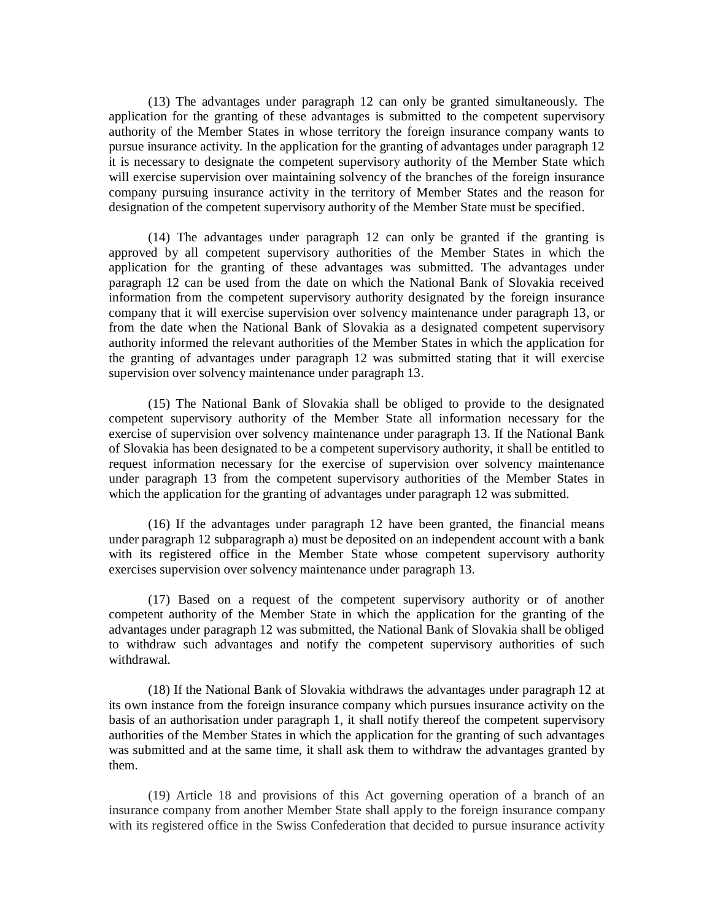(13) The advantages under paragraph 12 can only be granted simultaneously. The application for the granting of these advantages is submitted to the competent supervisory authority of the Member States in whose territory the foreign insurance company wants to pursue insurance activity. In the application for the granting of advantages under paragraph 12 it is necessary to designate the competent supervisory authority of the Member State which will exercise supervision over maintaining solvency of the branches of the foreign insurance company pursuing insurance activity in the territory of Member States and the reason for designation of the competent supervisory authority of the Member State must be specified.

(14) The advantages under paragraph 12 can only be granted if the granting is approved by all competent supervisory authorities of the Member States in which the application for the granting of these advantages was submitted. The advantages under paragraph 12 can be used from the date on which the National Bank of Slovakia received information from the competent supervisory authority designated by the foreign insurance company that it will exercise supervision over solvency maintenance under paragraph 13, or from the date when the National Bank of Slovakia as a designated competent supervisory authority informed the relevant authorities of the Member States in which the application for the granting of advantages under paragraph 12 was submitted stating that it will exercise supervision over solvency maintenance under paragraph 13.

(15) The National Bank of Slovakia shall be obliged to provide to the designated competent supervisory authority of the Member State all information necessary for the exercise of supervision over solvency maintenance under paragraph 13. If the National Bank of Slovakia has been designated to be a competent supervisory authority, it shall be entitled to request information necessary for the exercise of supervision over solvency maintenance under paragraph 13 from the competent supervisory authorities of the Member States in which the application for the granting of advantages under paragraph 12 was submitted.

(16) If the advantages under paragraph 12 have been granted, the financial means under paragraph 12 subparagraph a) must be deposited on an independent account with a bank with its registered office in the Member State whose competent supervisory authority exercises supervision over solvency maintenance under paragraph 13.

(17) Based on a request of the competent supervisory authority or of another competent authority of the Member State in which the application for the granting of the advantages under paragraph 12 was submitted, the National Bank of Slovakia shall be obliged to withdraw such advantages and notify the competent supervisory authorities of such withdrawal.

(18) If the National Bank of Slovakia withdraws the advantages under paragraph 12 at its own instance from the foreign insurance company which pursues insurance activity on the basis of an authorisation under paragraph 1, it shall notify thereof the competent supervisory authorities of the Member States in which the application for the granting of such advantages was submitted and at the same time, it shall ask them to withdraw the advantages granted by them.

(19) Article 18 and provisions of this Act governing operation of a branch of an insurance company from another Member State shall apply to the foreign insurance company with its registered office in the Swiss Confederation that decided to pursue insurance activity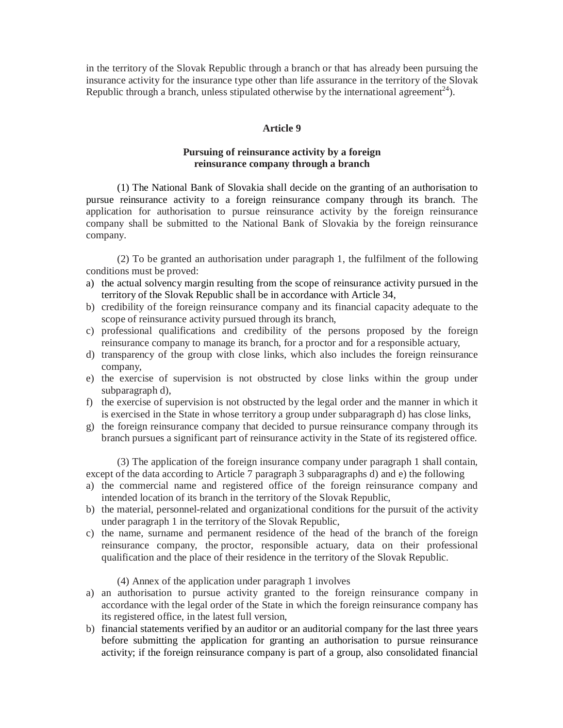in the territory of the Slovak Republic through a branch or that has already been pursuing the insurance activity for the insurance type other than life assurance in the territory of the Slovak Republic through a branch, unless stipulated otherwise by the international agreement[24]).

### Article 9

### Pursuing of reinsurance activity by a foreign reinsurance company through a branch

(1) The National Bank of Slovakia shall decide on the granting of an authorisation to pursue reinsurance activity to a foreign reinsurance company through its branch. The application for authorisation to pursue reinsurance activity by the foreign reinsurance company shall be submitted to the National Bank of Slovakia by the foreign reinsurance company.

(2) To be granted an authorisation under paragraph 1, the fulfilment of the following conditions must be proved:

a) the actual solvency margin resulting from the scope of reinsurance activity pursued in the territory of the Slovak Republic shall be in accordance with Article 34,
b) credibility of the foreign reinsurance company and its financial capacity adequate to the scope of reinsurance activity pursued through its branch,
c) professional qualifications and credibility of the persons proposed by the foreign reinsurance company to manage its branch, for a proctor and for a responsible actuary,
d) transparency of the group with close links, which also includes the foreign reinsurance company,
e) the exercise of supervision is not obstructed by close links within the group under subparagraph d),
f) the exercise of supervision is not obstructed by the legal order and the manner in which it is exercised in the State in whose territory a group under subparagraph d) has close links,
g) the foreign reinsurance company that decided to pursue reinsurance company through its branch pursues a significant part of reinsurance activity in the State of its registered office.

(3) The application of the foreign insurance company under paragraph 1 shall contain, except of the data according to Article 7 paragraph 3 subparagraphs d) and e) the following

a) the commercial name and registered office of the foreign reinsurance company and intended location of its branch in the territory of the Slovak Republic,
b) the material, personnel-related and organizational conditions for the pursuit of the activity under paragraph 1 in the territory of the Slovak Republic,
c) the name, surname and permanent residence of the head of the branch of the foreign reinsurance company, the proctor, responsible actuary, data on their professional qualification and the place of their residence in the territory of the Slovak Republic.

(4) Annex of the application under paragraph 1 involves

a) an authorisation to pursue activity granted to the foreign reinsurance company in accordance with the legal order of the State in which the foreign reinsurance company has its registered office, in the latest full version,
b) financial statements verified by an auditor or an auditorial company for the last three years before submitting the application for granting an authorisation to pursue reinsurance activity; if the foreign reinsurance company is part of a group, also consolidated financial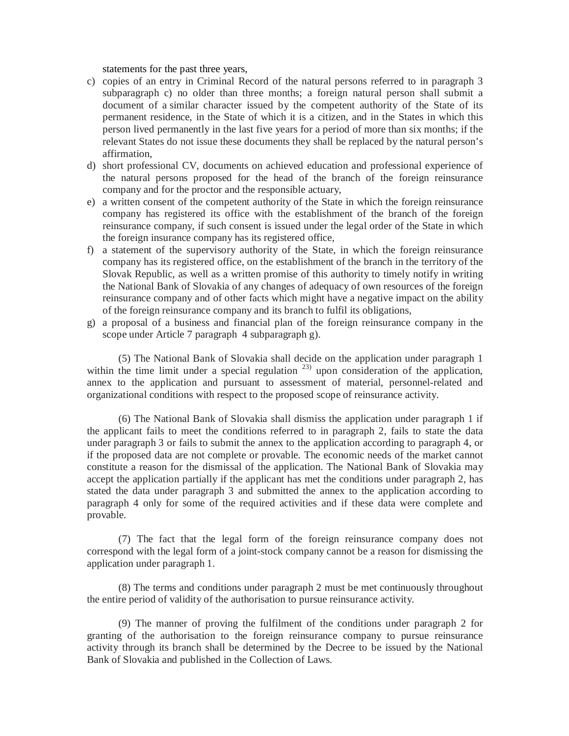statements for the past three years,

c) copies of an entry in Criminal Record of the natural persons referred to in paragraph 3 subparagraph c) no older than three months; a foreign natural person shall submit a document of a similar character issued by the competent authority of the State of its permanent residence, in the State of which it is a citizen, and in the States in which this person lived permanently in the last five years for a period of more than six months; if the relevant States do not issue these documents they shall be replaced by the natural person's affirmation,
d) short professional CV, documents on achieved education and professional experience of the natural persons proposed for the head of the branch of the foreign reinsurance company and for the proctor and the responsible actuary,
e) a written consent of the competent authority of the State in which the foreign reinsurance company has registered its office with the establishment of the branch of the foreign reinsurance company, if such consent is issued under the legal order of the State in which the foreign insurance company has its registered office,
f) a statement of the supervisory authority of the State, in which the foreign reinsurance company has its registered office, on the establishment of the branch in the territory of the Slovak Republic, as well as a written promise of this authority to timely notify in writing the National Bank of Slovakia of any changes of adequacy of own resources of the foreign reinsurance company and of other facts which might have a negative impact on the ability of the foreign reinsurance company and its branch to fulfil its obligations,
g) a proposal of a business and financial plan of the foreign reinsurance company in the scope under Article 7 paragraph 4 subparagraph g).

(5) The National Bank of Slovakia shall decide on the application under paragraph 1 within the time limit under a special regulation [23)] upon consideration of the application, annex to the application and pursuant to assessment of material, personnel-related and organizational conditions with respect to the proposed scope of reinsurance activity.

(6) The National Bank of Slovakia shall dismiss the application under paragraph 1 if the applicant fails to meet the conditions referred to in paragraph 2, fails to state the data under paragraph 3 or fails to submit the annex to the application according to paragraph 4, or if the proposed data are not complete or provable. The economic needs of the market cannot constitute a reason for the dismissal of the application. The National Bank of Slovakia may accept the application partially if the applicant has met the conditions under paragraph 2, has stated the data under paragraph 3 and submitted the annex to the application according to paragraph 4 only for some of the required activities and if these data were complete and provable.

(7) The fact that the legal form of the foreign reinsurance company does not correspond with the legal form of a joint-stock company cannot be a reason for dismissing the application under paragraph 1.

(8) The terms and conditions under paragraph 2 must be met continuously throughout the entire period of validity of the authorisation to pursue reinsurance activity.

(9) The manner of proving the fulfilment of the conditions under paragraph 2 for granting of the authorisation to the foreign reinsurance company to pursue reinsurance activity through its branch shall be determined by the Decree to be issued by the National Bank of Slovakia and published in the Collection of Laws.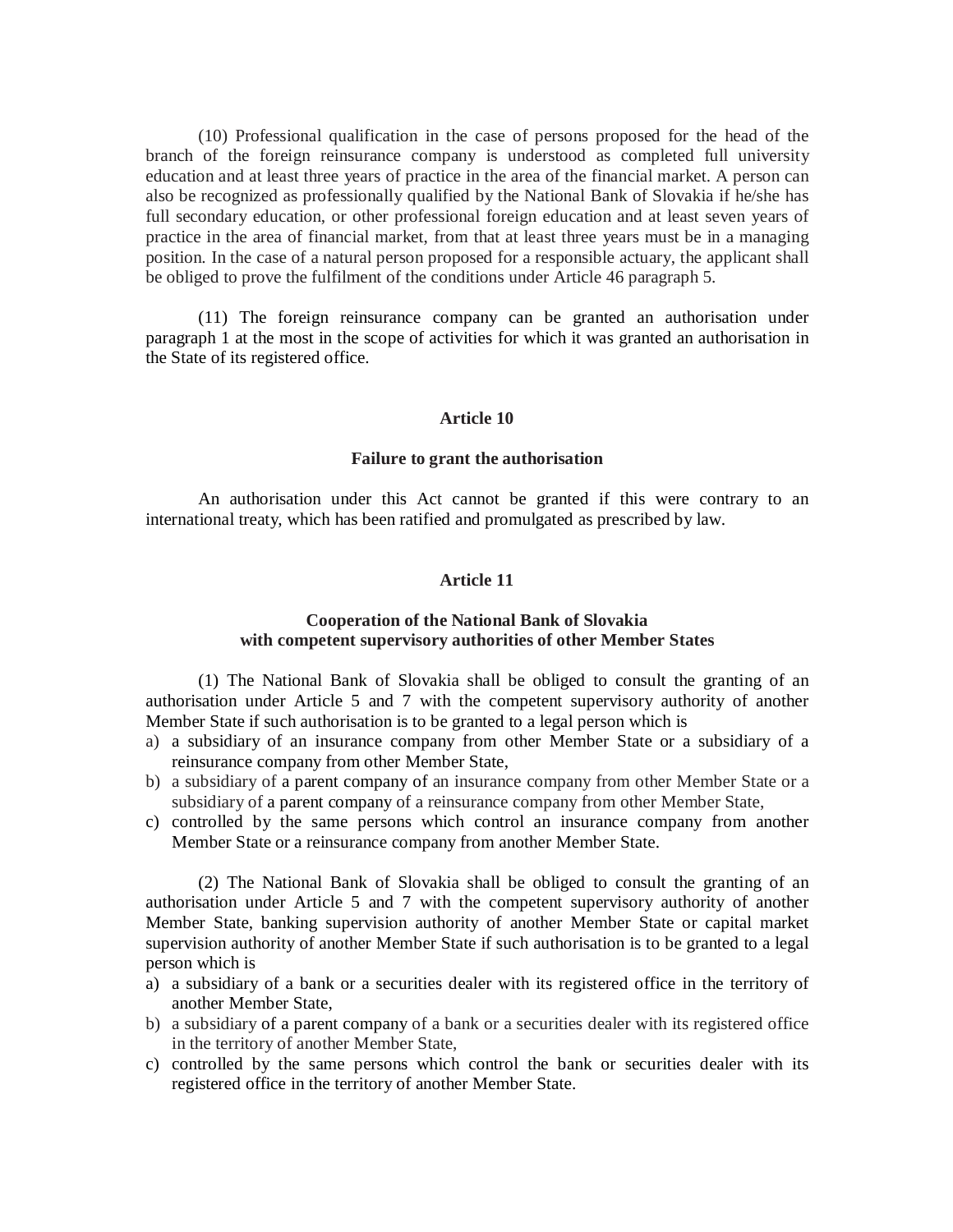(10) Professional qualification in the case of persons proposed for the head of the branch of the foreign reinsurance company is understood as completed full university education and at least three years of practice in the area of the financial market. A person can also be recognized as professionally qualified by the National Bank of Slovakia if he/she has full secondary education, or other professional foreign education and at least seven years of practice in the area of financial market, from that at least three years must be in a managing position. In the case of a natural person proposed for a responsible actuary, the applicant shall be obliged to prove the fulfilment of the conditions under Article 46 paragraph 5.

(11) The foreign reinsurance company can be granted an authorisation under paragraph 1 at the most in the scope of activities for which it was granted an authorisation in the State of its registered office.

**Article 10**

**Failure to grant the authorisation**

An authorisation under this Act cannot be granted if this were contrary to an international treaty, which has been ratified and promulgated as prescribed by law.

**Article 11**

**Cooperation of the National Bank of Slovakia with competent supervisory authorities of other Member States**

(1) The National Bank of Slovakia shall be obliged to consult the granting of an authorisation under Article 5 and 7 with the competent supervisory authority of another Member State if such authorisation is to be granted to a legal person which is

a) a subsidiary of an insurance company from other Member State or a subsidiary of a reinsurance company from other Member State,
b) a subsidiary of a parent company of an insurance company from other Member State or a subsidiary of a parent company of a reinsurance company from other Member State,
c) controlled by the same persons which control an insurance company from another Member State or a reinsurance company from another Member State.

(2) The National Bank of Slovakia shall be obliged to consult the granting of an authorisation under Article 5 and 7 with the competent supervisory authority of another Member State, banking supervision authority of another Member State or capital market supervision authority of another Member State if such authorisation is to be granted to a legal person which is

a) a subsidiary of a bank or a securities dealer with its registered office in the territory of another Member State,
b) a subsidiary of a parent company of a bank or a securities dealer with its registered office in the territory of another Member State,
c) controlled by the same persons which control the bank or securities dealer with its registered office in the territory of another Member State.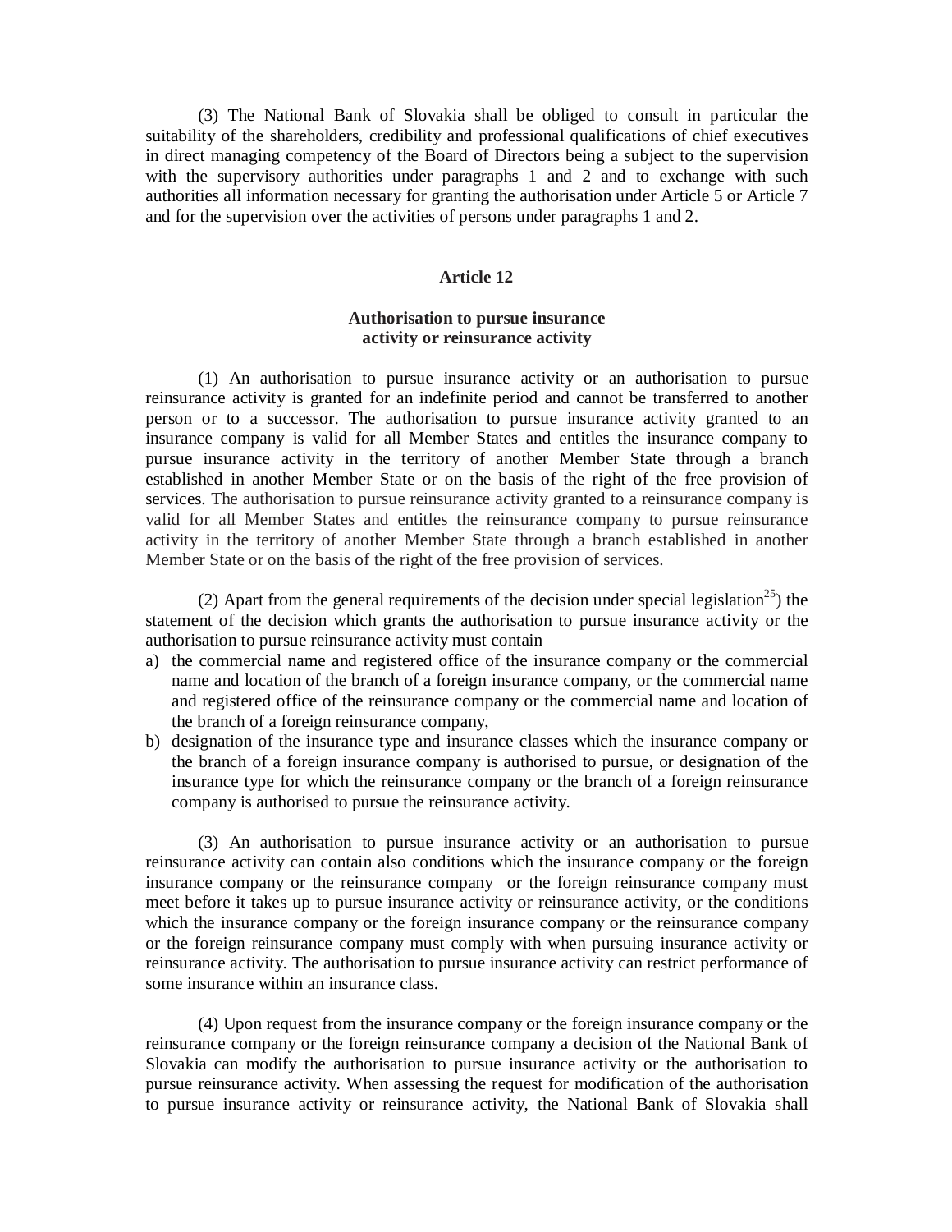(3) The National Bank of Slovakia shall be obliged to consult in particular the suitability of the shareholders, credibility and professional qualifications of chief executives in direct managing competency of the Board of Directors being a subject to the supervision with the supervisory authorities under paragraphs 1 and 2 and to exchange with such authorities all information necessary for granting the authorisation under Article 5 or Article 7 and for the supervision over the activities of persons under paragraphs 1 and 2.

## Article 12

### Authorisation to pursue insurance activity or reinsurance activity

(1) An authorisation to pursue insurance activity or an authorisation to pursue reinsurance activity is granted for an indefinite period and cannot be transferred to another person or to a successor. The authorisation to pursue insurance activity granted to an insurance company is valid for all Member States and entitles the insurance company to pursue insurance activity in the territory of another Member State through a branch established in another Member State or on the basis of the right of the free provision of services. The authorisation to pursue reinsurance activity granted to a reinsurance company is valid for all Member States and entitles the reinsurance company to pursue reinsurance activity in the territory of another Member State through a branch established in another Member State or on the basis of the right of the free provision of services.

(2) Apart from the general requirements of the decision under special legislation[25]) the statement of the decision which grants the authorisation to pursue insurance activity or the authorisation to pursue reinsurance activity must contain

a) the commercial name and registered office of the insurance company or the commercial name and location of the branch of a foreign insurance company, or the commercial name and registered office of the reinsurance company or the commercial name and location of the branch of a foreign reinsurance company,
b) designation of the insurance type and insurance classes which the insurance company or the branch of a foreign insurance company is authorised to pursue, or designation of the insurance type for which the reinsurance company or the branch of a foreign reinsurance company is authorised to pursue the reinsurance activity.

(3) An authorisation to pursue insurance activity or an authorisation to pursue reinsurance activity can contain also conditions which the insurance company or the foreign insurance company or the reinsurance company or the foreign reinsurance company must meet before it takes up to pursue insurance activity or reinsurance activity, or the conditions which the insurance company or the foreign insurance company or the reinsurance company or the foreign reinsurance company must comply with when pursuing insurance activity or reinsurance activity. The authorisation to pursue insurance activity can restrict performance of some insurance within an insurance class.

(4) Upon request from the insurance company or the foreign insurance company or the reinsurance company or the foreign reinsurance company a decision of the National Bank of Slovakia can modify the authorisation to pursue insurance activity or the authorisation to pursue reinsurance activity. When assessing the request for modification of the authorisation to pursue insurance activity or reinsurance activity, the National Bank of Slovakia shall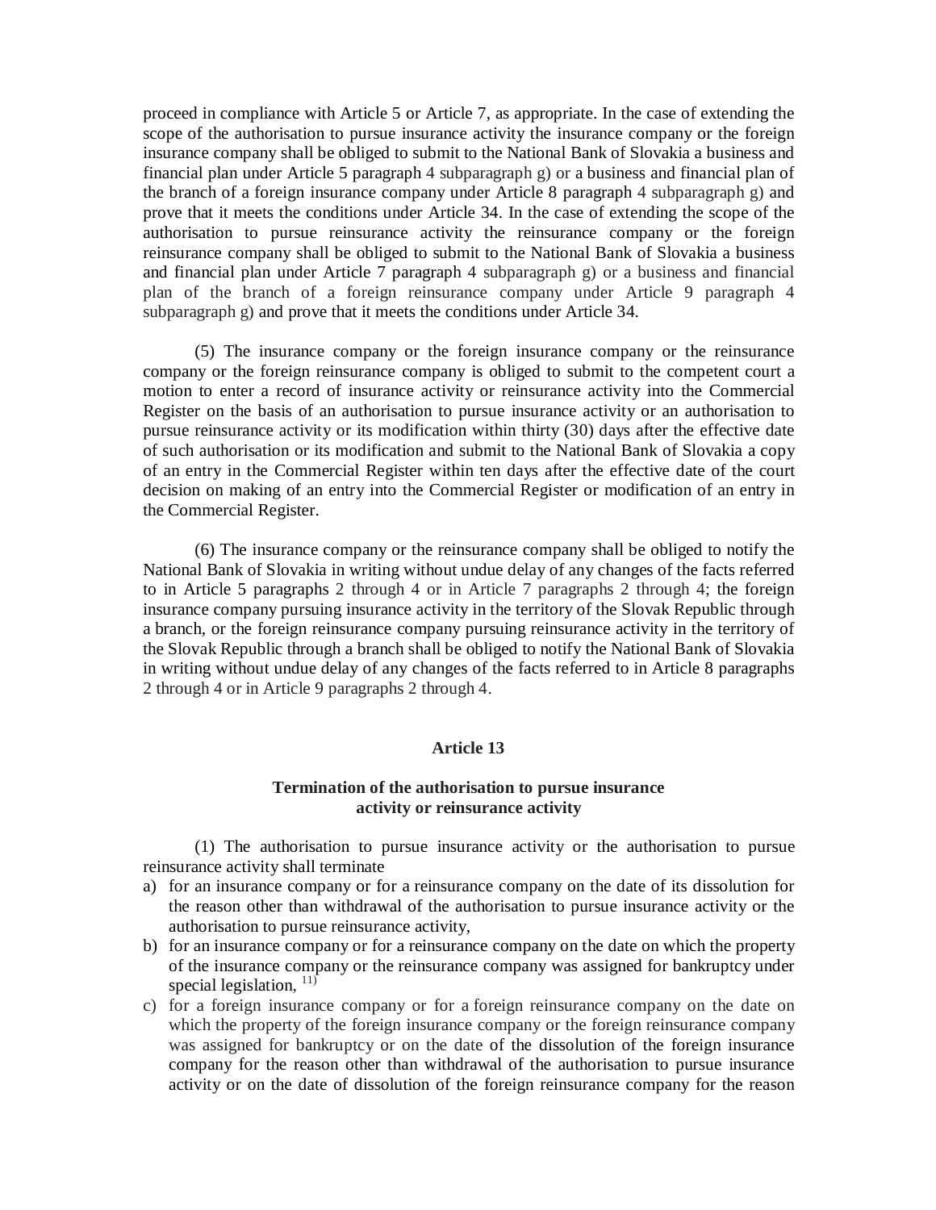proceed in compliance with Article 5 or Article 7, as appropriate. In the case of extending the scope of the authorisation to pursue insurance activity the insurance company or the foreign insurance company shall be obliged to submit to the National Bank of Slovakia a business and financial plan under Article 5 paragraph 4 subparagraph g) or a business and financial plan of the branch of a foreign insurance company under Article 8 paragraph 4 subparagraph g) and prove that it meets the conditions under Article 34. In the case of extending the scope of the authorisation to pursue reinsurance activity the reinsurance company or the foreign reinsurance company shall be obliged to submit to the National Bank of Slovakia a business and financial plan under Article 7 paragraph 4 subparagraph g) or a business and financial plan of the branch of a foreign reinsurance company under Article 9 paragraph 4 subparagraph g) and prove that it meets the conditions under Article 34.

(5) The insurance company or the foreign insurance company or the reinsurance company or the foreign reinsurance company is obliged to submit to the competent court a motion to enter a record of insurance activity or reinsurance activity into the Commercial Register on the basis of an authorisation to pursue insurance activity or an authorisation to pursue reinsurance activity or its modification within thirty (30) days after the effective date of such authorisation or its modification and submit to the National Bank of Slovakia a copy of an entry in the Commercial Register within ten days after the effective date of the court decision on making of an entry into the Commercial Register or modification of an entry in the Commercial Register.

(6) The insurance company or the reinsurance company shall be obliged to notify the National Bank of Slovakia in writing without undue delay of any changes of the facts referred to in Article 5 paragraphs 2 through 4 or in Article 7 paragraphs 2 through 4; the foreign insurance company pursuing insurance activity in the territory of the Slovak Republic through a branch, or the foreign reinsurance company pursuing reinsurance activity in the territory of the Slovak Republic through a branch shall be obliged to notify the National Bank of Slovakia in writing without undue delay of any changes of the facts referred to in Article 8 paragraphs 2 through 4 or in Article 9 paragraphs 2 through 4.

**Article 13**

**Termination of the authorisation to pursue insurance activity or reinsurance activity**

(1) The authorisation to pursue insurance activity or the authorisation to pursue reinsurance activity shall terminate

a) for an insurance company or for a reinsurance company on the date of its dissolution for the reason other than withdrawal of the authorisation to pursue insurance activity or the authorisation to pursue reinsurance activity,
b) for an insurance company or for a reinsurance company on the date on which the property of the insurance company or the reinsurance company was assigned for bankruptcy under special legislation, [11)]
c) for a foreign insurance company or for a foreign reinsurance company on the date on which the property of the foreign insurance company or the foreign reinsurance company was assigned for bankruptcy or on the date of the dissolution of the foreign insurance company for the reason other than withdrawal of the authorisation to pursue insurance activity or on the date of dissolution of the foreign reinsurance company for the reason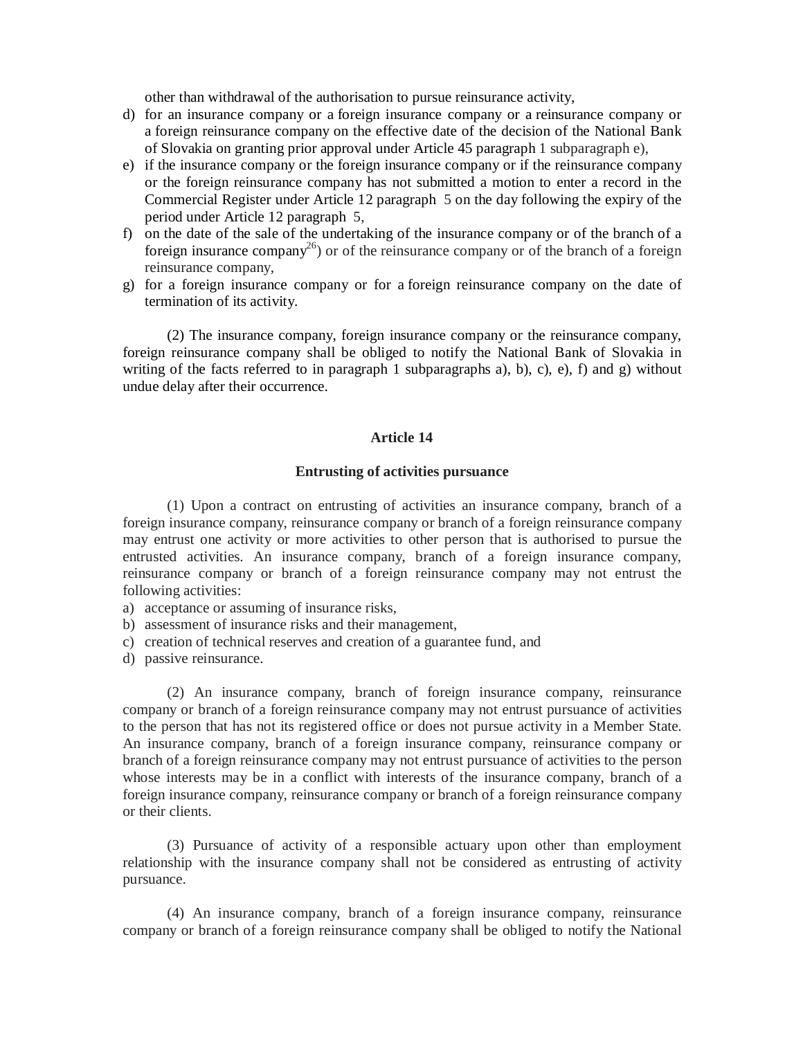other than withdrawal of the authorisation to pursue reinsurance activity,

d) for an insurance company or a foreign insurance company or a reinsurance company or a foreign reinsurance company on the effective date of the decision of the National Bank of Slovakia on granting prior approval under Article 45 paragraph 1 subparagraph e),
e) if the insurance company or the foreign insurance company or if the reinsurance company or the foreign reinsurance company has not submitted a motion to enter a record in the Commercial Register under Article 12 paragraph 5 on the day following the expiry of the period under Article 12 paragraph 5,
f) on the date of the sale of the undertaking of the insurance company or of the branch of a foreign insurance company[26]) or of the reinsurance company or of the branch of a foreign reinsurance company,
g) for a foreign insurance company or for a foreign reinsurance company on the date of termination of its activity.

(2) The insurance company, foreign insurance company or the reinsurance company, foreign reinsurance company shall be obliged to notify the National Bank of Slovakia in writing of the facts referred to in paragraph 1 subparagraphs a), b), c), e), f) and g) without undue delay after their occurrence.

## Article 14

### Entrusting of activities pursuance

(1) Upon a contract on entrusting of activities an insurance company, branch of a foreign insurance company, reinsurance company or branch of a foreign reinsurance company may entrust one activity or more activities to other person that is authorised to pursue the entrusted activities. An insurance company, branch of a foreign insurance company, reinsurance company or branch of a foreign reinsurance company may not entrust the following activities:

a) acceptance or assuming of insurance risks,
b) assessment of insurance risks and their management,
c) creation of technical reserves and creation of a guarantee fund, and
d) passive reinsurance.

(2) An insurance company, branch of foreign insurance company, reinsurance company or branch of a foreign reinsurance company may not entrust pursuance of activities to the person that has not its registered office or does not pursue activity in a Member State. An insurance company, branch of a foreign insurance company, reinsurance company or branch of a foreign reinsurance company may not entrust pursuance of activities to the person whose interests may be in a conflict with interests of the insurance company, branch of a foreign insurance company, reinsurance company or branch of a foreign reinsurance company or their clients.

(3) Pursuance of activity of a responsible actuary upon other than employment relationship with the insurance company shall not be considered as entrusting of activity pursuance.

(4) An insurance company, branch of a foreign insurance company, reinsurance company or branch of a foreign reinsurance company shall be obliged to notify the National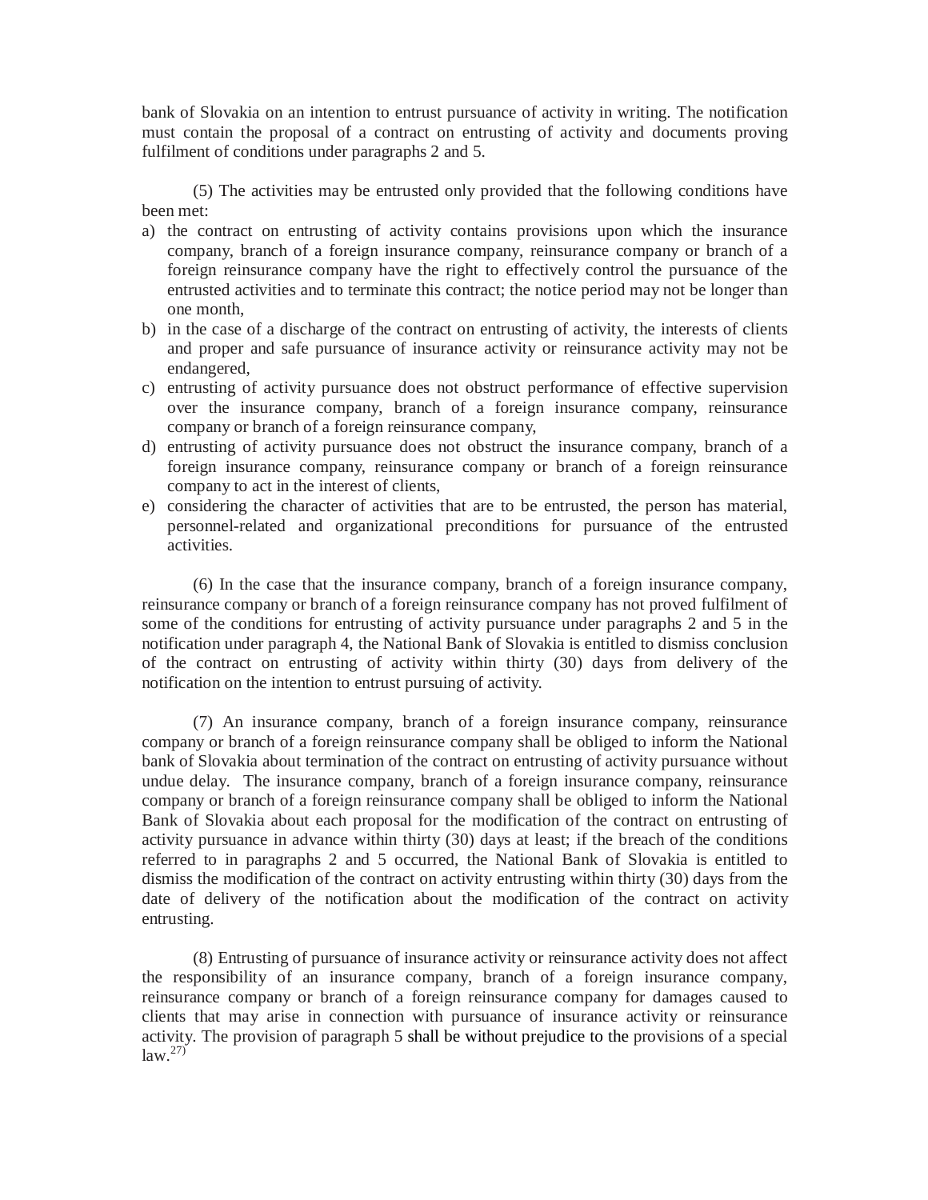bank of Slovakia on an intention to entrust pursuance of activity in writing. The notification must contain the proposal of a contract on entrusting of activity and documents proving fulfilment of conditions under paragraphs 2 and 5.

(5) The activities may be entrusted only provided that the following conditions have been met:

a) the contract on entrusting of activity contains provisions upon which the insurance company, branch of a foreign insurance company, reinsurance company or branch of a foreign reinsurance company have the right to effectively control the pursuance of the entrusted activities and to terminate this contract; the notice period may not be longer than one month,
b) in the case of a discharge of the contract on entrusting of activity, the interests of clients and proper and safe pursuance of insurance activity or reinsurance activity may not be endangered,
c) entrusting of activity pursuance does not obstruct performance of effective supervision over the insurance company, branch of a foreign insurance company, reinsurance company or branch of a foreign reinsurance company,
d) entrusting of activity pursuance does not obstruct the insurance company, branch of a foreign insurance company, reinsurance company or branch of a foreign reinsurance company to act in the interest of clients,
e) considering the character of activities that are to be entrusted, the person has material, personnel-related and organizational preconditions for pursuance of the entrusted activities.

(6) In the case that the insurance company, branch of a foreign insurance company, reinsurance company or branch of a foreign reinsurance company has not proved fulfilment of some of the conditions for entrusting of activity pursuance under paragraphs 2 and 5 in the notification under paragraph 4, the National Bank of Slovakia is entitled to dismiss conclusion of the contract on entrusting of activity within thirty (30) days from delivery of the notification on the intention to entrust pursuing of activity.

(7) An insurance company, branch of a foreign insurance company, reinsurance company or branch of a foreign reinsurance company shall be obliged to inform the National bank of Slovakia about termination of the contract on entrusting of activity pursuance without undue delay. The insurance company, branch of a foreign insurance company, reinsurance company or branch of a foreign reinsurance company shall be obliged to inform the National Bank of Slovakia about each proposal for the modification of the contract on entrusting of activity pursuance in advance within thirty (30) days at least; if the breach of the conditions referred to in paragraphs 2 and 5 occurred, the National Bank of Slovakia is entitled to dismiss the modification of the contract on activity entrusting within thirty (30) days from the date of delivery of the notification about the modification of the contract on activity entrusting.

(8) Entrusting of pursuance of insurance activity or reinsurance activity does not affect the responsibility of an insurance company, branch of a foreign insurance company, reinsurance company or branch of a foreign reinsurance company for damages caused to clients that may arise in connection with pursuance of insurance activity or reinsurance activity. The provision of paragraph 5 shall be without prejudice to the provisions of a special law.[27)]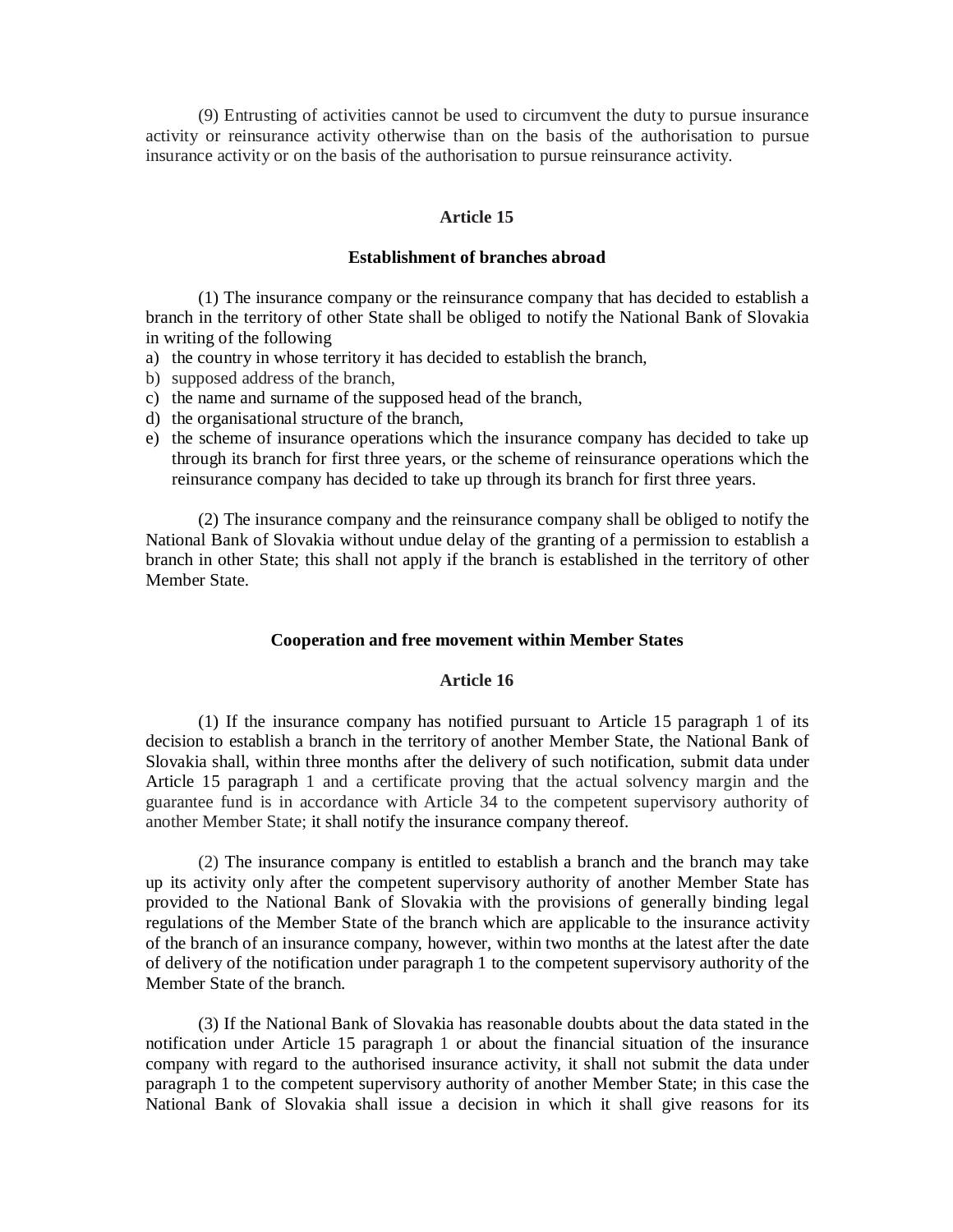(9) Entrusting of activities cannot be used to circumvent the duty to pursue insurance activity or reinsurance activity otherwise than on the basis of the authorisation to pursue insurance activity or on the basis of the authorisation to pursue reinsurance activity.

### Article 15

### Establishment of branches abroad

(1) The insurance company or the reinsurance company that has decided to establish a branch in the territory of other State shall be obliged to notify the National Bank of Slovakia in writing of the following

a) the country in whose territory it has decided to establish the branch,
b) supposed address of the branch,
c) the name and surname of the supposed head of the branch,
d) the organisational structure of the branch,
e) the scheme of insurance operations which the insurance company has decided to take up through its branch for first three years, or the scheme of reinsurance operations which the reinsurance company has decided to take up through its branch for first three years.

(2) The insurance company and the reinsurance company shall be obliged to notify the National Bank of Slovakia without undue delay of the granting of a permission to establish a branch in other State; this shall not apply if the branch is established in the territory of other Member State.

## Cooperation and free movement within Member States

### Article 16

(1) If the insurance company has notified pursuant to Article 15 paragraph 1 of its decision to establish a branch in the territory of another Member State, the National Bank of Slovakia shall, within three months after the delivery of such notification, submit data under Article 15 paragraph 1 and a certificate proving that the actual solvency margin and the guarantee fund is in accordance with Article 34 to the competent supervisory authority of another Member State; it shall notify the insurance company thereof.

(2) The insurance company is entitled to establish a branch and the branch may take up its activity only after the competent supervisory authority of another Member State has provided to the National Bank of Slovakia with the provisions of generally binding legal regulations of the Member State of the branch which are applicable to the insurance activity of the branch of an insurance company, however, within two months at the latest after the date of delivery of the notification under paragraph 1 to the competent supervisory authority of the Member State of the branch.

(3) If the National Bank of Slovakia has reasonable doubts about the data stated in the notification under Article 15 paragraph 1 or about the financial situation of the insurance company with regard to the authorised insurance activity, it shall not submit the data under paragraph 1 to the competent supervisory authority of another Member State; in this case the National Bank of Slovakia shall issue a decision in which it shall give reasons for its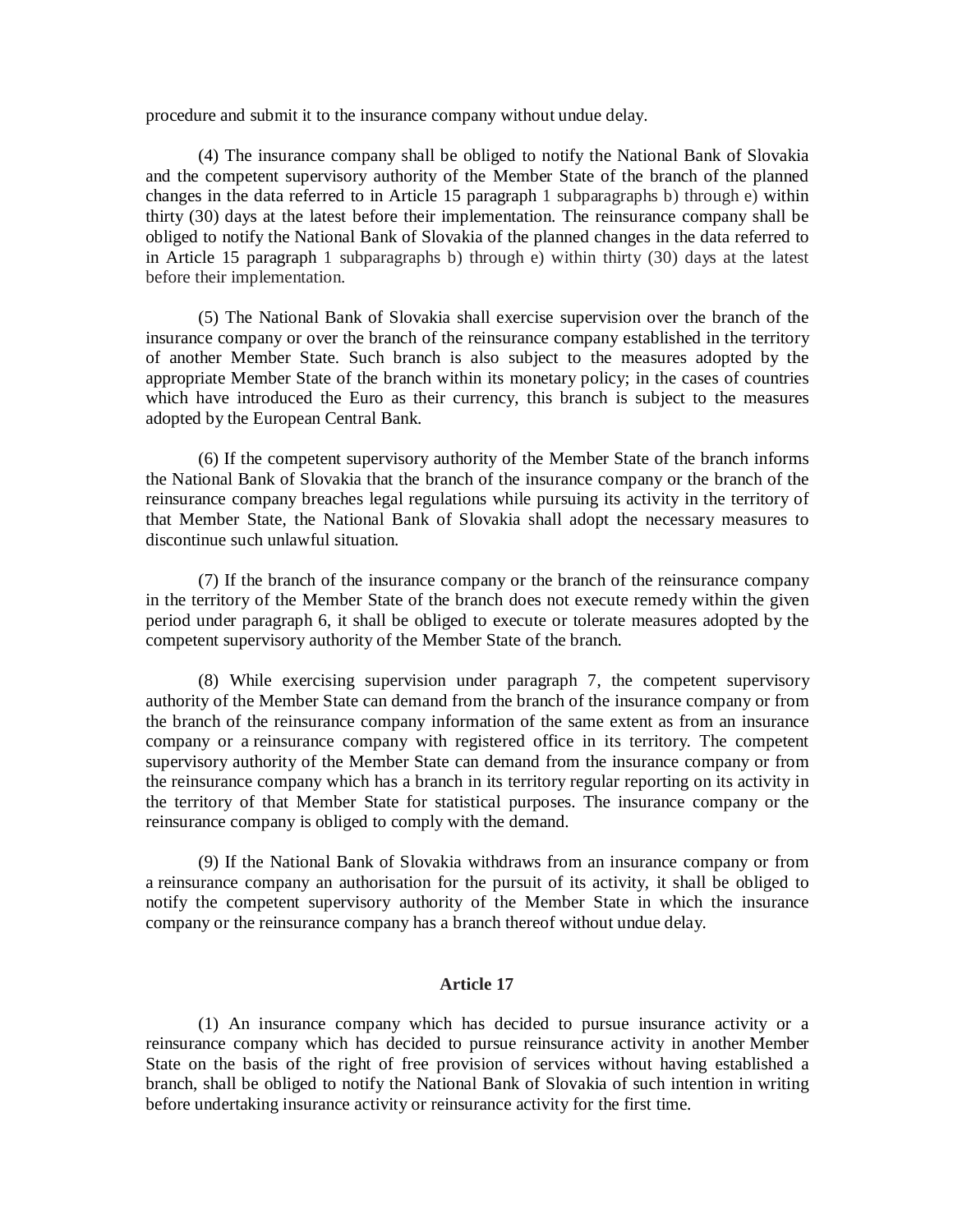procedure and submit it to the insurance company without undue delay.

(4) The insurance company shall be obliged to notify the National Bank of Slovakia and the competent supervisory authority of the Member State of the branch of the planned changes in the data referred to in Article 15 paragraph 1 subparagraphs b) through e) within thirty (30) days at the latest before their implementation. The reinsurance company shall be obliged to notify the National Bank of Slovakia of the planned changes in the data referred to in Article 15 paragraph 1 subparagraphs b) through e) within thirty (30) days at the latest before their implementation.

(5) The National Bank of Slovakia shall exercise supervision over the branch of the insurance company or over the branch of the reinsurance company established in the territory of another Member State. Such branch is also subject to the measures adopted by the appropriate Member State of the branch within its monetary policy; in the cases of countries which have introduced the Euro as their currency, this branch is subject to the measures adopted by the European Central Bank.

(6) If the competent supervisory authority of the Member State of the branch informs the National Bank of Slovakia that the branch of the insurance company or the branch of the reinsurance company breaches legal regulations while pursuing its activity in the territory of that Member State, the National Bank of Slovakia shall adopt the necessary measures to discontinue such unlawful situation.

(7) If the branch of the insurance company or the branch of the reinsurance company in the territory of the Member State of the branch does not execute remedy within the given period under paragraph 6, it shall be obliged to execute or tolerate measures adopted by the competent supervisory authority of the Member State of the branch.

(8) While exercising supervision under paragraph 7, the competent supervisory authority of the Member State can demand from the branch of the insurance company or from the branch of the reinsurance company information of the same extent as from an insurance company or a reinsurance company with registered office in its territory. The competent supervisory authority of the Member State can demand from the insurance company or from the reinsurance company which has a branch in its territory regular reporting on its activity in the territory of that Member State for statistical purposes. The insurance company or the reinsurance company is obliged to comply with the demand.

(9) If the National Bank of Slovakia withdraws from an insurance company or from a reinsurance company an authorisation for the pursuit of its activity, it shall be obliged to notify the competent supervisory authority of the Member State in which the insurance company or the reinsurance company has a branch thereof without undue delay.

### Article 17

(1) An insurance company which has decided to pursue insurance activity or a reinsurance company which has decided to pursue reinsurance activity in another Member State on the basis of the right of free provision of services without having established a branch, shall be obliged to notify the National Bank of Slovakia of such intention in writing before undertaking insurance activity or reinsurance activity for the first time.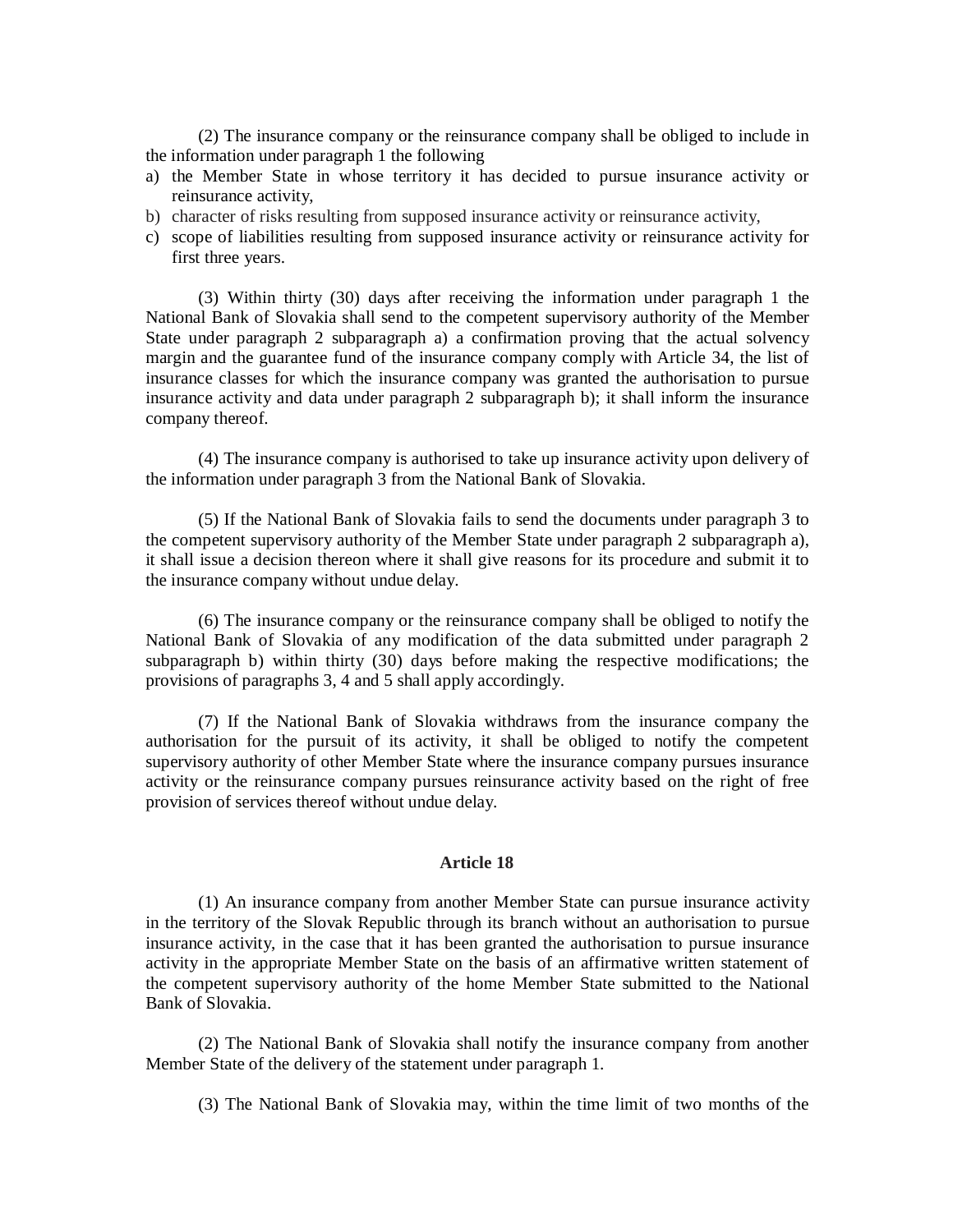(2) The insurance company or the reinsurance company shall be obliged to include in the information under paragraph 1 the following

a) the Member State in whose territory it has decided to pursue insurance activity or reinsurance activity,
b) character of risks resulting from supposed insurance activity or reinsurance activity,
c) scope of liabilities resulting from supposed insurance activity or reinsurance activity for first three years.

(3) Within thirty (30) days after receiving the information under paragraph 1 the National Bank of Slovakia shall send to the competent supervisory authority of the Member State under paragraph 2 subparagraph a) a confirmation proving that the actual solvency margin and the guarantee fund of the insurance company comply with Article 34, the list of insurance classes for which the insurance company was granted the authorisation to pursue insurance activity and data under paragraph 2 subparagraph b); it shall inform the insurance company thereof.

(4) The insurance company is authorised to take up insurance activity upon delivery of the information under paragraph 3 from the National Bank of Slovakia.

(5) If the National Bank of Slovakia fails to send the documents under paragraph 3 to the competent supervisory authority of the Member State under paragraph 2 subparagraph a), it shall issue a decision thereon where it shall give reasons for its procedure and submit it to the insurance company without undue delay.

(6) The insurance company or the reinsurance company shall be obliged to notify the National Bank of Slovakia of any modification of the data submitted under paragraph 2 subparagraph b) within thirty (30) days before making the respective modifications; the provisions of paragraphs 3, 4 and 5 shall apply accordingly.

(7) If the National Bank of Slovakia withdraws from the insurance company the authorisation for the pursuit of its activity, it shall be obliged to notify the competent supervisory authority of other Member State where the insurance company pursues insurance activity or the reinsurance company pursues reinsurance activity based on the right of free provision of services thereof without undue delay.

### Article 18

(1) An insurance company from another Member State can pursue insurance activity in the territory of the Slovak Republic through its branch without an authorisation to pursue insurance activity, in the case that it has been granted the authorisation to pursue insurance activity in the appropriate Member State on the basis of an affirmative written statement of the competent supervisory authority of the home Member State submitted to the National Bank of Slovakia.

(2) The National Bank of Slovakia shall notify the insurance company from another Member State of the delivery of the statement under paragraph 1.

(3) The National Bank of Slovakia may, within the time limit of two months of the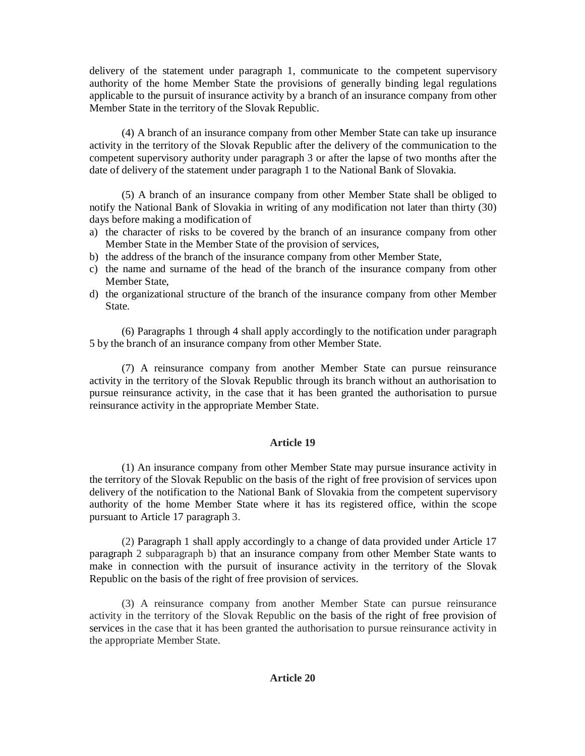delivery of the statement under paragraph 1, communicate to the competent supervisory authority of the home Member State the provisions of generally binding legal regulations applicable to the pursuit of insurance activity by a branch of an insurance company from other Member State in the territory of the Slovak Republic.

(4) A branch of an insurance company from other Member State can take up insurance activity in the territory of the Slovak Republic after the delivery of the communication to the competent supervisory authority under paragraph 3 or after the lapse of two months after the date of delivery of the statement under paragraph 1 to the National Bank of Slovakia.

(5) A branch of an insurance company from other Member State shall be obliged to notify the National Bank of Slovakia in writing of any modification not later than thirty (30) days before making a modification of

a) the character of risks to be covered by the branch of an insurance company from other Member State in the Member State of the provision of services,
b) the address of the branch of the insurance company from other Member State,
c) the name and surname of the head of the branch of the insurance company from other Member State,
d) the organizational structure of the branch of the insurance company from other Member State.

(6) Paragraphs 1 through 4 shall apply accordingly to the notification under paragraph 5 by the branch of an insurance company from other Member State.

(7) A reinsurance company from another Member State can pursue reinsurance activity in the territory of the Slovak Republic through its branch without an authorisation to pursue reinsurance activity, in the case that it has been granted the authorisation to pursue reinsurance activity in the appropriate Member State.

## Article 19

(1) An insurance company from other Member State may pursue insurance activity in the territory of the Slovak Republic on the basis of the right of free provision of services upon delivery of the notification to the National Bank of Slovakia from the competent supervisory authority of the home Member State where it has its registered office, within the scope pursuant to Article 17 paragraph 3.

(2) Paragraph 1 shall apply accordingly to a change of data provided under Article 17 paragraph 2 subparagraph b) that an insurance company from other Member State wants to make in connection with the pursuit of insurance activity in the territory of the Slovak Republic on the basis of the right of free provision of services.

(3) A reinsurance company from another Member State can pursue reinsurance activity in the territory of the Slovak Republic on the basis of the right of free provision of services in the case that it has been granted the authorisation to pursue reinsurance activity in the appropriate Member State.

## Article 20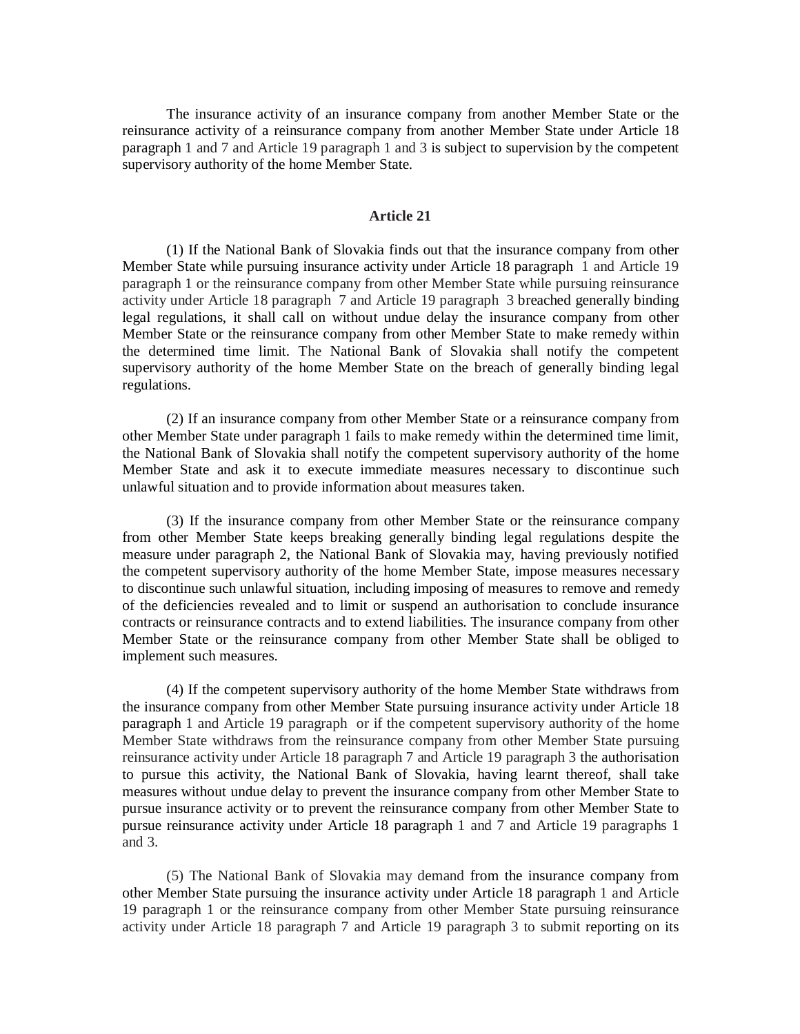The insurance activity of an insurance company from another Member State or the reinsurance activity of a reinsurance company from another Member State under Article 18 paragraph 1 and 7 and Article 19 paragraph 1 and 3 is subject to supervision by the competent supervisory authority of the home Member State.

**Article 21**

(1) If the National Bank of Slovakia finds out that the insurance company from other Member State while pursuing insurance activity under Article 18 paragraph 1 and Article 19 paragraph 1 or the reinsurance company from other Member State while pursuing reinsurance activity under Article 18 paragraph 7 and Article 19 paragraph 3 breached generally binding legal regulations, it shall call on without undue delay the insurance company from other Member State or the reinsurance company from other Member State to make remedy within the determined time limit. The National Bank of Slovakia shall notify the competent supervisory authority of the home Member State on the breach of generally binding legal regulations.

(2) If an insurance company from other Member State or a reinsurance company from other Member State under paragraph 1 fails to make remedy within the determined time limit, the National Bank of Slovakia shall notify the competent supervisory authority of the home Member State and ask it to execute immediate measures necessary to discontinue such unlawful situation and to provide information about measures taken.

(3) If the insurance company from other Member State or the reinsurance company from other Member State keeps breaking generally binding legal regulations despite the measure under paragraph 2, the National Bank of Slovakia may, having previously notified the competent supervisory authority of the home Member State, impose measures necessary to discontinue such unlawful situation, including imposing of measures to remove and remedy of the deficiencies revealed and to limit or suspend an authorisation to conclude insurance contracts or reinsurance contracts and to extend liabilities. The insurance company from other Member State or the reinsurance company from other Member State shall be obliged to implement such measures.

(4) If the competent supervisory authority of the home Member State withdraws from the insurance company from other Member State pursuing insurance activity under Article 18 paragraph 1 and Article 19 paragraph or if the competent supervisory authority of the home Member State withdraws from the reinsurance company from other Member State pursuing reinsurance activity under Article 18 paragraph 7 and Article 19 paragraph 3 the authorisation to pursue this activity, the National Bank of Slovakia, having learnt thereof, shall take measures without undue delay to prevent the insurance company from other Member State to pursue insurance activity or to prevent the reinsurance company from other Member State to pursue reinsurance activity under Article 18 paragraph 1 and 7 and Article 19 paragraphs 1 and 3.

(5) The National Bank of Slovakia may demand from the insurance company from other Member State pursuing the insurance activity under Article 18 paragraph 1 and Article 19 paragraph 1 or the reinsurance company from other Member State pursuing reinsurance activity under Article 18 paragraph 7 and Article 19 paragraph 3 to submit reporting on its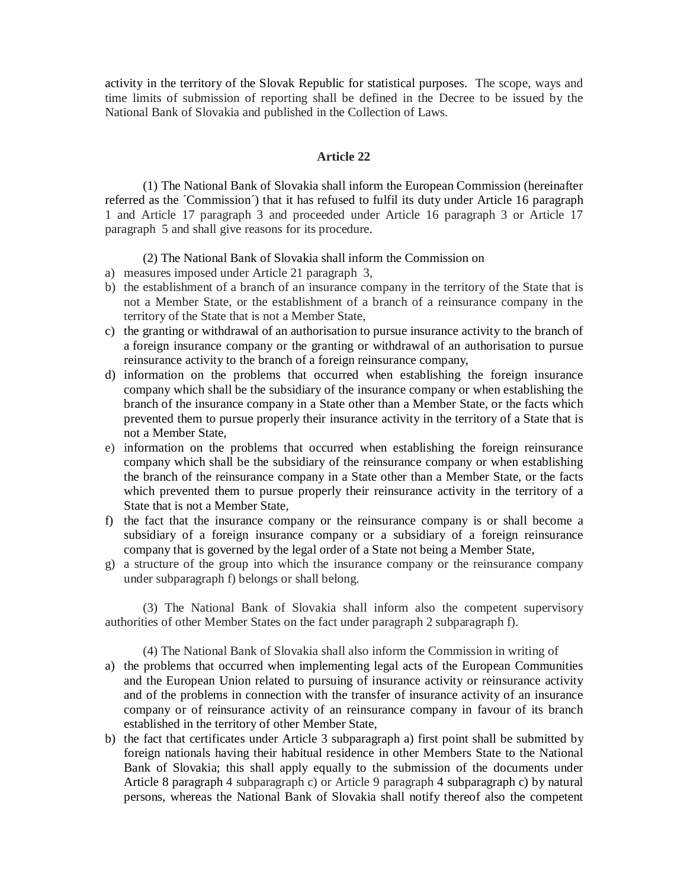activity in the territory of the Slovak Republic for statistical purposes. The scope, ways and time limits of submission of reporting shall be defined in the Decree to be issued by the National Bank of Slovakia and published in the Collection of Laws.

**Article 22**

(1) The National Bank of Slovakia shall inform the European Commission (hereinafter referred as the ´Commission´) that it has refused to fulfil its duty under Article 16 paragraph 1 and Article 17 paragraph 3 and proceeded under Article 16 paragraph 3 or Article 17 paragraph 5 and shall give reasons for its procedure.

(2) The National Bank of Slovakia shall inform the Commission on

a) measures imposed under Article 21 paragraph 3,
b) the establishment of a branch of an insurance company in the territory of the State that is not a Member State, or the establishment of a branch of a reinsurance company in the territory of the State that is not a Member State,
c) the granting or withdrawal of an authorisation to pursue insurance activity to the branch of a foreign insurance company or the granting or withdrawal of an authorisation to pursue reinsurance activity to the branch of a foreign reinsurance company,
d) information on the problems that occurred when establishing the foreign insurance company which shall be the subsidiary of the insurance company or when establishing the branch of the insurance company in a State other than a Member State, or the facts which prevented them to pursue properly their insurance activity in the territory of a State that is not a Member State,
e) information on the problems that occurred when establishing the foreign reinsurance company which shall be the subsidiary of the reinsurance company or when establishing the branch of the reinsurance company in a State other than a Member State, or the facts which prevented them to pursue properly their reinsurance activity in the territory of a State that is not a Member State,
f) the fact that the insurance company or the reinsurance company is or shall become a subsidiary of a foreign insurance company or a subsidiary of a foreign reinsurance company that is governed by the legal order of a State not being a Member State,
g) a structure of the group into which the insurance company or the reinsurance company under subparagraph f) belongs or shall belong.

(3) The National Bank of Slovakia shall inform also the competent supervisory authorities of other Member States on the fact under paragraph 2 subparagraph f).

(4) The National Bank of Slovakia shall also inform the Commission in writing of

a) the problems that occurred when implementing legal acts of the European Communities and the European Union related to pursuing of insurance activity or reinsurance activity and of the problems in connection with the transfer of insurance activity of an insurance company or of reinsurance activity of an reinsurance company in favour of its branch established in the territory of other Member State,
b) the fact that certificates under Article 3 subparagraph a) first point shall be submitted by foreign nationals having their habitual residence in other Members State to the National Bank of Slovakia; this shall apply equally to the submission of the documents under Article 8 paragraph 4 subparagraph c) or Article 9 paragraph 4 subparagraph c) by natural persons, whereas the National Bank of Slovakia shall notify thereof also the competent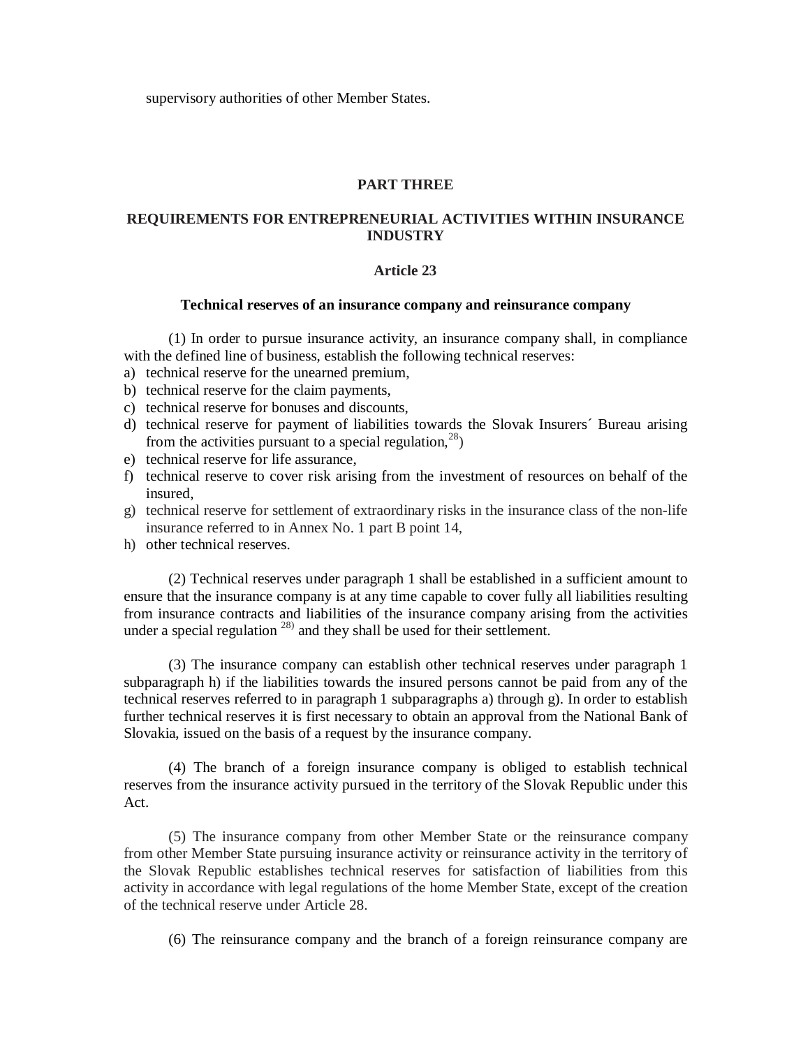supervisory authorities of other Member States.

## PART THREE

## REQUIREMENTS FOR ENTREPRENEURIAL ACTIVITIES WITHIN INSURANCE INDUSTRY

### Article 23

#### Technical reserves of an insurance company and reinsurance company

(1) In order to pursue insurance activity, an insurance company shall, in compliance with the defined line of business, establish the following technical reserves:

a) technical reserve for the unearned premium,
b) technical reserve for the claim payments,
c) technical reserve for bonuses and discounts,
d) technical reserve for payment of liabilities towards the Slovak Insurers´ Bureau arising from the activities pursuant to a special regulation,[28])
e) technical reserve for life assurance,
f) technical reserve to cover risk arising from the investment of resources on behalf of the insured,
g) technical reserve for settlement of extraordinary risks in the insurance class of the non-life insurance referred to in Annex No. 1 part B point 14,
h) other technical reserves.

(2) Technical reserves under paragraph 1 shall be established in a sufficient amount to ensure that the insurance company is at any time capable to cover fully all liabilities resulting from insurance contracts and liabilities of the insurance company arising from the activities under a special regulation [28)] and they shall be used for their settlement.

(3) The insurance company can establish other technical reserves under paragraph 1 subparagraph h) if the liabilities towards the insured persons cannot be paid from any of the technical reserves referred to in paragraph 1 subparagraphs a) through g). In order to establish further technical reserves it is first necessary to obtain an approval from the National Bank of Slovakia, issued on the basis of a request by the insurance company.

(4) The branch of a foreign insurance company is obliged to establish technical reserves from the insurance activity pursued in the territory of the Slovak Republic under this Act.

(5) The insurance company from other Member State or the reinsurance company from other Member State pursuing insurance activity or reinsurance activity in the territory of the Slovak Republic establishes technical reserves for satisfaction of liabilities from this activity in accordance with legal regulations of the home Member State, except of the creation of the technical reserve under Article 28.

(6) The reinsurance company and the branch of a foreign reinsurance company are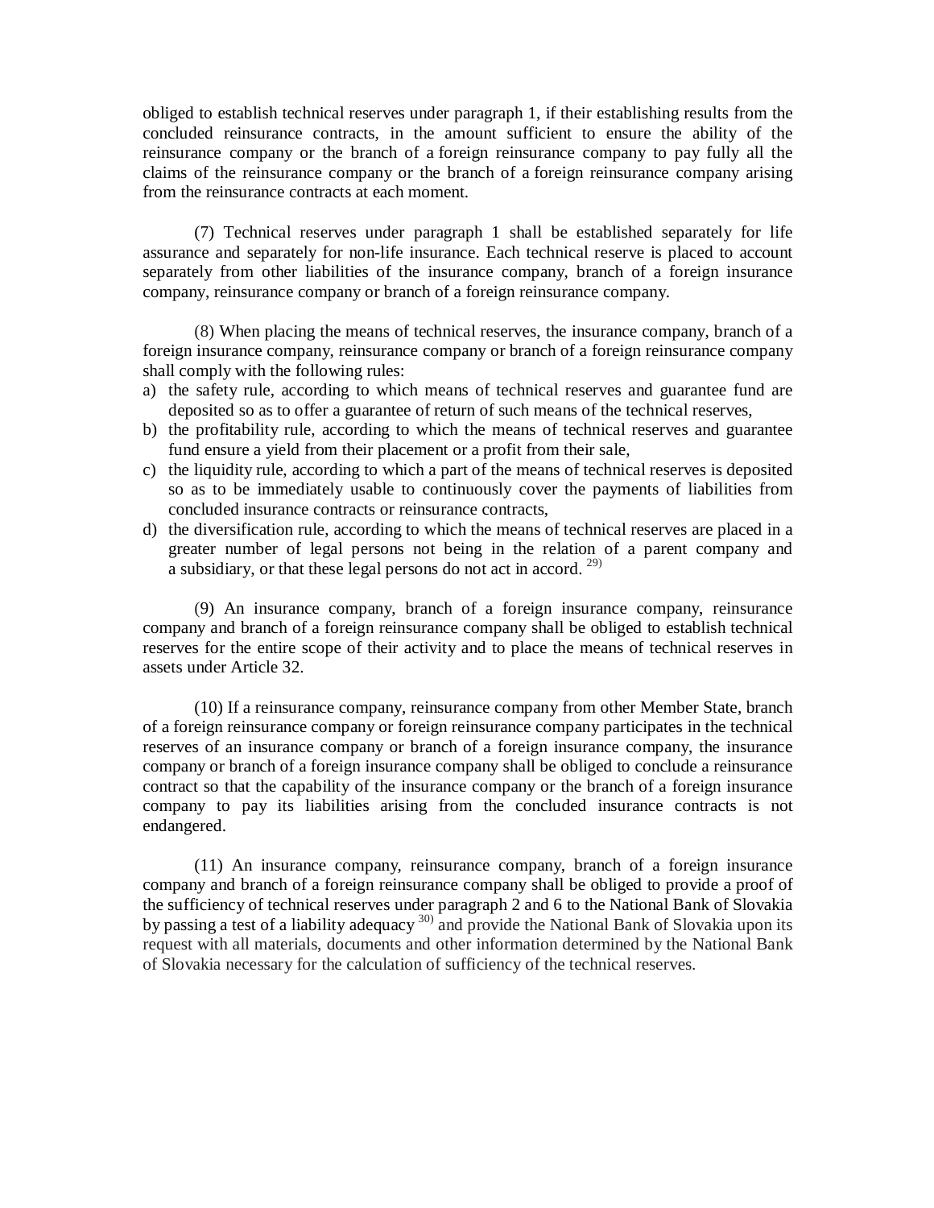obliged to establish technical reserves under paragraph 1, if their establishing results from the concluded reinsurance contracts, in the amount sufficient to ensure the ability of the reinsurance company or the branch of a foreign reinsurance company to pay fully all the claims of the reinsurance company or the branch of a foreign reinsurance company arising from the reinsurance contracts at each moment.

(7) Technical reserves under paragraph 1 shall be established separately for life assurance and separately for non-life insurance. Each technical reserve is placed to account separately from other liabilities of the insurance company, branch of a foreign insurance company, reinsurance company or branch of a foreign reinsurance company.

(8) When placing the means of technical reserves, the insurance company, branch of a foreign insurance company, reinsurance company or branch of a foreign reinsurance company shall comply with the following rules:

a) the safety rule, according to which means of technical reserves and guarantee fund are deposited so as to offer a guarantee of return of such means of the technical reserves,
b) the profitability rule, according to which the means of technical reserves and guarantee fund ensure a yield from their placement or a profit from their sale,
c) the liquidity rule, according to which a part of the means of technical reserves is deposited so as to be immediately usable to continuously cover the payments of liabilities from concluded insurance contracts or reinsurance contracts,
d) the diversification rule, according to which the means of technical reserves are placed in a greater number of legal persons not being in the relation of a parent company and a subsidiary, or that these legal persons do not act in accord. [29)]

(9) An insurance company, branch of a foreign insurance company, reinsurance company and branch of a foreign reinsurance company shall be obliged to establish technical reserves for the entire scope of their activity and to place the means of technical reserves in assets under Article 32.

(10) If a reinsurance company, reinsurance company from other Member State, branch of a foreign reinsurance company or foreign reinsurance company participates in the technical reserves of an insurance company or branch of a foreign insurance company, the insurance company or branch of a foreign insurance company shall be obliged to conclude a reinsurance contract so that the capability of the insurance company or the branch of a foreign insurance company to pay its liabilities arising from the concluded insurance contracts is not endangered.

(11) An insurance company, reinsurance company, branch of a foreign insurance company and branch of a foreign reinsurance company shall be obliged to provide a proof of the sufficiency of technical reserves under paragraph 2 and 6 to the National Bank of Slovakia by passing a test of a liability adequacy [30)] and provide the National Bank of Slovakia upon its request with all materials, documents and other information determined by the National Bank of Slovakia necessary for the calculation of sufficiency of the technical reserves.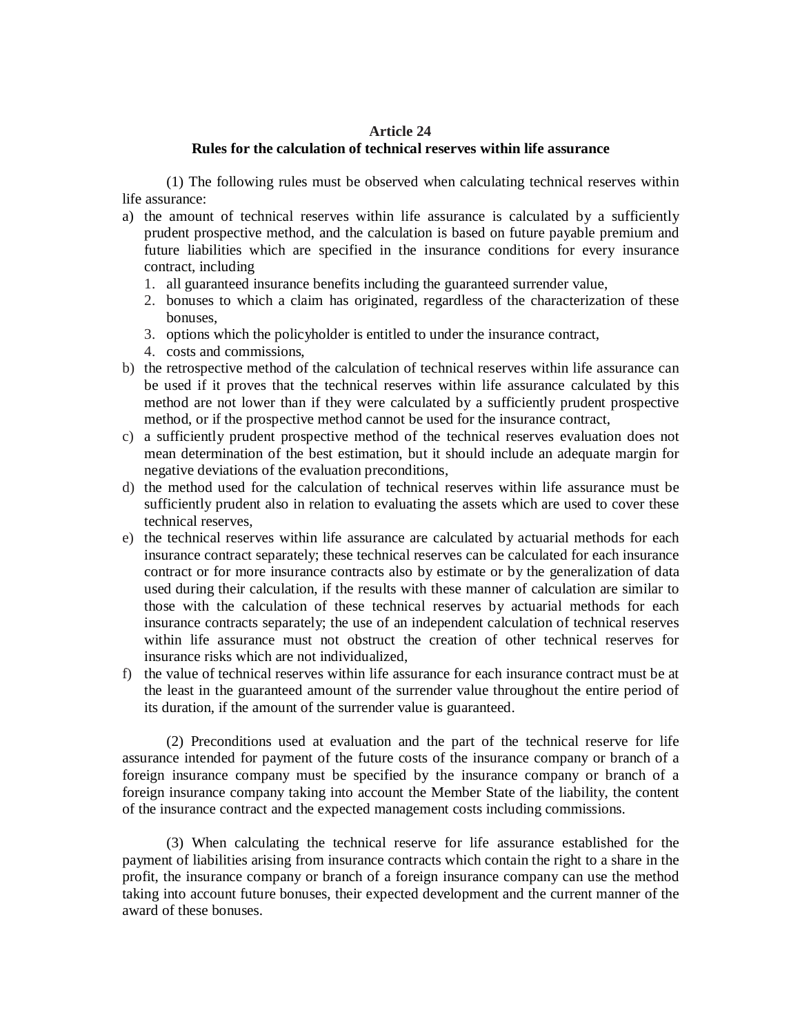**Article 24**
**Rules for the calculation of technical reserves within life assurance**

(1) The following rules must be observed when calculating technical reserves within life assurance:

a) the amount of technical reserves within life assurance is calculated by a sufficiently prudent prospective method, and the calculation is based on future payable premium and future liabilities which are specified in the insurance conditions for every insurance contract, including
   1. all guaranteed insurance benefits including the guaranteed surrender value,
   2. bonuses to which a claim has originated, regardless of the characterization of these bonuses,
   3. options which the policyholder is entitled to under the insurance contract,
   4. costs and commissions,
b) the retrospective method of the calculation of technical reserves within life assurance can be used if it proves that the technical reserves within life assurance calculated by this method are not lower than if they were calculated by a sufficiently prudent prospective method, or if the prospective method cannot be used for the insurance contract,
c) a sufficiently prudent prospective method of the technical reserves evaluation does not mean determination of the best estimation, but it should include an adequate margin for negative deviations of the evaluation preconditions,
d) the method used for the calculation of technical reserves within life assurance must be sufficiently prudent also in relation to evaluating the assets which are used to cover these technical reserves,
e) the technical reserves within life assurance are calculated by actuarial methods for each insurance contract separately; these technical reserves can be calculated for each insurance contract or for more insurance contracts also by estimate or by the generalization of data used during their calculation, if the results with these manner of calculation are similar to those with the calculation of these technical reserves by actuarial methods for each insurance contracts separately; the use of an independent calculation of technical reserves within life assurance must not obstruct the creation of other technical reserves for insurance risks which are not individualized,
f) the value of technical reserves within life assurance for each insurance contract must be at the least in the guaranteed amount of the surrender value throughout the entire period of its duration, if the amount of the surrender value is guaranteed.

(2) Preconditions used at evaluation and the part of the technical reserve for life assurance intended for payment of the future costs of the insurance company or branch of a foreign insurance company must be specified by the insurance company or branch of a foreign insurance company taking into account the Member State of the liability, the content of the insurance contract and the expected management costs including commissions.

(3) When calculating the technical reserve for life assurance established for the payment of liabilities arising from insurance contracts which contain the right to a share in the profit, the insurance company or branch of a foreign insurance company can use the method taking into account future bonuses, their expected development and the current manner of the award of these bonuses.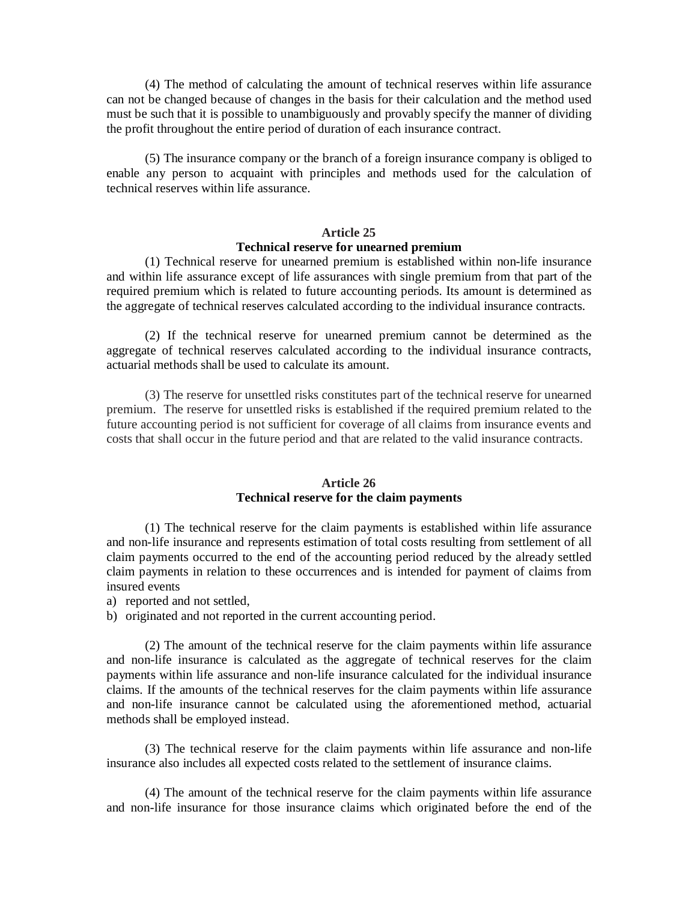(4) The method of calculating the amount of technical reserves within life assurance can not be changed because of changes in the basis for their calculation and the method used must be such that it is possible to unambiguously and provably specify the manner of dividing the profit throughout the entire period of duration of each insurance contract.

(5) The insurance company or the branch of a foreign insurance company is obliged to enable any person to acquaint with principles and methods used for the calculation of technical reserves within life assurance.

## Article 25
## Technical reserve for unearned premium

(1) Technical reserve for unearned premium is established within non-life insurance and within life assurance except of life assurances with single premium from that part of the required premium which is related to future accounting periods. Its amount is determined as the aggregate of technical reserves calculated according to the individual insurance contracts.

(2) If the technical reserve for unearned premium cannot be determined as the aggregate of technical reserves calculated according to the individual insurance contracts, actuarial methods shall be used to calculate its amount.

(3) The reserve for unsettled risks constitutes part of the technical reserve for unearned premium. The reserve for unsettled risks is established if the required premium related to the future accounting period is not sufficient for coverage of all claims from insurance events and costs that shall occur in the future period and that are related to the valid insurance contracts.

## Article 26
## Technical reserve for the claim payments

(1) The technical reserve for the claim payments is established within life assurance and non-life insurance and represents estimation of total costs resulting from settlement of all claim payments occurred to the end of the accounting period reduced by the already settled claim payments in relation to these occurrences and is intended for payment of claims from insured events

a) reported and not settled,
b) originated and not reported in the current accounting period.

(2) The amount of the technical reserve for the claim payments within life assurance and non-life insurance is calculated as the aggregate of technical reserves for the claim payments within life assurance and non-life insurance calculated for the individual insurance claims. If the amounts of the technical reserves for the claim payments within life assurance and non-life insurance cannot be calculated using the aforementioned method, actuarial methods shall be employed instead.

(3) The technical reserve for the claim payments within life assurance and non-life insurance also includes all expected costs related to the settlement of insurance claims.

(4) The amount of the technical reserve for the claim payments within life assurance and non-life insurance for those insurance claims which originated before the end of the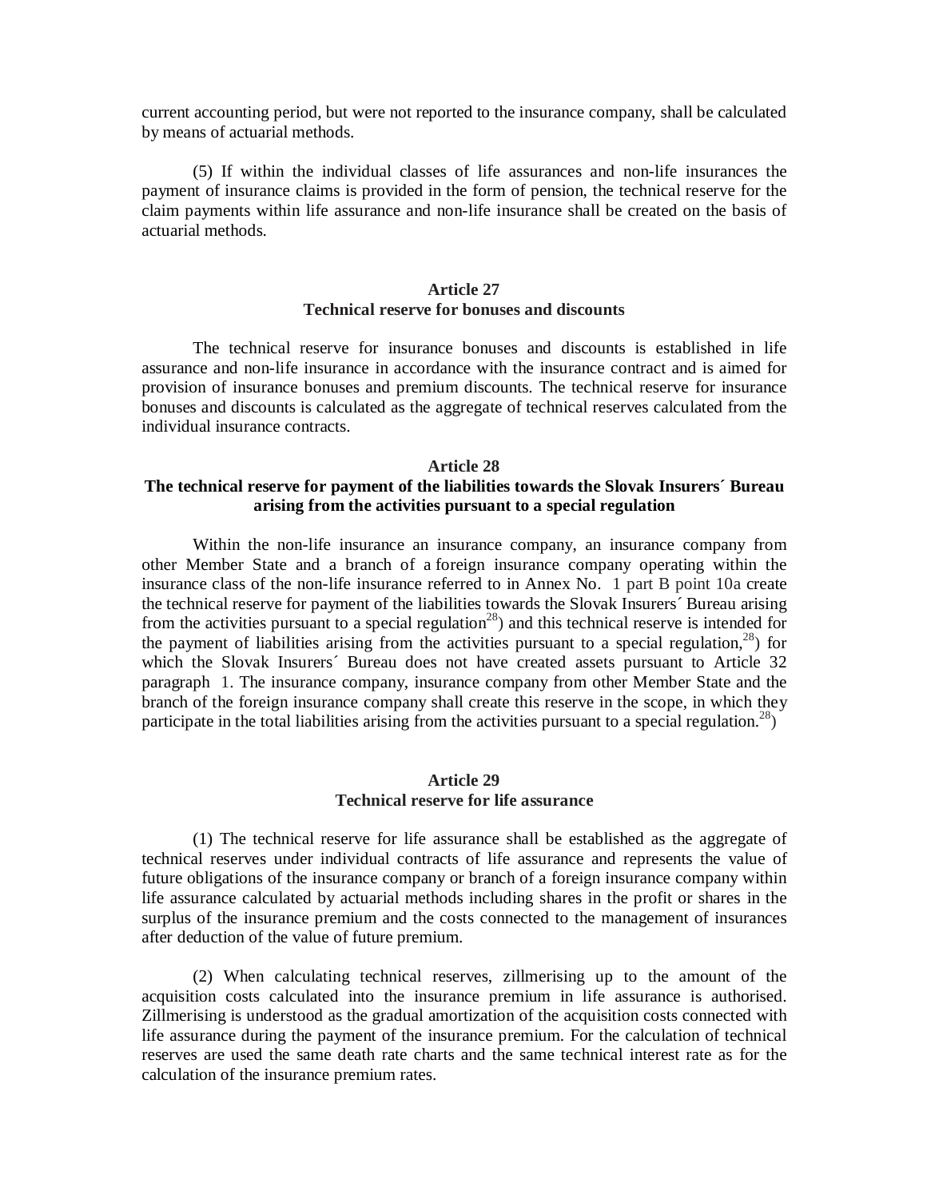current accounting period, but were not reported to the insurance company, shall be calculated by means of actuarial methods.

(5) If within the individual classes of life assurances and non-life insurances the payment of insurance claims is provided in the form of pension, the technical reserve for the claim payments within life assurance and non-life insurance shall be created on the basis of actuarial methods.

### Article 27
### Technical reserve for bonuses and discounts

The technical reserve for insurance bonuses and discounts is established in life assurance and non-life insurance in accordance with the insurance contract and is aimed for provision of insurance bonuses and premium discounts. The technical reserve for insurance bonuses and discounts is calculated as the aggregate of technical reserves calculated from the individual insurance contracts.

### Article 28
### The technical reserve for payment of the liabilities towards the Slovak Insurers´ Bureau arising from the activities pursuant to a special regulation

Within the non-life insurance an insurance company, an insurance company from other Member State and a branch of a foreign insurance company operating within the insurance class of the non-life insurance referred to in Annex No. 1 part B point 10a create the technical reserve for payment of the liabilities towards the Slovak Insurers´ Bureau arising from the activities pursuant to a special regulation[28]) and this technical reserve is intended for the payment of liabilities arising from the activities pursuant to a special regulation,[28]) for which the Slovak Insurers´ Bureau does not have created assets pursuant to Article 32 paragraph 1. The insurance company, insurance company from other Member State and the branch of the foreign insurance company shall create this reserve in the scope, in which they participate in the total liabilities arising from the activities pursuant to a special regulation.[28])

### Article 29
### Technical reserve for life assurance

(1) The technical reserve for life assurance shall be established as the aggregate of technical reserves under individual contracts of life assurance and represents the value of future obligations of the insurance company or branch of a foreign insurance company within life assurance calculated by actuarial methods including shares in the profit or shares in the surplus of the insurance premium and the costs connected to the management of insurances after deduction of the value of future premium.

(2) When calculating technical reserves, zillmerising up to the amount of the acquisition costs calculated into the insurance premium in life assurance is authorised. Zillmerising is understood as the gradual amortization of the acquisition costs connected with life assurance during the payment of the insurance premium. For the calculation of technical reserves are used the same death rate charts and the same technical interest rate as for the calculation of the insurance premium rates.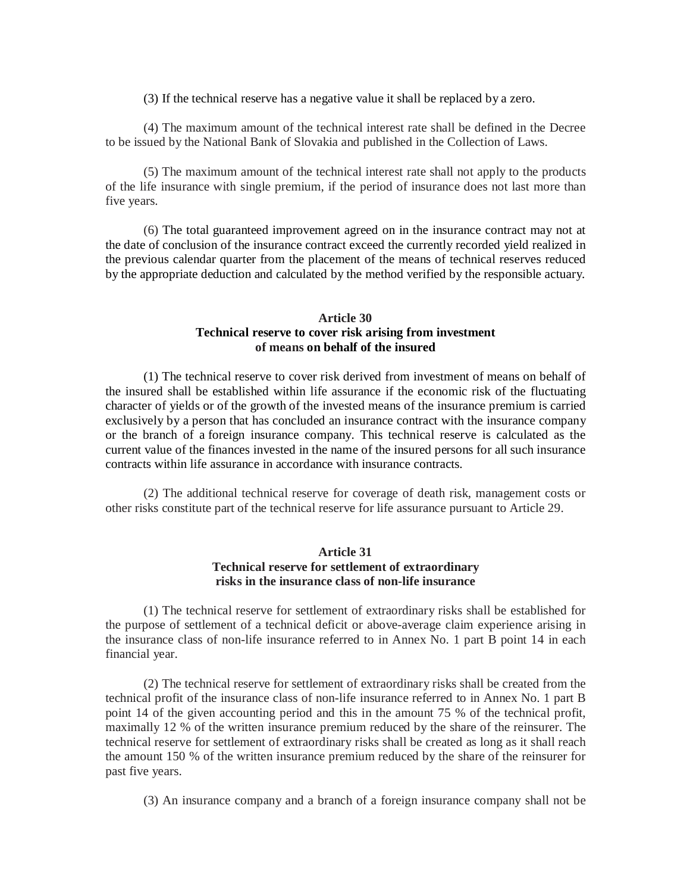(3) If the technical reserve has a negative value it shall be replaced by a zero.

(4) The maximum amount of the technical interest rate shall be defined in the Decree to be issued by the National Bank of Slovakia and published in the Collection of Laws.

(5) The maximum amount of the technical interest rate shall not apply to the products of the life insurance with single premium, if the period of insurance does not last more than five years.

(6) The total guaranteed improvement agreed on in the insurance contract may not at the date of conclusion of the insurance contract exceed the currently recorded yield realized in the previous calendar quarter from the placement of the means of technical reserves reduced by the appropriate deduction and calculated by the method verified by the responsible actuary.

## Article 30
## Technical reserve to cover risk arising from investment of means on behalf of the insured

(1) The technical reserve to cover risk derived from investment of means on behalf of the insured shall be established within life assurance if the economic risk of the fluctuating character of yields or of the growth of the invested means of the insurance premium is carried exclusively by a person that has concluded an insurance contract with the insurance company or the branch of a foreign insurance company. This technical reserve is calculated as the current value of the finances invested in the name of the insured persons for all such insurance contracts within life assurance in accordance with insurance contracts.

(2) The additional technical reserve for coverage of death risk, management costs or other risks constitute part of the technical reserve for life assurance pursuant to Article 29.

## Article 31
## Technical reserve for settlement of extraordinary risks in the insurance class of non-life insurance

(1) The technical reserve for settlement of extraordinary risks shall be established for the purpose of settlement of a technical deficit or above-average claim experience arising in the insurance class of non-life insurance referred to in Annex No. 1 part B point 14 in each financial year.

(2) The technical reserve for settlement of extraordinary risks shall be created from the technical profit of the insurance class of non-life insurance referred to in Annex No. 1 part B point 14 of the given accounting period and this in the amount 75 % of the technical profit, maximally 12 % of the written insurance premium reduced by the share of the reinsurer. The technical reserve for settlement of extraordinary risks shall be created as long as it shall reach the amount 150 % of the written insurance premium reduced by the share of the reinsurer for past five years.

(3) An insurance company and a branch of a foreign insurance company shall not be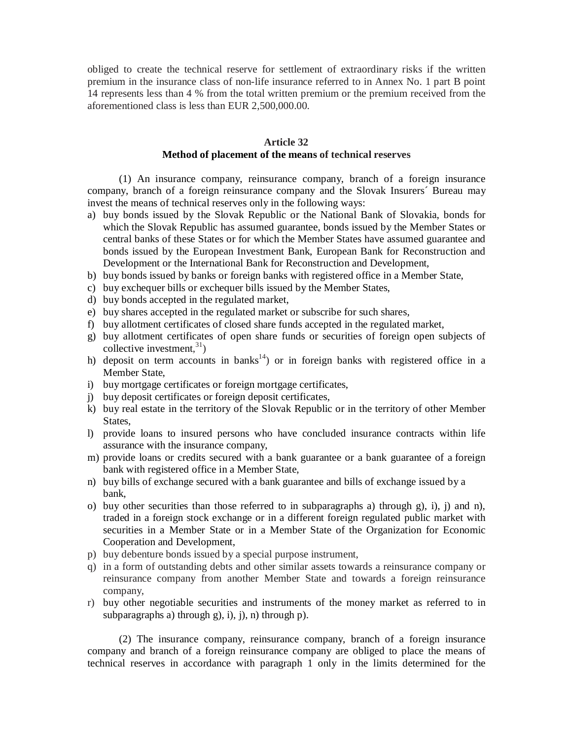obliged to create the technical reserve for settlement of extraordinary risks if the written premium in the insurance class of non-life insurance referred to in Annex No. 1 part B point 14 represents less than 4 % from the total written premium or the premium received from the aforementioned class is less than EUR 2,500,000.00.

**Article 32**
**Method of placement of the means of technical reserves**

(1) An insurance company, reinsurance company, branch of a foreign insurance company, branch of a foreign reinsurance company and the Slovak Insurers´ Bureau may invest the means of technical reserves only in the following ways:

a) buy bonds issued by the Slovak Republic or the National Bank of Slovakia, bonds for which the Slovak Republic has assumed guarantee, bonds issued by the Member States or central banks of these States or for which the Member States have assumed guarantee and bonds issued by the European Investment Bank, European Bank for Reconstruction and Development or the International Bank for Reconstruction and Development,
b) buy bonds issued by banks or foreign banks with registered office in a Member State,
c) buy exchequer bills or exchequer bills issued by the Member States,
d) buy bonds accepted in the regulated market,
e) buy shares accepted in the regulated market or subscribe for such shares,
f) buy allotment certificates of closed share funds accepted in the regulated market,
g) buy allotment certificates of open share funds or securities of foreign open subjects of collective investment,[31])
h) deposit on term accounts in banks[14]) or in foreign banks with registered office in a Member State,
i) buy mortgage certificates or foreign mortgage certificates,
j) buy deposit certificates or foreign deposit certificates,
k) buy real estate in the territory of the Slovak Republic or in the territory of other Member States,
l) provide loans to insured persons who have concluded insurance contracts within life assurance with the insurance company,
m) provide loans or credits secured with a bank guarantee or a bank guarantee of a foreign bank with registered office in a Member State,
n) buy bills of exchange secured with a bank guarantee and bills of exchange issued by a bank,
o) buy other securities than those referred to in subparagraphs a) through g), i), j) and n), traded in a foreign stock exchange or in a different foreign regulated public market with securities in a Member State or in a Member State of the Organization for Economic Cooperation and Development,
p) buy debenture bonds issued by a special purpose instrument,
q) in a form of outstanding debts and other similar assets towards a reinsurance company or reinsurance company from another Member State and towards a foreign reinsurance company,
r) buy other negotiable securities and instruments of the money market as referred to in subparagraphs a) through g), i), j), n) through p).

(2) The insurance company, reinsurance company, branch of a foreign insurance company and branch of a foreign reinsurance company are obliged to place the means of technical reserves in accordance with paragraph 1 only in the limits determined for the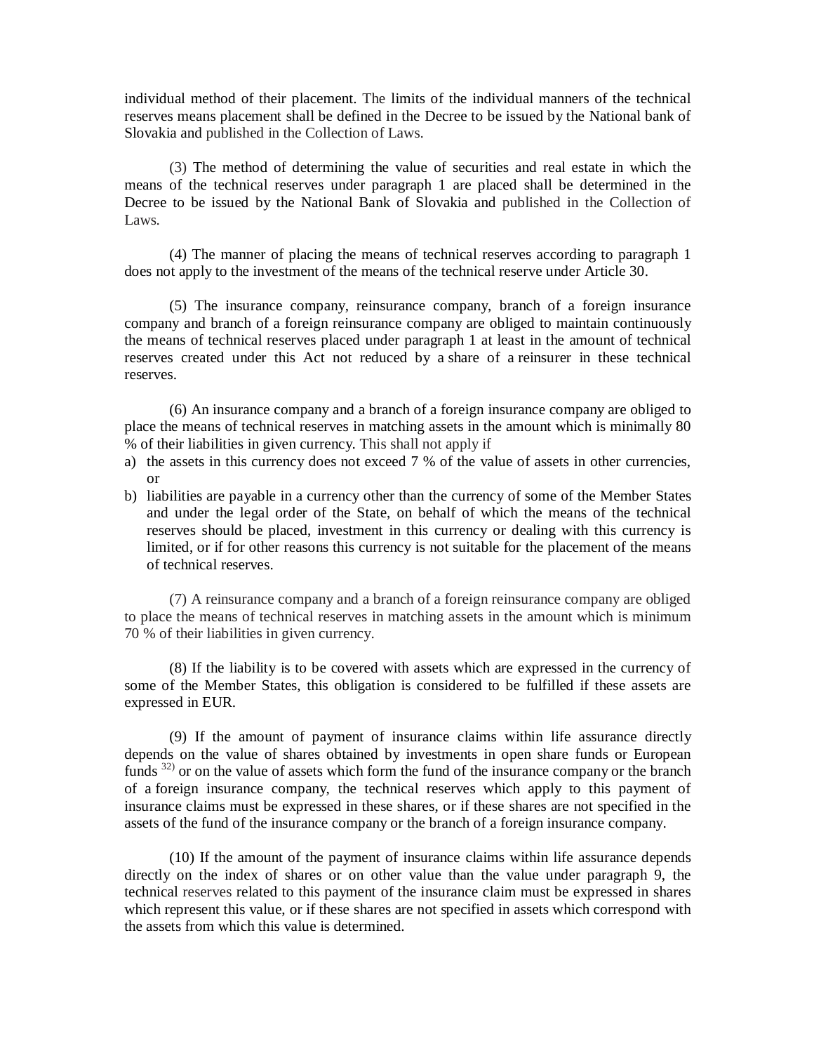individual method of their placement. The limits of the individual manners of the technical reserves means placement shall be defined in the Decree to be issued by the National bank of Slovakia and published in the Collection of Laws.

(3) The method of determining the value of securities and real estate in which the means of the technical reserves under paragraph 1 are placed shall be determined in the Decree to be issued by the National Bank of Slovakia and published in the Collection of Laws.

(4) The manner of placing the means of technical reserves according to paragraph 1 does not apply to the investment of the means of the technical reserve under Article 30.

(5) The insurance company, reinsurance company, branch of a foreign insurance company and branch of a foreign reinsurance company are obliged to maintain continuously the means of technical reserves placed under paragraph 1 at least in the amount of technical reserves created under this Act not reduced by a share of a reinsurer in these technical reserves.

(6) An insurance company and a branch of a foreign insurance company are obliged to place the means of technical reserves in matching assets in the amount which is minimally 80 % of their liabilities in given currency. This shall not apply if

a) the assets in this currency does not exceed 7 % of the value of assets in other currencies, or
b) liabilities are payable in a currency other than the currency of some of the Member States and under the legal order of the State, on behalf of which the means of the technical reserves should be placed, investment in this currency or dealing with this currency is limited, or if for other reasons this currency is not suitable for the placement of the means of technical reserves.

(7) A reinsurance company and a branch of a foreign reinsurance company are obliged to place the means of technical reserves in matching assets in the amount which is minimum 70 % of their liabilities in given currency.

(8) If the liability is to be covered with assets which are expressed in the currency of some of the Member States, this obligation is considered to be fulfilled if these assets are expressed in EUR.

(9) If the amount of payment of insurance claims within life assurance directly depends on the value of shares obtained by investments in open share funds or European funds [32)] or on the value of assets which form the fund of the insurance company or the branch of a foreign insurance company, the technical reserves which apply to this payment of insurance claims must be expressed in these shares, or if these shares are not specified in the assets of the fund of the insurance company or the branch of a foreign insurance company.

(10) If the amount of the payment of insurance claims within life assurance depends directly on the index of shares or on other value than the value under paragraph 9, the technical reserves related to this payment of the insurance claim must be expressed in shares which represent this value, or if these shares are not specified in assets which correspond with the assets from which this value is determined.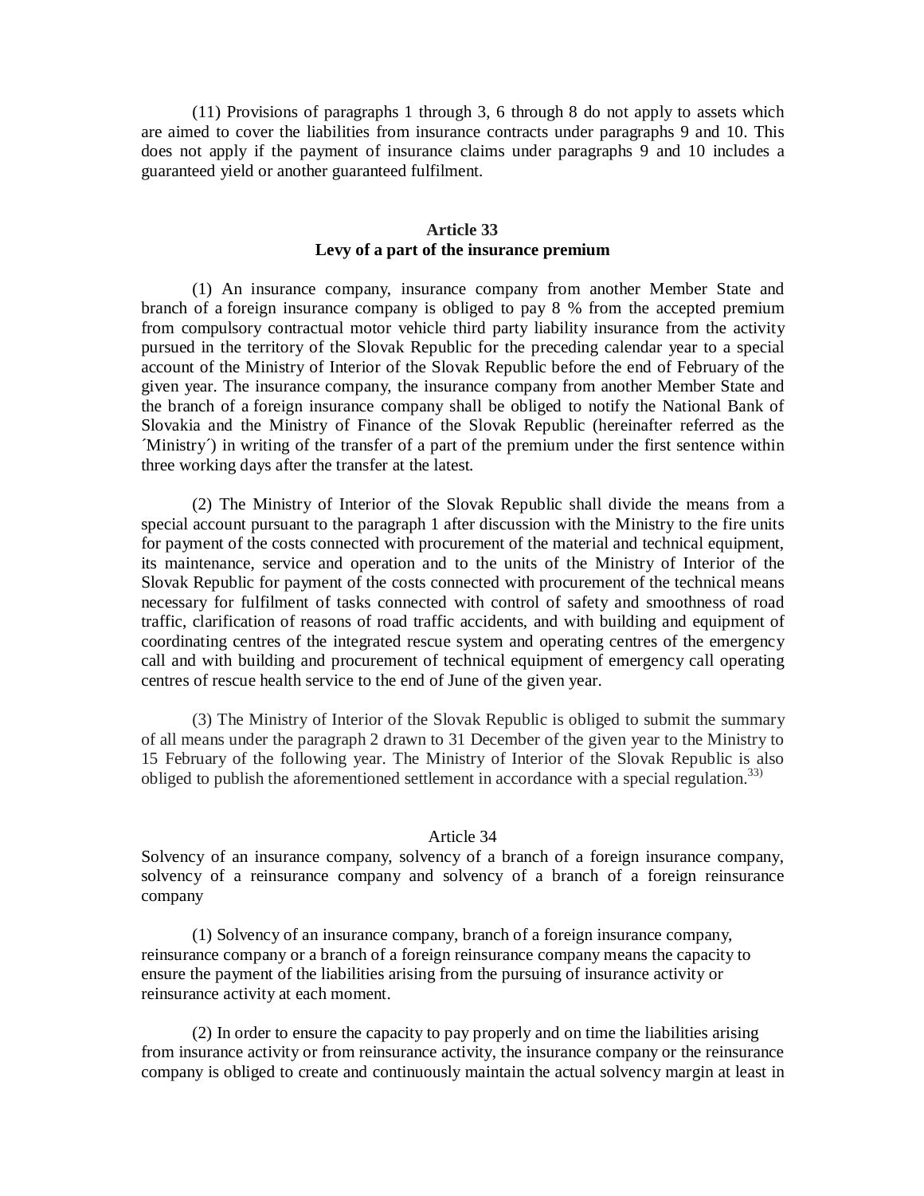(11) Provisions of paragraphs 1 through 3, 6 through 8 do not apply to assets which are aimed to cover the liabilities from insurance contracts under paragraphs 9 and 10. This does not apply if the payment of insurance claims under paragraphs 9 and 10 includes a guaranteed yield or another guaranteed fulfilment.

## Article 33
## Levy of a part of the insurance premium

(1) An insurance company, insurance company from another Member State and branch of a foreign insurance company is obliged to pay 8 % from the accepted premium from compulsory contractual motor vehicle third party liability insurance from the activity pursued in the territory of the Slovak Republic for the preceding calendar year to a special account of the Ministry of Interior of the Slovak Republic before the end of February of the given year. The insurance company, the insurance company from another Member State and the branch of a foreign insurance company shall be obliged to notify the National Bank of Slovakia and the Ministry of Finance of the Slovak Republic (hereinafter referred as the ´Ministry´) in writing of the transfer of a part of the premium under the first sentence within three working days after the transfer at the latest.

(2) The Ministry of Interior of the Slovak Republic shall divide the means from a special account pursuant to the paragraph 1 after discussion with the Ministry to the fire units for payment of the costs connected with procurement of the material and technical equipment, its maintenance, service and operation and to the units of the Ministry of Interior of the Slovak Republic for payment of the costs connected with procurement of the technical means necessary for fulfilment of tasks connected with control of safety and smoothness of road traffic, clarification of reasons of road traffic accidents, and with building and equipment of coordinating centres of the integrated rescue system and operating centres of the emergency call and with building and procurement of technical equipment of emergency call operating centres of rescue health service to the end of June of the given year.

(3) The Ministry of Interior of the Slovak Republic is obliged to submit the summary of all means under the paragraph 2 drawn to 31 December of the given year to the Ministry to 15 February of the following year. The Ministry of Interior of the Slovak Republic is also obliged to publish the aforementioned settlement in accordance with a special regulation.[33)]

## Article 34
Solvency of an insurance company, solvency of a branch of a foreign insurance company, solvency of a reinsurance company and solvency of a branch of a foreign reinsurance company

(1) Solvency of an insurance company, branch of a foreign insurance company, reinsurance company or a branch of a foreign reinsurance company means the capacity to ensure the payment of the liabilities arising from the pursuing of insurance activity or reinsurance activity at each moment.

(2) In order to ensure the capacity to pay properly and on time the liabilities arising from insurance activity or from reinsurance activity, the insurance company or the reinsurance company is obliged to create and continuously maintain the actual solvency margin at least in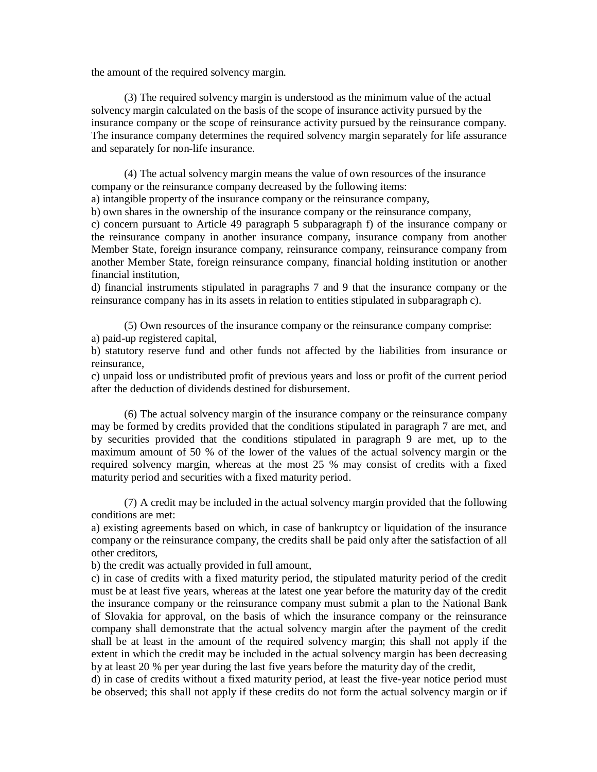the amount of the required solvency margin.

(3) The required solvency margin is understood as the minimum value of the actual solvency margin calculated on the basis of the scope of insurance activity pursued by the insurance company or the scope of reinsurance activity pursued by the reinsurance company. The insurance company determines the required solvency margin separately for life assurance and separately for non-life insurance.

(4) The actual solvency margin means the value of own resources of the insurance company or the reinsurance company decreased by the following items:
a) intangible property of the insurance company or the reinsurance company,
b) own shares in the ownership of the insurance company or the reinsurance company,
c) concern pursuant to Article 49 paragraph 5 subparagraph f) of the insurance company or the reinsurance company in another insurance company, insurance company from another Member State, foreign insurance company, reinsurance company, reinsurance company from another Member State, foreign reinsurance company, financial holding institution or another financial institution,
d) financial instruments stipulated in paragraphs 7 and 9 that the insurance company or the reinsurance company has in its assets in relation to entities stipulated in subparagraph c).

(5) Own resources of the insurance company or the reinsurance company comprise:
a) paid-up registered capital,
b) statutory reserve fund and other funds not affected by the liabilities from insurance or reinsurance,
c) unpaid loss or undistributed profit of previous years and loss or profit of the current period after the deduction of dividends destined for disbursement.

(6) The actual solvency margin of the insurance company or the reinsurance company may be formed by credits provided that the conditions stipulated in paragraph 7 are met, and by securities provided that the conditions stipulated in paragraph 9 are met, up to the maximum amount of 50 % of the lower of the values of the actual solvency margin or the required solvency margin, whereas at the most 25 % may consist of credits with a fixed maturity period and securities with a fixed maturity period.

(7) A credit may be included in the actual solvency margin provided that the following conditions are met:
a) existing agreements based on which, in case of bankruptcy or liquidation of the insurance company or the reinsurance company, the credits shall be paid only after the satisfaction of all other creditors,
b) the credit was actually provided in full amount,
c) in case of credits with a fixed maturity period, the stipulated maturity period of the credit must be at least five years, whereas at the latest one year before the maturity day of the credit the insurance company or the reinsurance company must submit a plan to the National Bank of Slovakia for approval, on the basis of which the insurance company or the reinsurance company shall demonstrate that the actual solvency margin after the payment of the credit shall be at least in the amount of the required solvency margin; this shall not apply if the extent in which the credit may be included in the actual solvency margin has been decreasing by at least 20 % per year during the last five years before the maturity day of the credit,
d) in case of credits without a fixed maturity period, at least the five-year notice period must be observed; this shall not apply if these credits do not form the actual solvency margin or if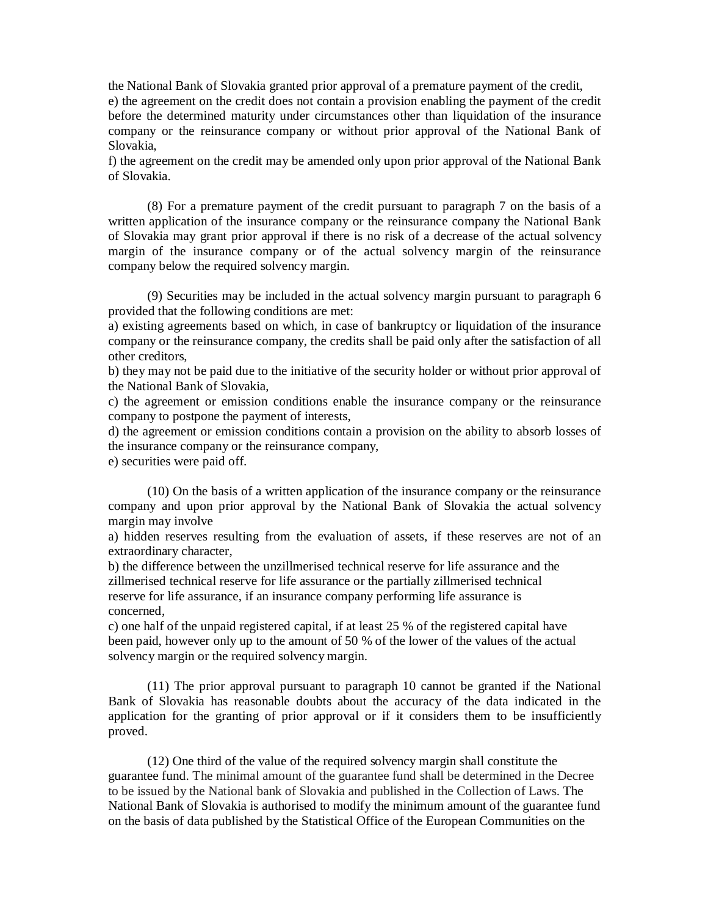the National Bank of Slovakia granted prior approval of a premature payment of the credit,
e) the agreement on the credit does not contain a provision enabling the payment of the credit before the determined maturity under circumstances other than liquidation of the insurance company or the reinsurance company or without prior approval of the National Bank of Slovakia,
f) the agreement on the credit may be amended only upon prior approval of the National Bank of Slovakia.

(8) For a premature payment of the credit pursuant to paragraph 7 on the basis of a written application of the insurance company or the reinsurance company the National Bank of Slovakia may grant prior approval if there is no risk of a decrease of the actual solvency margin of the insurance company or of the actual solvency margin of the reinsurance company below the required solvency margin.

(9) Securities may be included in the actual solvency margin pursuant to paragraph 6 provided that the following conditions are met:
a) existing agreements based on which, in case of bankruptcy or liquidation of the insurance company or the reinsurance company, the credits shall be paid only after the satisfaction of all other creditors,
b) they may not be paid due to the initiative of the security holder or without prior approval of the National Bank of Slovakia,
c) the agreement or emission conditions enable the insurance company or the reinsurance company to postpone the payment of interests,
d) the agreement or emission conditions contain a provision on the ability to absorb losses of the insurance company or the reinsurance company,
e) securities were paid off.

(10) On the basis of a written application of the insurance company or the reinsurance company and upon prior approval by the National Bank of Slovakia the actual solvency margin may involve
a) hidden reserves resulting from the evaluation of assets, if these reserves are not of an extraordinary character,
b) the difference between the unzillmerised technical reserve for life assurance and the zillmerised technical reserve for life assurance or the partially zillmerised technical reserve for life assurance, if an insurance company performing life assurance is concerned,
c) one half of the unpaid registered capital, if at least 25 % of the registered capital have been paid, however only up to the amount of 50 % of the lower of the values of the actual solvency margin or the required solvency margin.

(11) The prior approval pursuant to paragraph 10 cannot be granted if the National Bank of Slovakia has reasonable doubts about the accuracy of the data indicated in the application for the granting of prior approval or if it considers them to be insufficiently proved.

(12) One third of the value of the required solvency margin shall constitute the guarantee fund. The minimal amount of the guarantee fund shall be determined in the Decree to be issued by the National bank of Slovakia and published in the Collection of Laws. The National Bank of Slovakia is authorised to modify the minimum amount of the guarantee fund on the basis of data published by the Statistical Office of the European Communities on the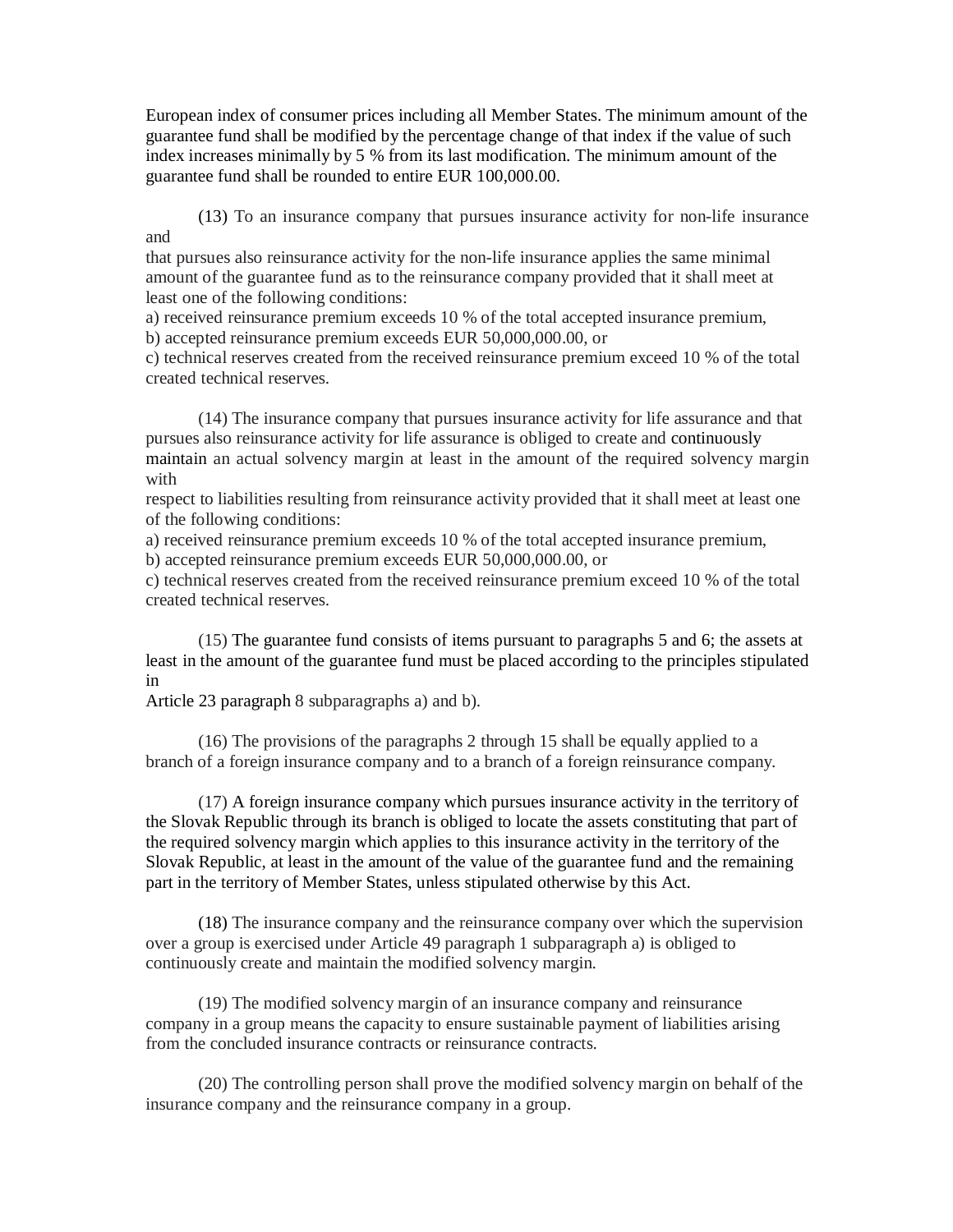European index of consumer prices including all Member States. The minimum amount of the guarantee fund shall be modified by the percentage change of that index if the value of such index increases minimally by 5 % from its last modification. The minimum amount of the guarantee fund shall be rounded to entire EUR 100,000.00.

(13) To an insurance company that pursues insurance activity for non-life insurance and that pursues also reinsurance activity for the non-life insurance applies the same minimal amount of the guarantee fund as to the reinsurance company provided that it shall meet at least one of the following conditions:

a) received reinsurance premium exceeds 10 % of the total accepted insurance premium,
b) accepted reinsurance premium exceeds EUR 50,000,000.00, or
c) technical reserves created from the received reinsurance premium exceed 10 % of the total created technical reserves.

(14) The insurance company that pursues insurance activity for life assurance and that pursues also reinsurance activity for life assurance is obliged to create and continuously maintain an actual solvency margin at least in the amount of the required solvency margin with respect to liabilities resulting from reinsurance activity provided that it shall meet at least one of the following conditions:

a) received reinsurance premium exceeds 10 % of the total accepted insurance premium,
b) accepted reinsurance premium exceeds EUR 50,000,000.00, or
c) technical reserves created from the received reinsurance premium exceed 10 % of the total created technical reserves.

(15) The guarantee fund consists of items pursuant to paragraphs 5 and 6; the assets at least in the amount of the guarantee fund must be placed according to the principles stipulated in Article 23 paragraph 8 subparagraphs a) and b).

(16) The provisions of the paragraphs 2 through 15 shall be equally applied to a branch of a foreign insurance company and to a branch of a foreign reinsurance company.

(17) A foreign insurance company which pursues insurance activity in the territory of the Slovak Republic through its branch is obliged to locate the assets constituting that part of the required solvency margin which applies to this insurance activity in the territory of the Slovak Republic, at least in the amount of the value of the guarantee fund and the remaining part in the territory of Member States, unless stipulated otherwise by this Act.

(18) The insurance company and the reinsurance company over which the supervision over a group is exercised under Article 49 paragraph 1 subparagraph a) is obliged to continuously create and maintain the modified solvency margin.

(19) The modified solvency margin of an insurance company and reinsurance company in a group means the capacity to ensure sustainable payment of liabilities arising from the concluded insurance contracts or reinsurance contracts.

(20) The controlling person shall prove the modified solvency margin on behalf of the insurance company and the reinsurance company in a group.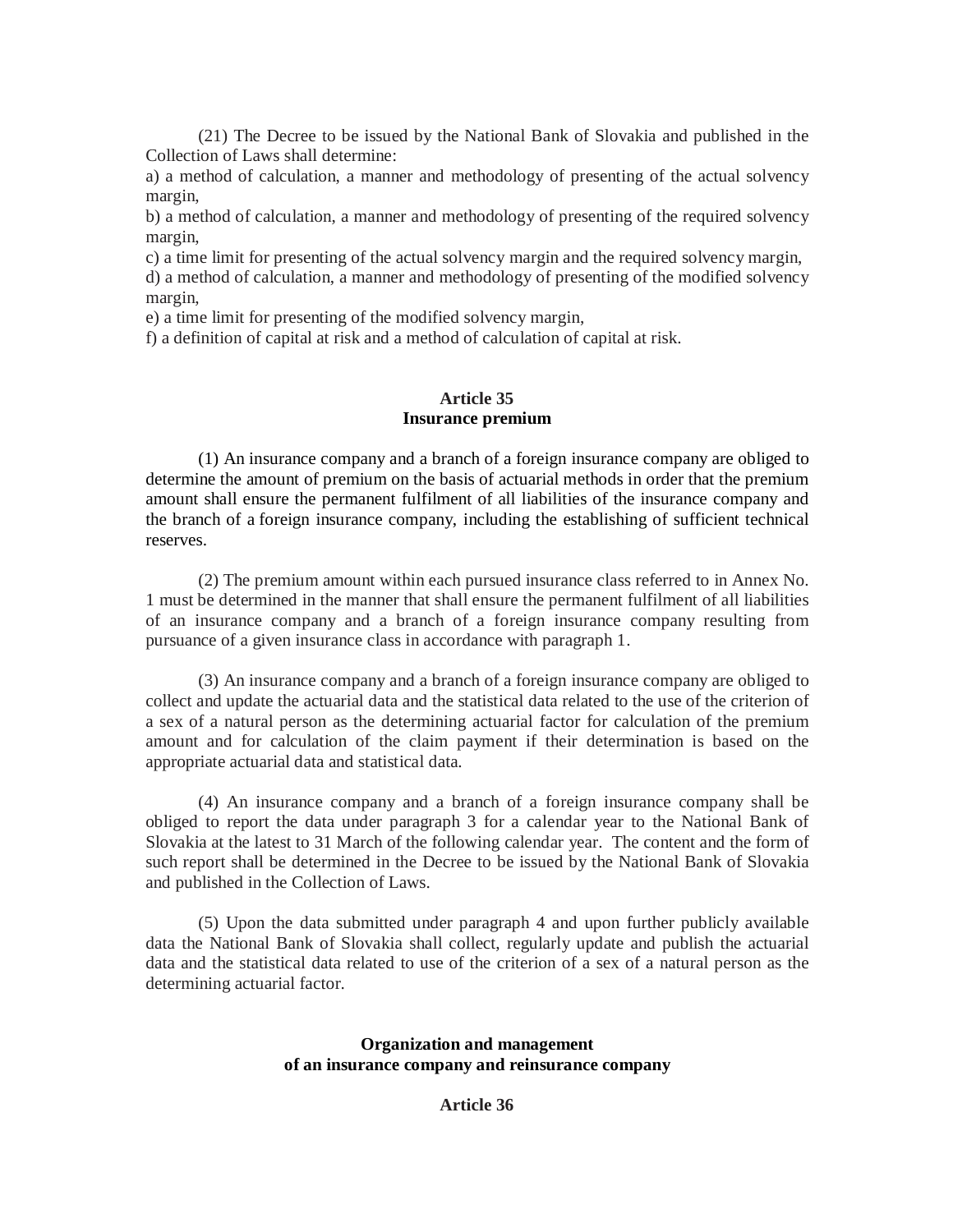(21) The Decree to be issued by the National Bank of Slovakia and published in the Collection of Laws shall determine:

a) a method of calculation, a manner and methodology of presenting of the actual solvency margin,

b) a method of calculation, a manner and methodology of presenting of the required solvency margin,

c) a time limit for presenting of the actual solvency margin and the required solvency margin,

d) a method of calculation, a manner and methodology of presenting of the modified solvency margin,

e) a time limit for presenting of the modified solvency margin,

f) a definition of capital at risk and a method of calculation of capital at risk.

**Article 35**
**Insurance premium**

(1) An insurance company and a branch of a foreign insurance company are obliged to determine the amount of premium on the basis of actuarial methods in order that the premium amount shall ensure the permanent fulfilment of all liabilities of the insurance company and the branch of a foreign insurance company, including the establishing of sufficient technical reserves.

(2) The premium amount within each pursued insurance class referred to in Annex No. 1 must be determined in the manner that shall ensure the permanent fulfilment of all liabilities of an insurance company and a branch of a foreign insurance company resulting from pursuance of a given insurance class in accordance with paragraph 1.

(3) An insurance company and a branch of a foreign insurance company are obliged to collect and update the actuarial data and the statistical data related to the use of the criterion of a sex of a natural person as the determining actuarial factor for calculation of the premium amount and for calculation of the claim payment if their determination is based on the appropriate actuarial data and statistical data.

(4) An insurance company and a branch of a foreign insurance company shall be obliged to report the data under paragraph 3 for a calendar year to the National Bank of Slovakia at the latest to 31 March of the following calendar year. The content and the form of such report shall be determined in the Decree to be issued by the National Bank of Slovakia and published in the Collection of Laws.

(5) Upon the data submitted under paragraph 4 and upon further publicly available data the National Bank of Slovakia shall collect, regularly update and publish the actuarial data and the statistical data related to use of the criterion of a sex of a natural person as the determining actuarial factor.

**Organization and management**
**of an insurance company and reinsurance company**

**Article 36**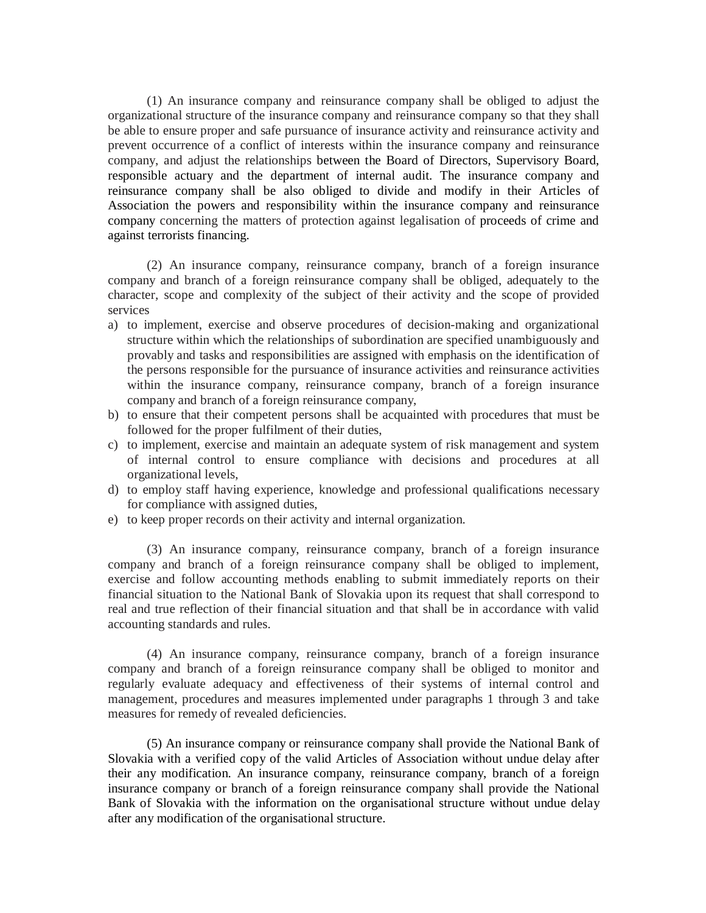(1) An insurance company and reinsurance company shall be obliged to adjust the organizational structure of the insurance company and reinsurance company so that they shall be able to ensure proper and safe pursuance of insurance activity and reinsurance activity and prevent occurrence of a conflict of interests within the insurance company and reinsurance company, and adjust the relationships between the Board of Directors, Supervisory Board, responsible actuary and the department of internal audit. The insurance company and reinsurance company shall be also obliged to divide and modify in their Articles of Association the powers and responsibility within the insurance company and reinsurance company concerning the matters of protection against legalisation of proceeds of crime and against terrorists financing.

(2) An insurance company, reinsurance company, branch of a foreign insurance company and branch of a foreign reinsurance company shall be obliged, adequately to the character, scope and complexity of the subject of their activity and the scope of provided services

a) to implement, exercise and observe procedures of decision-making and organizational structure within which the relationships of subordination are specified unambiguously and provably and tasks and responsibilities are assigned with emphasis on the identification of the persons responsible for the pursuance of insurance activities and reinsurance activities within the insurance company, reinsurance company, branch of a foreign insurance company and branch of a foreign reinsurance company,
b) to ensure that their competent persons shall be acquainted with procedures that must be followed for the proper fulfilment of their duties,
c) to implement, exercise and maintain an adequate system of risk management and system of internal control to ensure compliance with decisions and procedures at all organizational levels,
d) to employ staff having experience, knowledge and professional qualifications necessary for compliance with assigned duties,
e) to keep proper records on their activity and internal organization.

(3) An insurance company, reinsurance company, branch of a foreign insurance company and branch of a foreign reinsurance company shall be obliged to implement, exercise and follow accounting methods enabling to submit immediately reports on their financial situation to the National Bank of Slovakia upon its request that shall correspond to real and true reflection of their financial situation and that shall be in accordance with valid accounting standards and rules.

(4) An insurance company, reinsurance company, branch of a foreign insurance company and branch of a foreign reinsurance company shall be obliged to monitor and regularly evaluate adequacy and effectiveness of their systems of internal control and management, procedures and measures implemented under paragraphs 1 through 3 and take measures for remedy of revealed deficiencies.

(5) An insurance company or reinsurance company shall provide the National Bank of Slovakia with a verified copy of the valid Articles of Association without undue delay after their any modification. An insurance company, reinsurance company, branch of a foreign insurance company or branch of a foreign reinsurance company shall provide the National Bank of Slovakia with the information on the organisational structure without undue delay after any modification of the organisational structure.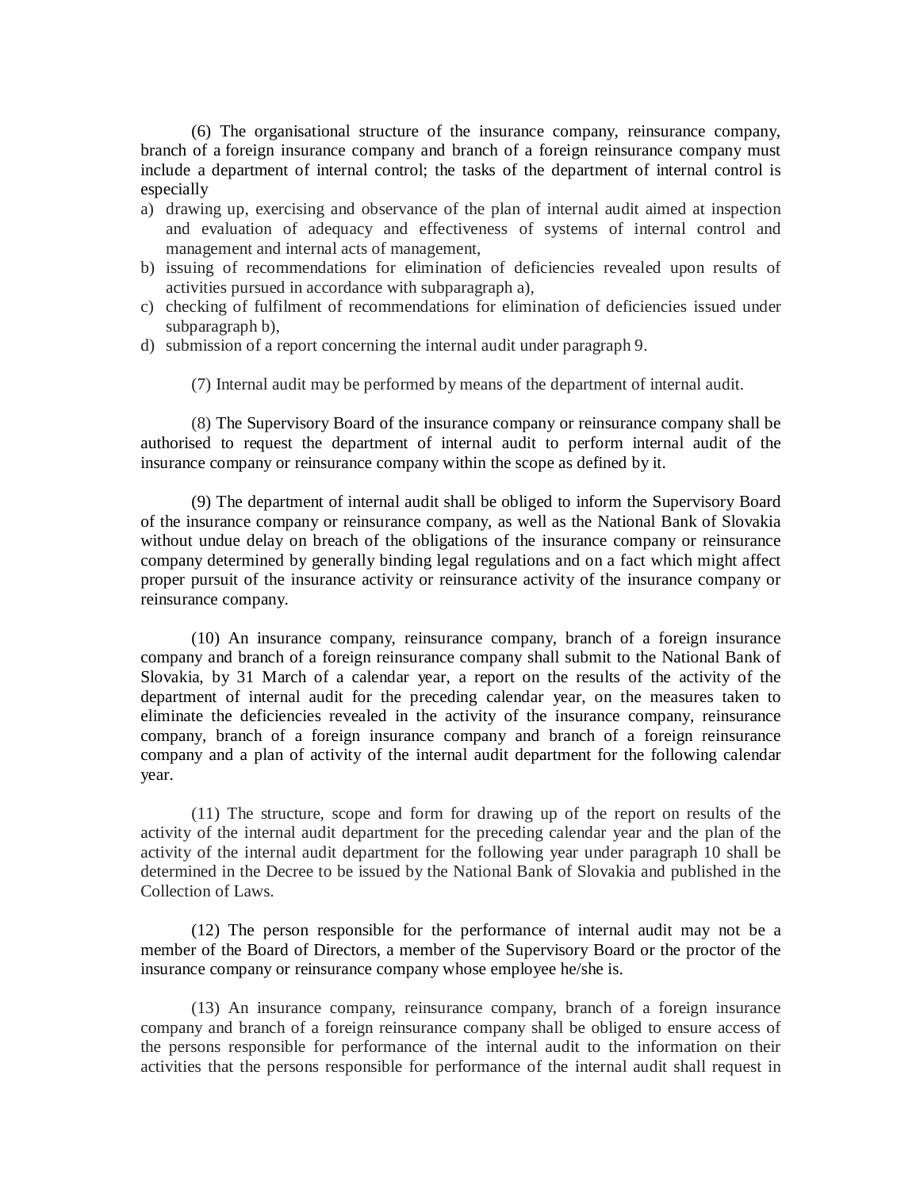(6) The organisational structure of the insurance company, reinsurance company, branch of a foreign insurance company and branch of a foreign reinsurance company must include a department of internal control; the tasks of the department of internal control is especially

a) drawing up, exercising and observance of the plan of internal audit aimed at inspection and evaluation of adequacy and effectiveness of systems of internal control and management and internal acts of management,
b) issuing of recommendations for elimination of deficiencies revealed upon results of activities pursued in accordance with subparagraph a),
c) checking of fulfilment of recommendations for elimination of deficiencies issued under subparagraph b),
d) submission of a report concerning the internal audit under paragraph 9.

(7) Internal audit may be performed by means of the department of internal audit.

(8) The Supervisory Board of the insurance company or reinsurance company shall be authorised to request the department of internal audit to perform internal audit of the insurance company or reinsurance company within the scope as defined by it.

(9) The department of internal audit shall be obliged to inform the Supervisory Board of the insurance company or reinsurance company, as well as the National Bank of Slovakia without undue delay on breach of the obligations of the insurance company or reinsurance company determined by generally binding legal regulations and on a fact which might affect proper pursuit of the insurance activity or reinsurance activity of the insurance company or reinsurance company.

(10) An insurance company, reinsurance company, branch of a foreign insurance company and branch of a foreign reinsurance company shall submit to the National Bank of Slovakia, by 31 March of a calendar year, a report on the results of the activity of the department of internal audit for the preceding calendar year, on the measures taken to eliminate the deficiencies revealed in the activity of the insurance company, reinsurance company, branch of a foreign insurance company and branch of a foreign reinsurance company and a plan of activity of the internal audit department for the following calendar year.

(11) The structure, scope and form for drawing up of the report on results of the activity of the internal audit department for the preceding calendar year and the plan of the activity of the internal audit department for the following year under paragraph 10 shall be determined in the Decree to be issued by the National Bank of Slovakia and published in the Collection of Laws.

(12) The person responsible for the performance of internal audit may not be a member of the Board of Directors, a member of the Supervisory Board or the proctor of the insurance company or reinsurance company whose employee he/she is.

(13) An insurance company, reinsurance company, branch of a foreign insurance company and branch of a foreign reinsurance company shall be obliged to ensure access of the persons responsible for performance of the internal audit to the information on their activities that the persons responsible for performance of the internal audit shall request in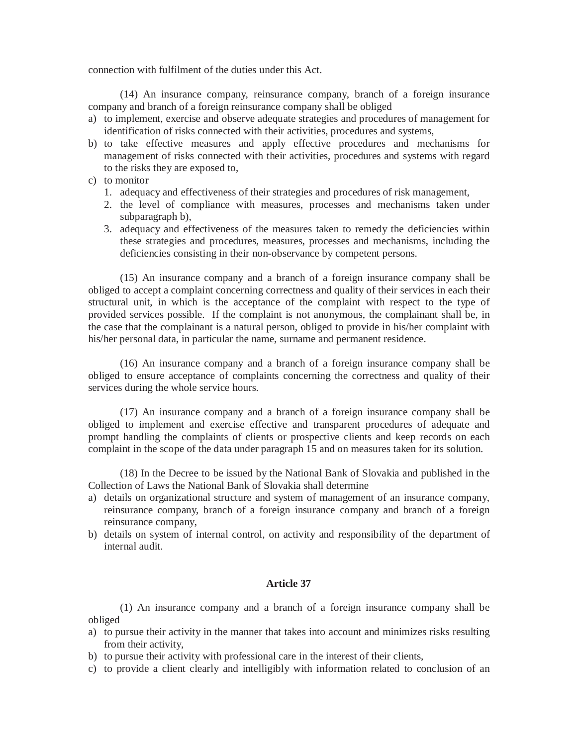connection with fulfilment of the duties under this Act.

(14) An insurance company, reinsurance company, branch of a foreign insurance company and branch of a foreign reinsurance company shall be obliged

a) to implement, exercise and observe adequate strategies and procedures of management for identification of risks connected with their activities, procedures and systems,
b) to take effective measures and apply effective procedures and mechanisms for management of risks connected with their activities, procedures and systems with regard to the risks they are exposed to,
c) to monitor
   1. adequacy and effectiveness of their strategies and procedures of risk management,
   2. the level of compliance with measures, processes and mechanisms taken under subparagraph b),
   3. adequacy and effectiveness of the measures taken to remedy the deficiencies within these strategies and procedures, measures, processes and mechanisms, including the deficiencies consisting in their non-observance by competent persons.

(15) An insurance company and a branch of a foreign insurance company shall be obliged to accept a complaint concerning correctness and quality of their services in each their structural unit, in which is the acceptance of the complaint with respect to the type of provided services possible. If the complaint is not anonymous, the complainant shall be, in the case that the complainant is a natural person, obliged to provide in his/her complaint with his/her personal data, in particular the name, surname and permanent residence.

(16) An insurance company and a branch of a foreign insurance company shall be obliged to ensure acceptance of complaints concerning the correctness and quality of their services during the whole service hours.

(17) An insurance company and a branch of a foreign insurance company shall be obliged to implement and exercise effective and transparent procedures of adequate and prompt handling the complaints of clients or prospective clients and keep records on each complaint in the scope of the data under paragraph 15 and on measures taken for its solution.

(18) In the Decree to be issued by the National Bank of Slovakia and published in the Collection of Laws the National Bank of Slovakia shall determine

a) details on organizational structure and system of management of an insurance company, reinsurance company, branch of a foreign insurance company and branch of a foreign reinsurance company,
b) details on system of internal control, on activity and responsibility of the department of internal audit.

### Article 37

(1) An insurance company and a branch of a foreign insurance company shall be obliged

a) to pursue their activity in the manner that takes into account and minimizes risks resulting from their activity,
b) to pursue their activity with professional care in the interest of their clients,
c) to provide a client clearly and intelligibly with information related to conclusion of an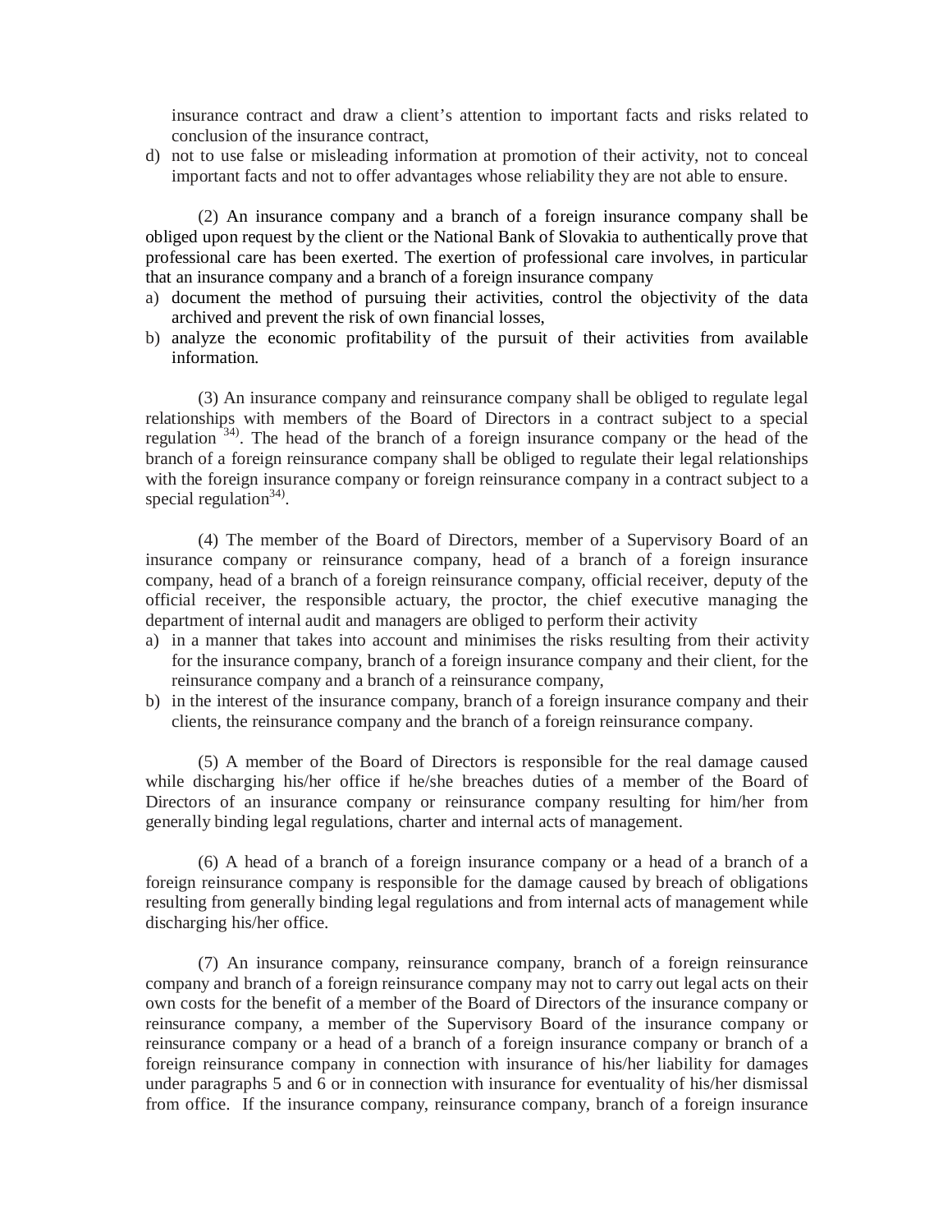insurance contract and draw a client's attention to important facts and risks related to conclusion of the insurance contract,

d) not to use false or misleading information at promotion of their activity, not to conceal important facts and not to offer advantages whose reliability they are not able to ensure.

(2) An insurance company and a branch of a foreign insurance company shall be obliged upon request by the client or the National Bank of Slovakia to authentically prove that professional care has been exerted. The exertion of professional care involves, in particular that an insurance company and a branch of a foreign insurance company

a) document the method of pursuing their activities, control the objectivity of the data archived and prevent the risk of own financial losses,
b) analyze the economic profitability of the pursuit of their activities from available information.

(3) An insurance company and reinsurance company shall be obliged to regulate legal relationships with members of the Board of Directors in a contract subject to a special regulation [34)]. The head of the branch of a foreign insurance company or the head of the branch of a foreign reinsurance company shall be obliged to regulate their legal relationships with the foreign insurance company or foreign reinsurance company in a contract subject to a special regulation[34)].

(4) The member of the Board of Directors, member of a Supervisory Board of an insurance company or reinsurance company, head of a branch of a foreign insurance company, head of a branch of a foreign reinsurance company, official receiver, deputy of the official receiver, the responsible actuary, the proctor, the chief executive managing the department of internal audit and managers are obliged to perform their activity

a) in a manner that takes into account and minimises the risks resulting from their activity for the insurance company, branch of a foreign insurance company and their client, for the reinsurance company and a branch of a reinsurance company,
b) in the interest of the insurance company, branch of a foreign insurance company and their clients, the reinsurance company and the branch of a foreign reinsurance company.

(5) A member of the Board of Directors is responsible for the real damage caused while discharging his/her office if he/she breaches duties of a member of the Board of Directors of an insurance company or reinsurance company resulting for him/her from generally binding legal regulations, charter and internal acts of management.

(6) A head of a branch of a foreign insurance company or a head of a branch of a foreign reinsurance company is responsible for the damage caused by breach of obligations resulting from generally binding legal regulations and from internal acts of management while discharging his/her office.

(7) An insurance company, reinsurance company, branch of a foreign reinsurance company and branch of a foreign reinsurance company may not to carry out legal acts on their own costs for the benefit of a member of the Board of Directors of the insurance company or reinsurance company, a member of the Supervisory Board of the insurance company or reinsurance company or a head of a branch of a foreign insurance company or branch of a foreign reinsurance company in connection with insurance of his/her liability for damages under paragraphs 5 and 6 or in connection with insurance for eventuality of his/her dismissal from office. If the insurance company, reinsurance company, branch of a foreign insurance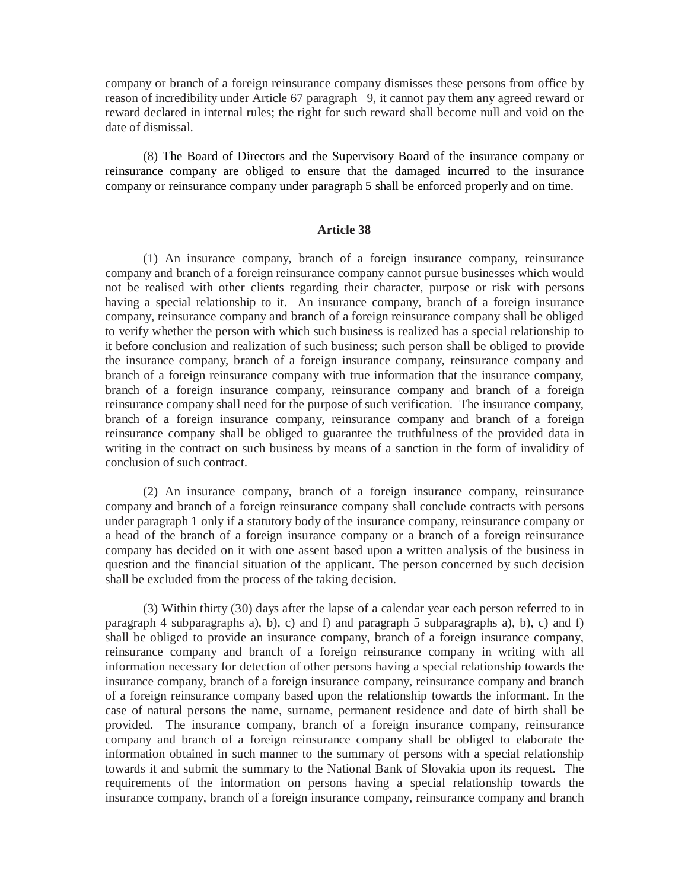company or branch of a foreign reinsurance company dismisses these persons from office by reason of incredibility under Article 67 paragraph 9, it cannot pay them any agreed reward or reward declared in internal rules; the right for such reward shall become null and void on the date of dismissal.

(8) The Board of Directors and the Supervisory Board of the insurance company or reinsurance company are obliged to ensure that the damaged incurred to the insurance company or reinsurance company under paragraph 5 shall be enforced properly and on time.

### Article 38

(1) An insurance company, branch of a foreign insurance company, reinsurance company and branch of a foreign reinsurance company cannot pursue businesses which would not be realised with other clients regarding their character, purpose or risk with persons having a special relationship to it. An insurance company, branch of a foreign insurance company, reinsurance company and branch of a foreign reinsurance company shall be obliged to verify whether the person with which such business is realized has a special relationship to it before conclusion and realization of such business; such person shall be obliged to provide the insurance company, branch of a foreign insurance company, reinsurance company and branch of a foreign reinsurance company with true information that the insurance company, branch of a foreign insurance company, reinsurance company and branch of a foreign reinsurance company shall need for the purpose of such verification. The insurance company, branch of a foreign insurance company, reinsurance company and branch of a foreign reinsurance company shall be obliged to guarantee the truthfulness of the provided data in writing in the contract on such business by means of a sanction in the form of invalidity of conclusion of such contract.

(2) An insurance company, branch of a foreign insurance company, reinsurance company and branch of a foreign reinsurance company shall conclude contracts with persons under paragraph 1 only if a statutory body of the insurance company, reinsurance company or a head of the branch of a foreign insurance company or a branch of a foreign reinsurance company has decided on it with one assent based upon a written analysis of the business in question and the financial situation of the applicant. The person concerned by such decision shall be excluded from the process of the taking decision.

(3) Within thirty (30) days after the lapse of a calendar year each person referred to in paragraph 4 subparagraphs a), b), c) and f) and paragraph 5 subparagraphs a), b), c) and f) shall be obliged to provide an insurance company, branch of a foreign insurance company, reinsurance company and branch of a foreign reinsurance company in writing with all information necessary for detection of other persons having a special relationship towards the insurance company, branch of a foreign insurance company, reinsurance company and branch of a foreign reinsurance company based upon the relationship towards the informant. In the case of natural persons the name, surname, permanent residence and date of birth shall be provided. The insurance company, branch of a foreign insurance company, reinsurance company and branch of a foreign reinsurance company shall be obliged to elaborate the information obtained in such manner to the summary of persons with a special relationship towards it and submit the summary to the National Bank of Slovakia upon its request. The requirements of the information on persons having a special relationship towards the insurance company, branch of a foreign insurance company, reinsurance company and branch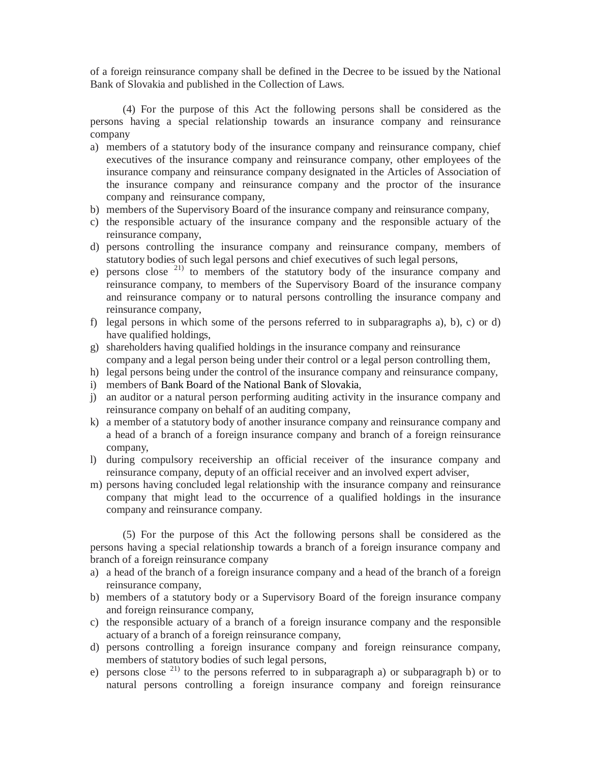of a foreign reinsurance company shall be defined in the Decree to be issued by the National Bank of Slovakia and published in the Collection of Laws.

(4) For the purpose of this Act the following persons shall be considered as the persons having a special relationship towards an insurance company and reinsurance company

a) members of a statutory body of the insurance company and reinsurance company, chief executives of the insurance company and reinsurance company, other employees of the insurance company and reinsurance company designated in the Articles of Association of the insurance company and reinsurance company and the proctor of the insurance company and reinsurance company,
b) members of the Supervisory Board of the insurance company and reinsurance company,
c) the responsible actuary of the insurance company and the responsible actuary of the reinsurance company,
d) persons controlling the insurance company and reinsurance company, members of statutory bodies of such legal persons and chief executives of such legal persons,
e) persons close [21)] to members of the statutory body of the insurance company and reinsurance company, to members of the Supervisory Board of the insurance company and reinsurance company or to natural persons controlling the insurance company and reinsurance company,
f) legal persons in which some of the persons referred to in subparagraphs a), b), c) or d) have qualified holdings,
g) shareholders having qualified holdings in the insurance company and reinsurance company and a legal person being under their control or a legal person controlling them,
h) legal persons being under the control of the insurance company and reinsurance company,
i) members of Bank Board of the National Bank of Slovakia,
j) an auditor or a natural person performing auditing activity in the insurance company and reinsurance company on behalf of an auditing company,
k) a member of a statutory body of another insurance company and reinsurance company and a head of a branch of a foreign insurance company and branch of a foreign reinsurance company,
l) during compulsory receivership an official receiver of the insurance company and reinsurance company, deputy of an official receiver and an involved expert adviser,
m) persons having concluded legal relationship with the insurance company and reinsurance company that might lead to the occurrence of a qualified holdings in the insurance company and reinsurance company.

(5) For the purpose of this Act the following persons shall be considered as the persons having a special relationship towards a branch of a foreign insurance company and branch of a foreign reinsurance company

a) a head of the branch of a foreign insurance company and a head of the branch of a foreign reinsurance company,
b) members of a statutory body or a Supervisory Board of the foreign insurance company and foreign reinsurance company,
c) the responsible actuary of a branch of a foreign insurance company and the responsible actuary of a branch of a foreign reinsurance company,
d) persons controlling a foreign insurance company and foreign reinsurance company, members of statutory bodies of such legal persons,
e) persons close [21)] to the persons referred to in subparagraph a) or subparagraph b) or to natural persons controlling a foreign insurance company and foreign reinsurance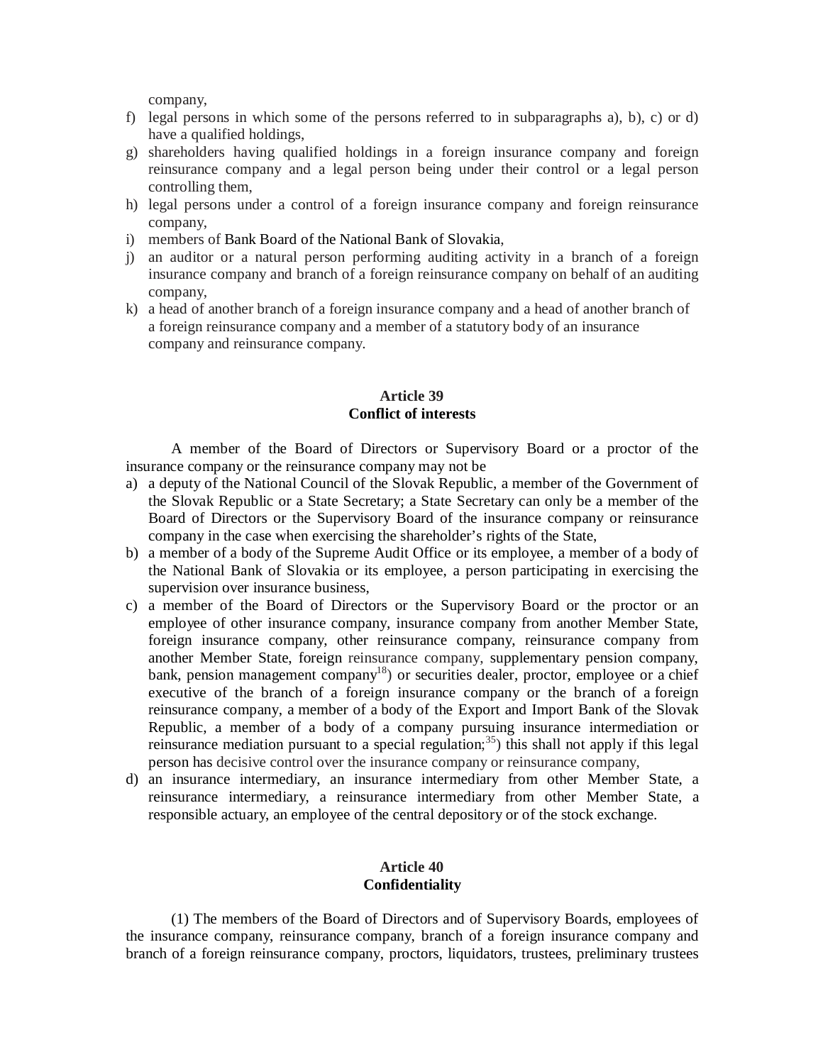company,

f) legal persons in which some of the persons referred to in subparagraphs a), b), c) or d) have a qualified holdings,
g) shareholders having qualified holdings in a foreign insurance company and foreign reinsurance company and a legal person being under their control or a legal person controlling them,
h) legal persons under a control of a foreign insurance company and foreign reinsurance company,
i) members of Bank Board of the National Bank of Slovakia,
j) an auditor or a natural person performing auditing activity in a branch of a foreign insurance company and branch of a foreign reinsurance company on behalf of an auditing company,
k) a head of another branch of a foreign insurance company and a head of another branch of a foreign reinsurance company and a member of a statutory body of an insurance company and reinsurance company.

## Article 39
## Conflict of interests

A member of the Board of Directors or Supervisory Board or a proctor of the insurance company or the reinsurance company may not be

a) a deputy of the National Council of the Slovak Republic, a member of the Government of the Slovak Republic or a State Secretary; a State Secretary can only be a member of the Board of Directors or the Supervisory Board of the insurance company or reinsurance company in the case when exercising the shareholder's rights of the State,
b) a member of a body of the Supreme Audit Office or its employee, a member of a body of the National Bank of Slovakia or its employee, a person participating in exercising the supervision over insurance business,
c) a member of the Board of Directors or the Supervisory Board or the proctor or an employee of other insurance company, insurance company from another Member State, foreign insurance company, other reinsurance company, reinsurance company from another Member State, foreign reinsurance company, supplementary pension company, bank, pension management company[18]) or securities dealer, proctor, employee or a chief executive of the branch of a foreign insurance company or the branch of a foreign reinsurance company, a member of a body of the Export and Import Bank of the Slovak Republic, a member of a body of a company pursuing insurance intermediation or reinsurance mediation pursuant to a special regulation;[35]) this shall not apply if this legal person has decisive control over the insurance company or reinsurance company,
d) an insurance intermediary, an insurance intermediary from other Member State, a reinsurance intermediary, a reinsurance intermediary from other Member State, a responsible actuary, an employee of the central depository or of the stock exchange.

## Article 40
## Confidentiality

(1) The members of the Board of Directors and of Supervisory Boards, employees of the insurance company, reinsurance company, branch of a foreign insurance company and branch of a foreign reinsurance company, proctors, liquidators, trustees, preliminary trustees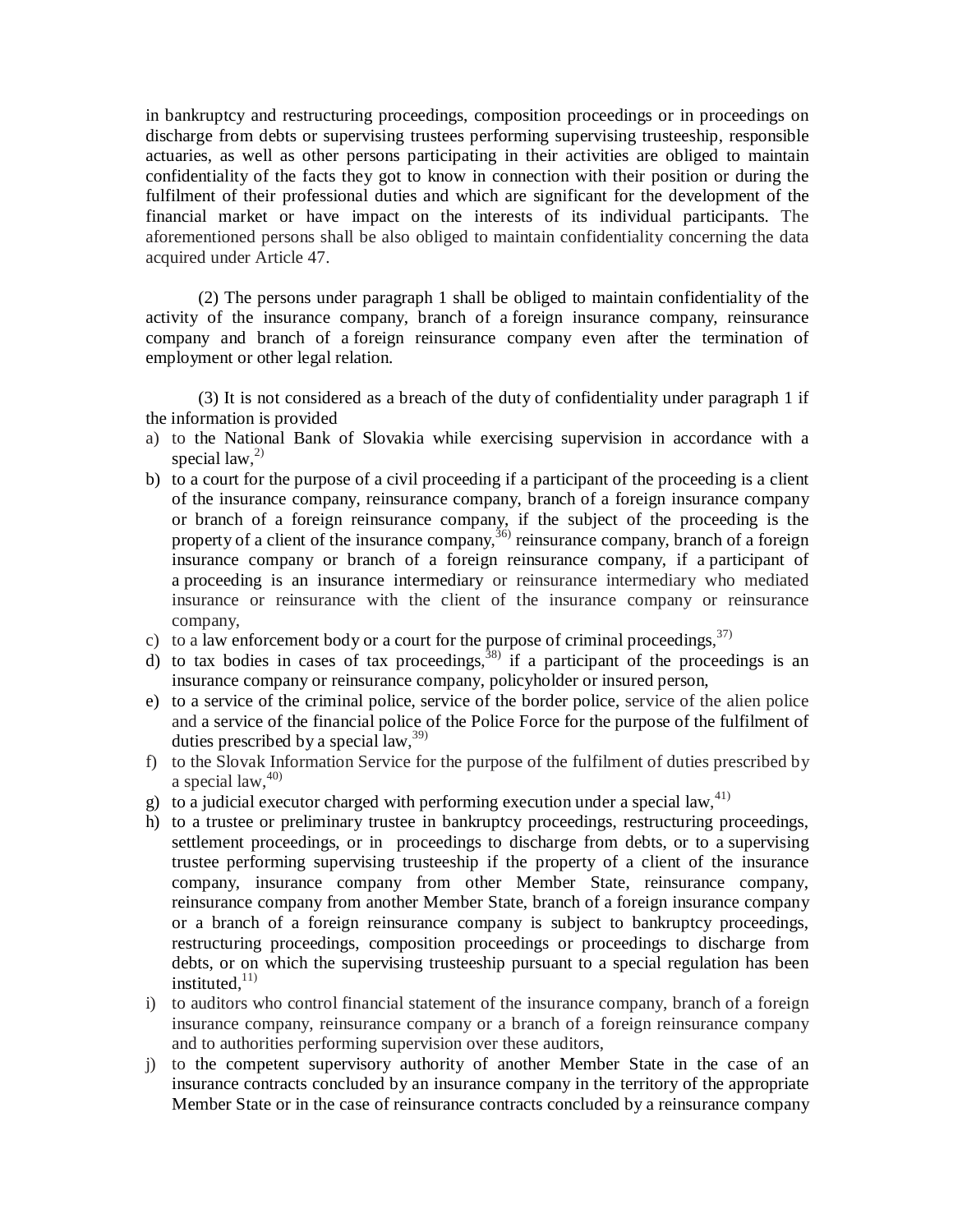in bankruptcy and restructuring proceedings, composition proceedings or in proceedings on discharge from debts or supervising trustees performing supervising trusteeship, responsible actuaries, as well as other persons participating in their activities are obliged to maintain confidentiality of the facts they got to know in connection with their position or during the fulfilment of their professional duties and which are significant for the development of the financial market or have impact on the interests of its individual participants. The aforementioned persons shall be also obliged to maintain confidentiality concerning the data acquired under Article 47.

(2) The persons under paragraph 1 shall be obliged to maintain confidentiality of the activity of the insurance company, branch of a foreign insurance company, reinsurance company and branch of a foreign reinsurance company even after the termination of employment or other legal relation.

(3) It is not considered as a breach of the duty of confidentiality under paragraph 1 if the information is provided

a) to the National Bank of Slovakia while exercising supervision in accordance with a special law,[2)]
b) to a court for the purpose of a civil proceeding if a participant of the proceeding is a client of the insurance company, reinsurance company, branch of a foreign insurance company or branch of a foreign reinsurance company, if the subject of the proceeding is the property of a client of the insurance company,[36)] reinsurance company, branch of a foreign insurance company or branch of a foreign reinsurance company, if a participant of a proceeding is an insurance intermediary or reinsurance intermediary who mediated insurance or reinsurance with the client of the insurance company or reinsurance company,
c) to a law enforcement body or a court for the purpose of criminal proceedings,[37)]
d) to tax bodies in cases of tax proceedings,[38)] if a participant of the proceedings is an insurance company or reinsurance company, policyholder or insured person,
e) to a service of the criminal police, service of the border police, service of the alien police and a service of the financial police of the Police Force for the purpose of the fulfilment of duties prescribed by a special law,[39)]
f) to the Slovak Information Service for the purpose of the fulfilment of duties prescribed by a special law,[40)]
g) to a judicial executor charged with performing execution under a special law,[41)]
h) to a trustee or preliminary trustee in bankruptcy proceedings, restructuring proceedings, settlement proceedings, or in proceedings to discharge from debts, or to a supervising trustee performing supervising trusteeship if the property of a client of the insurance company, insurance company from other Member State, reinsurance company, reinsurance company from another Member State, branch of a foreign insurance company or a branch of a foreign reinsurance company is subject to bankruptcy proceedings, restructuring proceedings, composition proceedings or proceedings to discharge from debts, or on which the supervising trusteeship pursuant to a special regulation has been instituted,[11)]
i) to auditors who control financial statement of the insurance company, branch of a foreign insurance company, reinsurance company or a branch of a foreign reinsurance company and to authorities performing supervision over these auditors,
j) to the competent supervisory authority of another Member State in the case of an insurance contracts concluded by an insurance company in the territory of the appropriate Member State or in the case of reinsurance contracts concluded by a reinsurance company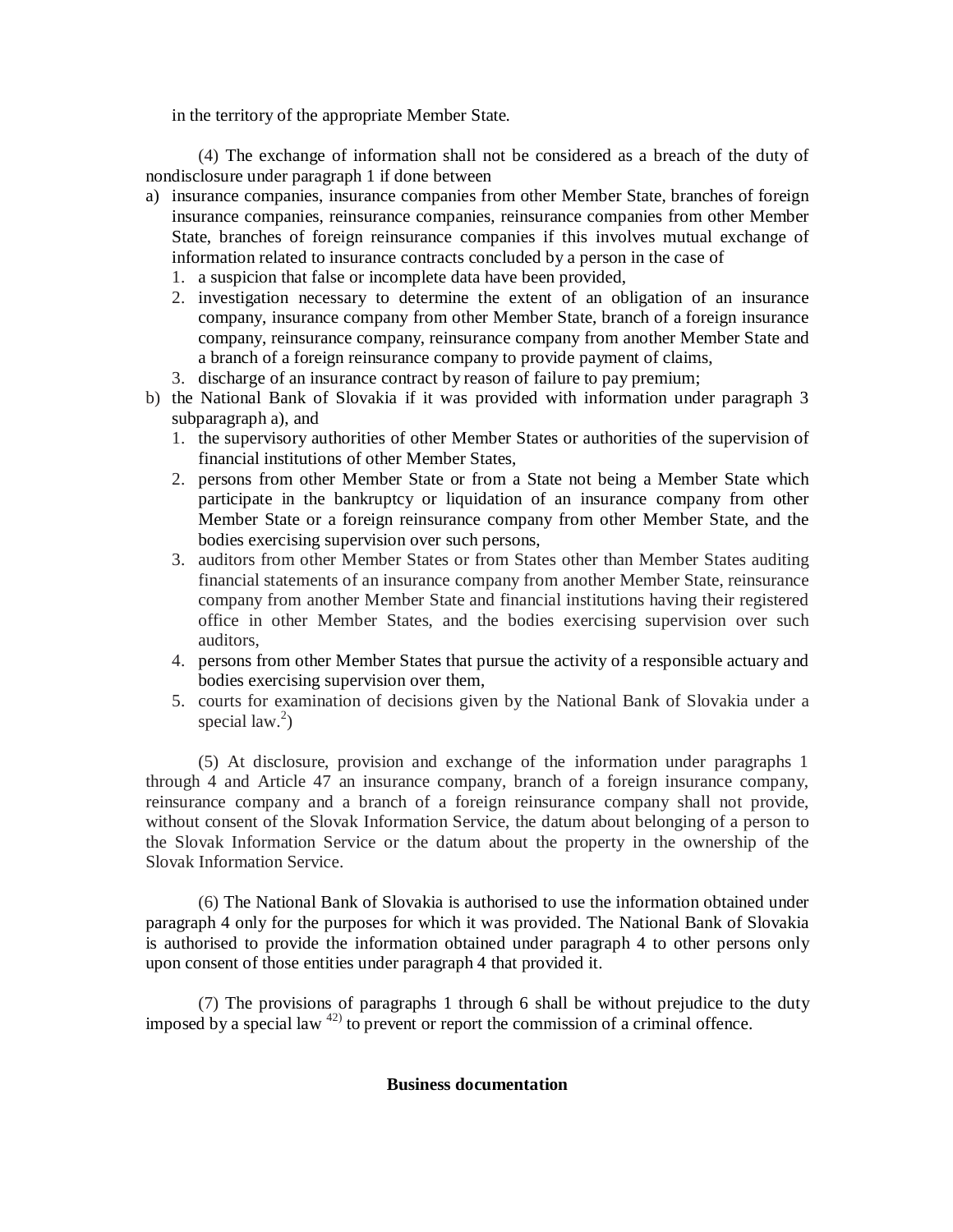in the territory of the appropriate Member State.

(4) The exchange of information shall not be considered as a breach of the duty of nondisclosure under paragraph 1 if done between

a) insurance companies, insurance companies from other Member State, branches of foreign insurance companies, reinsurance companies, reinsurance companies from other Member State, branches of foreign reinsurance companies if this involves mutual exchange of information related to insurance contracts concluded by a person in the case of
   1. a suspicion that false or incomplete data have been provided,
   2. investigation necessary to determine the extent of an obligation of an insurance company, insurance company from other Member State, branch of a foreign insurance company, reinsurance company, reinsurance company from another Member State and a branch of a foreign reinsurance company to provide payment of claims,
   3. discharge of an insurance contract by reason of failure to pay premium;
b) the National Bank of Slovakia if it was provided with information under paragraph 3 subparagraph a), and
   1. the supervisory authorities of other Member States or authorities of the supervision of financial institutions of other Member States,
   2. persons from other Member State or from a State not being a Member State which participate in the bankruptcy or liquidation of an insurance company from other Member State or a foreign reinsurance company from other Member State, and the bodies exercising supervision over such persons,
   3. auditors from other Member States or from States other than Member States auditing financial statements of an insurance company from another Member State, reinsurance company from another Member State and financial institutions having their registered office in other Member States, and the bodies exercising supervision over such auditors,
   4. persons from other Member States that pursue the activity of a responsible actuary and bodies exercising supervision over them,
   5. courts for examination of decisions given by the National Bank of Slovakia under a special law.[2])

(5) At disclosure, provision and exchange of the information under paragraphs 1 through 4 and Article 47 an insurance company, branch of a foreign insurance company, reinsurance company and a branch of a foreign reinsurance company shall not provide, without consent of the Slovak Information Service, the datum about belonging of a person to the Slovak Information Service or the datum about the property in the ownership of the Slovak Information Service.

(6) The National Bank of Slovakia is authorised to use the information obtained under paragraph 4 only for the purposes for which it was provided. The National Bank of Slovakia is authorised to provide the information obtained under paragraph 4 to other persons only upon consent of those entities under paragraph 4 that provided it.

(7) The provisions of paragraphs 1 through 6 shall be without prejudice to the duty imposed by a special law [42)] to prevent or report the commission of a criminal offence.

**Business documentation**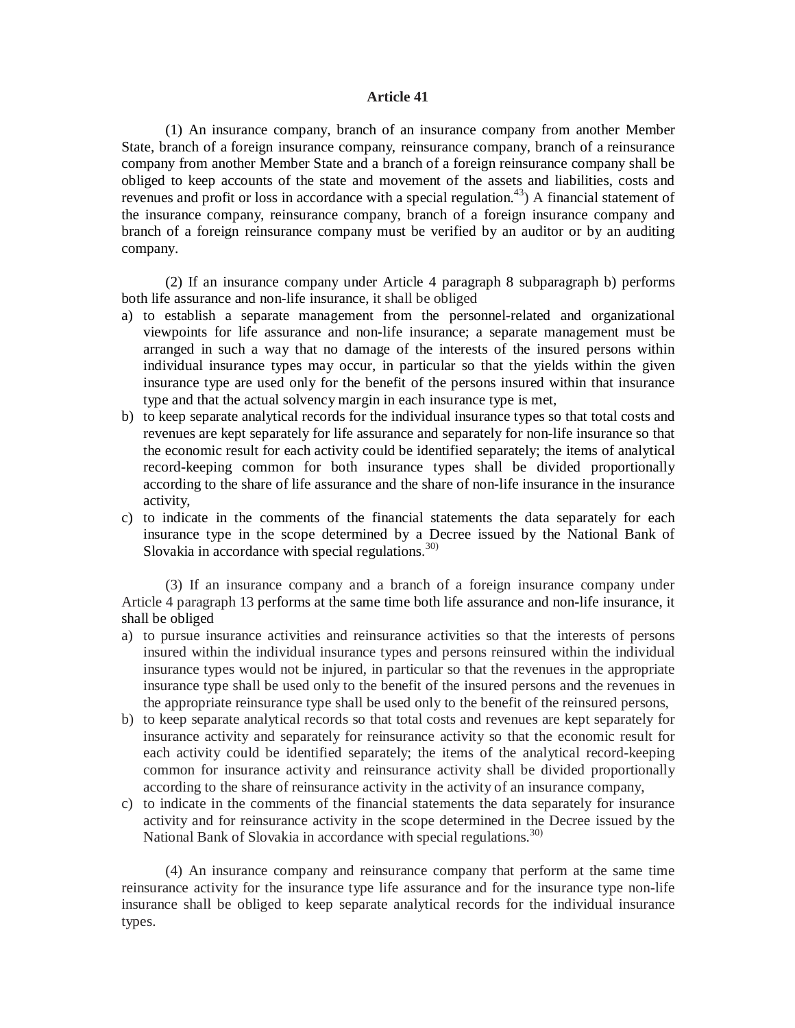### Article 41

(1) An insurance company, branch of an insurance company from another Member State, branch of a foreign insurance company, reinsurance company, branch of a reinsurance company from another Member State and a branch of a foreign reinsurance company shall be obliged to keep accounts of the state and movement of the assets and liabilities, costs and revenues and profit or loss in accordance with a special regulation.[43]) A financial statement of the insurance company, reinsurance company, branch of a foreign insurance company and branch of a foreign reinsurance company must be verified by an auditor or by an auditing company.

(2) If an insurance company under Article 4 paragraph 8 subparagraph b) performs both life assurance and non-life insurance, it shall be obliged

a) to establish a separate management from the personnel-related and organizational viewpoints for life assurance and non-life insurance; a separate management must be arranged in such a way that no damage of the interests of the insured persons within individual insurance types may occur, in particular so that the yields within the given insurance type are used only for the benefit of the persons insured within that insurance type and that the actual solvency margin in each insurance type is met,
b) to keep separate analytical records for the individual insurance types so that total costs and revenues are kept separately for life assurance and separately for non-life insurance so that the economic result for each activity could be identified separately; the items of analytical record-keeping common for both insurance types shall be divided proportionally according to the share of life assurance and the share of non-life insurance in the insurance activity,
c) to indicate in the comments of the financial statements the data separately for each insurance type in the scope determined by a Decree issued by the National Bank of Slovakia in accordance with special regulations.[30])

(3) If an insurance company and a branch of a foreign insurance company under Article 4 paragraph 13 performs at the same time both life assurance and non-life insurance, it shall be obliged

a) to pursue insurance activities and reinsurance activities so that the interests of persons insured within the individual insurance types and persons reinsured within the individual insurance types would not be injured, in particular so that the revenues in the appropriate insurance type shall be used only to the benefit of the insured persons and the revenues in the appropriate reinsurance type shall be used only to the benefit of the reinsured persons,
b) to keep separate analytical records so that total costs and revenues are kept separately for insurance activity and separately for reinsurance activity so that the economic result for each activity could be identified separately; the items of the analytical record-keeping common for insurance activity and reinsurance activity shall be divided proportionally according to the share of reinsurance activity in the activity of an insurance company,
c) to indicate in the comments of the financial statements the data separately for insurance activity and for reinsurance activity in the scope determined in the Decree issued by the National Bank of Slovakia in accordance with special regulations.[30])

(4) An insurance company and reinsurance company that perform at the same time reinsurance activity for the insurance type life assurance and for the insurance type non-life insurance shall be obliged to keep separate analytical records for the individual insurance types.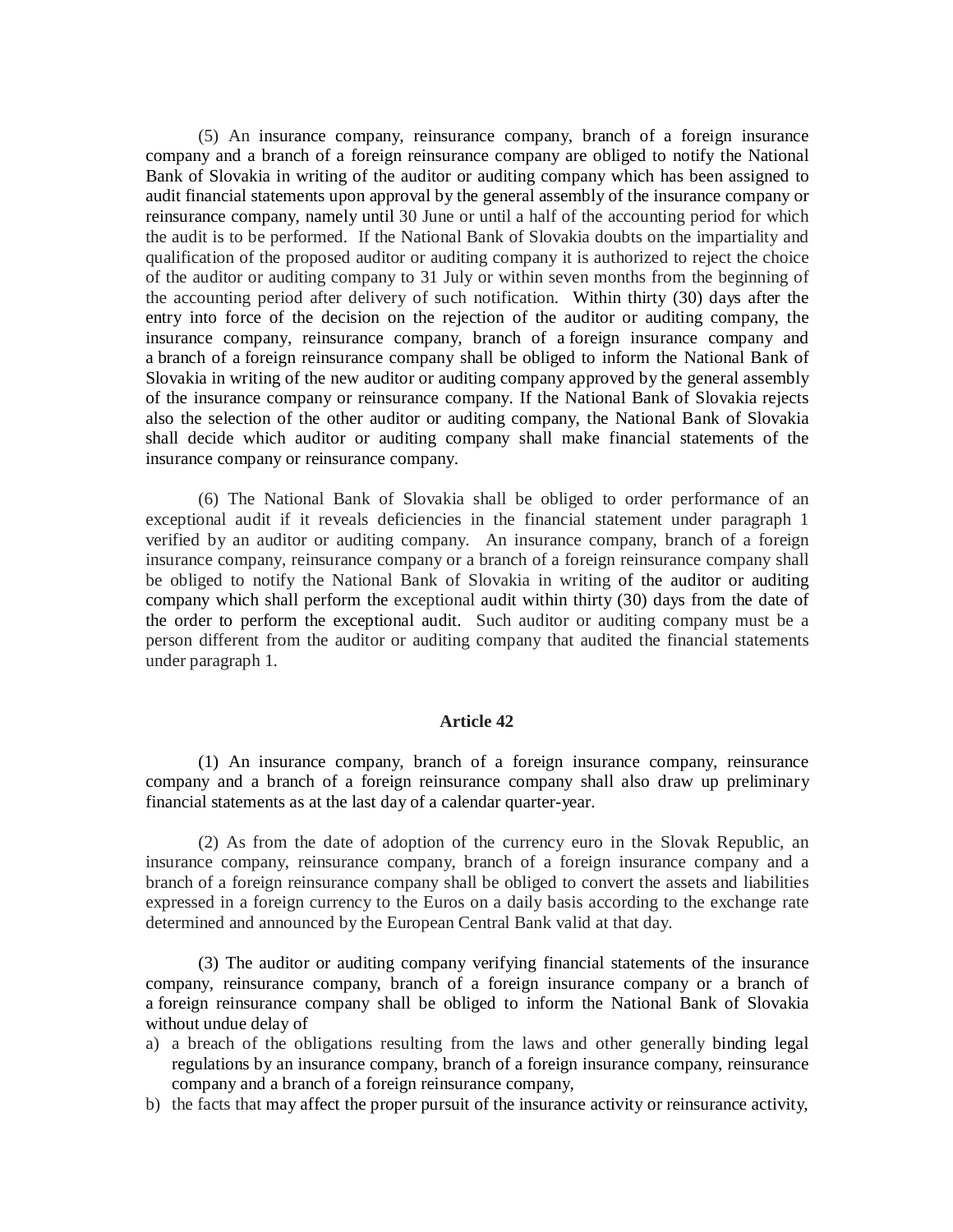(5) An insurance company, reinsurance company, branch of a foreign insurance company and a branch of a foreign reinsurance company are obliged to notify the National Bank of Slovakia in writing of the auditor or auditing company which has been assigned to audit financial statements upon approval by the general assembly of the insurance company or reinsurance company, namely until 30 June or until a half of the accounting period for which the audit is to be performed. If the National Bank of Slovakia doubts on the impartiality and qualification of the proposed auditor or auditing company it is authorized to reject the choice of the auditor or auditing company to 31 July or within seven months from the beginning of the accounting period after delivery of such notification. Within thirty (30) days after the entry into force of the decision on the rejection of the auditor or auditing company, the insurance company, reinsurance company, branch of a foreign insurance company and a branch of a foreign reinsurance company shall be obliged to inform the National Bank of Slovakia in writing of the new auditor or auditing company approved by the general assembly of the insurance company or reinsurance company. If the National Bank of Slovakia rejects also the selection of the other auditor or auditing company, the National Bank of Slovakia shall decide which auditor or auditing company shall make financial statements of the insurance company or reinsurance company.

(6) The National Bank of Slovakia shall be obliged to order performance of an exceptional audit if it reveals deficiencies in the financial statement under paragraph 1 verified by an auditor or auditing company. An insurance company, branch of a foreign insurance company, reinsurance company or a branch of a foreign reinsurance company shall be obliged to notify the National Bank of Slovakia in writing of the auditor or auditing company which shall perform the exceptional audit within thirty (30) days from the date of the order to perform the exceptional audit. Such auditor or auditing company must be a person different from the auditor or auditing company that audited the financial statements under paragraph 1.

**Article 42**

(1) An insurance company, branch of a foreign insurance company, reinsurance company and a branch of a foreign reinsurance company shall also draw up preliminary financial statements as at the last day of a calendar quarter-year.

(2) As from the date of adoption of the currency euro in the Slovak Republic, an insurance company, reinsurance company, branch of a foreign insurance company and a branch of a foreign reinsurance company shall be obliged to convert the assets and liabilities expressed in a foreign currency to the Euros on a daily basis according to the exchange rate determined and announced by the European Central Bank valid at that day.

(3) The auditor or auditing company verifying financial statements of the insurance company, reinsurance company, branch of a foreign insurance company or a branch of a foreign reinsurance company shall be obliged to inform the National Bank of Slovakia without undue delay of

a) a breach of the obligations resulting from the laws and other generally binding legal regulations by an insurance company, branch of a foreign insurance company, reinsurance company and a branch of a foreign reinsurance company,
b) the facts that may affect the proper pursuit of the insurance activity or reinsurance activity,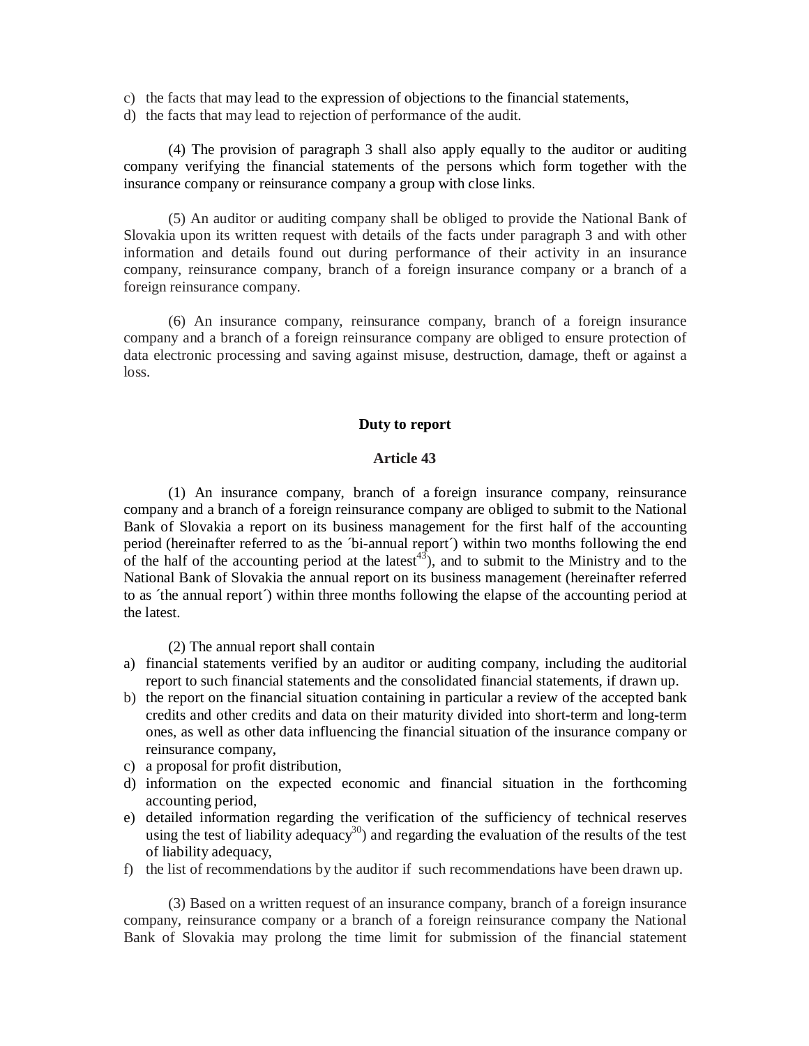c) the facts that may lead to the expression of objections to the financial statements,
d) the facts that may lead to rejection of performance of the audit.

(4) The provision of paragraph 3 shall also apply equally to the auditor or auditing company verifying the financial statements of the persons which form together with the insurance company or reinsurance company a group with close links.

(5) An auditor or auditing company shall be obliged to provide the National Bank of Slovakia upon its written request with details of the facts under paragraph 3 and with other information and details found out during performance of their activity in an insurance company, reinsurance company, branch of a foreign insurance company or a branch of a foreign reinsurance company.

(6) An insurance company, reinsurance company, branch of a foreign insurance company and a branch of a foreign reinsurance company are obliged to ensure protection of data electronic processing and saving against misuse, destruction, damage, theft or against a loss.

### Duty to report

### Article 43

(1) An insurance company, branch of a foreign insurance company, reinsurance company and a branch of a foreign reinsurance company are obliged to submit to the National Bank of Slovakia a report on its business management for the first half of the accounting period (hereinafter referred to as the ´bi-annual report´) within two months following the end of the half of the accounting period at the latest[43]), and to submit to the Ministry and to the National Bank of Slovakia the annual report on its business management (hereinafter referred to as ´the annual report´) within three months following the elapse of the accounting period at the latest.

(2) The annual report shall contain
a) financial statements verified by an auditor or auditing company, including the auditorial report to such financial statements and the consolidated financial statements, if drawn up.
b) the report on the financial situation containing in particular a review of the accepted bank credits and other credits and data on their maturity divided into short-term and long-term ones, as well as other data influencing the financial situation of the insurance company or reinsurance company,
c) a proposal for profit distribution,
d) information on the expected economic and financial situation in the forthcoming accounting period,
e) detailed information regarding the verification of the sufficiency of technical reserves using the test of liability adequacy[30]) and regarding the evaluation of the results of the test of liability adequacy,
f) the list of recommendations by the auditor if such recommendations have been drawn up.

(3) Based on a written request of an insurance company, branch of a foreign insurance company, reinsurance company or a branch of a foreign reinsurance company the National Bank of Slovakia may prolong the time limit for submission of the financial statement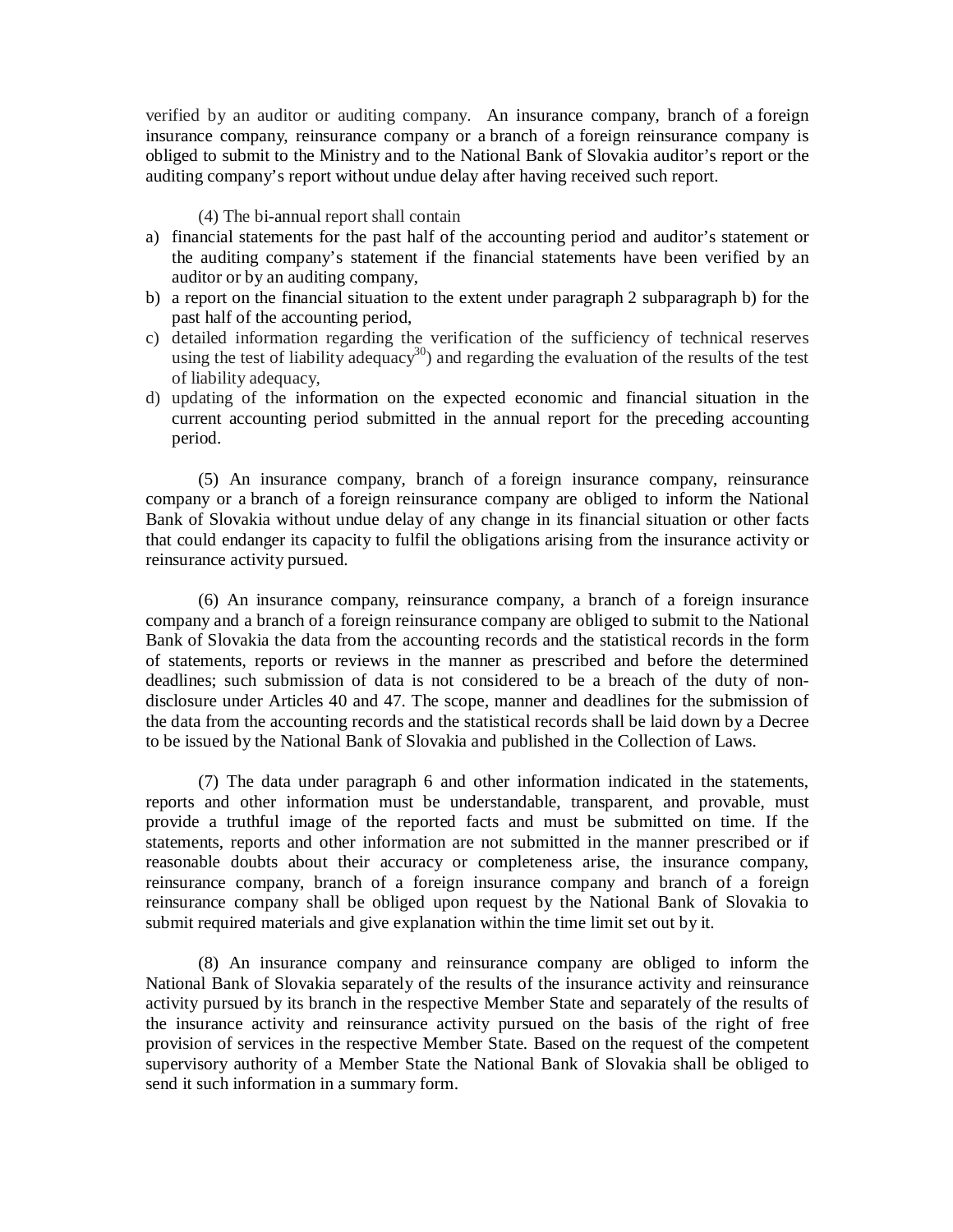verified by an auditor or auditing company. An insurance company, branch of a foreign insurance company, reinsurance company or a branch of a foreign reinsurance company is obliged to submit to the Ministry and to the National Bank of Slovakia auditor's report or the auditing company's report without undue delay after having received such report.

(4) The bi-annual report shall contain

a) financial statements for the past half of the accounting period and auditor's statement or the auditing company's statement if the financial statements have been verified by an auditor or by an auditing company,
b) a report on the financial situation to the extent under paragraph 2 subparagraph b) for the past half of the accounting period,
c) detailed information regarding the verification of the sufficiency of technical reserves using the test of liability adequacy[30]) and regarding the evaluation of the results of the test of liability adequacy,
d) updating of the information on the expected economic and financial situation in the current accounting period submitted in the annual report for the preceding accounting period.

(5) An insurance company, branch of a foreign insurance company, reinsurance company or a branch of a foreign reinsurance company are obliged to inform the National Bank of Slovakia without undue delay of any change in its financial situation or other facts that could endanger its capacity to fulfil the obligations arising from the insurance activity or reinsurance activity pursued.

(6) An insurance company, reinsurance company, a branch of a foreign insurance company and a branch of a foreign reinsurance company are obliged to submit to the National Bank of Slovakia the data from the accounting records and the statistical records in the form of statements, reports or reviews in the manner as prescribed and before the determined deadlines; such submission of data is not considered to be a breach of the duty of non-disclosure under Articles 40 and 47. The scope, manner and deadlines for the submission of the data from the accounting records and the statistical records shall be laid down by a Decree to be issued by the National Bank of Slovakia and published in the Collection of Laws.

(7) The data under paragraph 6 and other information indicated in the statements, reports and other information must be understandable, transparent, and provable, must provide a truthful image of the reported facts and must be submitted on time. If the statements, reports and other information are not submitted in the manner prescribed or if reasonable doubts about their accuracy or completeness arise, the insurance company, reinsurance company, branch of a foreign insurance company and branch of a foreign reinsurance company shall be obliged upon request by the National Bank of Slovakia to submit required materials and give explanation within the time limit set out by it.

(8) An insurance company and reinsurance company are obliged to inform the National Bank of Slovakia separately of the results of the insurance activity and reinsurance activity pursued by its branch in the respective Member State and separately of the results of the insurance activity and reinsurance activity pursued on the basis of the right of free provision of services in the respective Member State. Based on the request of the competent supervisory authority of a Member State the National Bank of Slovakia shall be obliged to send it such information in a summary form.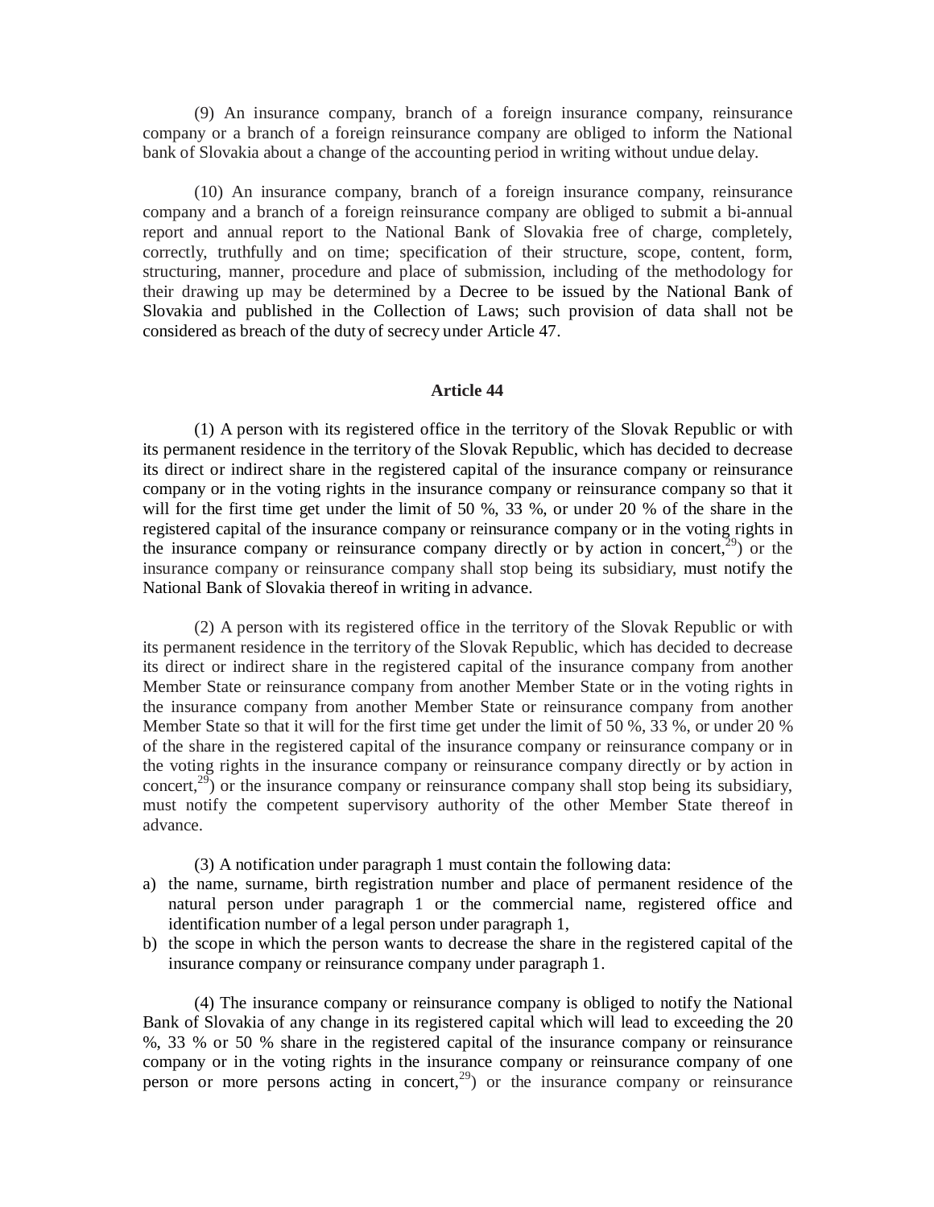(9) An insurance company, branch of a foreign insurance company, reinsurance company or a branch of a foreign reinsurance company are obliged to inform the National bank of Slovakia about a change of the accounting period in writing without undue delay.

(10) An insurance company, branch of a foreign insurance company, reinsurance company and a branch of a foreign reinsurance company are obliged to submit a bi-annual report and annual report to the National Bank of Slovakia free of charge, completely, correctly, truthfully and on time; specification of their structure, scope, content, form, structuring, manner, procedure and place of submission, including of the methodology for their drawing up may be determined by a Decree to be issued by the National Bank of Slovakia and published in the Collection of Laws; such provision of data shall not be considered as breach of the duty of secrecy under Article 47.

## Article 44

(1) A person with its registered office in the territory of the Slovak Republic or with its permanent residence in the territory of the Slovak Republic, which has decided to decrease its direct or indirect share in the registered capital of the insurance company or reinsurance company or in the voting rights in the insurance company or reinsurance company so that it will for the first time get under the limit of 50 %, 33 %, or under 20 % of the share in the registered capital of the insurance company or reinsurance company or in the voting rights in the insurance company or reinsurance company directly or by action in concert,[29]) or the insurance company or reinsurance company shall stop being its subsidiary, must notify the National Bank of Slovakia thereof in writing in advance.

(2) A person with its registered office in the territory of the Slovak Republic or with its permanent residence in the territory of the Slovak Republic, which has decided to decrease its direct or indirect share in the registered capital of the insurance company from another Member State or reinsurance company from another Member State or in the voting rights in the insurance company from another Member State or reinsurance company from another Member State so that it will for the first time get under the limit of 50 %, 33 %, or under 20 % of the share in the registered capital of the insurance company or reinsurance company or in the voting rights in the insurance company or reinsurance company directly or by action in concert,[29]) or the insurance company or reinsurance company shall stop being its subsidiary, must notify the competent supervisory authority of the other Member State thereof in advance.

(3) A notification under paragraph 1 must contain the following data:

a) the name, surname, birth registration number and place of permanent residence of the natural person under paragraph 1 or the commercial name, registered office and identification number of a legal person under paragraph 1,
b) the scope in which the person wants to decrease the share in the registered capital of the insurance company or reinsurance company under paragraph 1.

(4) The insurance company or reinsurance company is obliged to notify the National Bank of Slovakia of any change in its registered capital which will lead to exceeding the 20 %, 33 % or 50 % share in the registered capital of the insurance company or reinsurance company or in the voting rights in the insurance company or reinsurance company of one person or more persons acting in concert,[29]) or the insurance company or reinsurance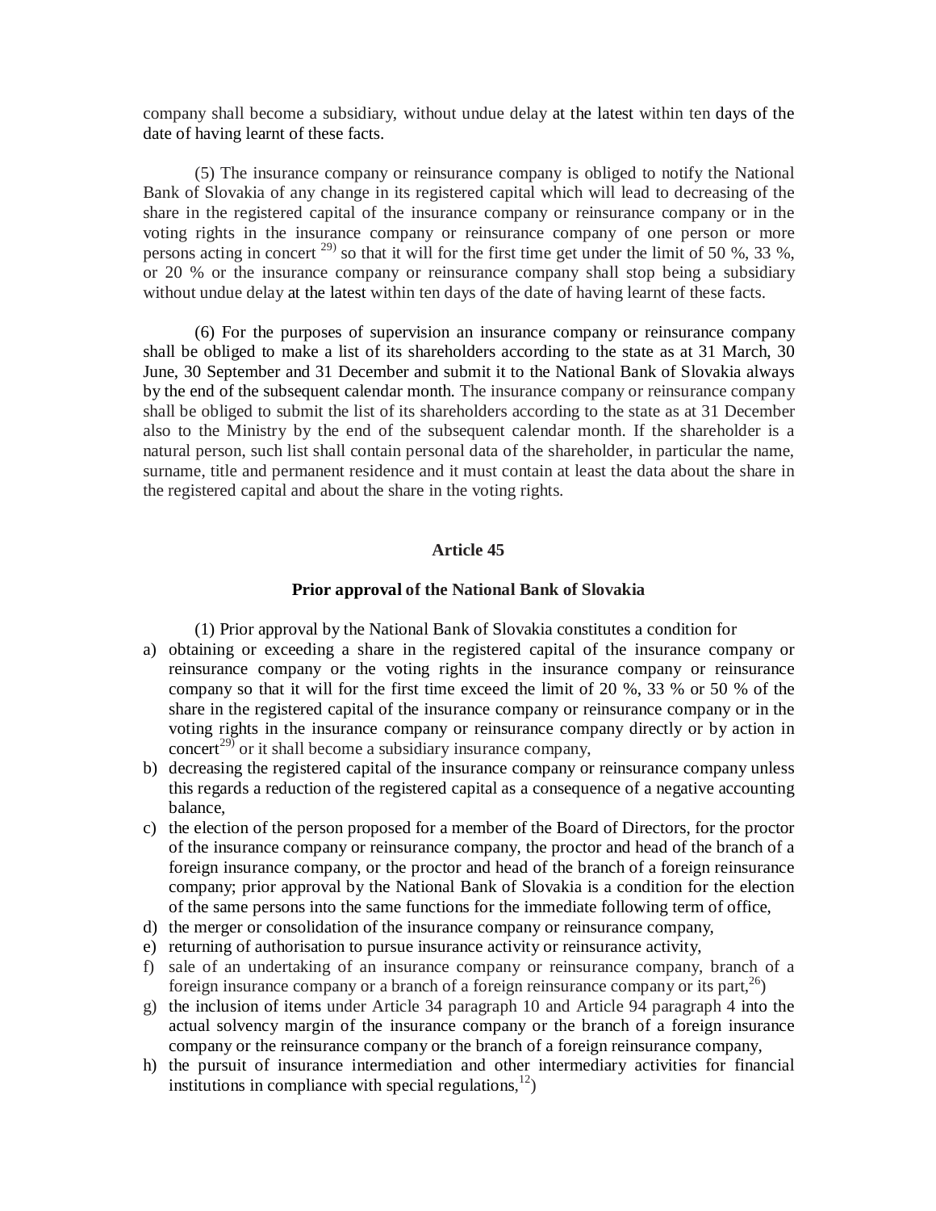company shall become a subsidiary, without undue delay at the latest within ten days of the date of having learnt of these facts.

(5) The insurance company or reinsurance company is obliged to notify the National Bank of Slovakia of any change in its registered capital which will lead to decreasing of the share in the registered capital of the insurance company or reinsurance company or in the voting rights in the insurance company or reinsurance company of one person or more persons acting in concert [29)] so that it will for the first time get under the limit of 50 %, 33 %, or 20 % or the insurance company or reinsurance company shall stop being a subsidiary without undue delay at the latest within ten days of the date of having learnt of these facts.

(6) For the purposes of supervision an insurance company or reinsurance company shall be obliged to make a list of its shareholders according to the state as at 31 March, 30 June, 30 September and 31 December and submit it to the National Bank of Slovakia always by the end of the subsequent calendar month. The insurance company or reinsurance company shall be obliged to submit the list of its shareholders according to the state as at 31 December also to the Ministry by the end of the subsequent calendar month. If the shareholder is a natural person, such list shall contain personal data of the shareholder, in particular the name, surname, title and permanent residence and it must contain at least the data about the share in the registered capital and about the share in the voting rights.

## Article 45

### Prior approval of the National Bank of Slovakia

(1) Prior approval by the National Bank of Slovakia constitutes a condition for

a) obtaining or exceeding a share in the registered capital of the insurance company or reinsurance company or the voting rights in the insurance company or reinsurance company so that it will for the first time exceed the limit of 20 %, 33 % or 50 % of the share in the registered capital of the insurance company or reinsurance company or in the voting rights in the insurance company or reinsurance company directly or by action in concert[29)] or it shall become a subsidiary insurance company,
b) decreasing the registered capital of the insurance company or reinsurance company unless this regards a reduction of the registered capital as a consequence of a negative accounting balance,
c) the election of the person proposed for a member of the Board of Directors, for the proctor of the insurance company or reinsurance company, the proctor and head of the branch of a foreign insurance company, or the proctor and head of the branch of a foreign reinsurance company; prior approval by the National Bank of Slovakia is a condition for the election of the same persons into the same functions for the immediate following term of office,
d) the merger or consolidation of the insurance company or reinsurance company,
e) returning of authorisation to pursue insurance activity or reinsurance activity,
f) sale of an undertaking of an insurance company or reinsurance company, branch of a foreign insurance company or a branch of a foreign reinsurance company or its part,[26)]
g) the inclusion of items under Article 34 paragraph 10 and Article 94 paragraph 4 into the actual solvency margin of the insurance company or the branch of a foreign insurance company or the reinsurance company or the branch of a foreign reinsurance company,
h) the pursuit of insurance intermediation and other intermediary activities for financial institutions in compliance with special regulations,[12)]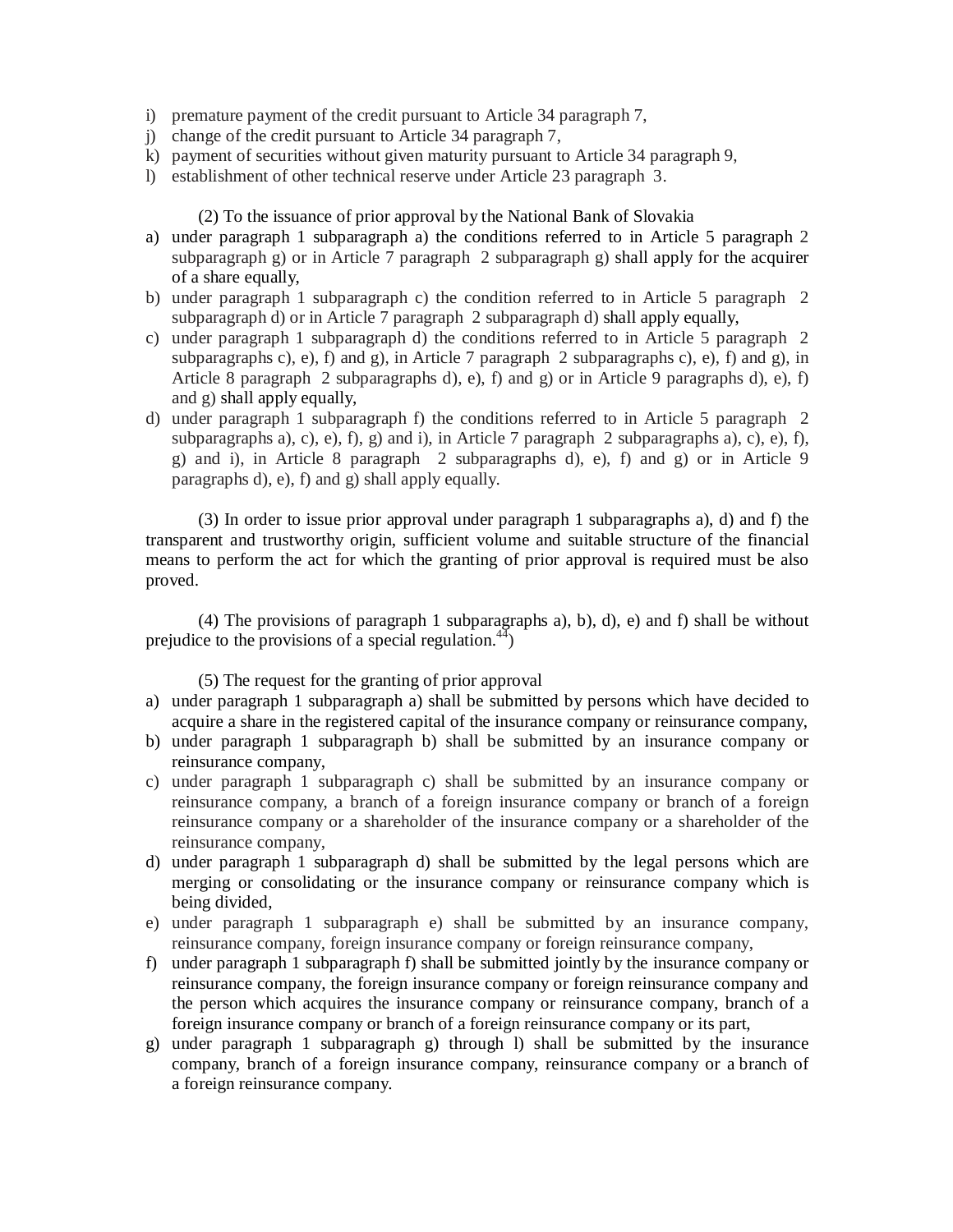i) premature payment of the credit pursuant to Article 34 paragraph 7,
j) change of the credit pursuant to Article 34 paragraph 7,
k) payment of securities without given maturity pursuant to Article 34 paragraph 9,
l) establishment of other technical reserve under Article 23 paragraph 3.

(2) To the issuance of prior approval by the National Bank of Slovakia

a) under paragraph 1 subparagraph a) the conditions referred to in Article 5 paragraph 2 subparagraph g) or in Article 7 paragraph 2 subparagraph g) shall apply for the acquirer of a share equally,
b) under paragraph 1 subparagraph c) the condition referred to in Article 5 paragraph 2 subparagraph d) or in Article 7 paragraph 2 subparagraph d) shall apply equally,
c) under paragraph 1 subparagraph d) the conditions referred to in Article 5 paragraph 2 subparagraphs c), e), f) and g), in Article 7 paragraph 2 subparagraphs c), e), f) and g), in Article 8 paragraph 2 subparagraphs d), e), f) and g) or in Article 9 paragraphs d), e), f) and g) shall apply equally,
d) under paragraph 1 subparagraph f) the conditions referred to in Article 5 paragraph 2 subparagraphs a), c), e), f), g) and i), in Article 7 paragraph 2 subparagraphs a), c), e), f), g) and i), in Article 8 paragraph 2 subparagraphs d), e), f) and g) or in Article 9 paragraphs d), e), f) and g) shall apply equally.

(3) In order to issue prior approval under paragraph 1 subparagraphs a), d) and f) the transparent and trustworthy origin, sufficient volume and suitable structure of the financial means to perform the act for which the granting of prior approval is required must be also proved.

(4) The provisions of paragraph 1 subparagraphs a), b), d), e) and f) shall be without prejudice to the provisions of a special regulation.[44])

(5) The request for the granting of prior approval

a) under paragraph 1 subparagraph a) shall be submitted by persons which have decided to acquire a share in the registered capital of the insurance company or reinsurance company,
b) under paragraph 1 subparagraph b) shall be submitted by an insurance company or reinsurance company,
c) under paragraph 1 subparagraph c) shall be submitted by an insurance company or reinsurance company, a branch of a foreign insurance company or branch of a foreign reinsurance company or a shareholder of the insurance company or a shareholder of the reinsurance company,
d) under paragraph 1 subparagraph d) shall be submitted by the legal persons which are merging or consolidating or the insurance company or reinsurance company which is being divided,
e) under paragraph 1 subparagraph e) shall be submitted by an insurance company, reinsurance company, foreign insurance company or foreign reinsurance company,
f) under paragraph 1 subparagraph f) shall be submitted jointly by the insurance company or reinsurance company, the foreign insurance company or foreign reinsurance company and the person which acquires the insurance company or reinsurance company, branch of a foreign insurance company or branch of a foreign reinsurance company or its part,
g) under paragraph 1 subparagraph g) through l) shall be submitted by the insurance company, branch of a foreign insurance company, reinsurance company or a branch of a foreign reinsurance company.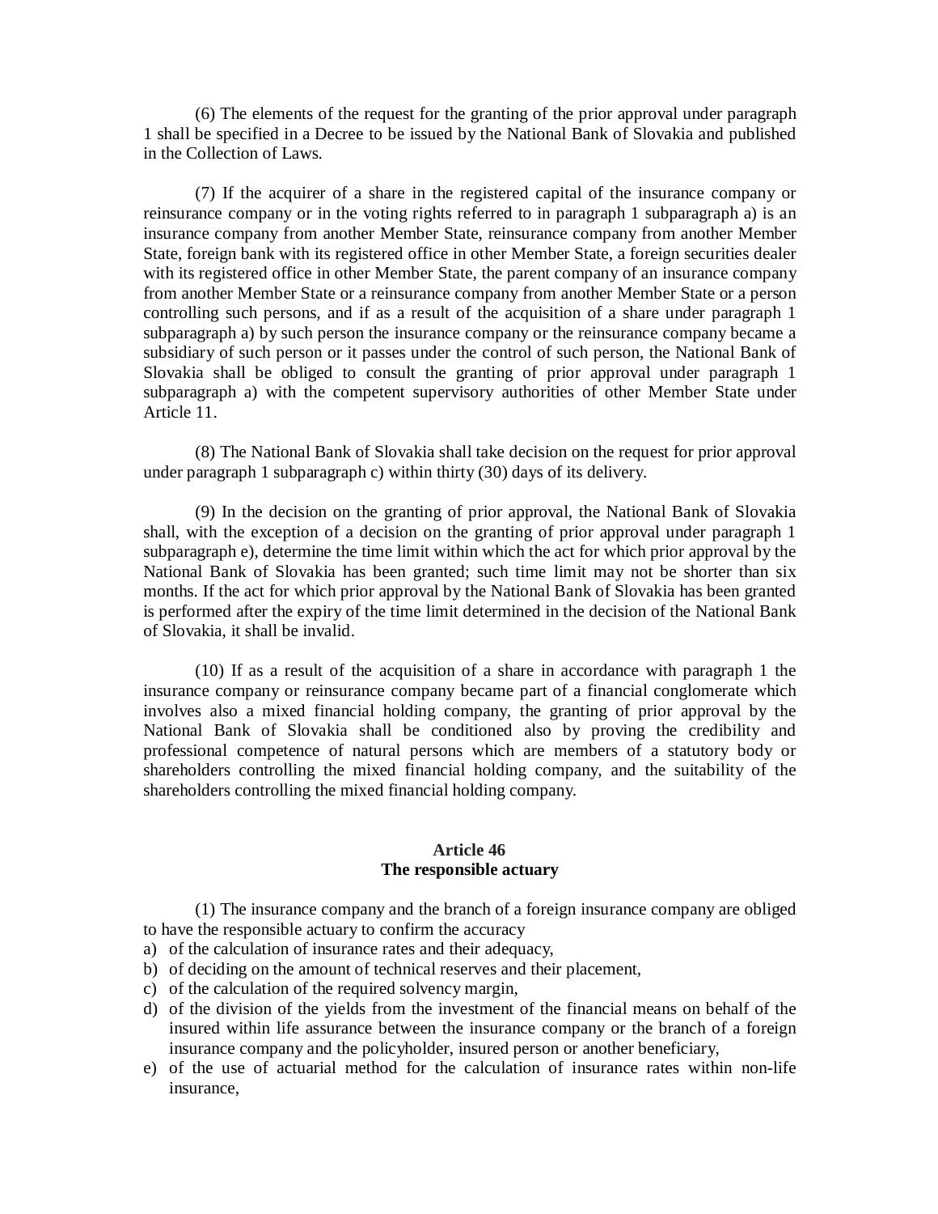(6) The elements of the request for the granting of the prior approval under paragraph 1 shall be specified in a Decree to be issued by the National Bank of Slovakia and published in the Collection of Laws.

(7) If the acquirer of a share in the registered capital of the insurance company or reinsurance company or in the voting rights referred to in paragraph 1 subparagraph a) is an insurance company from another Member State, reinsurance company from another Member State, foreign bank with its registered office in other Member State, a foreign securities dealer with its registered office in other Member State, the parent company of an insurance company from another Member State or a reinsurance company from another Member State or a person controlling such persons, and if as a result of the acquisition of a share under paragraph 1 subparagraph a) by such person the insurance company or the reinsurance company became a subsidiary of such person or it passes under the control of such person, the National Bank of Slovakia shall be obliged to consult the granting of prior approval under paragraph 1 subparagraph a) with the competent supervisory authorities of other Member State under Article 11.

(8) The National Bank of Slovakia shall take decision on the request for prior approval under paragraph 1 subparagraph c) within thirty (30) days of its delivery.

(9) In the decision on the granting of prior approval, the National Bank of Slovakia shall, with the exception of a decision on the granting of prior approval under paragraph 1 subparagraph e), determine the time limit within which the act for which prior approval by the National Bank of Slovakia has been granted; such time limit may not be shorter than six months. If the act for which prior approval by the National Bank of Slovakia has been granted is performed after the expiry of the time limit determined in the decision of the National Bank of Slovakia, it shall be invalid.

(10) If as a result of the acquisition of a share in accordance with paragraph 1 the insurance company or reinsurance company became part of a financial conglomerate which involves also a mixed financial holding company, the granting of prior approval by the National Bank of Slovakia shall be conditioned also by proving the credibility and professional competence of natural persons which are members of a statutory body or shareholders controlling the mixed financial holding company, and the suitability of the shareholders controlling the mixed financial holding company.

## Article 46
## The responsible actuary

(1) The insurance company and the branch of a foreign insurance company are obliged to have the responsible actuary to confirm the accuracy

a) of the calculation of insurance rates and their adequacy,
b) of deciding on the amount of technical reserves and their placement,
c) of the calculation of the required solvency margin,
d) of the division of the yields from the investment of the financial means on behalf of the insured within life assurance between the insurance company or the branch of a foreign insurance company and the policyholder, insured person or another beneficiary,
e) of the use of actuarial method for the calculation of insurance rates within non-life insurance,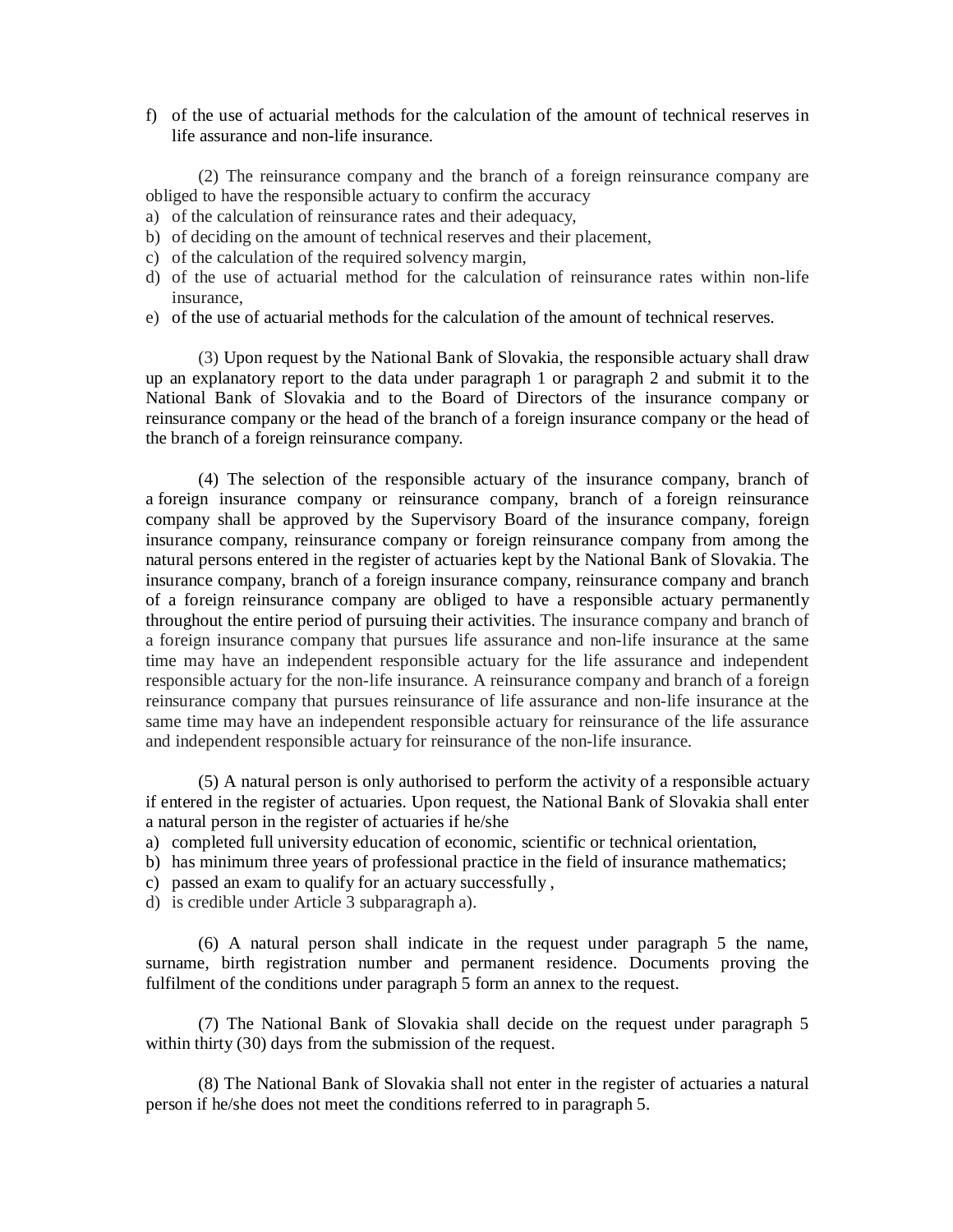f) of the use of actuarial methods for the calculation of the amount of technical reserves in life assurance and non-life insurance.

(2) The reinsurance company and the branch of a foreign reinsurance company are obliged to have the responsible actuary to confirm the accuracy

a) of the calculation of reinsurance rates and their adequacy,
b) of deciding on the amount of technical reserves and their placement,
c) of the calculation of the required solvency margin,
d) of the use of actuarial method for the calculation of reinsurance rates within non-life insurance,
e) of the use of actuarial methods for the calculation of the amount of technical reserves.

(3) Upon request by the National Bank of Slovakia, the responsible actuary shall draw up an explanatory report to the data under paragraph 1 or paragraph 2 and submit it to the National Bank of Slovakia and to the Board of Directors of the insurance company or reinsurance company or the head of the branch of a foreign insurance company or the head of the branch of a foreign reinsurance company.

(4) The selection of the responsible actuary of the insurance company, branch of a foreign insurance company or reinsurance company, branch of a foreign reinsurance company shall be approved by the Supervisory Board of the insurance company, foreign insurance company, reinsurance company or foreign reinsurance company from among the natural persons entered in the register of actuaries kept by the National Bank of Slovakia. The insurance company, branch of a foreign insurance company, reinsurance company and branch of a foreign reinsurance company are obliged to have a responsible actuary permanently throughout the entire period of pursuing their activities. The insurance company and branch of a foreign insurance company that pursues life assurance and non-life insurance at the same time may have an independent responsible actuary for the life assurance and independent responsible actuary for the non-life insurance. A reinsurance company and branch of a foreign reinsurance company that pursues reinsurance of life assurance and non-life insurance at the same time may have an independent responsible actuary for reinsurance of the life assurance and independent responsible actuary for reinsurance of the non-life insurance.

(5) A natural person is only authorised to perform the activity of a responsible actuary if entered in the register of actuaries. Upon request, the National Bank of Slovakia shall enter a natural person in the register of actuaries if he/she

a) completed full university education of economic, scientific or technical orientation,
b) has minimum three years of professional practice in the field of insurance mathematics;
c) passed an exam to qualify for an actuary successfully ,
d) is credible under Article 3 subparagraph a).

(6) A natural person shall indicate in the request under paragraph 5 the name, surname, birth registration number and permanent residence. Documents proving the fulfilment of the conditions under paragraph 5 form an annex to the request.

(7) The National Bank of Slovakia shall decide on the request under paragraph 5 within thirty (30) days from the submission of the request.

(8) The National Bank of Slovakia shall not enter in the register of actuaries a natural person if he/she does not meet the conditions referred to in paragraph 5.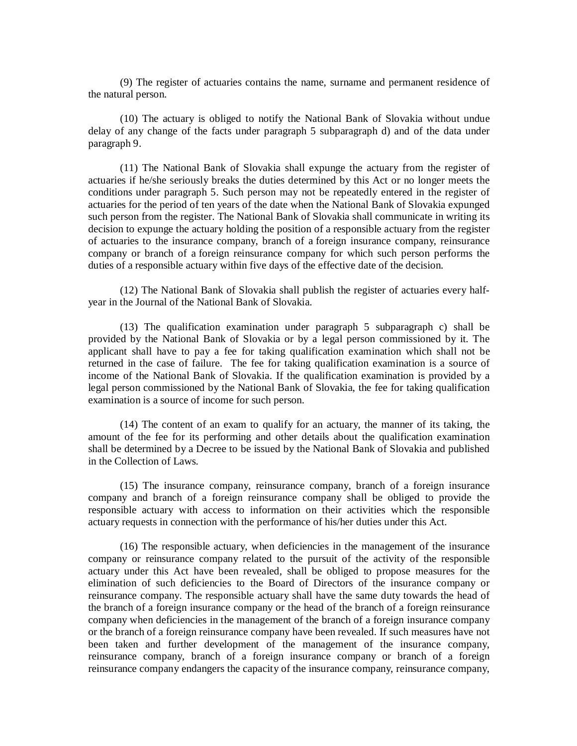(9) The register of actuaries contains the name, surname and permanent residence of the natural person.

(10) The actuary is obliged to notify the National Bank of Slovakia without undue delay of any change of the facts under paragraph 5 subparagraph d) and of the data under paragraph 9.

(11) The National Bank of Slovakia shall expunge the actuary from the register of actuaries if he/she seriously breaks the duties determined by this Act or no longer meets the conditions under paragraph 5. Such person may not be repeatedly entered in the register of actuaries for the period of ten years of the date when the National Bank of Slovakia expunged such person from the register. The National Bank of Slovakia shall communicate in writing its decision to expunge the actuary holding the position of a responsible actuary from the register of actuaries to the insurance company, branch of a foreign insurance company, reinsurance company or branch of a foreign reinsurance company for which such person performs the duties of a responsible actuary within five days of the effective date of the decision.

(12) The National Bank of Slovakia shall publish the register of actuaries every half-year in the Journal of the National Bank of Slovakia.

(13) The qualification examination under paragraph 5 subparagraph c) shall be provided by the National Bank of Slovakia or by a legal person commissioned by it. The applicant shall have to pay a fee for taking qualification examination which shall not be returned in the case of failure. The fee for taking qualification examination is a source of income of the National Bank of Slovakia. If the qualification examination is provided by a legal person commissioned by the National Bank of Slovakia, the fee for taking qualification examination is a source of income for such person.

(14) The content of an exam to qualify for an actuary, the manner of its taking, the amount of the fee for its performing and other details about the qualification examination shall be determined by a Decree to be issued by the National Bank of Slovakia and published in the Collection of Laws.

(15) The insurance company, reinsurance company, branch of a foreign insurance company and branch of a foreign reinsurance company shall be obliged to provide the responsible actuary with access to information on their activities which the responsible actuary requests in connection with the performance of his/her duties under this Act.

(16) The responsible actuary, when deficiencies in the management of the insurance company or reinsurance company related to the pursuit of the activity of the responsible actuary under this Act have been revealed, shall be obliged to propose measures for the elimination of such deficiencies to the Board of Directors of the insurance company or reinsurance company. The responsible actuary shall have the same duty towards the head of the branch of a foreign insurance company or the head of the branch of a foreign reinsurance company when deficiencies in the management of the branch of a foreign insurance company or the branch of a foreign reinsurance company have been revealed. If such measures have not been taken and further development of the management of the insurance company, reinsurance company, branch of a foreign insurance company or branch of a foreign reinsurance company endangers the capacity of the insurance company, reinsurance company,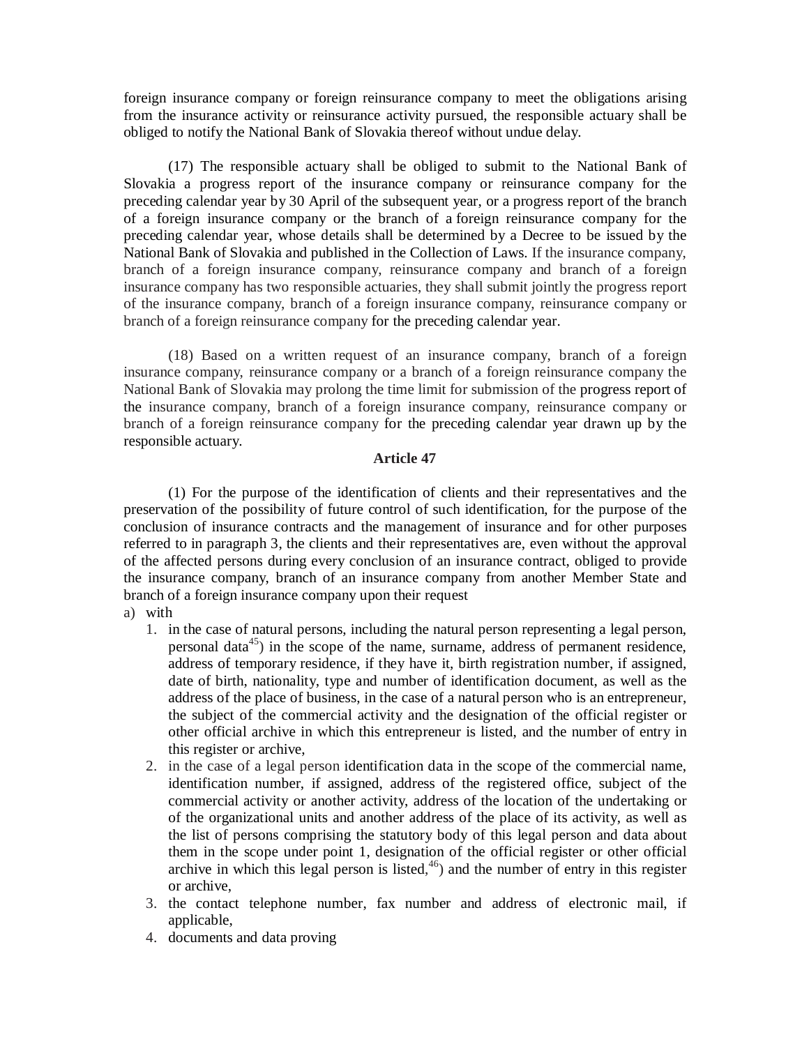foreign insurance company or foreign reinsurance company to meet the obligations arising from the insurance activity or reinsurance activity pursued, the responsible actuary shall be obliged to notify the National Bank of Slovakia thereof without undue delay.

(17) The responsible actuary shall be obliged to submit to the National Bank of Slovakia a progress report of the insurance company or reinsurance company for the preceding calendar year by 30 April of the subsequent year, or a progress report of the branch of a foreign insurance company or the branch of a foreign reinsurance company for the preceding calendar year, whose details shall be determined by a Decree to be issued by the National Bank of Slovakia and published in the Collection of Laws. If the insurance company, branch of a foreign insurance company, reinsurance company and branch of a foreign insurance company has two responsible actuaries, they shall submit jointly the progress report of the insurance company, branch of a foreign insurance company, reinsurance company or branch of a foreign reinsurance company for the preceding calendar year.

(18) Based on a written request of an insurance company, branch of a foreign insurance company, reinsurance company or a branch of a foreign reinsurance company the National Bank of Slovakia may prolong the time limit for submission of the progress report of the insurance company, branch of a foreign insurance company, reinsurance company or branch of a foreign reinsurance company for the preceding calendar year drawn up by the responsible actuary.

**Article 47**

(1) For the purpose of the identification of clients and their representatives and the preservation of the possibility of future control of such identification, for the purpose of the conclusion of insurance contracts and the management of insurance and for other purposes referred to in paragraph 3, the clients and their representatives are, even without the approval of the affected persons during every conclusion of an insurance contract, obliged to provide the insurance company, branch of an insurance company from another Member State and branch of a foreign insurance company upon their request

a) with
   1. in the case of natural persons, including the natural person representing a legal person, personal data[45]) in the scope of the name, surname, address of permanent residence, address of temporary residence, if they have it, birth registration number, if assigned, date of birth, nationality, type and number of identification document, as well as the address of the place of business, in the case of a natural person who is an entrepreneur, the subject of the commercial activity and the designation of the official register or other official archive in which this entrepreneur is listed, and the number of entry in this register or archive,
   2. in the case of a legal person identification data in the scope of the commercial name, identification number, if assigned, address of the registered office, subject of the commercial activity or another activity, address of the location of the undertaking or of the organizational units and another address of the place of its activity, as well as the list of persons comprising the statutory body of this legal person and data about them in the scope under point 1, designation of the official register or other official archive in which this legal person is listed,[46]) and the number of entry in this register or archive,
   3. the contact telephone number, fax number and address of electronic mail, if applicable,
   4. documents and data proving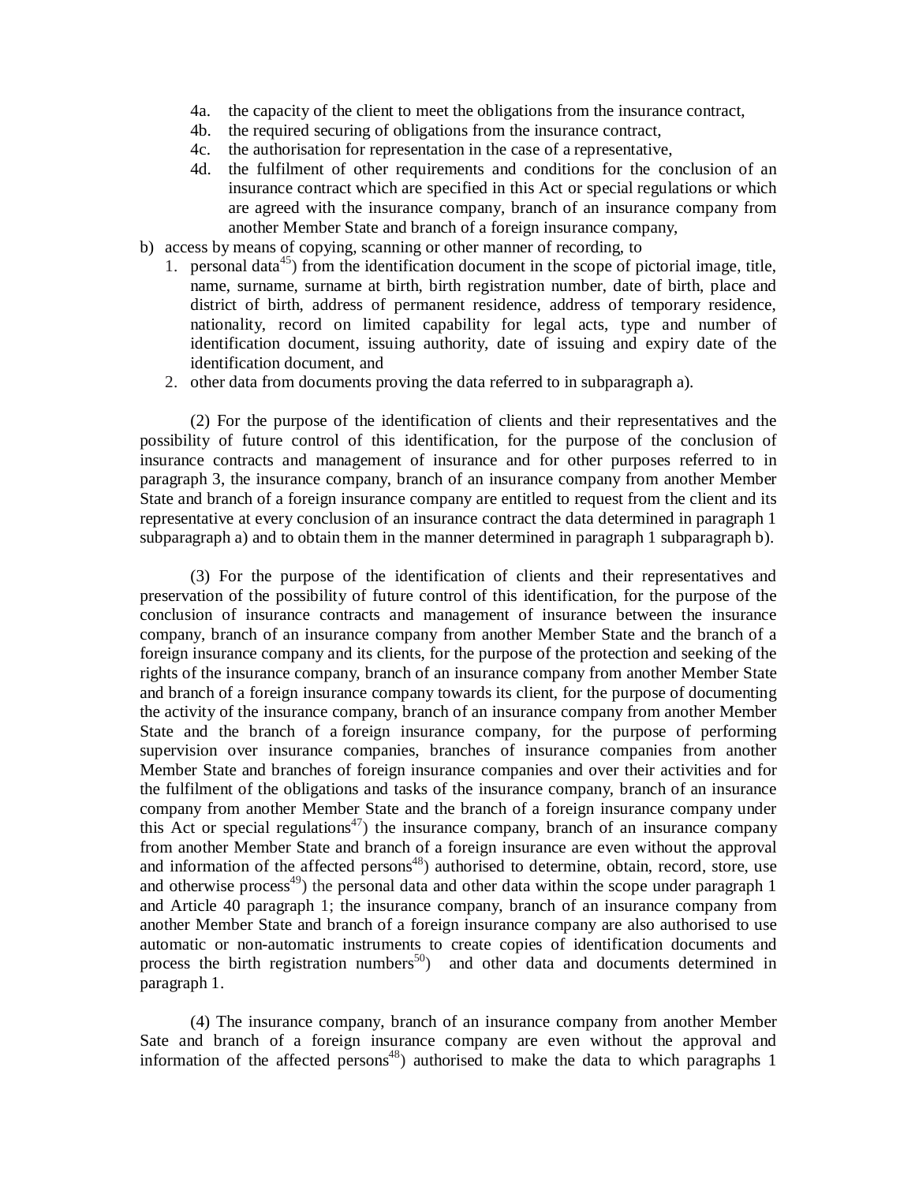4a. the capacity of the client to meet the obligations from the insurance contract,
4b. the required securing of obligations from the insurance contract,
4c. the authorisation for representation in the case of a representative,
4d. the fulfilment of other requirements and conditions for the conclusion of an insurance contract which are specified in this Act or special regulations or which are agreed with the insurance company, branch of an insurance company from another Member State and branch of a foreign insurance company,

b) access by means of copying, scanning or other manner of recording, to
   1. personal data[45]) from the identification document in the scope of pictorial image, title, name, surname, surname at birth, birth registration number, date of birth, place and district of birth, address of permanent residence, address of temporary residence, nationality, record on limited capability for legal acts, type and number of identification document, issuing authority, date of issuing and expiry date of the identification document, and
   2. other data from documents proving the data referred to in subparagraph a).

(2) For the purpose of the identification of clients and their representatives and the possibility of future control of this identification, for the purpose of the conclusion of insurance contracts and management of insurance and for other purposes referred to in paragraph 3, the insurance company, branch of an insurance company from another Member State and branch of a foreign insurance company are entitled to request from the client and its representative at every conclusion of an insurance contract the data determined in paragraph 1 subparagraph a) and to obtain them in the manner determined in paragraph 1 subparagraph b).

(3) For the purpose of the identification of clients and their representatives and preservation of the possibility of future control of this identification, for the purpose of the conclusion of insurance contracts and management of insurance between the insurance company, branch of an insurance company from another Member State and the branch of a foreign insurance company and its clients, for the purpose of the protection and seeking of the rights of the insurance company, branch of an insurance company from another Member State and branch of a foreign insurance company towards its client, for the purpose of documenting the activity of the insurance company, branch of an insurance company from another Member State and the branch of a foreign insurance company, for the purpose of performing supervision over insurance companies, branches of insurance companies from another Member State and branches of foreign insurance companies and over their activities and for the fulfilment of the obligations and tasks of the insurance company, branch of an insurance company from another Member State and the branch of a foreign insurance company under this Act or special regulations[47]) the insurance company, branch of an insurance company from another Member State and branch of a foreign insurance are even without the approval and information of the affected persons[48]) authorised to determine, obtain, record, store, use and otherwise process[49]) the personal data and other data within the scope under paragraph 1 and Article 40 paragraph 1; the insurance company, branch of an insurance company from another Member State and branch of a foreign insurance company are also authorised to use automatic or non-automatic instruments to create copies of identification documents and process the birth registration numbers[50]) and other data and documents determined in paragraph 1.

(4) The insurance company, branch of an insurance company from another Member Sate and branch of a foreign insurance company are even without the approval and information of the affected persons[48]) authorised to make the data to which paragraphs 1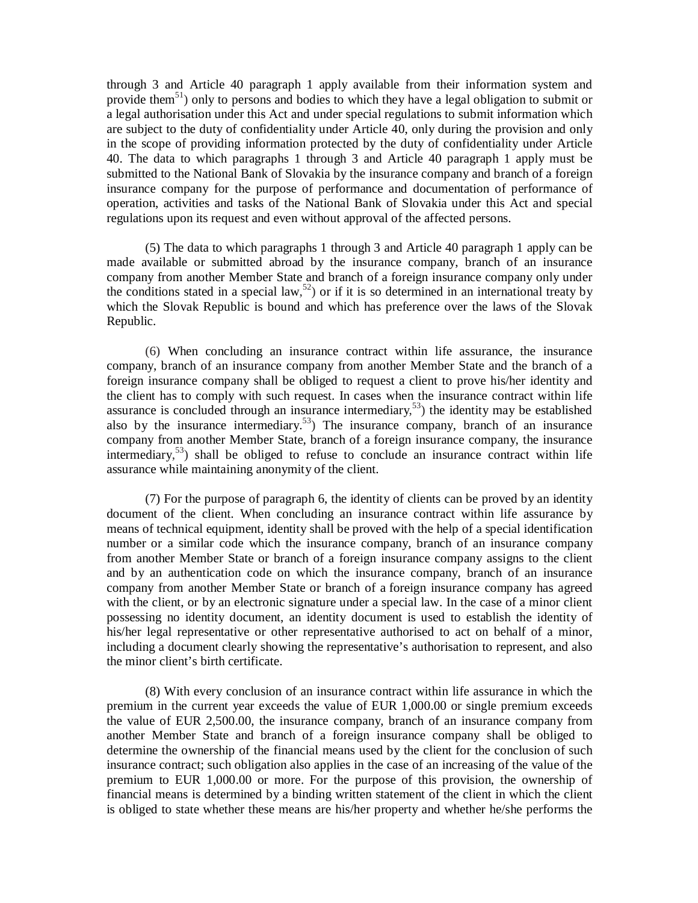through 3 and Article 40 paragraph 1 apply available from their information system and provide them[51]) only to persons and bodies to which they have a legal obligation to submit or a legal authorisation under this Act and under special regulations to submit information which are subject to the duty of confidentiality under Article 40, only during the provision and only in the scope of providing information protected by the duty of confidentiality under Article 40. The data to which paragraphs 1 through 3 and Article 40 paragraph 1 apply must be submitted to the National Bank of Slovakia by the insurance company and branch of a foreign insurance company for the purpose of performance and documentation of performance of operation, activities and tasks of the National Bank of Slovakia under this Act and special regulations upon its request and even without approval of the affected persons.

(5) The data to which paragraphs 1 through 3 and Article 40 paragraph 1 apply can be made available or submitted abroad by the insurance company, branch of an insurance company from another Member State and branch of a foreign insurance company only under the conditions stated in a special law,[52]) or if it is so determined in an international treaty by which the Slovak Republic is bound and which has preference over the laws of the Slovak Republic.

(6) When concluding an insurance contract within life assurance, the insurance company, branch of an insurance company from another Member State and the branch of a foreign insurance company shall be obliged to request a client to prove his/her identity and the client has to comply with such request. In cases when the insurance contract within life assurance is concluded through an insurance intermediary,[53]) the identity may be established also by the insurance intermediary.[53]) The insurance company, branch of an insurance company from another Member State, branch of a foreign insurance company, the insurance intermediary,[53]) shall be obliged to refuse to conclude an insurance contract within life assurance while maintaining anonymity of the client.

(7) For the purpose of paragraph 6, the identity of clients can be proved by an identity document of the client. When concluding an insurance contract within life assurance by means of technical equipment, identity shall be proved with the help of a special identification number or a similar code which the insurance company, branch of an insurance company from another Member State or branch of a foreign insurance company assigns to the client and by an authentication code on which the insurance company, branch of an insurance company from another Member State or branch of a foreign insurance company has agreed with the client, or by an electronic signature under a special law. In the case of a minor client possessing no identity document, an identity document is used to establish the identity of his/her legal representative or other representative authorised to act on behalf of a minor, including a document clearly showing the representative's authorisation to represent, and also the minor client's birth certificate.

(8) With every conclusion of an insurance contract within life assurance in which the premium in the current year exceeds the value of EUR 1,000.00 or single premium exceeds the value of EUR 2,500.00, the insurance company, branch of an insurance company from another Member State and branch of a foreign insurance company shall be obliged to determine the ownership of the financial means used by the client for the conclusion of such insurance contract; such obligation also applies in the case of an increasing of the value of the premium to EUR 1,000.00 or more. For the purpose of this provision, the ownership of financial means is determined by a binding written statement of the client in which the client is obliged to state whether these means are his/her property and whether he/she performs the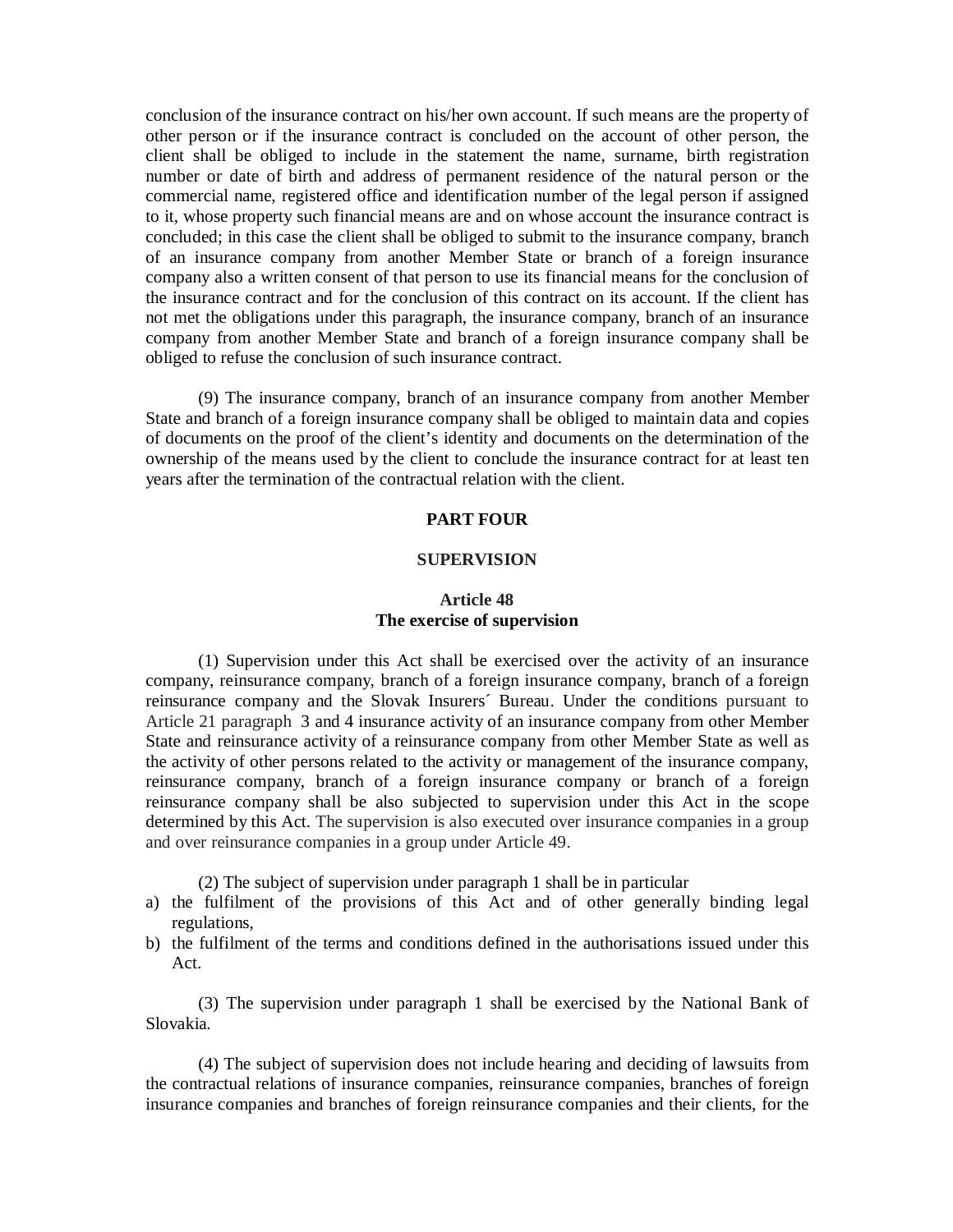conclusion of the insurance contract on his/her own account. If such means are the property of other person or if the insurance contract is concluded on the account of other person, the client shall be obliged to include in the statement the name, surname, birth registration number or date of birth and address of permanent residence of the natural person or the commercial name, registered office and identification number of the legal person if assigned to it, whose property such financial means are and on whose account the insurance contract is concluded; in this case the client shall be obliged to submit to the insurance company, branch of an insurance company from another Member State or branch of a foreign insurance company also a written consent of that person to use its financial means for the conclusion of the insurance contract and for the conclusion of this contract on its account. If the client has not met the obligations under this paragraph, the insurance company, branch of an insurance company from another Member State and branch of a foreign insurance company shall be obliged to refuse the conclusion of such insurance contract.

(9) The insurance company, branch of an insurance company from another Member State and branch of a foreign insurance company shall be obliged to maintain data and copies of documents on the proof of the client's identity and documents on the determination of the ownership of the means used by the client to conclude the insurance contract for at least ten years after the termination of the contractual relation with the client.

## PART FOUR

## SUPERVISION

### Article 48
### The exercise of supervision

(1) Supervision under this Act shall be exercised over the activity of an insurance company, reinsurance company, branch of a foreign insurance company, branch of a foreign reinsurance company and the Slovak Insurers´ Bureau. Under the conditions pursuant to Article 21 paragraph 3 and 4 insurance activity of an insurance company from other Member State and reinsurance activity of a reinsurance company from other Member State as well as the activity of other persons related to the activity or management of the insurance company, reinsurance company, branch of a foreign insurance company or branch of a foreign reinsurance company shall be also subjected to supervision under this Act in the scope determined by this Act. The supervision is also executed over insurance companies in a group and over reinsurance companies in a group under Article 49.

(2) The subject of supervision under paragraph 1 shall be in particular

a) the fulfilment of the provisions of this Act and of other generally binding legal regulations,
b) the fulfilment of the terms and conditions defined in the authorisations issued under this Act.

(3) The supervision under paragraph 1 shall be exercised by the National Bank of Slovakia.

(4) The subject of supervision does not include hearing and deciding of lawsuits from the contractual relations of insurance companies, reinsurance companies, branches of foreign insurance companies and branches of foreign reinsurance companies and their clients, for the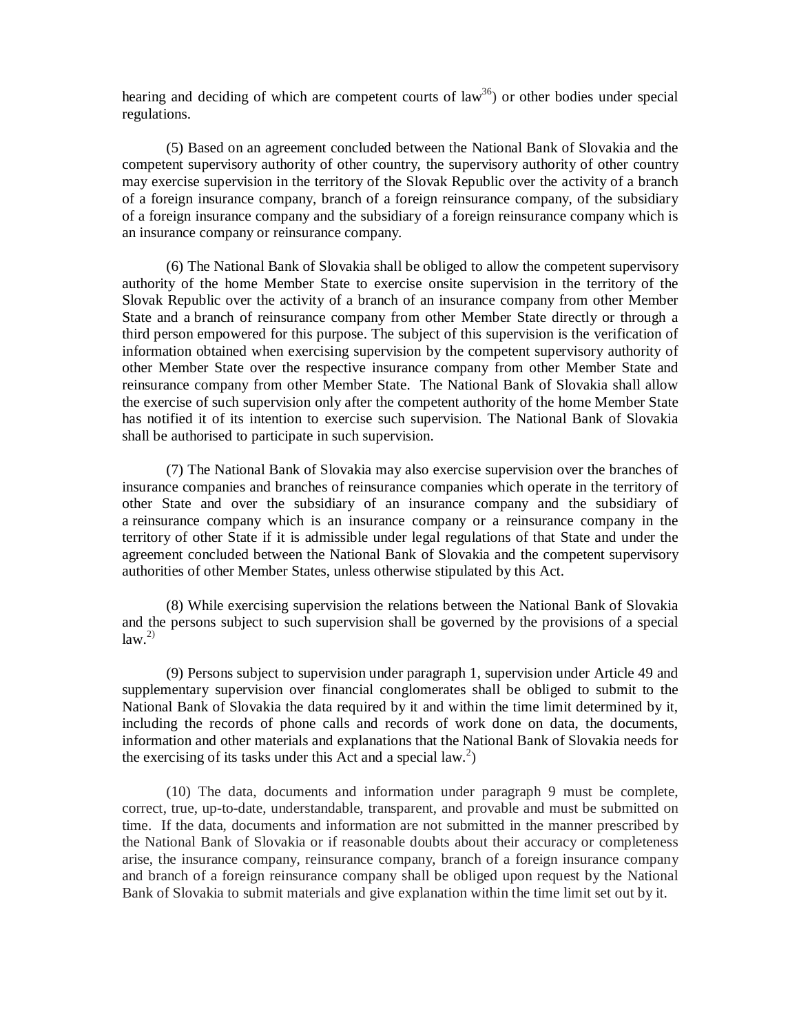hearing and deciding of which are competent courts of law[36]) or other bodies under special regulations.

(5) Based on an agreement concluded between the National Bank of Slovakia and the competent supervisory authority of other country, the supervisory authority of other country may exercise supervision in the territory of the Slovak Republic over the activity of a branch of a foreign insurance company, branch of a foreign reinsurance company, of the subsidiary of a foreign insurance company and the subsidiary of a foreign reinsurance company which is an insurance company or reinsurance company.

(6) The National Bank of Slovakia shall be obliged to allow the competent supervisory authority of the home Member State to exercise onsite supervision in the territory of the Slovak Republic over the activity of a branch of an insurance company from other Member State and a branch of reinsurance company from other Member State directly or through a third person empowered for this purpose. The subject of this supervision is the verification of information obtained when exercising supervision by the competent supervisory authority of other Member State over the respective insurance company from other Member State and reinsurance company from other Member State. The National Bank of Slovakia shall allow the exercise of such supervision only after the competent authority of the home Member State has notified it of its intention to exercise such supervision. The National Bank of Slovakia shall be authorised to participate in such supervision.

(7) The National Bank of Slovakia may also exercise supervision over the branches of insurance companies and branches of reinsurance companies which operate in the territory of other State and over the subsidiary of an insurance company and the subsidiary of a reinsurance company which is an insurance company or a reinsurance company in the territory of other State if it is admissible under legal regulations of that State and under the agreement concluded between the National Bank of Slovakia and the competent supervisory authorities of other Member States, unless otherwise stipulated by this Act.

(8) While exercising supervision the relations between the National Bank of Slovakia and the persons subject to such supervision shall be governed by the provisions of a special law.[2)]

(9) Persons subject to supervision under paragraph 1, supervision under Article 49 and supplementary supervision over financial conglomerates shall be obliged to submit to the National Bank of Slovakia the data required by it and within the time limit determined by it, including the records of phone calls and records of work done on data, the documents, information and other materials and explanations that the National Bank of Slovakia needs for the exercising of its tasks under this Act and a special law.[2])

(10) The data, documents and information under paragraph 9 must be complete, correct, true, up-to-date, understandable, transparent, and provable and must be submitted on time. If the data, documents and information are not submitted in the manner prescribed by the National Bank of Slovakia or if reasonable doubts about their accuracy or completeness arise, the insurance company, reinsurance company, branch of a foreign insurance company and branch of a foreign reinsurance company shall be obliged upon request by the National Bank of Slovakia to submit materials and give explanation within the time limit set out by it.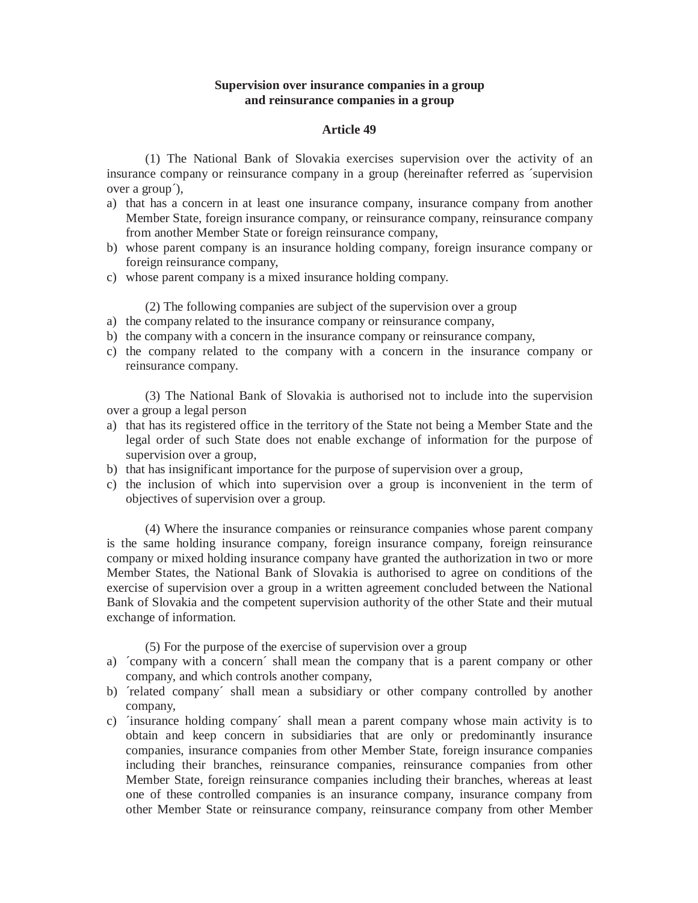**Supervision over insurance companies in a group and reinsurance companies in a group**

**Article 49**

(1) The National Bank of Slovakia exercises supervision over the activity of an insurance company or reinsurance company in a group (hereinafter referred as ´supervision over a group´),

a) that has a concern in at least one insurance company, insurance company from another Member State, foreign insurance company, or reinsurance company, reinsurance company from another Member State or foreign reinsurance company,
b) whose parent company is an insurance holding company, foreign insurance company or foreign reinsurance company,
c) whose parent company is a mixed insurance holding company.

(2) The following companies are subject of the supervision over a group

a) the company related to the insurance company or reinsurance company,
b) the company with a concern in the insurance company or reinsurance company,
c) the company related to the company with a concern in the insurance company or reinsurance company.

(3) The National Bank of Slovakia is authorised not to include into the supervision over a group a legal person

a) that has its registered office in the territory of the State not being a Member State and the legal order of such State does not enable exchange of information for the purpose of supervision over a group,
b) that has insignificant importance for the purpose of supervision over a group,
c) the inclusion of which into supervision over a group is inconvenient in the term of objectives of supervision over a group.

(4) Where the insurance companies or reinsurance companies whose parent company is the same holding insurance company, foreign insurance company, foreign reinsurance company or mixed holding insurance company have granted the authorization in two or more Member States, the National Bank of Slovakia is authorised to agree on conditions of the exercise of supervision over a group in a written agreement concluded between the National Bank of Slovakia and the competent supervision authority of the other State and their mutual exchange of information.

(5) For the purpose of the exercise of supervision over a group

a) ´company with a concern´ shall mean the company that is a parent company or other company, and which controls another company,
b) ´related company´ shall mean a subsidiary or other company controlled by another company,
c) ´insurance holding company´ shall mean a parent company whose main activity is to obtain and keep concern in subsidiaries that are only or predominantly insurance companies, insurance companies from other Member State, foreign insurance companies including their branches, reinsurance companies, reinsurance companies from other Member State, foreign reinsurance companies including their branches, whereas at least one of these controlled companies is an insurance company, insurance company from other Member State or reinsurance company, reinsurance company from other Member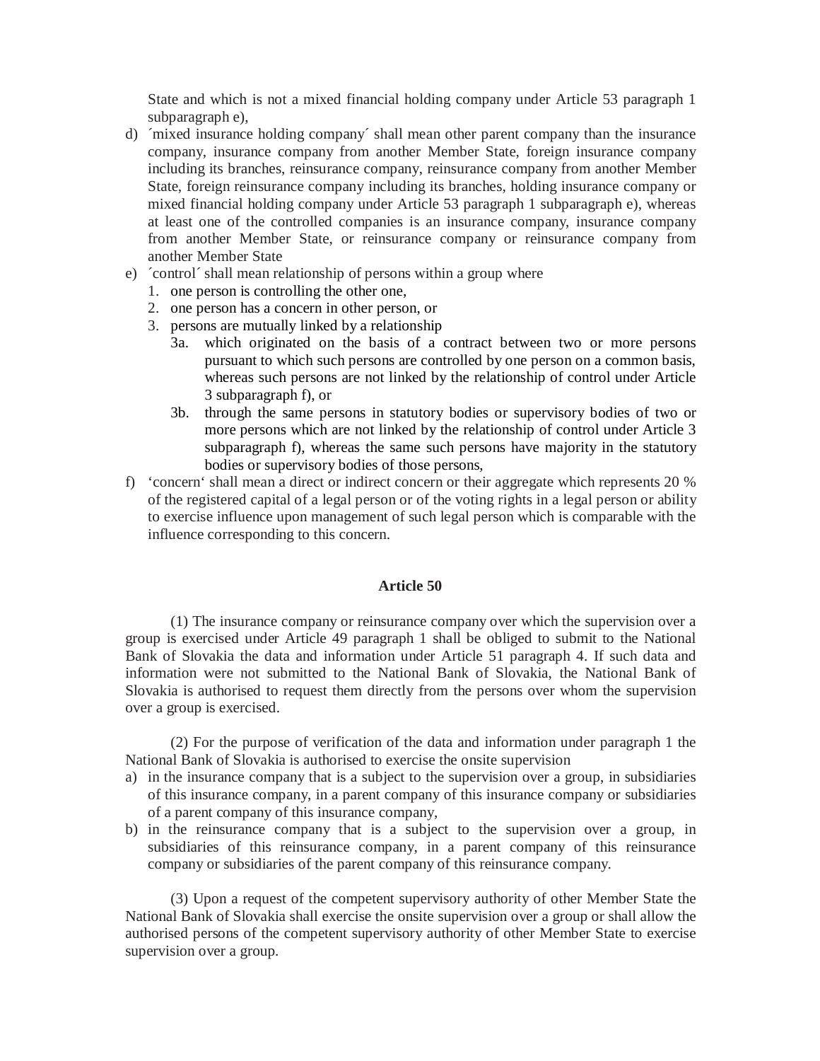State and which is not a mixed financial holding company under Article 53 paragraph 1 subparagraph e),

d) ´mixed insurance holding company´ shall mean other parent company than the insurance company, insurance company from another Member State, foreign insurance company including its branches, reinsurance company, reinsurance company from another Member State, foreign reinsurance company including its branches, holding insurance company or mixed financial holding company under Article 53 paragraph 1 subparagraph e), whereas at least one of the controlled companies is an insurance company, insurance company from another Member State, or reinsurance company or reinsurance company from another Member State
e) ´control´ shall mean relationship of persons within a group where
   1. one person is controlling the other one,
   2. one person has a concern in other person, or
   3. persons are mutually linked by a relationship
      3a. which originated on the basis of a contract between two or more persons pursuant to which such persons are controlled by one person on a common basis, whereas such persons are not linked by the relationship of control under Article 3 subparagraph f), or
      3b. through the same persons in statutory bodies or supervisory bodies of two or more persons which are not linked by the relationship of control under Article 3 subparagraph f), whereas the same such persons have majority in the statutory bodies or supervisory bodies of those persons,
f) ‘concern‘ shall mean a direct or indirect concern or their aggregate which represents 20 % of the registered capital of a legal person or of the voting rights in a legal person or ability to exercise influence upon management of such legal person which is comparable with the influence corresponding to this concern.

## Article 50

(1) The insurance company or reinsurance company over which the supervision over a group is exercised under Article 49 paragraph 1 shall be obliged to submit to the National Bank of Slovakia the data and information under Article 51 paragraph 4. If such data and information were not submitted to the National Bank of Slovakia, the National Bank of Slovakia is authorised to request them directly from the persons over whom the supervision over a group is exercised.

(2) For the purpose of verification of the data and information under paragraph 1 the National Bank of Slovakia is authorised to exercise the onsite supervision

a) in the insurance company that is a subject to the supervision over a group, in subsidiaries of this insurance company, in a parent company of this insurance company or subsidiaries of a parent company of this insurance company,
b) in the reinsurance company that is a subject to the supervision over a group, in subsidiaries of this reinsurance company, in a parent company of this reinsurance company or subsidiaries of the parent company of this reinsurance company.

(3) Upon a request of the competent supervisory authority of other Member State the National Bank of Slovakia shall exercise the onsite supervision over a group or shall allow the authorised persons of the competent supervisory authority of other Member State to exercise supervision over a group.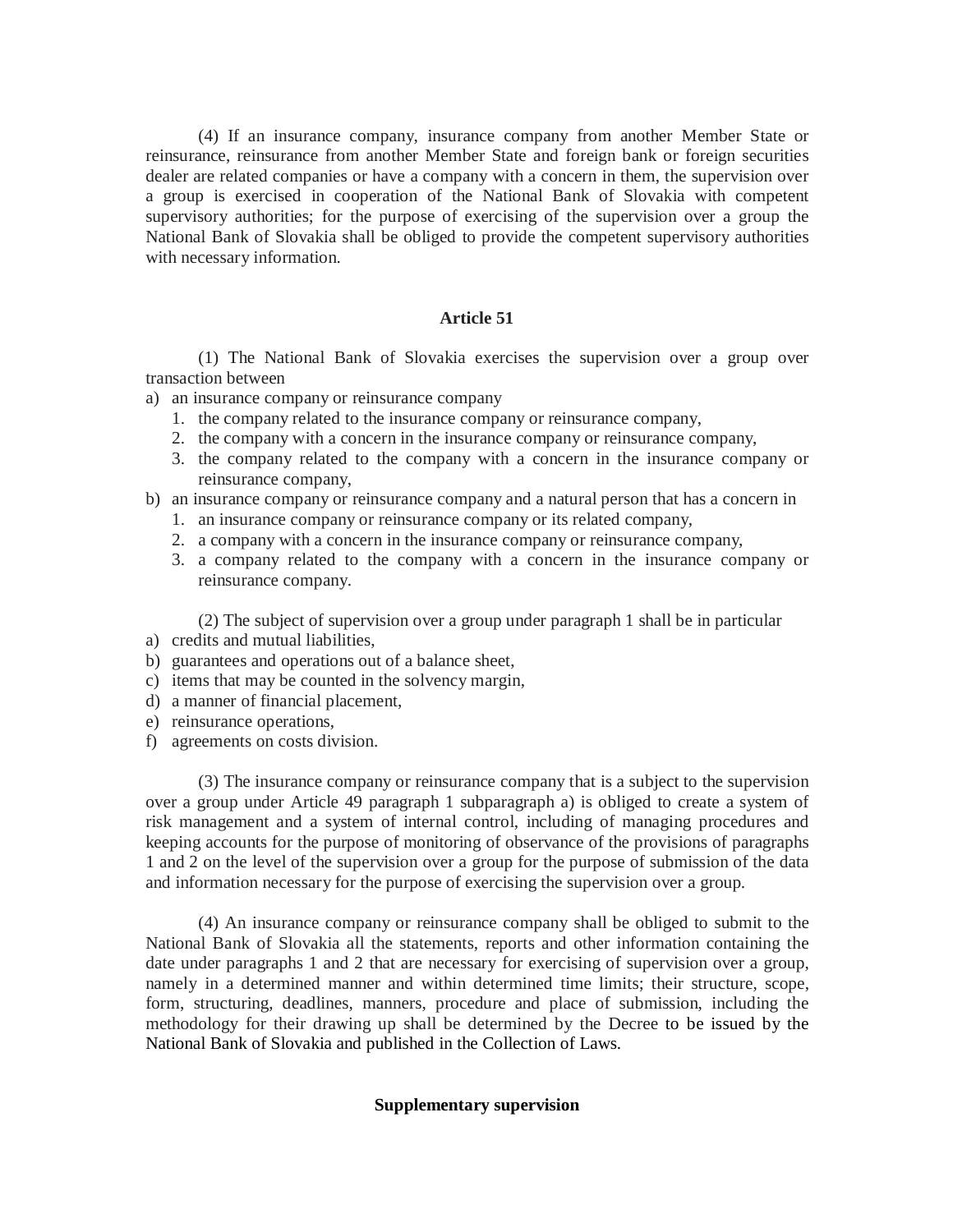(4) If an insurance company, insurance company from another Member State or reinsurance, reinsurance from another Member State and foreign bank or foreign securities dealer are related companies or have a company with a concern in them, the supervision over a group is exercised in cooperation of the National Bank of Slovakia with competent supervisory authorities; for the purpose of exercising of the supervision over a group the National Bank of Slovakia shall be obliged to provide the competent supervisory authorities with necessary information.

**Article 51**

(1) The National Bank of Slovakia exercises the supervision over a group over transaction between

a) an insurance company or reinsurance company
   1. the company related to the insurance company or reinsurance company,
   2. the company with a concern in the insurance company or reinsurance company,
   3. the company related to the company with a concern in the insurance company or reinsurance company,

b) an insurance company or reinsurance company and a natural person that has a concern in
   1. an insurance company or reinsurance company or its related company,
   2. a company with a concern in the insurance company or reinsurance company,
   3. a company related to the company with a concern in the insurance company or reinsurance company.

(2) The subject of supervision over a group under paragraph 1 shall be in particular

a) credits and mutual liabilities,
b) guarantees and operations out of a balance sheet,
c) items that may be counted in the solvency margin,
d) a manner of financial placement,
e) reinsurance operations,
f) agreements on costs division.

(3) The insurance company or reinsurance company that is a subject to the supervision over a group under Article 49 paragraph 1 subparagraph a) is obliged to create a system of risk management and a system of internal control, including of managing procedures and keeping accounts for the purpose of monitoring of observance of the provisions of paragraphs 1 and 2 on the level of the supervision over a group for the purpose of submission of the data and information necessary for the purpose of exercising the supervision over a group.

(4) An insurance company or reinsurance company shall be obliged to submit to the National Bank of Slovakia all the statements, reports and other information containing the date under paragraphs 1 and 2 that are necessary for exercising of supervision over a group, namely in a determined manner and within determined time limits; their structure, scope, form, structuring, deadlines, manners, procedure and place of submission, including the methodology for their drawing up shall be determined by the Decree to be issued by the National Bank of Slovakia and published in the Collection of Laws.

**Supplementary supervision**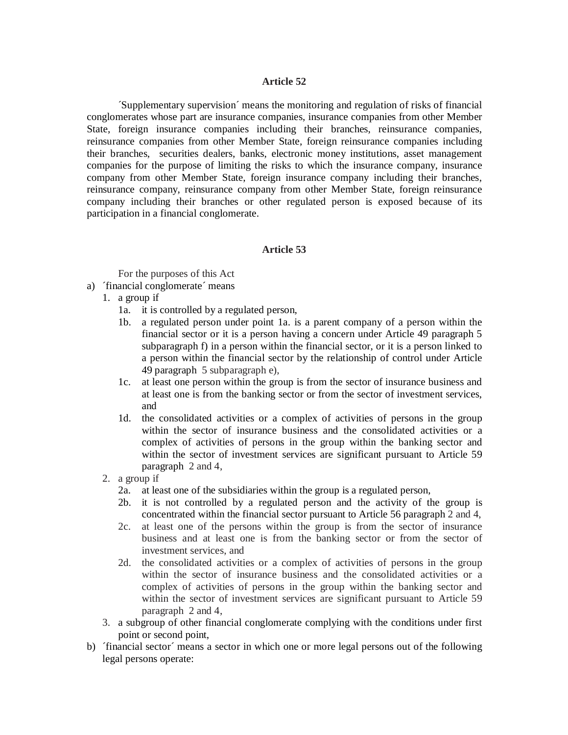### Article 52

´Supplementary supervision´ means the monitoring and regulation of risks of financial conglomerates whose part are insurance companies, insurance companies from other Member State, foreign insurance companies including their branches, reinsurance companies, reinsurance companies from other Member State, foreign reinsurance companies including their branches, securities dealers, banks, electronic money institutions, asset management companies for the purpose of limiting the risks to which the insurance company, insurance company from other Member State, foreign insurance company including their branches, reinsurance company, reinsurance company from other Member State, foreign reinsurance company including their branches or other regulated person is exposed because of its participation in a financial conglomerate.

### Article 53

For the purposes of this Act

a) ´financial conglomerate´ means
   1. a group if
      - 1a. it is controlled by a regulated person,
      - 1b. a regulated person under point 1a. is a parent company of a person within the financial sector or it is a person having a concern under Article 49 paragraph 5 subparagraph f) in a person within the financial sector, or it is a person linked to a person within the financial sector by the relationship of control under Article 49 paragraph 5 subparagraph e),
      - 1c. at least one person within the group is from the sector of insurance business and at least one is from the banking sector or from the sector of investment services, and
      - 1d. the consolidated activities or a complex of activities of persons in the group within the sector of insurance business and the consolidated activities or a complex of activities of persons in the group within the banking sector and within the sector of investment services are significant pursuant to Article 59 paragraph 2 and 4,
   2. a group if
      - 2a. at least one of the subsidiaries within the group is a regulated person,
      - 2b. it is not controlled by a regulated person and the activity of the group is concentrated within the financial sector pursuant to Article 56 paragraph 2 and 4,
      - 2c. at least one of the persons within the group is from the sector of insurance business and at least one is from the banking sector or from the sector of investment services, and
      - 2d. the consolidated activities or a complex of activities of persons in the group within the sector of insurance business and the consolidated activities or a complex of activities of persons in the group within the banking sector and within the sector of investment services are significant pursuant to Article 59 paragraph 2 and 4,
   3. a subgroup of other financial conglomerate complying with the conditions under first point or second point,

b) ´financial sector´ means a sector in which one or more legal persons out of the following legal persons operate: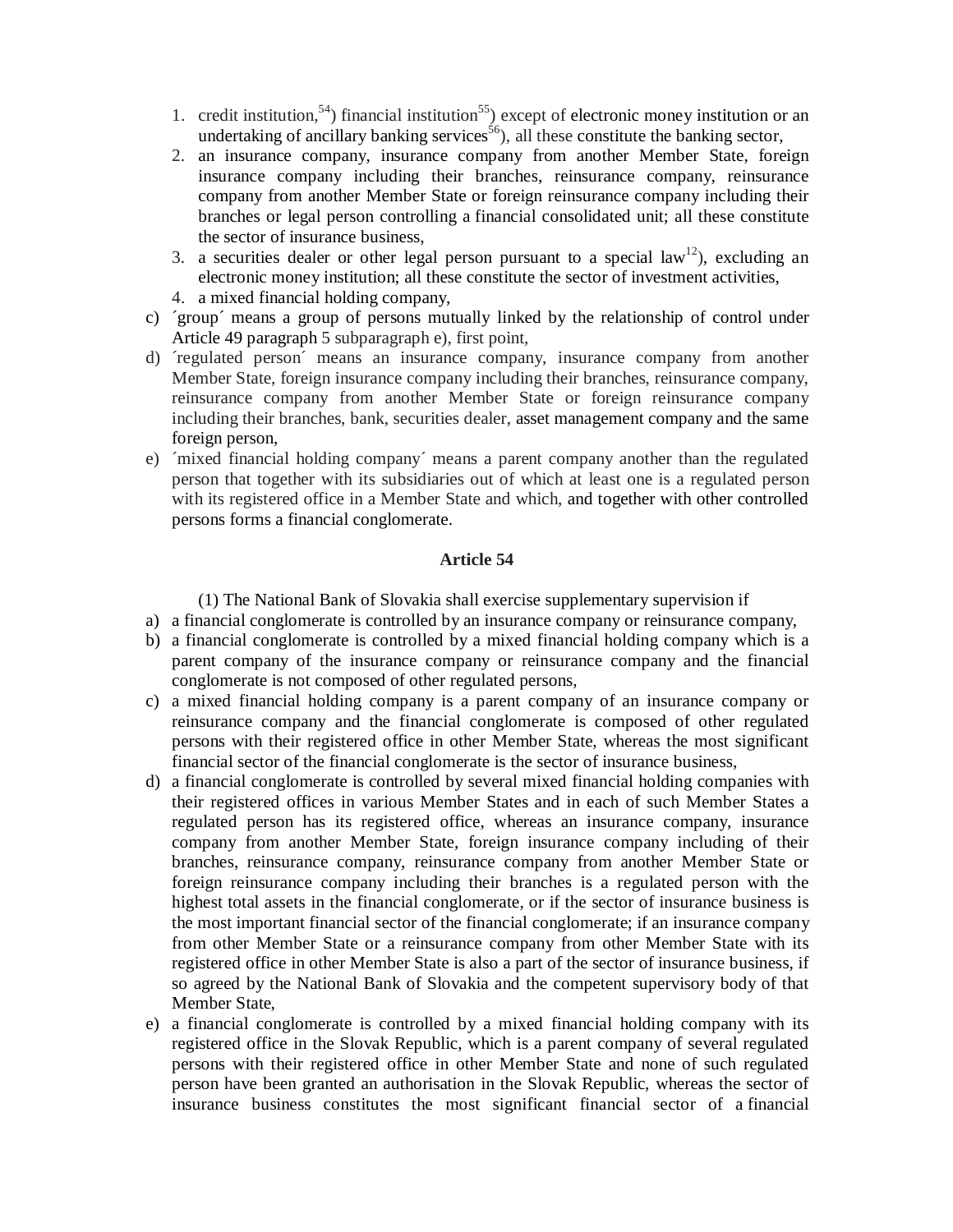1. credit institution,[54]) financial institution[55]) except of electronic money institution or an undertaking of ancillary banking services[56]), all these constitute the banking sector,
2. an insurance company, insurance company from another Member State, foreign insurance company including their branches, reinsurance company, reinsurance company from another Member State or foreign reinsurance company including their branches or legal person controlling a financial consolidated unit; all these constitute the sector of insurance business,
3. a securities dealer or other legal person pursuant to a special law[12]), excluding an electronic money institution; all these constitute the sector of investment activities,
4. a mixed financial holding company,

c) ´group´ means a group of persons mutually linked by the relationship of control under Article 49 paragraph 5 subparagraph e), first point,

d) ´regulated person´ means an insurance company, insurance company from another Member State, foreign insurance company including their branches, reinsurance company, reinsurance company from another Member State or foreign reinsurance company including their branches, bank, securities dealer, asset management company and the same foreign person,

e) ´mixed financial holding company´ means a parent company another than the regulated person that together with its subsidiaries out of which at least one is a regulated person with its registered office in a Member State and which, and together with other controlled persons forms a financial conglomerate.

### Article 54

(1) The National Bank of Slovakia shall exercise supplementary supervision if

a) a financial conglomerate is controlled by an insurance company or reinsurance company,

b) a financial conglomerate is controlled by a mixed financial holding company which is a parent company of the insurance company or reinsurance company and the financial conglomerate is not composed of other regulated persons,

c) a mixed financial holding company is a parent company of an insurance company or reinsurance company and the financial conglomerate is composed of other regulated persons with their registered office in other Member State, whereas the most significant financial sector of the financial conglomerate is the sector of insurance business,

d) a financial conglomerate is controlled by several mixed financial holding companies with their registered offices in various Member States and in each of such Member States a regulated person has its registered office, whereas an insurance company, insurance company from another Member State, foreign insurance company including of their branches, reinsurance company, reinsurance company from another Member State or foreign reinsurance company including their branches is a regulated person with the highest total assets in the financial conglomerate, or if the sector of insurance business is the most important financial sector of the financial conglomerate; if an insurance company from other Member State or a reinsurance company from other Member State with its registered office in other Member State is also a part of the sector of insurance business, if so agreed by the National Bank of Slovakia and the competent supervisory body of that Member State,

e) a financial conglomerate is controlled by a mixed financial holding company with its registered office in the Slovak Republic, which is a parent company of several regulated persons with their registered office in other Member State and none of such regulated person have been granted an authorisation in the Slovak Republic, whereas the sector of insurance business constitutes the most significant financial sector of a financial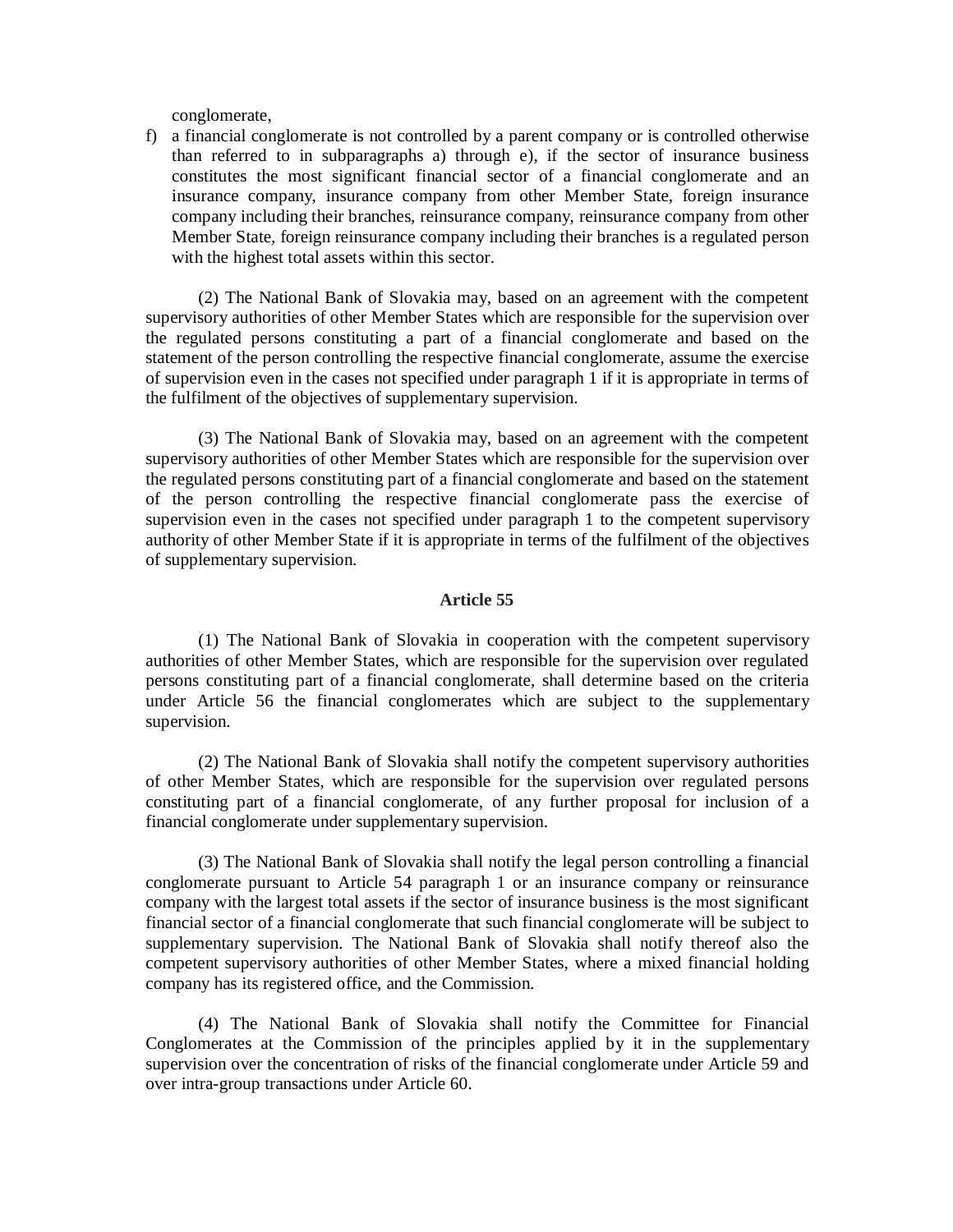conglomerate,

f) a financial conglomerate is not controlled by a parent company or is controlled otherwise than referred to in subparagraphs a) through e), if the sector of insurance business constitutes the most significant financial sector of a financial conglomerate and an insurance company, insurance company from other Member State, foreign insurance company including their branches, reinsurance company, reinsurance company from other Member State, foreign reinsurance company including their branches is a regulated person with the highest total assets within this sector.

(2) The National Bank of Slovakia may, based on an agreement with the competent supervisory authorities of other Member States which are responsible for the supervision over the regulated persons constituting a part of a financial conglomerate and based on the statement of the person controlling the respective financial conglomerate, assume the exercise of supervision even in the cases not specified under paragraph 1 if it is appropriate in terms of the fulfilment of the objectives of supplementary supervision.

(3) The National Bank of Slovakia may, based on an agreement with the competent supervisory authorities of other Member States which are responsible for the supervision over the regulated persons constituting part of a financial conglomerate and based on the statement of the person controlling the respective financial conglomerate pass the exercise of supervision even in the cases not specified under paragraph 1 to the competent supervisory authority of other Member State if it is appropriate in terms of the fulfilment of the objectives of supplementary supervision.

### Article 55

(1) The National Bank of Slovakia in cooperation with the competent supervisory authorities of other Member States, which are responsible for the supervision over regulated persons constituting part of a financial conglomerate, shall determine based on the criteria under Article 56 the financial conglomerates which are subject to the supplementary supervision.

(2) The National Bank of Slovakia shall notify the competent supervisory authorities of other Member States, which are responsible for the supervision over regulated persons constituting part of a financial conglomerate, of any further proposal for inclusion of a financial conglomerate under supplementary supervision.

(3) The National Bank of Slovakia shall notify the legal person controlling a financial conglomerate pursuant to Article 54 paragraph 1 or an insurance company or reinsurance company with the largest total assets if the sector of insurance business is the most significant financial sector of a financial conglomerate that such financial conglomerate will be subject to supplementary supervision. The National Bank of Slovakia shall notify thereof also the competent supervisory authorities of other Member States, where a mixed financial holding company has its registered office, and the Commission.

(4) The National Bank of Slovakia shall notify the Committee for Financial Conglomerates at the Commission of the principles applied by it in the supplementary supervision over the concentration of risks of the financial conglomerate under Article 59 and over intra-group transactions under Article 60.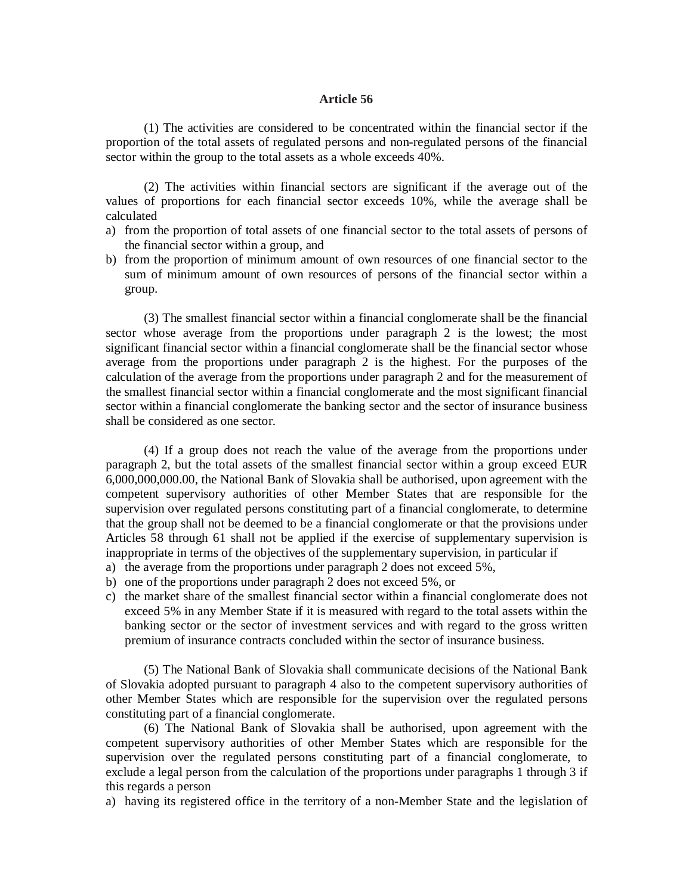### Article 56

(1) The activities are considered to be concentrated within the financial sector if the proportion of the total assets of regulated persons and non-regulated persons of the financial sector within the group to the total assets as a whole exceeds 40%.

(2) The activities within financial sectors are significant if the average out of the values of proportions for each financial sector exceeds 10%, while the average shall be calculated

a) from the proportion of total assets of one financial sector to the total assets of persons of the financial sector within a group, and
b) from the proportion of minimum amount of own resources of one financial sector to the sum of minimum amount of own resources of persons of the financial sector within a group.

(3) The smallest financial sector within a financial conglomerate shall be the financial sector whose average from the proportions under paragraph 2 is the lowest; the most significant financial sector within a financial conglomerate shall be the financial sector whose average from the proportions under paragraph 2 is the highest. For the purposes of the calculation of the average from the proportions under paragraph 2 and for the measurement of the smallest financial sector within a financial conglomerate and the most significant financial sector within a financial conglomerate the banking sector and the sector of insurance business shall be considered as one sector.

(4) If a group does not reach the value of the average from the proportions under paragraph 2, but the total assets of the smallest financial sector within a group exceed EUR 6,000,000,000.00, the National Bank of Slovakia shall be authorised, upon agreement with the competent supervisory authorities of other Member States that are responsible for the supervision over regulated persons constituting part of a financial conglomerate, to determine that the group shall not be deemed to be a financial conglomerate or that the provisions under Articles 58 through 61 shall not be applied if the exercise of supplementary supervision is inappropriate in terms of the objectives of the supplementary supervision, in particular if

a) the average from the proportions under paragraph 2 does not exceed 5%,
b) one of the proportions under paragraph 2 does not exceed 5%, or
c) the market share of the smallest financial sector within a financial conglomerate does not exceed 5% in any Member State if it is measured with regard to the total assets within the banking sector or the sector of investment services and with regard to the gross written premium of insurance contracts concluded within the sector of insurance business.

(5) The National Bank of Slovakia shall communicate decisions of the National Bank of Slovakia adopted pursuant to paragraph 4 also to the competent supervisory authorities of other Member States which are responsible for the supervision over the regulated persons constituting part of a financial conglomerate.

(6) The National Bank of Slovakia shall be authorised, upon agreement with the competent supervisory authorities of other Member States which are responsible for the supervision over the regulated persons constituting part of a financial conglomerate, to exclude a legal person from the calculation of the proportions under paragraphs 1 through 3 if this regards a person

a) having its registered office in the territory of a non-Member State and the legislation of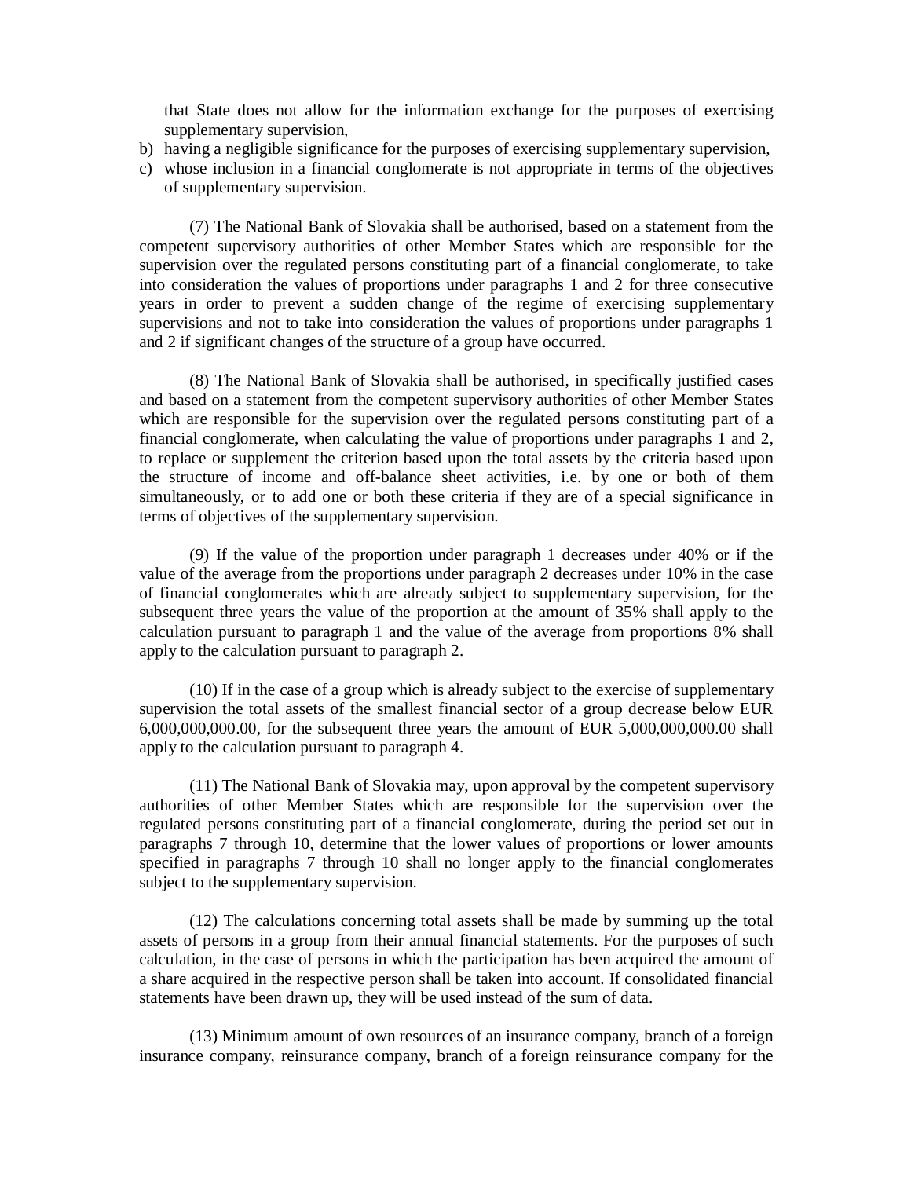that State does not allow for the information exchange for the purposes of exercising supplementary supervision,

b) having a negligible significance for the purposes of exercising supplementary supervision,
c) whose inclusion in a financial conglomerate is not appropriate in terms of the objectives of supplementary supervision.

(7) The National Bank of Slovakia shall be authorised, based on a statement from the competent supervisory authorities of other Member States which are responsible for the supervision over the regulated persons constituting part of a financial conglomerate, to take into consideration the values of proportions under paragraphs 1 and 2 for three consecutive years in order to prevent a sudden change of the regime of exercising supplementary supervisions and not to take into consideration the values of proportions under paragraphs 1 and 2 if significant changes of the structure of a group have occurred.

(8) The National Bank of Slovakia shall be authorised, in specifically justified cases and based on a statement from the competent supervisory authorities of other Member States which are responsible for the supervision over the regulated persons constituting part of a financial conglomerate, when calculating the value of proportions under paragraphs 1 and 2, to replace or supplement the criterion based upon the total assets by the criteria based upon the structure of income and off-balance sheet activities, i.e. by one or both of them simultaneously, or to add one or both these criteria if they are of a special significance in terms of objectives of the supplementary supervision.

(9) If the value of the proportion under paragraph 1 decreases under 40% or if the value of the average from the proportions under paragraph 2 decreases under 10% in the case of financial conglomerates which are already subject to supplementary supervision, for the subsequent three years the value of the proportion at the amount of 35% shall apply to the calculation pursuant to paragraph 1 and the value of the average from proportions 8% shall apply to the calculation pursuant to paragraph 2.

(10) If in the case of a group which is already subject to the exercise of supplementary supervision the total assets of the smallest financial sector of a group decrease below EUR 6,000,000,000.00, for the subsequent three years the amount of EUR 5,000,000,000.00 shall apply to the calculation pursuant to paragraph 4.

(11) The National Bank of Slovakia may, upon approval by the competent supervisory authorities of other Member States which are responsible for the supervision over the regulated persons constituting part of a financial conglomerate, during the period set out in paragraphs 7 through 10, determine that the lower values of proportions or lower amounts specified in paragraphs 7 through 10 shall no longer apply to the financial conglomerates subject to the supplementary supervision.

(12) The calculations concerning total assets shall be made by summing up the total assets of persons in a group from their annual financial statements. For the purposes of such calculation, in the case of persons in which the participation has been acquired the amount of a share acquired in the respective person shall be taken into account. If consolidated financial statements have been drawn up, they will be used instead of the sum of data.

(13) Minimum amount of own resources of an insurance company, branch of a foreign insurance company, reinsurance company, branch of a foreign reinsurance company for the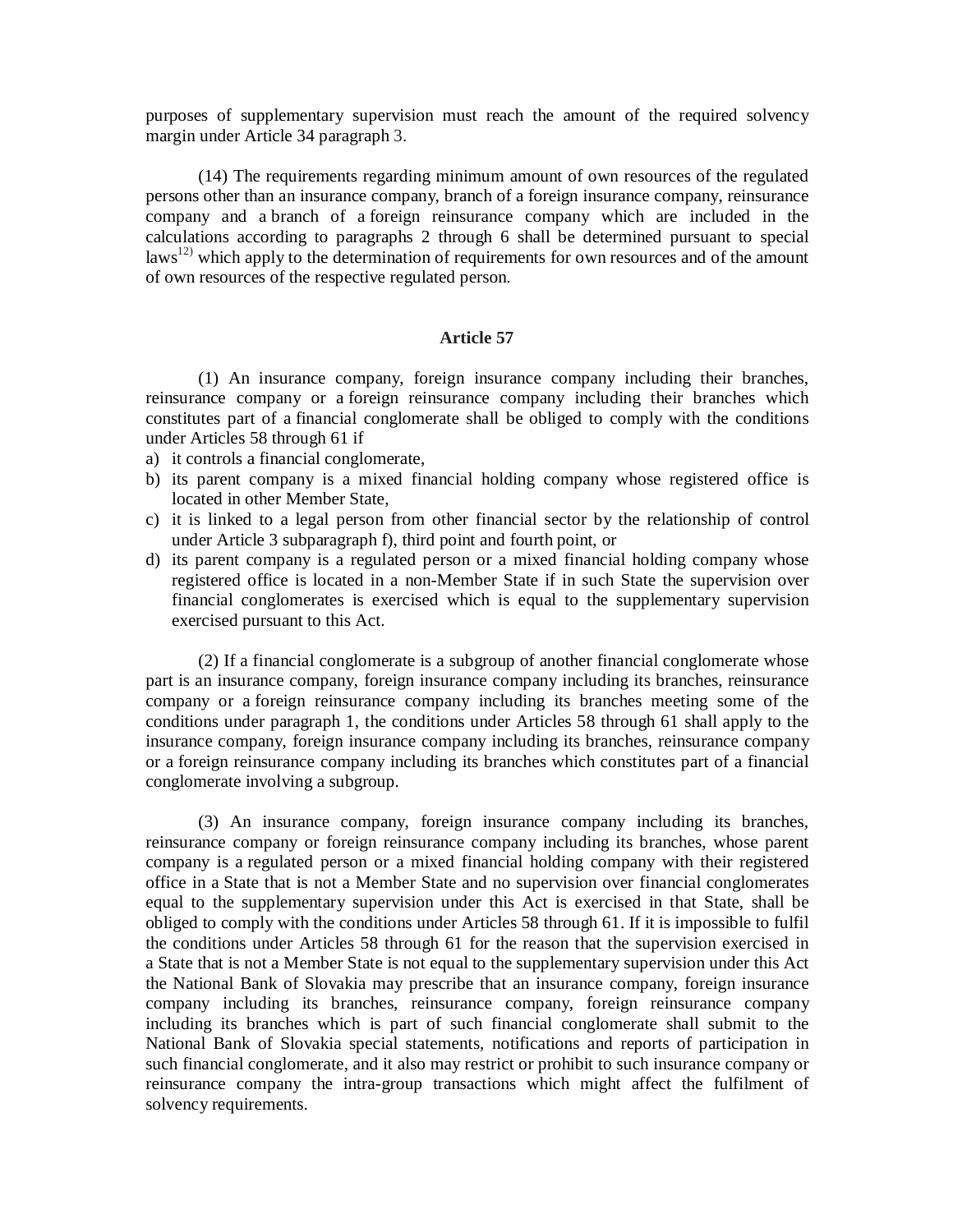purposes of supplementary supervision must reach the amount of the required solvency margin under Article 34 paragraph 3.

(14) The requirements regarding minimum amount of own resources of the regulated persons other than an insurance company, branch of a foreign insurance company, reinsurance company and a branch of a foreign reinsurance company which are included in the calculations according to paragraphs 2 through 6 shall be determined pursuant to special laws[12)] which apply to the determination of requirements for own resources and of the amount of own resources of the respective regulated person.

### Article 57

(1) An insurance company, foreign insurance company including their branches, reinsurance company or a foreign reinsurance company including their branches which constitutes part of a financial conglomerate shall be obliged to comply with the conditions under Articles 58 through 61 if

a) it controls a financial conglomerate,
b) its parent company is a mixed financial holding company whose registered office is located in other Member State,
c) it is linked to a legal person from other financial sector by the relationship of control under Article 3 subparagraph f), third point and fourth point, or
d) its parent company is a regulated person or a mixed financial holding company whose registered office is located in a non-Member State if in such State the supervision over financial conglomerates is exercised which is equal to the supplementary supervision exercised pursuant to this Act.

(2) If a financial conglomerate is a subgroup of another financial conglomerate whose part is an insurance company, foreign insurance company including its branches, reinsurance company or a foreign reinsurance company including its branches meeting some of the conditions under paragraph 1, the conditions under Articles 58 through 61 shall apply to the insurance company, foreign insurance company including its branches, reinsurance company or a foreign reinsurance company including its branches which constitutes part of a financial conglomerate involving a subgroup.

(3) An insurance company, foreign insurance company including its branches, reinsurance company or foreign reinsurance company including its branches, whose parent company is a regulated person or a mixed financial holding company with their registered office in a State that is not a Member State and no supervision over financial conglomerates equal to the supplementary supervision under this Act is exercised in that State, shall be obliged to comply with the conditions under Articles 58 through 61. If it is impossible to fulfil the conditions under Articles 58 through 61 for the reason that the supervision exercised in a State that is not a Member State is not equal to the supplementary supervision under this Act the National Bank of Slovakia may prescribe that an insurance company, foreign insurance company including its branches, reinsurance company, foreign reinsurance company including its branches which is part of such financial conglomerate shall submit to the National Bank of Slovakia special statements, notifications and reports of participation in such financial conglomerate, and it also may restrict or prohibit to such insurance company or reinsurance company the intra-group transactions which might affect the fulfilment of solvency requirements.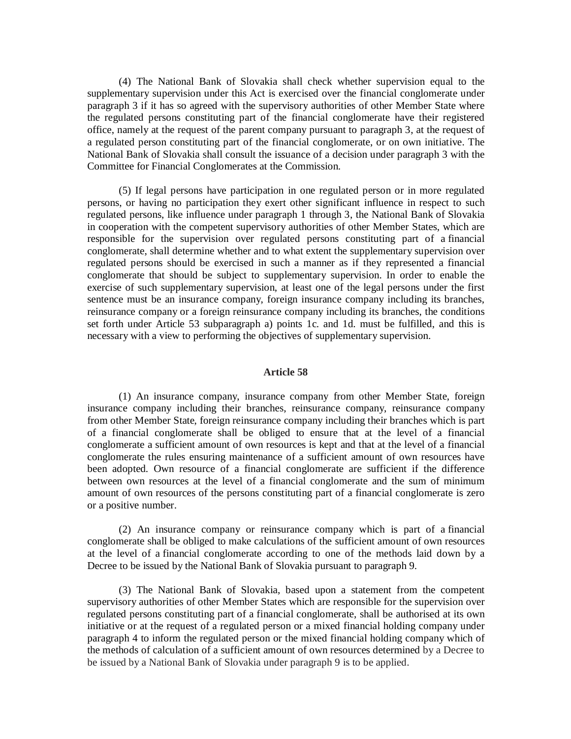(4) The National Bank of Slovakia shall check whether supervision equal to the supplementary supervision under this Act is exercised over the financial conglomerate under paragraph 3 if it has so agreed with the supervisory authorities of other Member State where the regulated persons constituting part of the financial conglomerate have their registered office, namely at the request of the parent company pursuant to paragraph 3, at the request of a regulated person constituting part of the financial conglomerate, or on own initiative. The National Bank of Slovakia shall consult the issuance of a decision under paragraph 3 with the Committee for Financial Conglomerates at the Commission.

(5) If legal persons have participation in one regulated person or in more regulated persons, or having no participation they exert other significant influence in respect to such regulated persons, like influence under paragraph 1 through 3, the National Bank of Slovakia in cooperation with the competent supervisory authorities of other Member States, which are responsible for the supervision over regulated persons constituting part of a financial conglomerate, shall determine whether and to what extent the supplementary supervision over regulated persons should be exercised in such a manner as if they represented a financial conglomerate that should be subject to supplementary supervision. In order to enable the exercise of such supplementary supervision, at least one of the legal persons under the first sentence must be an insurance company, foreign insurance company including its branches, reinsurance company or a foreign reinsurance company including its branches, the conditions set forth under Article 53 subparagraph a) points 1c. and 1d. must be fulfilled, and this is necessary with a view to performing the objectives of supplementary supervision.

### Article 58

(1) An insurance company, insurance company from other Member State, foreign insurance company including their branches, reinsurance company, reinsurance company from other Member State, foreign reinsurance company including their branches which is part of a financial conglomerate shall be obliged to ensure that at the level of a financial conglomerate a sufficient amount of own resources is kept and that at the level of a financial conglomerate the rules ensuring maintenance of a sufficient amount of own resources have been adopted. Own resource of a financial conglomerate are sufficient if the difference between own resources at the level of a financial conglomerate and the sum of minimum amount of own resources of the persons constituting part of a financial conglomerate is zero or a positive number.

(2) An insurance company or reinsurance company which is part of a financial conglomerate shall be obliged to make calculations of the sufficient amount of own resources at the level of a financial conglomerate according to one of the methods laid down by a Decree to be issued by the National Bank of Slovakia pursuant to paragraph 9.

(3) The National Bank of Slovakia, based upon a statement from the competent supervisory authorities of other Member States which are responsible for the supervision over regulated persons constituting part of a financial conglomerate, shall be authorised at its own initiative or at the request of a regulated person or a mixed financial holding company under paragraph 4 to inform the regulated person or the mixed financial holding company which of the methods of calculation of a sufficient amount of own resources determined by a Decree to be issued by a National Bank of Slovakia under paragraph 9 is to be applied.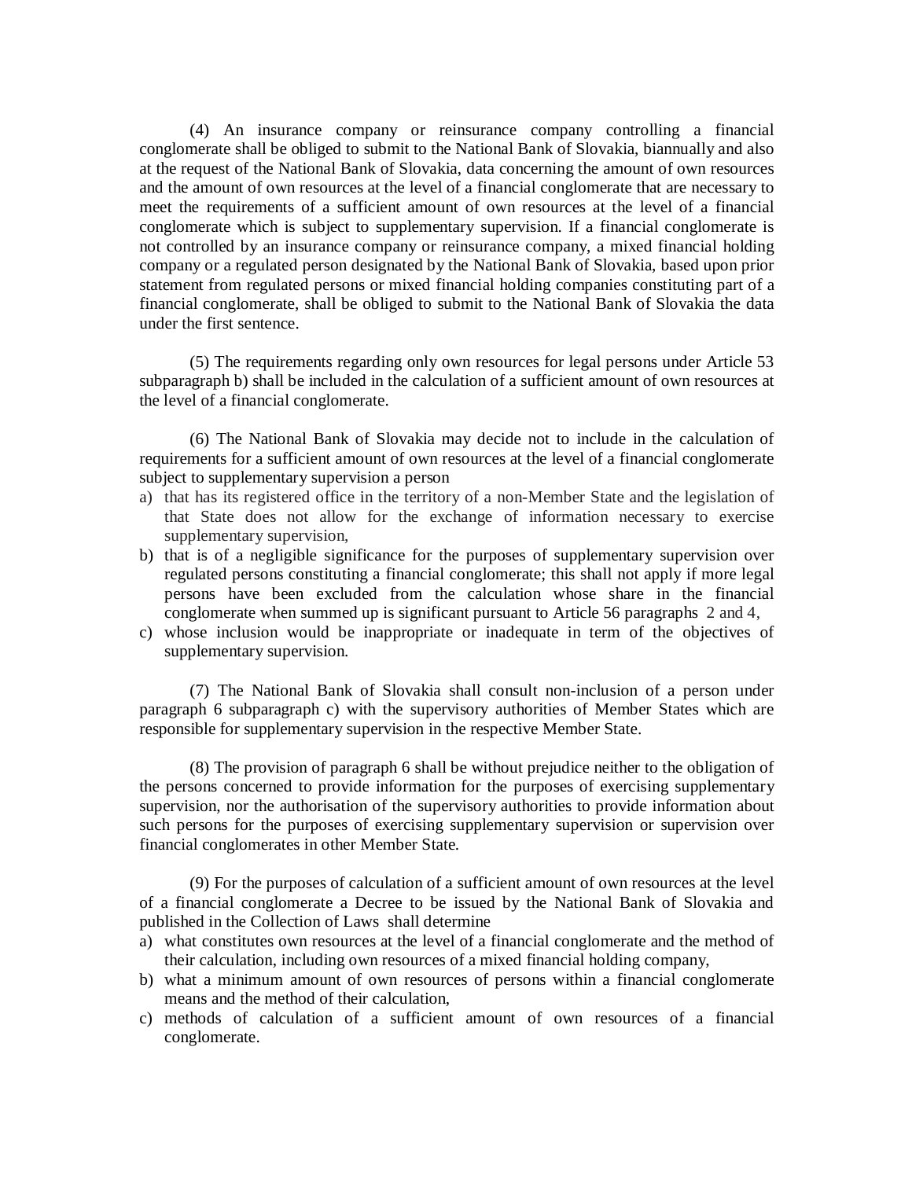(4) An insurance company or reinsurance company controlling a financial conglomerate shall be obliged to submit to the National Bank of Slovakia, biannually and also at the request of the National Bank of Slovakia, data concerning the amount of own resources and the amount of own resources at the level of a financial conglomerate that are necessary to meet the requirements of a sufficient amount of own resources at the level of a financial conglomerate which is subject to supplementary supervision. If a financial conglomerate is not controlled by an insurance company or reinsurance company, a mixed financial holding company or a regulated person designated by the National Bank of Slovakia, based upon prior statement from regulated persons or mixed financial holding companies constituting part of a financial conglomerate, shall be obliged to submit to the National Bank of Slovakia the data under the first sentence.

(5) The requirements regarding only own resources for legal persons under Article 53 subparagraph b) shall be included in the calculation of a sufficient amount of own resources at the level of a financial conglomerate.

(6) The National Bank of Slovakia may decide not to include in the calculation of requirements for a sufficient amount of own resources at the level of a financial conglomerate subject to supplementary supervision a person

a) that has its registered office in the territory of a non-Member State and the legislation of that State does not allow for the exchange of information necessary to exercise supplementary supervision,
b) that is of a negligible significance for the purposes of supplementary supervision over regulated persons constituting a financial conglomerate; this shall not apply if more legal persons have been excluded from the calculation whose share in the financial conglomerate when summed up is significant pursuant to Article 56 paragraphs 2 and 4,
c) whose inclusion would be inappropriate or inadequate in term of the objectives of supplementary supervision.

(7) The National Bank of Slovakia shall consult non-inclusion of a person under paragraph 6 subparagraph c) with the supervisory authorities of Member States which are responsible for supplementary supervision in the respective Member State.

(8) The provision of paragraph 6 shall be without prejudice neither to the obligation of the persons concerned to provide information for the purposes of exercising supplementary supervision, nor the authorisation of the supervisory authorities to provide information about such persons for the purposes of exercising supplementary supervision or supervision over financial conglomerates in other Member State.

(9) For the purposes of calculation of a sufficient amount of own resources at the level of a financial conglomerate a Decree to be issued by the National Bank of Slovakia and published in the Collection of Laws shall determine

a) what constitutes own resources at the level of a financial conglomerate and the method of their calculation, including own resources of a mixed financial holding company,
b) what a minimum amount of own resources of persons within a financial conglomerate means and the method of their calculation,
c) methods of calculation of a sufficient amount of own resources of a financial conglomerate.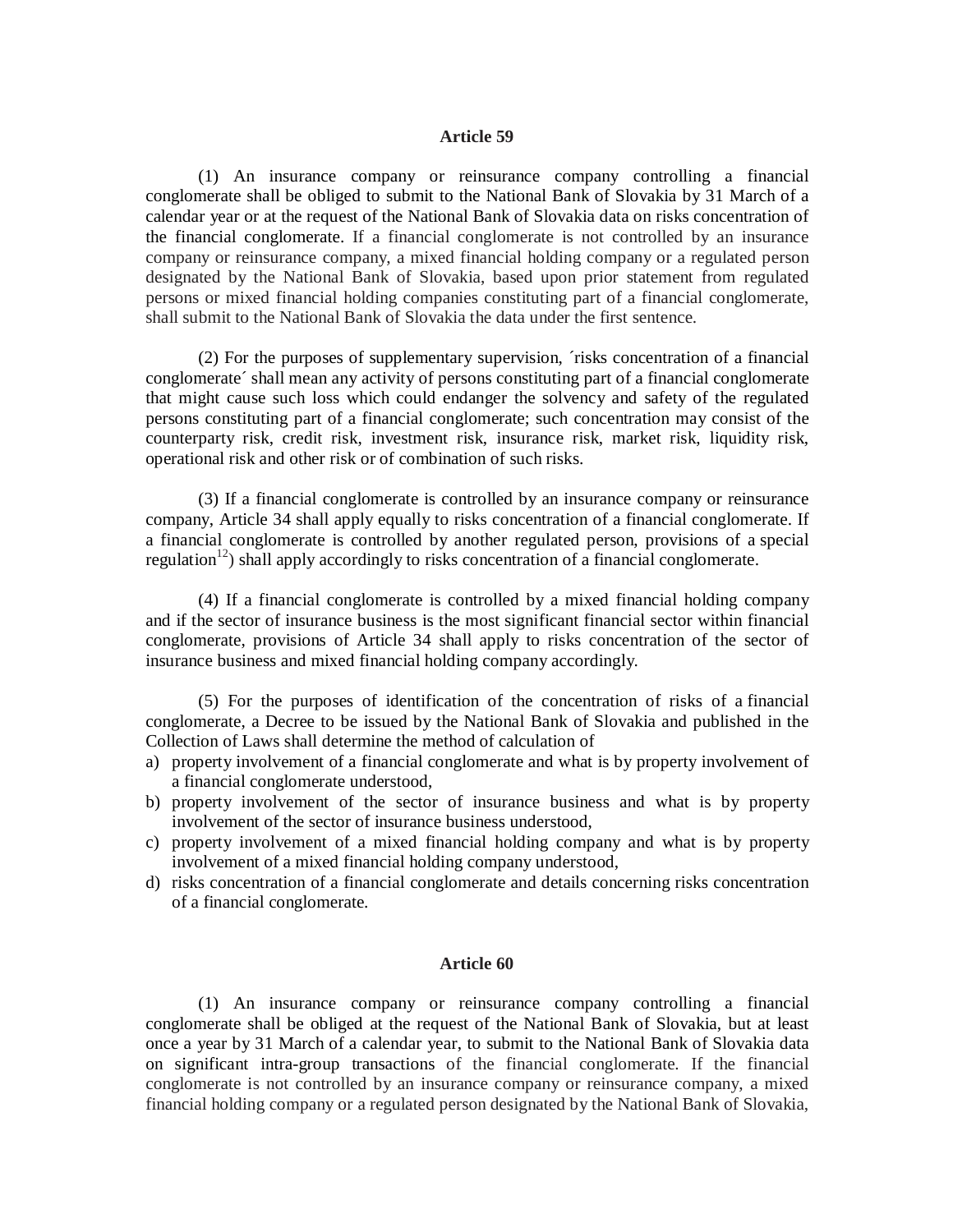## Article 59

(1) An insurance company or reinsurance company controlling a financial conglomerate shall be obliged to submit to the National Bank of Slovakia by 31 March of a calendar year or at the request of the National Bank of Slovakia data on risks concentration of the financial conglomerate. If a financial conglomerate is not controlled by an insurance company or reinsurance company, a mixed financial holding company or a regulated person designated by the National Bank of Slovakia, based upon prior statement from regulated persons or mixed financial holding companies constituting part of a financial conglomerate, shall submit to the National Bank of Slovakia the data under the first sentence.

(2) For the purposes of supplementary supervision, ´risks concentration of a financial conglomerate´ shall mean any activity of persons constituting part of a financial conglomerate that might cause such loss which could endanger the solvency and safety of the regulated persons constituting part of a financial conglomerate; such concentration may consist of the counterparty risk, credit risk, investment risk, insurance risk, market risk, liquidity risk, operational risk and other risk or of combination of such risks.

(3) If a financial conglomerate is controlled by an insurance company or reinsurance company, Article 34 shall apply equally to risks concentration of a financial conglomerate. If a financial conglomerate is controlled by another regulated person, provisions of a special regulation[12]) shall apply accordingly to risks concentration of a financial conglomerate.

(4) If a financial conglomerate is controlled by a mixed financial holding company and if the sector of insurance business is the most significant financial sector within financial conglomerate, provisions of Article 34 shall apply to risks concentration of the sector of insurance business and mixed financial holding company accordingly.

(5) For the purposes of identification of the concentration of risks of a financial conglomerate, a Decree to be issued by the National Bank of Slovakia and published in the Collection of Laws shall determine the method of calculation of

a) property involvement of a financial conglomerate and what is by property involvement of a financial conglomerate understood,
b) property involvement of the sector of insurance business and what is by property involvement of the sector of insurance business understood,
c) property involvement of a mixed financial holding company and what is by property involvement of a mixed financial holding company understood,
d) risks concentration of a financial conglomerate and details concerning risks concentration of a financial conglomerate.

## Article 60

(1) An insurance company or reinsurance company controlling a financial conglomerate shall be obliged at the request of the National Bank of Slovakia, but at least once a year by 31 March of a calendar year, to submit to the National Bank of Slovakia data on significant intra-group transactions of the financial conglomerate. If the financial conglomerate is not controlled by an insurance company or reinsurance company, a mixed financial holding company or a regulated person designated by the National Bank of Slovakia,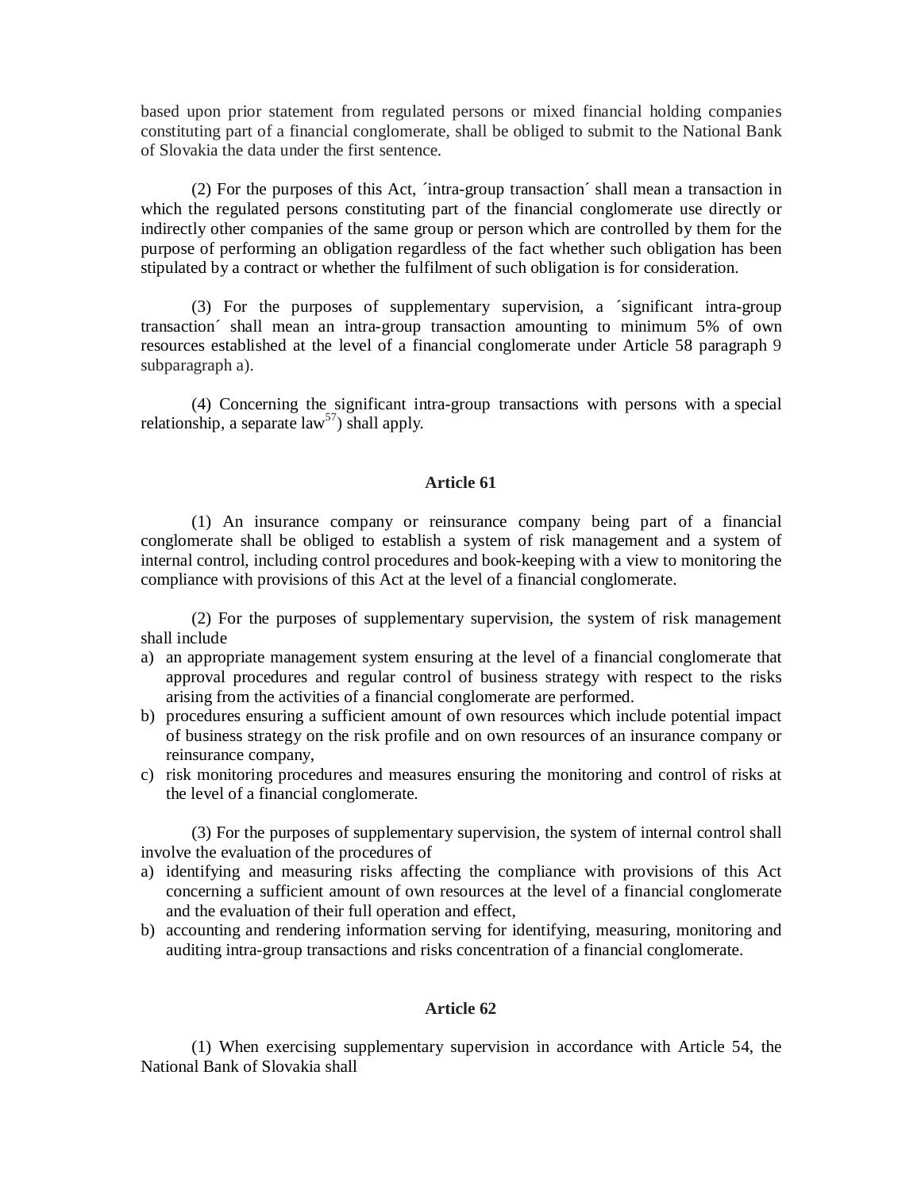based upon prior statement from regulated persons or mixed financial holding companies constituting part of a financial conglomerate, shall be obliged to submit to the National Bank of Slovakia the data under the first sentence.

(2) For the purposes of this Act, ´intra-group transaction´ shall mean a transaction in which the regulated persons constituting part of the financial conglomerate use directly or indirectly other companies of the same group or person which are controlled by them for the purpose of performing an obligation regardless of the fact whether such obligation has been stipulated by a contract or whether the fulfilment of such obligation is for consideration.

(3) For the purposes of supplementary supervision, a ´significant intra-group transaction´ shall mean an intra-group transaction amounting to minimum 5% of own resources established at the level of a financial conglomerate under Article 58 paragraph 9 subparagraph a).

(4) Concerning the significant intra-group transactions with persons with a special relationship, a separate law[57]) shall apply.

### Article 61

(1) An insurance company or reinsurance company being part of a financial conglomerate shall be obliged to establish a system of risk management and a system of internal control, including control procedures and book-keeping with a view to monitoring the compliance with provisions of this Act at the level of a financial conglomerate.

(2) For the purposes of supplementary supervision, the system of risk management shall include

a) an appropriate management system ensuring at the level of a financial conglomerate that approval procedures and regular control of business strategy with respect to the risks arising from the activities of a financial conglomerate are performed.
b) procedures ensuring a sufficient amount of own resources which include potential impact of business strategy on the risk profile and on own resources of an insurance company or reinsurance company,
c) risk monitoring procedures and measures ensuring the monitoring and control of risks at the level of a financial conglomerate.

(3) For the purposes of supplementary supervision, the system of internal control shall involve the evaluation of the procedures of

a) identifying and measuring risks affecting the compliance with provisions of this Act concerning a sufficient amount of own resources at the level of a financial conglomerate and the evaluation of their full operation and effect,
b) accounting and rendering information serving for identifying, measuring, monitoring and auditing intra-group transactions and risks concentration of a financial conglomerate.

### Article 62

(1) When exercising supplementary supervision in accordance with Article 54, the National Bank of Slovakia shall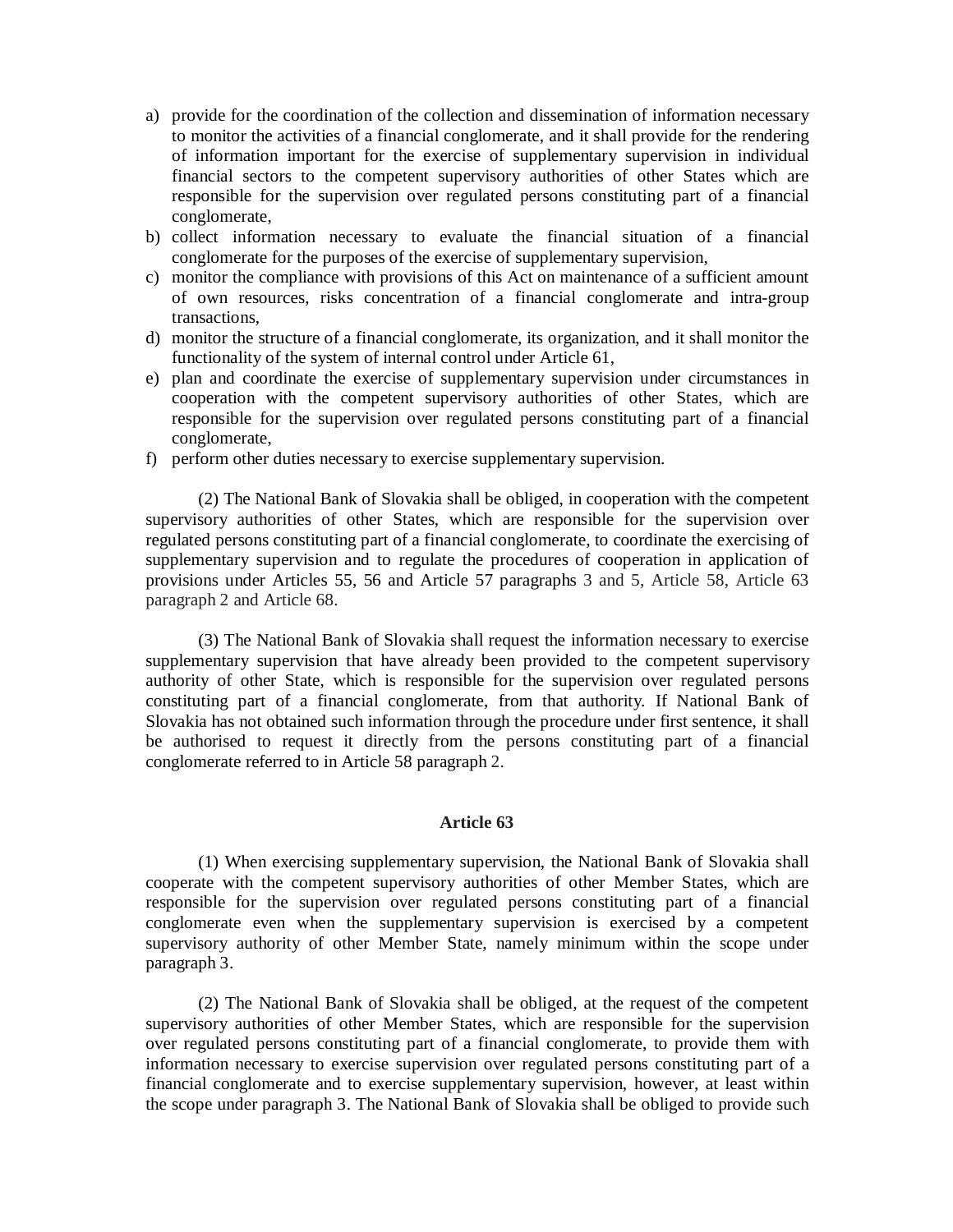a) provide for the coordination of the collection and dissemination of information necessary to monitor the activities of a financial conglomerate, and it shall provide for the rendering of information important for the exercise of supplementary supervision in individual financial sectors to the competent supervisory authorities of other States which are responsible for the supervision over regulated persons constituting part of a financial conglomerate,
b) collect information necessary to evaluate the financial situation of a financial conglomerate for the purposes of the exercise of supplementary supervision,
c) monitor the compliance with provisions of this Act on maintenance of a sufficient amount of own resources, risks concentration of a financial conglomerate and intra-group transactions,
d) monitor the structure of a financial conglomerate, its organization, and it shall monitor the functionality of the system of internal control under Article 61,
e) plan and coordinate the exercise of supplementary supervision under circumstances in cooperation with the competent supervisory authorities of other States, which are responsible for the supervision over regulated persons constituting part of a financial conglomerate,
f) perform other duties necessary to exercise supplementary supervision.

(2) The National Bank of Slovakia shall be obliged, in cooperation with the competent supervisory authorities of other States, which are responsible for the supervision over regulated persons constituting part of a financial conglomerate, to coordinate the exercising of supplementary supervision and to regulate the procedures of cooperation in application of provisions under Articles 55, 56 and Article 57 paragraphs 3 and 5, Article 58, Article 63 paragraph 2 and Article 68.

(3) The National Bank of Slovakia shall request the information necessary to exercise supplementary supervision that have already been provided to the competent supervisory authority of other State, which is responsible for the supervision over regulated persons constituting part of a financial conglomerate, from that authority. If National Bank of Slovakia has not obtained such information through the procedure under first sentence, it shall be authorised to request it directly from the persons constituting part of a financial conglomerate referred to in Article 58 paragraph 2.

### Article 63

(1) When exercising supplementary supervision, the National Bank of Slovakia shall cooperate with the competent supervisory authorities of other Member States, which are responsible for the supervision over regulated persons constituting part of a financial conglomerate even when the supplementary supervision is exercised by a competent supervisory authority of other Member State, namely minimum within the scope under paragraph 3.

(2) The National Bank of Slovakia shall be obliged, at the request of the competent supervisory authorities of other Member States, which are responsible for the supervision over regulated persons constituting part of a financial conglomerate, to provide them with information necessary to exercise supervision over regulated persons constituting part of a financial conglomerate and to exercise supplementary supervision, however, at least within the scope under paragraph 3. The National Bank of Slovakia shall be obliged to provide such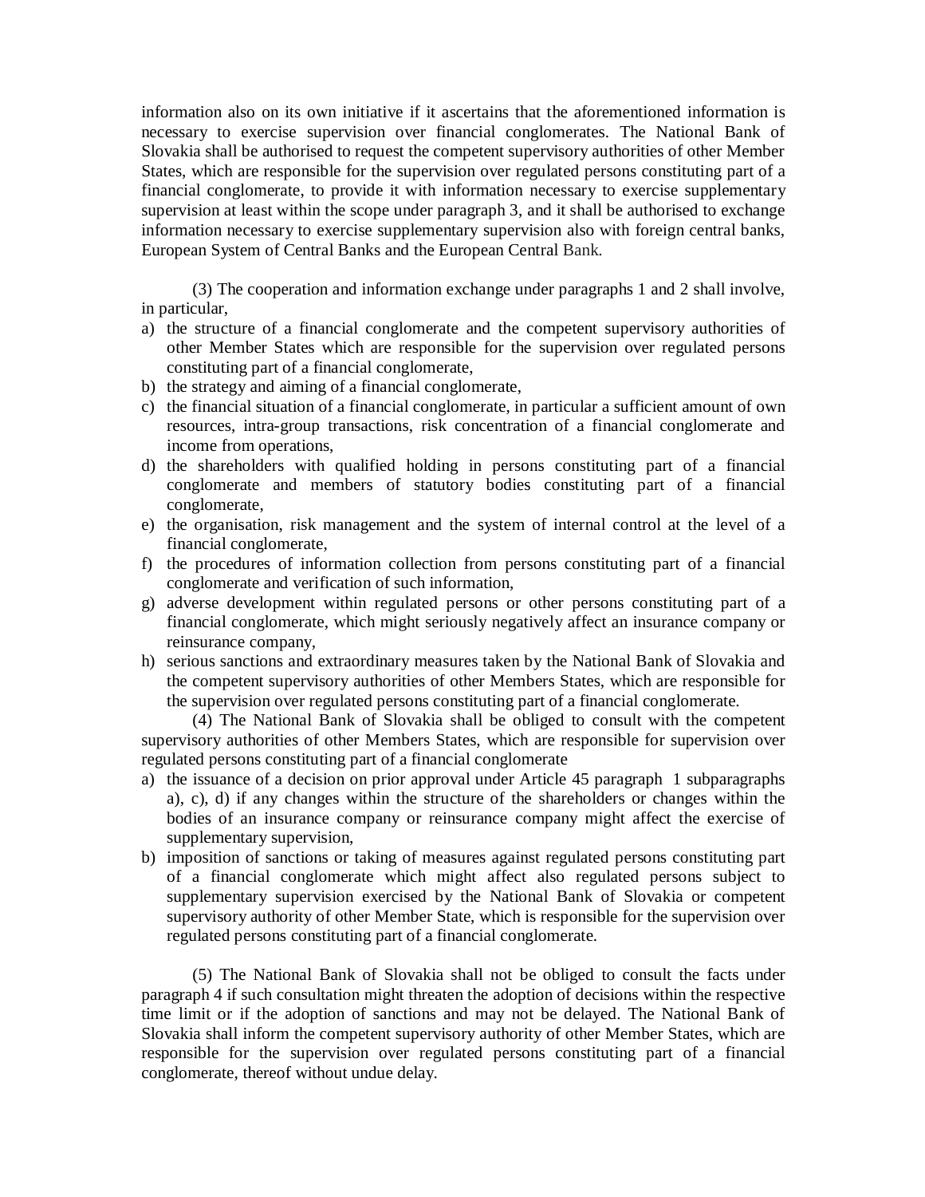information also on its own initiative if it ascertains that the aforementioned information is necessary to exercise supervision over financial conglomerates. The National Bank of Slovakia shall be authorised to request the competent supervisory authorities of other Member States, which are responsible for the supervision over regulated persons constituting part of a financial conglomerate, to provide it with information necessary to exercise supplementary supervision at least within the scope under paragraph 3, and it shall be authorised to exchange information necessary to exercise supplementary supervision also with foreign central banks, European System of Central Banks and the European Central Bank.

(3) The cooperation and information exchange under paragraphs 1 and 2 shall involve, in particular,

a) the structure of a financial conglomerate and the competent supervisory authorities of other Member States which are responsible for the supervision over regulated persons constituting part of a financial conglomerate,
b) the strategy and aiming of a financial conglomerate,
c) the financial situation of a financial conglomerate, in particular a sufficient amount of own resources, intra-group transactions, risk concentration of a financial conglomerate and income from operations,
d) the shareholders with qualified holding in persons constituting part of a financial conglomerate and members of statutory bodies constituting part of a financial conglomerate,
e) the organisation, risk management and the system of internal control at the level of a financial conglomerate,
f) the procedures of information collection from persons constituting part of a financial conglomerate and verification of such information,
g) adverse development within regulated persons or other persons constituting part of a financial conglomerate, which might seriously negatively affect an insurance company or reinsurance company,
h) serious sanctions and extraordinary measures taken by the National Bank of Slovakia and the competent supervisory authorities of other Members States, which are responsible for the supervision over regulated persons constituting part of a financial conglomerate.

(4) The National Bank of Slovakia shall be obliged to consult with the competent supervisory authorities of other Members States, which are responsible for supervision over regulated persons constituting part of a financial conglomerate

a) the issuance of a decision on prior approval under Article 45 paragraph 1 subparagraphs a), c), d) if any changes within the structure of the shareholders or changes within the bodies of an insurance company or reinsurance company might affect the exercise of supplementary supervision,
b) imposition of sanctions or taking of measures against regulated persons constituting part of a financial conglomerate which might affect also regulated persons subject to supplementary supervision exercised by the National Bank of Slovakia or competent supervisory authority of other Member State, which is responsible for the supervision over regulated persons constituting part of a financial conglomerate.

(5) The National Bank of Slovakia shall not be obliged to consult the facts under paragraph 4 if such consultation might threaten the adoption of decisions within the respective time limit or if the adoption of sanctions and may not be delayed. The National Bank of Slovakia shall inform the competent supervisory authority of other Member States, which are responsible for the supervision over regulated persons constituting part of a financial conglomerate, thereof without undue delay.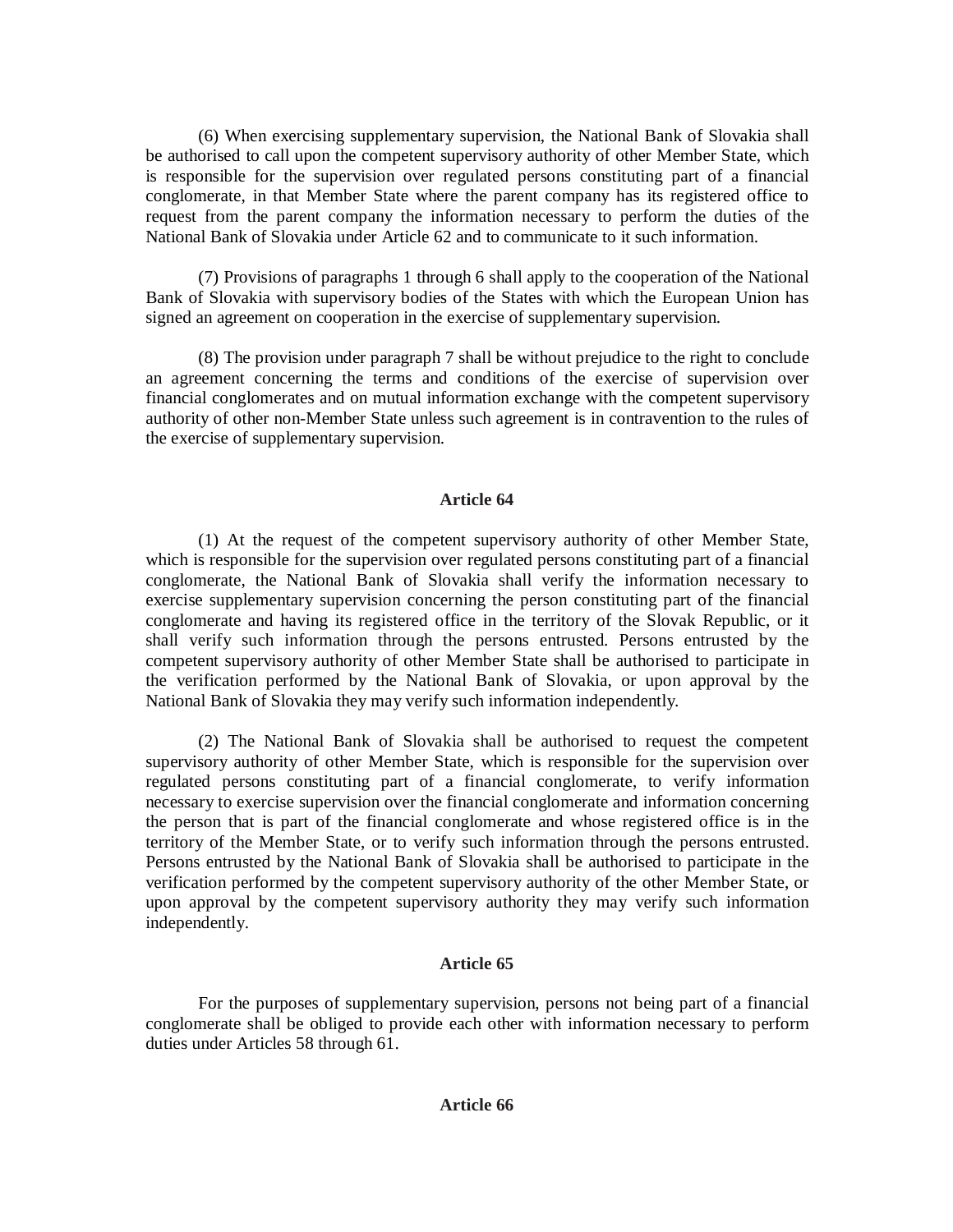(6) When exercising supplementary supervision, the National Bank of Slovakia shall be authorised to call upon the competent supervisory authority of other Member State, which is responsible for the supervision over regulated persons constituting part of a financial conglomerate, in that Member State where the parent company has its registered office to request from the parent company the information necessary to perform the duties of the National Bank of Slovakia under Article 62 and to communicate to it such information.

(7) Provisions of paragraphs 1 through 6 shall apply to the cooperation of the National Bank of Slovakia with supervisory bodies of the States with which the European Union has signed an agreement on cooperation in the exercise of supplementary supervision.

(8) The provision under paragraph 7 shall be without prejudice to the right to conclude an agreement concerning the terms and conditions of the exercise of supervision over financial conglomerates and on mutual information exchange with the competent supervisory authority of other non-Member State unless such agreement is in contravention to the rules of the exercise of supplementary supervision.

**Article 64**

(1) At the request of the competent supervisory authority of other Member State, which is responsible for the supervision over regulated persons constituting part of a financial conglomerate, the National Bank of Slovakia shall verify the information necessary to exercise supplementary supervision concerning the person constituting part of the financial conglomerate and having its registered office in the territory of the Slovak Republic, or it shall verify such information through the persons entrusted. Persons entrusted by the competent supervisory authority of other Member State shall be authorised to participate in the verification performed by the National Bank of Slovakia, or upon approval by the National Bank of Slovakia they may verify such information independently.

(2) The National Bank of Slovakia shall be authorised to request the competent supervisory authority of other Member State, which is responsible for the supervision over regulated persons constituting part of a financial conglomerate, to verify information necessary to exercise supervision over the financial conglomerate and information concerning the person that is part of the financial conglomerate and whose registered office is in the territory of the Member State, or to verify such information through the persons entrusted. Persons entrusted by the National Bank of Slovakia shall be authorised to participate in the verification performed by the competent supervisory authority of the other Member State, or upon approval by the competent supervisory authority they may verify such information independently.

**Article 65**

For the purposes of supplementary supervision, persons not being part of a financial conglomerate shall be obliged to provide each other with information necessary to perform duties under Articles 58 through 61.

**Article 66**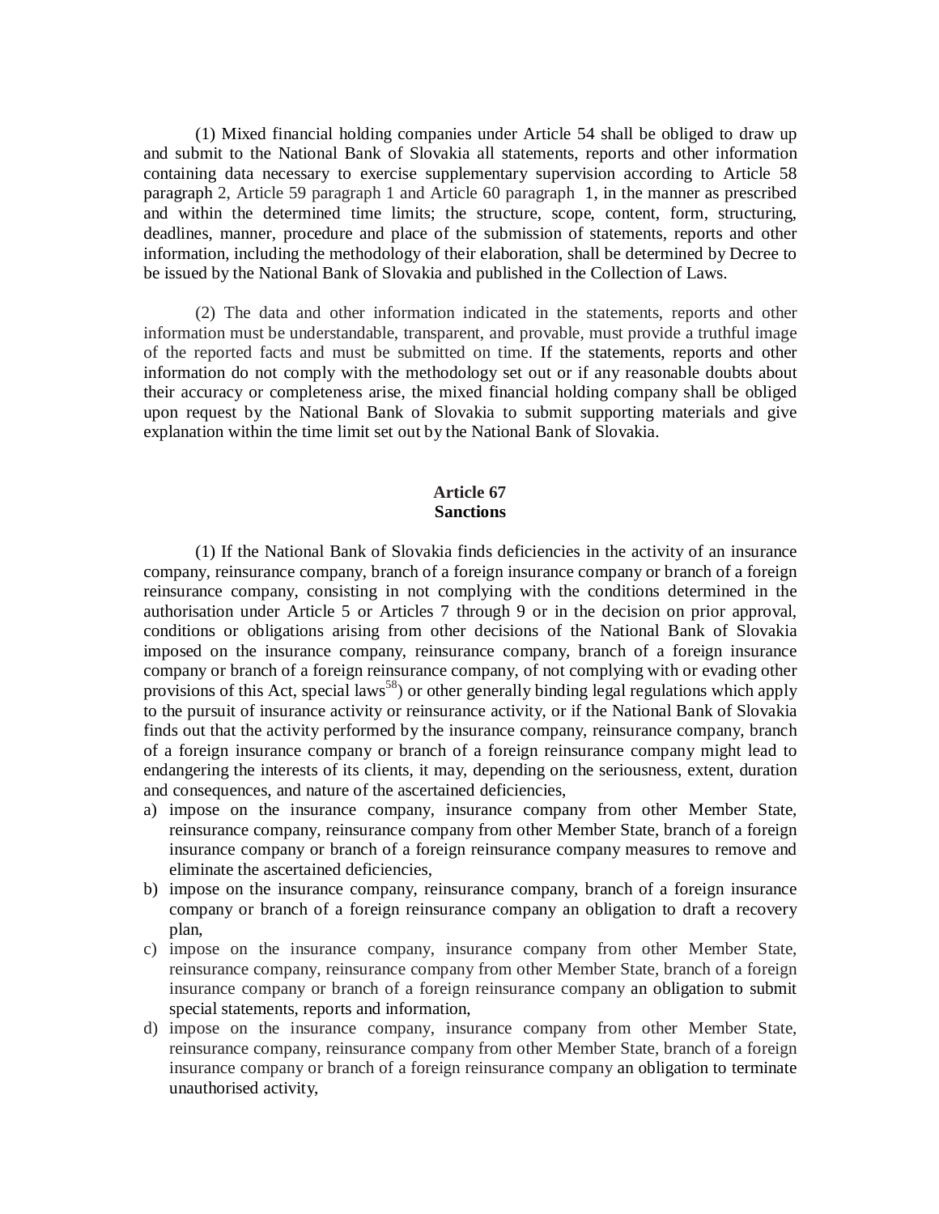(1) Mixed financial holding companies under Article 54 shall be obliged to draw up and submit to the National Bank of Slovakia all statements, reports and other information containing data necessary to exercise supplementary supervision according to Article 58 paragraph 2, Article 59 paragraph 1 and Article 60 paragraph 1, in the manner as prescribed and within the determined time limits; the structure, scope, content, form, structuring, deadlines, manner, procedure and place of the submission of statements, reports and other information, including the methodology of their elaboration, shall be determined by Decree to be issued by the National Bank of Slovakia and published in the Collection of Laws.

(2) The data and other information indicated in the statements, reports and other information must be understandable, transparent, and provable, must provide a truthful image of the reported facts and must be submitted on time. If the statements, reports and other information do not comply with the methodology set out or if any reasonable doubts about their accuracy or completeness arise, the mixed financial holding company shall be obliged upon request by the National Bank of Slovakia to submit supporting materials and give explanation within the time limit set out by the National Bank of Slovakia.

**Article 67**
**Sanctions**

(1) If the National Bank of Slovakia finds deficiencies in the activity of an insurance company, reinsurance company, branch of a foreign insurance company or branch of a foreign reinsurance company, consisting in not complying with the conditions determined in the authorisation under Article 5 or Articles 7 through 9 or in the decision on prior approval, conditions or obligations arising from other decisions of the National Bank of Slovakia imposed on the insurance company, reinsurance company, branch of a foreign insurance company or branch of a foreign reinsurance company, of not complying with or evading other provisions of this Act, special laws[58]) or other generally binding legal regulations which apply to the pursuit of insurance activity or reinsurance activity, or if the National Bank of Slovakia finds out that the activity performed by the insurance company, reinsurance company, branch of a foreign insurance company or branch of a foreign reinsurance company might lead to endangering the interests of its clients, it may, depending on the seriousness, extent, duration and consequences, and nature of the ascertained deficiencies,

a) impose on the insurance company, insurance company from other Member State, reinsurance company, reinsurance company from other Member State, branch of a foreign insurance company or branch of a foreign reinsurance company measures to remove and eliminate the ascertained deficiencies,
b) impose on the insurance company, reinsurance company, branch of a foreign insurance company or branch of a foreign reinsurance company an obligation to draft a recovery plan,
c) impose on the insurance company, insurance company from other Member State, reinsurance company, reinsurance company from other Member State, branch of a foreign insurance company or branch of a foreign reinsurance company an obligation to submit special statements, reports and information,
d) impose on the insurance company, insurance company from other Member State, reinsurance company, reinsurance company from other Member State, branch of a foreign insurance company or branch of a foreign reinsurance company an obligation to terminate unauthorised activity,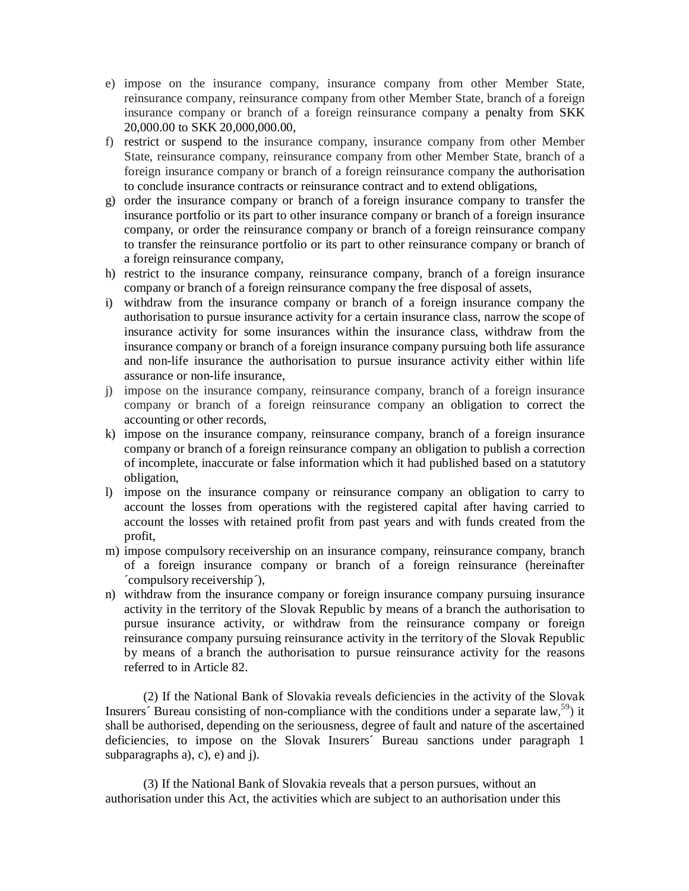e) impose on the insurance company, insurance company from other Member State, reinsurance company, reinsurance company from other Member State, branch of a foreign insurance company or branch of a foreign reinsurance company a penalty from SKK 20,000.00 to SKK 20,000,000.00,
f) restrict or suspend to the insurance company, insurance company from other Member State, reinsurance company, reinsurance company from other Member State, branch of a foreign insurance company or branch of a foreign reinsurance company the authorisation to conclude insurance contracts or reinsurance contract and to extend obligations,
g) order the insurance company or branch of a foreign insurance company to transfer the insurance portfolio or its part to other insurance company or branch of a foreign insurance company, or order the reinsurance company or branch of a foreign reinsurance company to transfer the reinsurance portfolio or its part to other reinsurance company or branch of a foreign reinsurance company,
h) restrict to the insurance company, reinsurance company, branch of a foreign insurance company or branch of a foreign reinsurance company the free disposal of assets,
i) withdraw from the insurance company or branch of a foreign insurance company the authorisation to pursue insurance activity for a certain insurance class, narrow the scope of insurance activity for some insurances within the insurance class, withdraw from the insurance company or branch of a foreign insurance company pursuing both life assurance and non-life insurance the authorisation to pursue insurance activity either within life assurance or non-life insurance,
j) impose on the insurance company, reinsurance company, branch of a foreign insurance company or branch of a foreign reinsurance company an obligation to correct the accounting or other records,
k) impose on the insurance company, reinsurance company, branch of a foreign insurance company or branch of a foreign reinsurance company an obligation to publish a correction of incomplete, inaccurate or false information which it had published based on a statutory obligation,
l) impose on the insurance company or reinsurance company an obligation to carry to account the losses from operations with the registered capital after having carried to account the losses with retained profit from past years and with funds created from the profit,
m) impose compulsory receivership on an insurance company, reinsurance company, branch of a foreign insurance company or branch of a foreign reinsurance (hereinafter ´compulsory receivership´),
n) withdraw from the insurance company or foreign insurance company pursuing insurance activity in the territory of the Slovak Republic by means of a branch the authorisation to pursue insurance activity, or withdraw from the reinsurance company or foreign reinsurance company pursuing reinsurance activity in the territory of the Slovak Republic by means of a branch the authorisation to pursue reinsurance activity for the reasons referred to in Article 82.

(2) If the National Bank of Slovakia reveals deficiencies in the activity of the Slovak Insurers´ Bureau consisting of non-compliance with the conditions under a separate law,[59]) it shall be authorised, depending on the seriousness, degree of fault and nature of the ascertained deficiencies, to impose on the Slovak Insurers´ Bureau sanctions under paragraph 1 subparagraphs a), c), e) and j).

(3) If the National Bank of Slovakia reveals that a person pursues, without an authorisation under this Act, the activities which are subject to an authorisation under this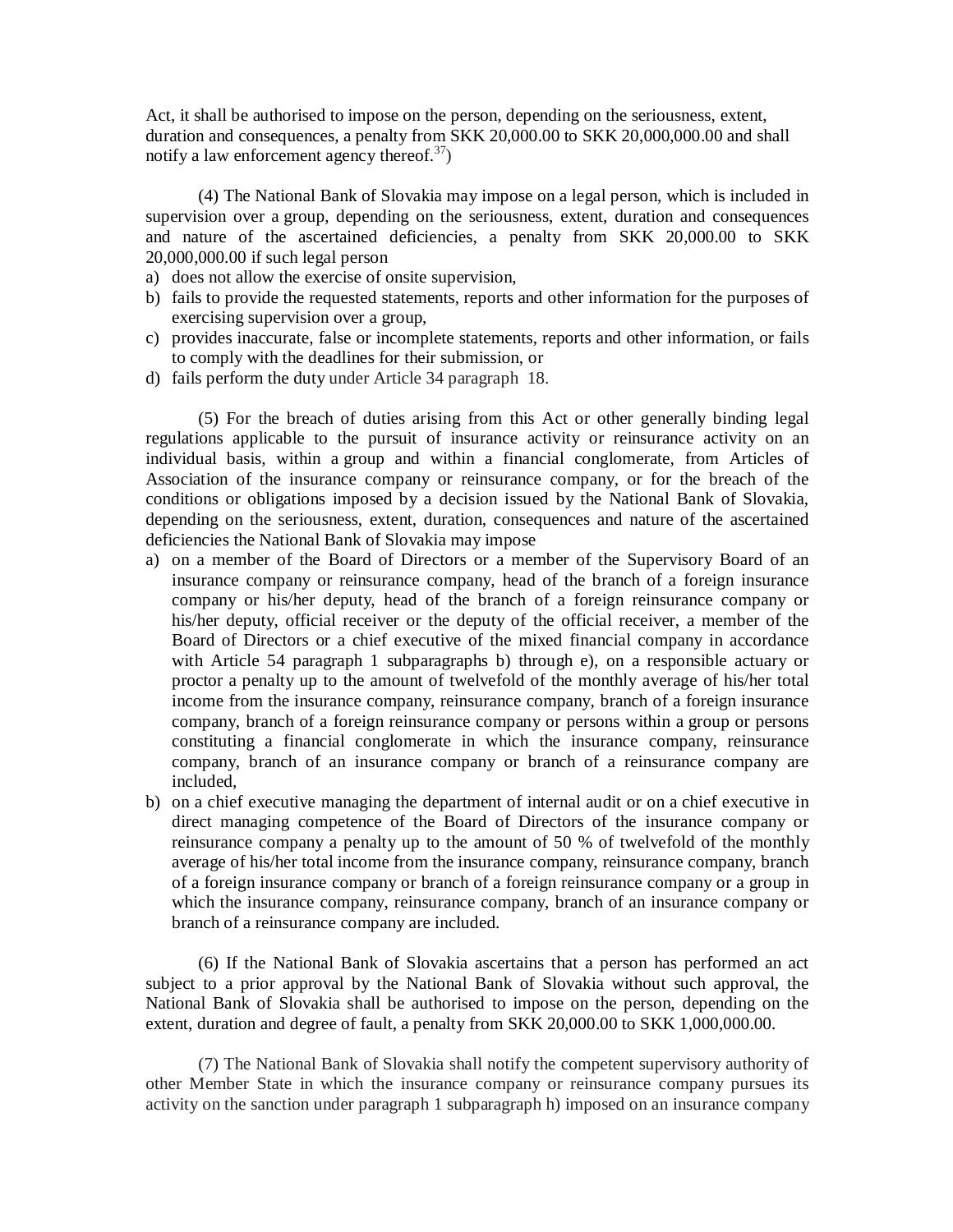Act, it shall be authorised to impose on the person, depending on the seriousness, extent, duration and consequences, a penalty from SKK 20,000.00 to SKK 20,000,000.00 and shall notify a law enforcement agency thereof.[37])

(4) The National Bank of Slovakia may impose on a legal person, which is included in supervision over a group, depending on the seriousness, extent, duration and consequences and nature of the ascertained deficiencies, a penalty from SKK 20,000.00 to SKK 20,000,000.00 if such legal person

a) does not allow the exercise of onsite supervision,
b) fails to provide the requested statements, reports and other information for the purposes of exercising supervision over a group,
c) provides inaccurate, false or incomplete statements, reports and other information, or fails to comply with the deadlines for their submission, or
d) fails perform the duty under Article 34 paragraph 18.

(5) For the breach of duties arising from this Act or other generally binding legal regulations applicable to the pursuit of insurance activity or reinsurance activity on an individual basis, within a group and within a financial conglomerate, from Articles of Association of the insurance company or reinsurance company, or for the breach of the conditions or obligations imposed by a decision issued by the National Bank of Slovakia, depending on the seriousness, extent, duration, consequences and nature of the ascertained deficiencies the National Bank of Slovakia may impose

a) on a member of the Board of Directors or a member of the Supervisory Board of an insurance company or reinsurance company, head of the branch of a foreign insurance company or his/her deputy, head of the branch of a foreign reinsurance company or his/her deputy, official receiver or the deputy of the official receiver, a member of the Board of Directors or a chief executive of the mixed financial company in accordance with Article 54 paragraph 1 subparagraphs b) through e), on a responsible actuary or proctor a penalty up to the amount of twelvefold of the monthly average of his/her total income from the insurance company, reinsurance company, branch of a foreign insurance company, branch of a foreign reinsurance company or persons within a group or persons constituting a financial conglomerate in which the insurance company, reinsurance company, branch of an insurance company or branch of a reinsurance company are included,
b) on a chief executive managing the department of internal audit or on a chief executive in direct managing competence of the Board of Directors of the insurance company or reinsurance company a penalty up to the amount of 50 % of twelvefold of the monthly average of his/her total income from the insurance company, reinsurance company, branch of a foreign insurance company or branch of a foreign reinsurance company or a group in which the insurance company, reinsurance company, branch of an insurance company or branch of a reinsurance company are included.

(6) If the National Bank of Slovakia ascertains that a person has performed an act subject to a prior approval by the National Bank of Slovakia without such approval, the National Bank of Slovakia shall be authorised to impose on the person, depending on the extent, duration and degree of fault, a penalty from SKK 20,000.00 to SKK 1,000,000.00.

(7) The National Bank of Slovakia shall notify the competent supervisory authority of other Member State in which the insurance company or reinsurance company pursues its activity on the sanction under paragraph 1 subparagraph h) imposed on an insurance company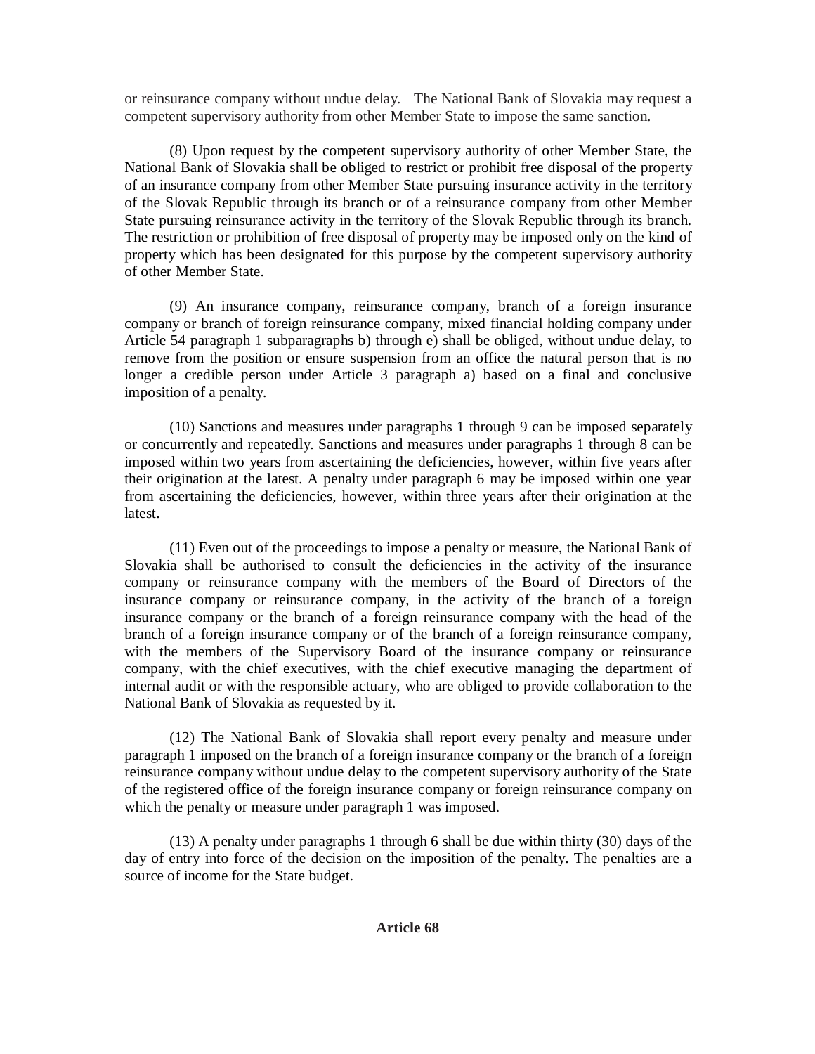or reinsurance company without undue delay. The National Bank of Slovakia may request a competent supervisory authority from other Member State to impose the same sanction.

(8) Upon request by the competent supervisory authority of other Member State, the National Bank of Slovakia shall be obliged to restrict or prohibit free disposal of the property of an insurance company from other Member State pursuing insurance activity in the territory of the Slovak Republic through its branch or of a reinsurance company from other Member State pursuing reinsurance activity in the territory of the Slovak Republic through its branch. The restriction or prohibition of free disposal of property may be imposed only on the kind of property which has been designated for this purpose by the competent supervisory authority of other Member State.

(9) An insurance company, reinsurance company, branch of a foreign insurance company or branch of foreign reinsurance company, mixed financial holding company under Article 54 paragraph 1 subparagraphs b) through e) shall be obliged, without undue delay, to remove from the position or ensure suspension from an office the natural person that is no longer a credible person under Article 3 paragraph a) based on a final and conclusive imposition of a penalty.

(10) Sanctions and measures under paragraphs 1 through 9 can be imposed separately or concurrently and repeatedly. Sanctions and measures under paragraphs 1 through 8 can be imposed within two years from ascertaining the deficiencies, however, within five years after their origination at the latest. A penalty under paragraph 6 may be imposed within one year from ascertaining the deficiencies, however, within three years after their origination at the latest.

(11) Even out of the proceedings to impose a penalty or measure, the National Bank of Slovakia shall be authorised to consult the deficiencies in the activity of the insurance company or reinsurance company with the members of the Board of Directors of the insurance company or reinsurance company, in the activity of the branch of a foreign insurance company or the branch of a foreign reinsurance company with the head of the branch of a foreign insurance company or of the branch of a foreign reinsurance company, with the members of the Supervisory Board of the insurance company or reinsurance company, with the chief executives, with the chief executive managing the department of internal audit or with the responsible actuary, who are obliged to provide collaboration to the National Bank of Slovakia as requested by it.

(12) The National Bank of Slovakia shall report every penalty and measure under paragraph 1 imposed on the branch of a foreign insurance company or the branch of a foreign reinsurance company without undue delay to the competent supervisory authority of the State of the registered office of the foreign insurance company or foreign reinsurance company on which the penalty or measure under paragraph 1 was imposed.

(13) A penalty under paragraphs 1 through 6 shall be due within thirty (30) days of the day of entry into force of the decision on the imposition of the penalty. The penalties are a source of income for the State budget.

**Article 68**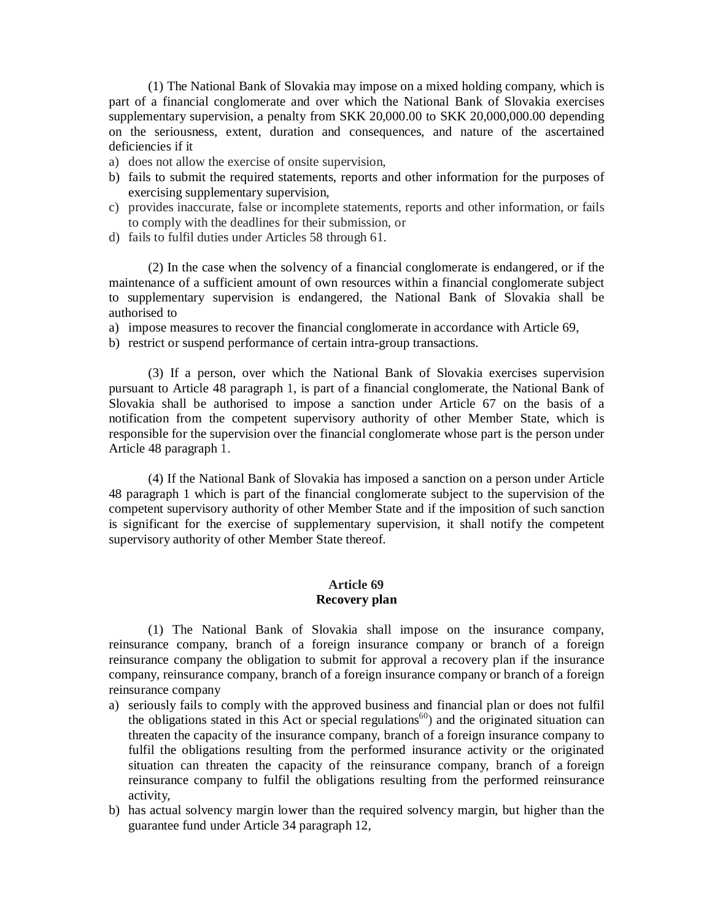(1) The National Bank of Slovakia may impose on a mixed holding company, which is part of a financial conglomerate and over which the National Bank of Slovakia exercises supplementary supervision, a penalty from SKK 20,000.00 to SKK 20,000,000.00 depending on the seriousness, extent, duration and consequences, and nature of the ascertained deficiencies if it

a) does not allow the exercise of onsite supervision,
b) fails to submit the required statements, reports and other information for the purposes of exercising supplementary supervision,
c) provides inaccurate, false or incomplete statements, reports and other information, or fails to comply with the deadlines for their submission, or
d) fails to fulfil duties under Articles 58 through 61.

(2) In the case when the solvency of a financial conglomerate is endangered, or if the maintenance of a sufficient amount of own resources within a financial conglomerate subject to supplementary supervision is endangered, the National Bank of Slovakia shall be authorised to

a) impose measures to recover the financial conglomerate in accordance with Article 69,
b) restrict or suspend performance of certain intra-group transactions.

(3) If a person, over which the National Bank of Slovakia exercises supervision pursuant to Article 48 paragraph 1, is part of a financial conglomerate, the National Bank of Slovakia shall be authorised to impose a sanction under Article 67 on the basis of a notification from the competent supervisory authority of other Member State, which is responsible for the supervision over the financial conglomerate whose part is the person under Article 48 paragraph 1.

(4) If the National Bank of Slovakia has imposed a sanction on a person under Article 48 paragraph 1 which is part of the financial conglomerate subject to the supervision of the competent supervisory authority of other Member State and if the imposition of such sanction is significant for the exercise of supplementary supervision, it shall notify the competent supervisory authority of other Member State thereof.

**Article 69**
**Recovery plan**

(1) The National Bank of Slovakia shall impose on the insurance company, reinsurance company, branch of a foreign insurance company or branch of a foreign reinsurance company the obligation to submit for approval a recovery plan if the insurance company, reinsurance company, branch of a foreign insurance company or branch of a foreign reinsurance company

a) seriously fails to comply with the approved business and financial plan or does not fulfil the obligations stated in this Act or special regulations[60]) and the originated situation can threaten the capacity of the insurance company, branch of a foreign insurance company to fulfil the obligations resulting from the performed insurance activity or the originated situation can threaten the capacity of the reinsurance company, branch of a foreign reinsurance company to fulfil the obligations resulting from the performed reinsurance activity,
b) has actual solvency margin lower than the required solvency margin, but higher than the guarantee fund under Article 34 paragraph 12,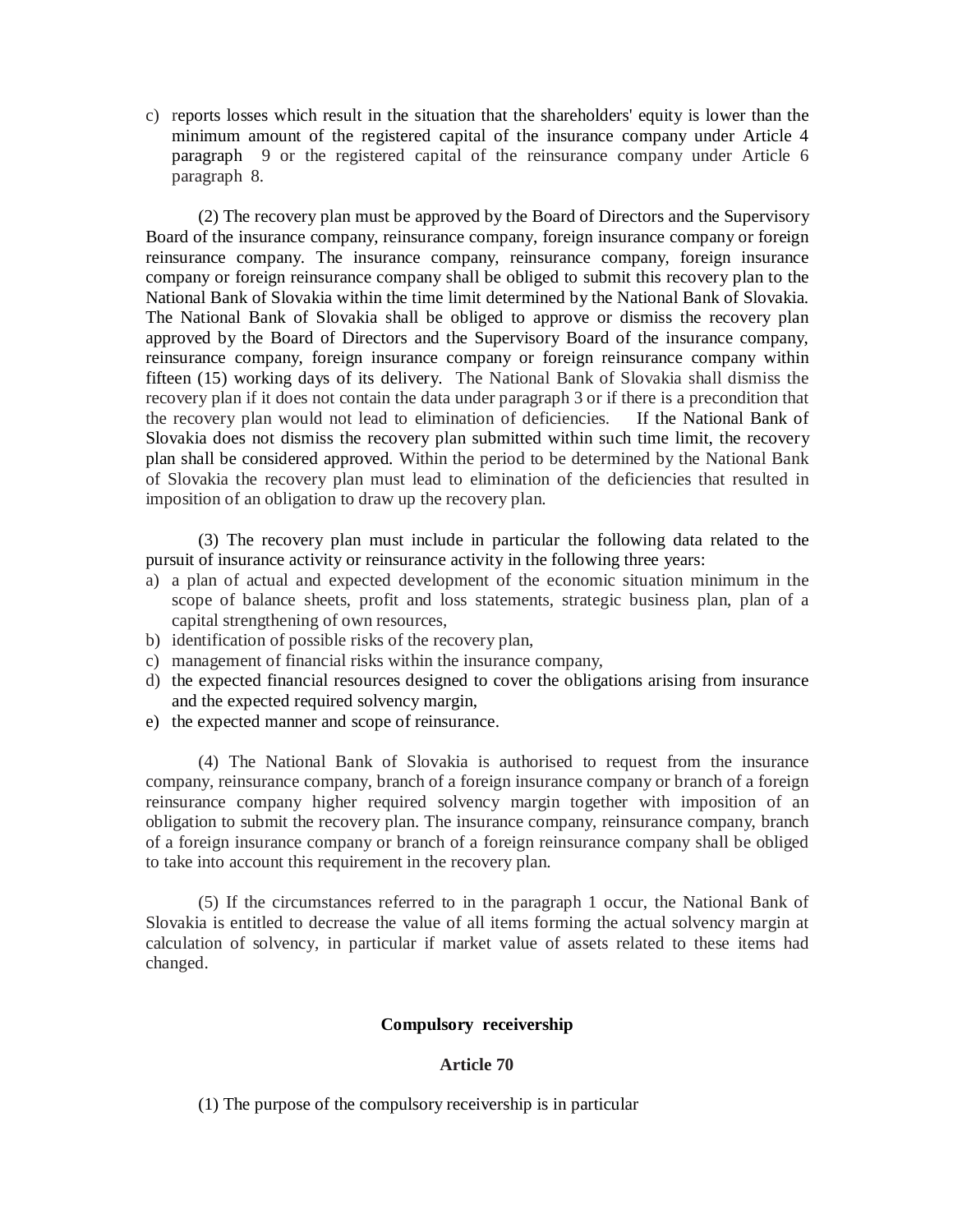c) reports losses which result in the situation that the shareholders' equity is lower than the minimum amount of the registered capital of the insurance company under Article 4 paragraph 9 or the registered capital of the reinsurance company under Article 6 paragraph 8.

(2) The recovery plan must be approved by the Board of Directors and the Supervisory Board of the insurance company, reinsurance company, foreign insurance company or foreign reinsurance company. The insurance company, reinsurance company, foreign insurance company or foreign reinsurance company shall be obliged to submit this recovery plan to the National Bank of Slovakia within the time limit determined by the National Bank of Slovakia. The National Bank of Slovakia shall be obliged to approve or dismiss the recovery plan approved by the Board of Directors and the Supervisory Board of the insurance company, reinsurance company, foreign insurance company or foreign reinsurance company within fifteen (15) working days of its delivery. The National Bank of Slovakia shall dismiss the recovery plan if it does not contain the data under paragraph 3 or if there is a precondition that the recovery plan would not lead to elimination of deficiencies. If the National Bank of Slovakia does not dismiss the recovery plan submitted within such time limit, the recovery plan shall be considered approved. Within the period to be determined by the National Bank of Slovakia the recovery plan must lead to elimination of the deficiencies that resulted in imposition of an obligation to draw up the recovery plan.

(3) The recovery plan must include in particular the following data related to the pursuit of insurance activity or reinsurance activity in the following three years:

a) a plan of actual and expected development of the economic situation minimum in the scope of balance sheets, profit and loss statements, strategic business plan, plan of a capital strengthening of own resources,
b) identification of possible risks of the recovery plan,
c) management of financial risks within the insurance company,
d) the expected financial resources designed to cover the obligations arising from insurance and the expected required solvency margin,
e) the expected manner and scope of reinsurance.

(4) The National Bank of Slovakia is authorised to request from the insurance company, reinsurance company, branch of a foreign insurance company or branch of a foreign reinsurance company higher required solvency margin together with imposition of an obligation to submit the recovery plan. The insurance company, reinsurance company, branch of a foreign insurance company or branch of a foreign reinsurance company shall be obliged to take into account this requirement in the recovery plan.

(5) If the circumstances referred to in the paragraph 1 occur, the National Bank of Slovakia is entitled to decrease the value of all items forming the actual solvency margin at calculation of solvency, in particular if market value of assets related to these items had changed.

**Compulsory receivership**

**Article 70**

(1) The purpose of the compulsory receivership is in particular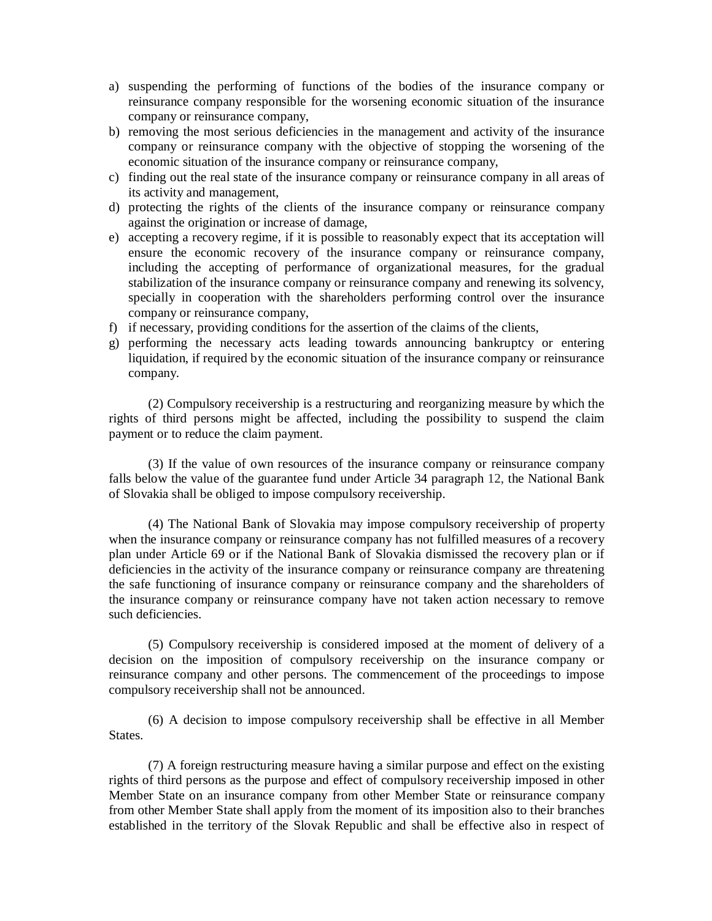a) suspending the performing of functions of the bodies of the insurance company or reinsurance company responsible for the worsening economic situation of the insurance company or reinsurance company,
b) removing the most serious deficiencies in the management and activity of the insurance company or reinsurance company with the objective of stopping the worsening of the economic situation of the insurance company or reinsurance company,
c) finding out the real state of the insurance company or reinsurance company in all areas of its activity and management,
d) protecting the rights of the clients of the insurance company or reinsurance company against the origination or increase of damage,
e) accepting a recovery regime, if it is possible to reasonably expect that its acceptation will ensure the economic recovery of the insurance company or reinsurance company, including the accepting of performance of organizational measures, for the gradual stabilization of the insurance company or reinsurance company and renewing its solvency, specially in cooperation with the shareholders performing control over the insurance company or reinsurance company,
f) if necessary, providing conditions for the assertion of the claims of the clients,
g) performing the necessary acts leading towards announcing bankruptcy or entering liquidation, if required by the economic situation of the insurance company or reinsurance company.

(2) Compulsory receivership is a restructuring and reorganizing measure by which the rights of third persons might be affected, including the possibility to suspend the claim payment or to reduce the claim payment.

(3) If the value of own resources of the insurance company or reinsurance company falls below the value of the guarantee fund under Article 34 paragraph 12, the National Bank of Slovakia shall be obliged to impose compulsory receivership.

(4) The National Bank of Slovakia may impose compulsory receivership of property when the insurance company or reinsurance company has not fulfilled measures of a recovery plan under Article 69 or if the National Bank of Slovakia dismissed the recovery plan or if deficiencies in the activity of the insurance company or reinsurance company are threatening the safe functioning of insurance company or reinsurance company and the shareholders of the insurance company or reinsurance company have not taken action necessary to remove such deficiencies.

(5) Compulsory receivership is considered imposed at the moment of delivery of a decision on the imposition of compulsory receivership on the insurance company or reinsurance company and other persons. The commencement of the proceedings to impose compulsory receivership shall not be announced.

(6) A decision to impose compulsory receivership shall be effective in all Member States.

(7) A foreign restructuring measure having a similar purpose and effect on the existing rights of third persons as the purpose and effect of compulsory receivership imposed in other Member State on an insurance company from other Member State or reinsurance company from other Member State shall apply from the moment of its imposition also to their branches established in the territory of the Slovak Republic and shall be effective also in respect of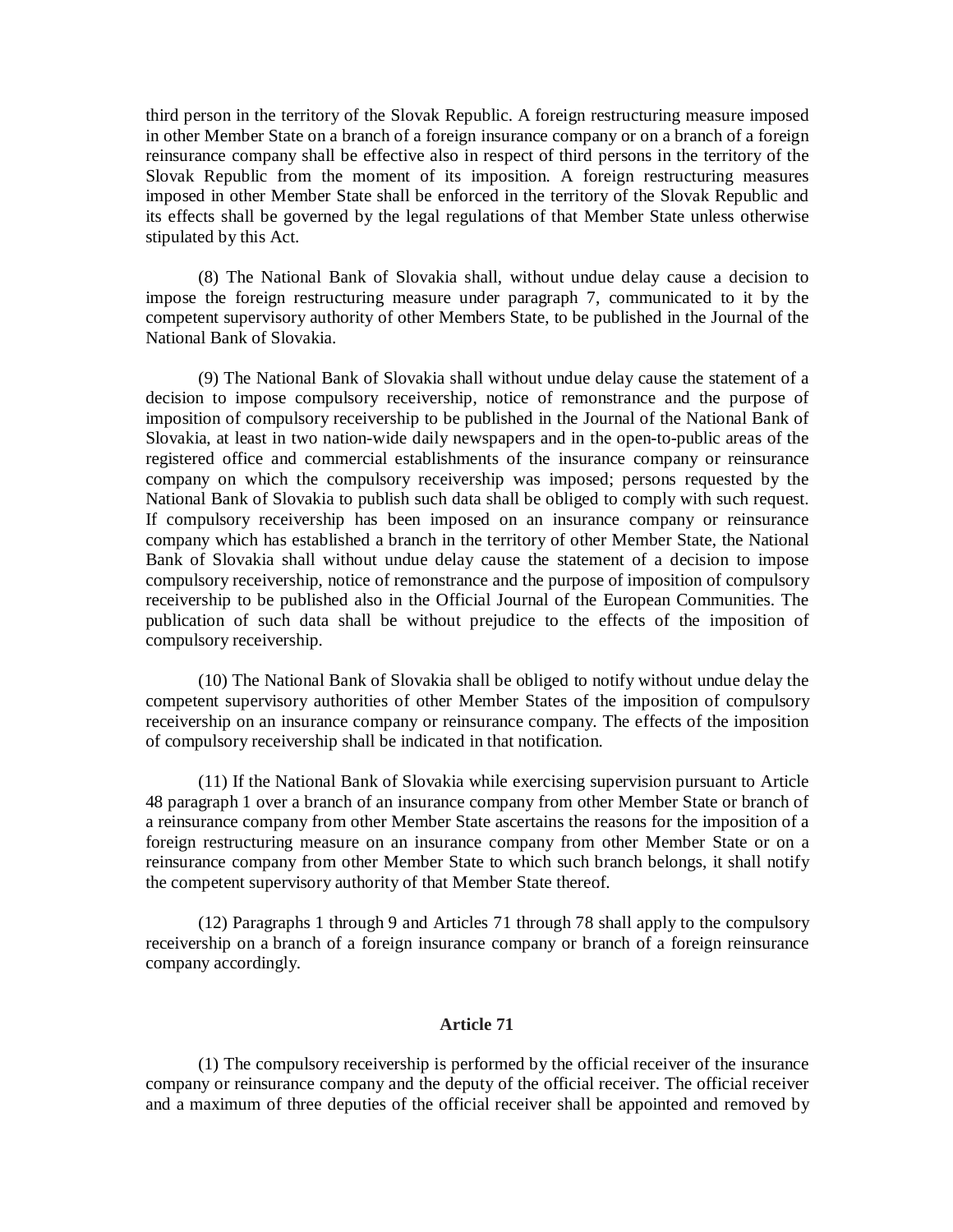third person in the territory of the Slovak Republic. A foreign restructuring measure imposed in other Member State on a branch of a foreign insurance company or on a branch of a foreign reinsurance company shall be effective also in respect of third persons in the territory of the Slovak Republic from the moment of its imposition. A foreign restructuring measures imposed in other Member State shall be enforced in the territory of the Slovak Republic and its effects shall be governed by the legal regulations of that Member State unless otherwise stipulated by this Act.

(8) The National Bank of Slovakia shall, without undue delay cause a decision to impose the foreign restructuring measure under paragraph 7, communicated to it by the competent supervisory authority of other Members State, to be published in the Journal of the National Bank of Slovakia.

(9) The National Bank of Slovakia shall without undue delay cause the statement of a decision to impose compulsory receivership, notice of remonstrance and the purpose of imposition of compulsory receivership to be published in the Journal of the National Bank of Slovakia, at least in two nation-wide daily newspapers and in the open-to-public areas of the registered office and commercial establishments of the insurance company or reinsurance company on which the compulsory receivership was imposed; persons requested by the National Bank of Slovakia to publish such data shall be obliged to comply with such request. If compulsory receivership has been imposed on an insurance company or reinsurance company which has established a branch in the territory of other Member State, the National Bank of Slovakia shall without undue delay cause the statement of a decision to impose compulsory receivership, notice of remonstrance and the purpose of imposition of compulsory receivership to be published also in the Official Journal of the European Communities. The publication of such data shall be without prejudice to the effects of the imposition of compulsory receivership.

(10) The National Bank of Slovakia shall be obliged to notify without undue delay the competent supervisory authorities of other Member States of the imposition of compulsory receivership on an insurance company or reinsurance company. The effects of the imposition of compulsory receivership shall be indicated in that notification.

(11) If the National Bank of Slovakia while exercising supervision pursuant to Article 48 paragraph 1 over a branch of an insurance company from other Member State or branch of a reinsurance company from other Member State ascertains the reasons for the imposition of a foreign restructuring measure on an insurance company from other Member State or on a reinsurance company from other Member State to which such branch belongs, it shall notify the competent supervisory authority of that Member State thereof.

(12) Paragraphs 1 through 9 and Articles 71 through 78 shall apply to the compulsory receivership on a branch of a foreign insurance company or branch of a foreign reinsurance company accordingly.

## Article 71

(1) The compulsory receivership is performed by the official receiver of the insurance company or reinsurance company and the deputy of the official receiver. The official receiver and a maximum of three deputies of the official receiver shall be appointed and removed by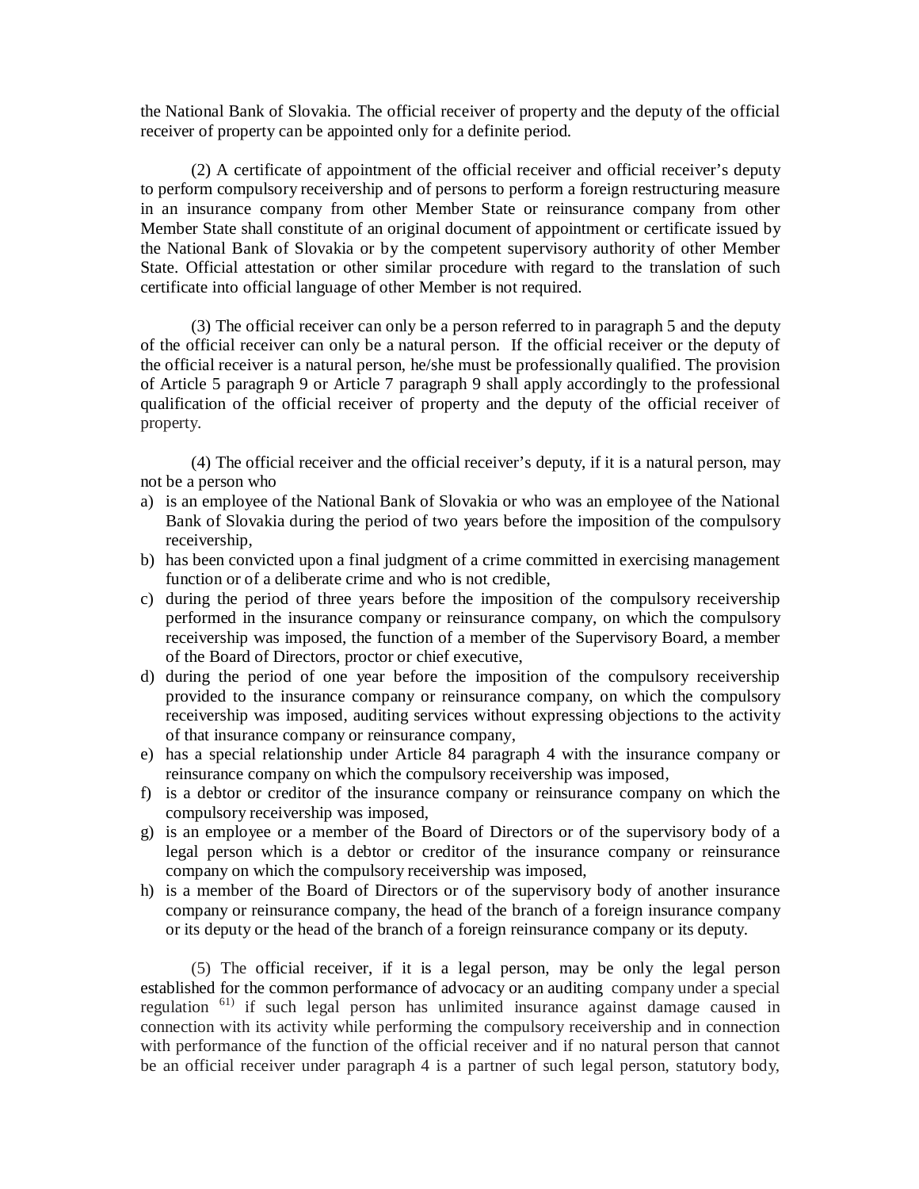the National Bank of Slovakia. The official receiver of property and the deputy of the official receiver of property can be appointed only for a definite period.

(2) A certificate of appointment of the official receiver and official receiver's deputy to perform compulsory receivership and of persons to perform a foreign restructuring measure in an insurance company from other Member State or reinsurance company from other Member State shall constitute of an original document of appointment or certificate issued by the National Bank of Slovakia or by the competent supervisory authority of other Member State. Official attestation or other similar procedure with regard to the translation of such certificate into official language of other Member is not required.

(3) The official receiver can only be a person referred to in paragraph 5 and the deputy of the official receiver can only be a natural person. If the official receiver or the deputy of the official receiver is a natural person, he/she must be professionally qualified. The provision of Article 5 paragraph 9 or Article 7 paragraph 9 shall apply accordingly to the professional qualification of the official receiver of property and the deputy of the official receiver of property.

(4) The official receiver and the official receiver's deputy, if it is a natural person, may not be a person who

a) is an employee of the National Bank of Slovakia or who was an employee of the National Bank of Slovakia during the period of two years before the imposition of the compulsory receivership,
b) has been convicted upon a final judgment of a crime committed in exercising management function or of a deliberate crime and who is not credible,
c) during the period of three years before the imposition of the compulsory receivership performed in the insurance company or reinsurance company, on which the compulsory receivership was imposed, the function of a member of the Supervisory Board, a member of the Board of Directors, proctor or chief executive,
d) during the period of one year before the imposition of the compulsory receivership provided to the insurance company or reinsurance company, on which the compulsory receivership was imposed, auditing services without expressing objections to the activity of that insurance company or reinsurance company,
e) has a special relationship under Article 84 paragraph 4 with the insurance company or reinsurance company on which the compulsory receivership was imposed,
f) is a debtor or creditor of the insurance company or reinsurance company on which the compulsory receivership was imposed,
g) is an employee or a member of the Board of Directors or of the supervisory body of a legal person which is a debtor or creditor of the insurance company or reinsurance company on which the compulsory receivership was imposed,
h) is a member of the Board of Directors or of the supervisory body of another insurance company or reinsurance company, the head of the branch of a foreign insurance company or its deputy or the head of the branch of a foreign reinsurance company or its deputy.

(5) The official receiver, if it is a legal person, may be only the legal person established for the common performance of advocacy or an auditing company under a special regulation [61)] if such legal person has unlimited insurance against damage caused in connection with its activity while performing the compulsory receivership and in connection with performance of the function of the official receiver and if no natural person that cannot be an official receiver under paragraph 4 is a partner of such legal person, statutory body,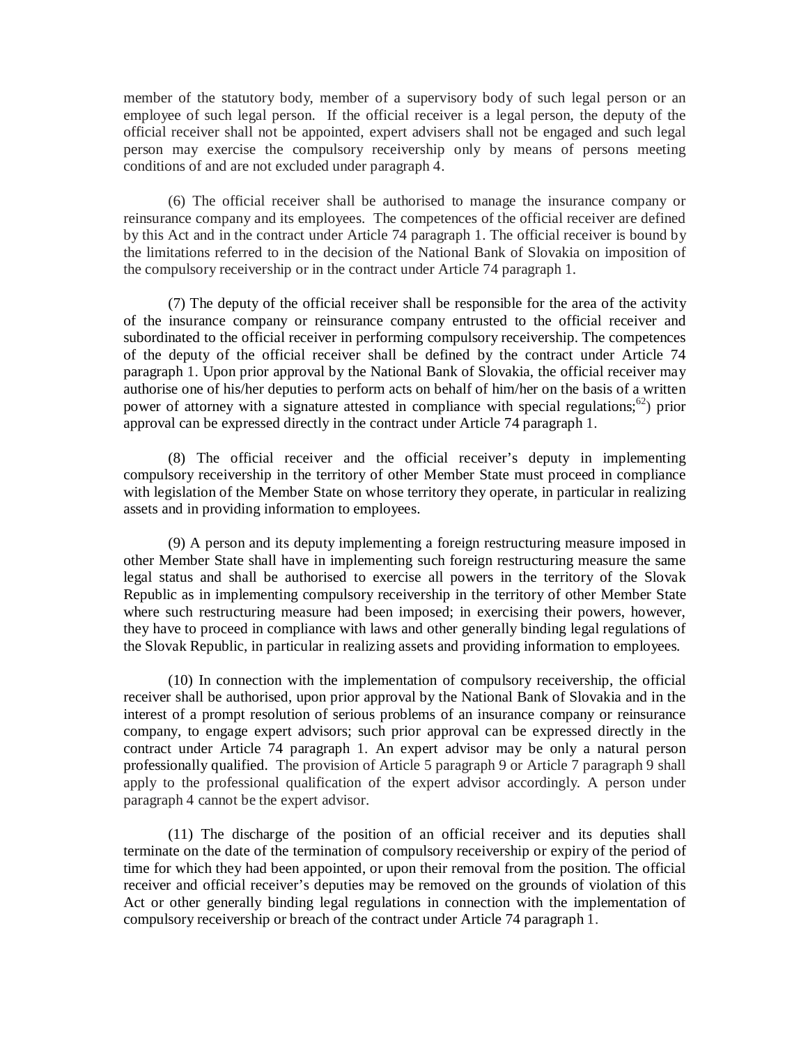member of the statutory body, member of a supervisory body of such legal person or an employee of such legal person. If the official receiver is a legal person, the deputy of the official receiver shall not be appointed, expert advisers shall not be engaged and such legal person may exercise the compulsory receivership only by means of persons meeting conditions of and are not excluded under paragraph 4.

(6) The official receiver shall be authorised to manage the insurance company or reinsurance company and its employees. The competences of the official receiver are defined by this Act and in the contract under Article 74 paragraph 1. The official receiver is bound by the limitations referred to in the decision of the National Bank of Slovakia on imposition of the compulsory receivership or in the contract under Article 74 paragraph 1.

(7) The deputy of the official receiver shall be responsible for the area of the activity of the insurance company or reinsurance company entrusted to the official receiver and subordinated to the official receiver in performing compulsory receivership. The competences of the deputy of the official receiver shall be defined by the contract under Article 74 paragraph 1. Upon prior approval by the National Bank of Slovakia, the official receiver may authorise one of his/her deputies to perform acts on behalf of him/her on the basis of a written power of attorney with a signature attested in compliance with special regulations;[62]) prior approval can be expressed directly in the contract under Article 74 paragraph 1.

(8) The official receiver and the official receiver's deputy in implementing compulsory receivership in the territory of other Member State must proceed in compliance with legislation of the Member State on whose territory they operate, in particular in realizing assets and in providing information to employees.

(9) A person and its deputy implementing a foreign restructuring measure imposed in other Member State shall have in implementing such foreign restructuring measure the same legal status and shall be authorised to exercise all powers in the territory of the Slovak Republic as in implementing compulsory receivership in the territory of other Member State where such restructuring measure had been imposed; in exercising their powers, however, they have to proceed in compliance with laws and other generally binding legal regulations of the Slovak Republic, in particular in realizing assets and providing information to employees.

(10) In connection with the implementation of compulsory receivership, the official receiver shall be authorised, upon prior approval by the National Bank of Slovakia and in the interest of a prompt resolution of serious problems of an insurance company or reinsurance company, to engage expert advisors; such prior approval can be expressed directly in the contract under Article 74 paragraph 1. An expert advisor may be only a natural person professionally qualified. The provision of Article 5 paragraph 9 or Article 7 paragraph 9 shall apply to the professional qualification of the expert advisor accordingly. A person under paragraph 4 cannot be the expert advisor.

(11) The discharge of the position of an official receiver and its deputies shall terminate on the date of the termination of compulsory receivership or expiry of the period of time for which they had been appointed, or upon their removal from the position. The official receiver and official receiver's deputies may be removed on the grounds of violation of this Act or other generally binding legal regulations in connection with the implementation of compulsory receivership or breach of the contract under Article 74 paragraph 1.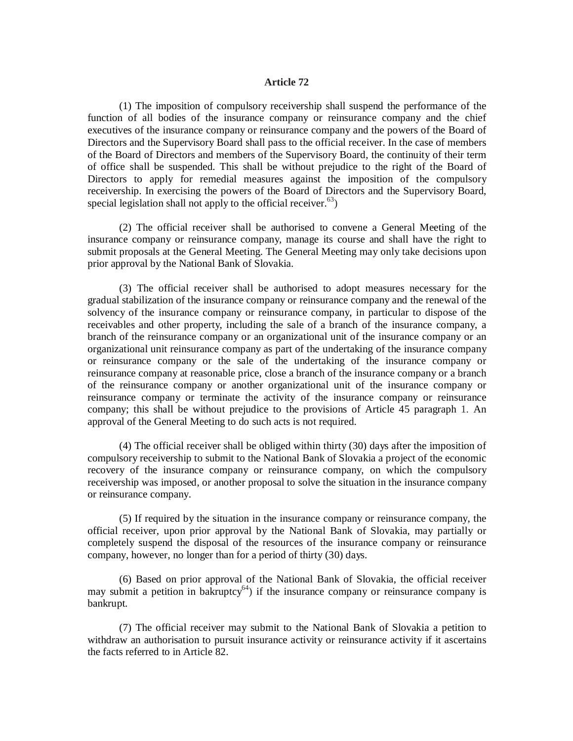# Article 72

(1) The imposition of compulsory receivership shall suspend the performance of the function of all bodies of the insurance company or reinsurance company and the chief executives of the insurance company or reinsurance company and the powers of the Board of Directors and the Supervisory Board shall pass to the official receiver. In the case of members of the Board of Directors and members of the Supervisory Board, the continuity of their term of office shall be suspended. This shall be without prejudice to the right of the Board of Directors to apply for remedial measures against the imposition of the compulsory receivership. In exercising the powers of the Board of Directors and the Supervisory Board, special legislation shall not apply to the official receiver.[63])

(2) The official receiver shall be authorised to convene a General Meeting of the insurance company or reinsurance company, manage its course and shall have the right to submit proposals at the General Meeting. The General Meeting may only take decisions upon prior approval by the National Bank of Slovakia.

(3) The official receiver shall be authorised to adopt measures necessary for the gradual stabilization of the insurance company or reinsurance company and the renewal of the solvency of the insurance company or reinsurance company, in particular to dispose of the receivables and other property, including the sale of a branch of the insurance company, a branch of the reinsurance company or an organizational unit of the insurance company or an organizational unit reinsurance company as part of the undertaking of the insurance company or reinsurance company or the sale of the undertaking of the insurance company or reinsurance company at reasonable price, close a branch of the insurance company or a branch of the reinsurance company or another organizational unit of the insurance company or reinsurance company or terminate the activity of the insurance company or reinsurance company; this shall be without prejudice to the provisions of Article 45 paragraph 1. An approval of the General Meeting to do such acts is not required.

(4) The official receiver shall be obliged within thirty (30) days after the imposition of compulsory receivership to submit to the National Bank of Slovakia a project of the economic recovery of the insurance company or reinsurance company, on which the compulsory receivership was imposed, or another proposal to solve the situation in the insurance company or reinsurance company.

(5) If required by the situation in the insurance company or reinsurance company, the official receiver, upon prior approval by the National Bank of Slovakia, may partially or completely suspend the disposal of the resources of the insurance company or reinsurance company, however, no longer than for a period of thirty (30) days.

(6) Based on prior approval of the National Bank of Slovakia, the official receiver may submit a petition in bakruptcy[64]) if the insurance company or reinsurance company is bankrupt.

(7) The official receiver may submit to the National Bank of Slovakia a petition to withdraw an authorisation to pursuit insurance activity or reinsurance activity if it ascertains the facts referred to in Article 82.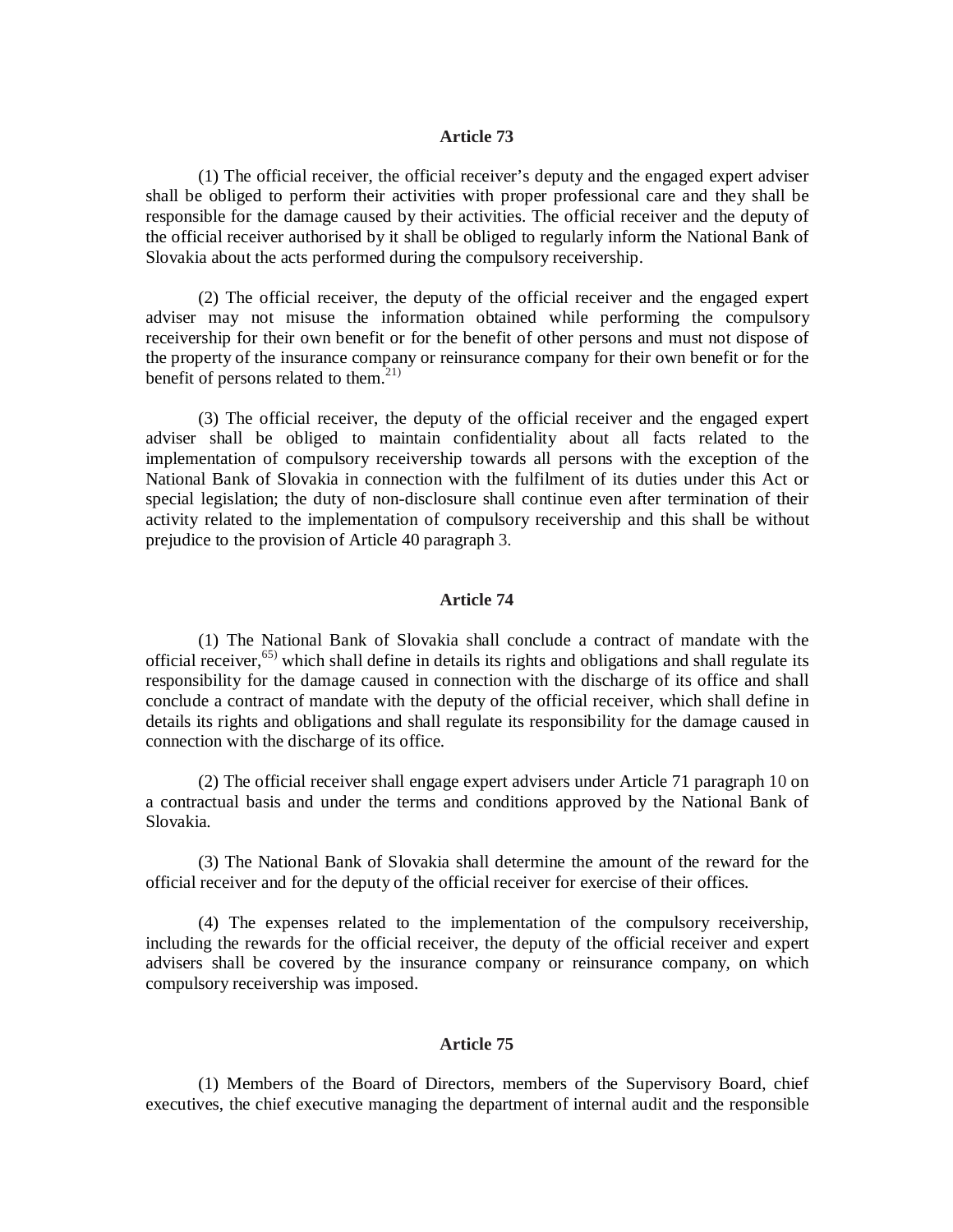## Article 73

(1) The official receiver, the official receiver's deputy and the engaged expert adviser shall be obliged to perform their activities with proper professional care and they shall be responsible for the damage caused by their activities. The official receiver and the deputy of the official receiver authorised by it shall be obliged to regularly inform the National Bank of Slovakia about the acts performed during the compulsory receivership.

(2) The official receiver, the deputy of the official receiver and the engaged expert adviser may not misuse the information obtained while performing the compulsory receivership for their own benefit or for the benefit of other persons and must not dispose of the property of the insurance company or reinsurance company for their own benefit or for the benefit of persons related to them.[21)]

(3) The official receiver, the deputy of the official receiver and the engaged expert adviser shall be obliged to maintain confidentiality about all facts related to the implementation of compulsory receivership towards all persons with the exception of the National Bank of Slovakia in connection with the fulfilment of its duties under this Act or special legislation; the duty of non-disclosure shall continue even after termination of their activity related to the implementation of compulsory receivership and this shall be without prejudice to the provision of Article 40 paragraph 3.

## Article 74

(1) The National Bank of Slovakia shall conclude a contract of mandate with the official receiver,[65)] which shall define in details its rights and obligations and shall regulate its responsibility for the damage caused in connection with the discharge of its office and shall conclude a contract of mandate with the deputy of the official receiver, which shall define in details its rights and obligations and shall regulate its responsibility for the damage caused in connection with the discharge of its office.

(2) The official receiver shall engage expert advisers under Article 71 paragraph 10 on a contractual basis and under the terms and conditions approved by the National Bank of Slovakia.

(3) The National Bank of Slovakia shall determine the amount of the reward for the official receiver and for the deputy of the official receiver for exercise of their offices.

(4) The expenses related to the implementation of the compulsory receivership, including the rewards for the official receiver, the deputy of the official receiver and expert advisers shall be covered by the insurance company or reinsurance company, on which compulsory receivership was imposed.

## Article 75

(1) Members of the Board of Directors, members of the Supervisory Board, chief executives, the chief executive managing the department of internal audit and the responsible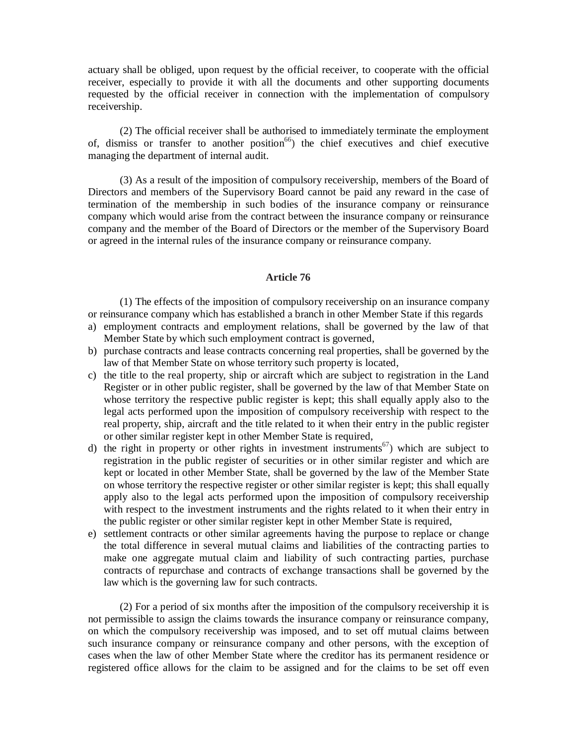actuary shall be obliged, upon request by the official receiver, to cooperate with the official receiver, especially to provide it with all the documents and other supporting documents requested by the official receiver in connection with the implementation of compulsory receivership.

(2) The official receiver shall be authorised to immediately terminate the employment of, dismiss or transfer to another position[66]) the chief executives and chief executive managing the department of internal audit.

(3) As a result of the imposition of compulsory receivership, members of the Board of Directors and members of the Supervisory Board cannot be paid any reward in the case of termination of the membership in such bodies of the insurance company or reinsurance company which would arise from the contract between the insurance company or reinsurance company and the member of the Board of Directors or the member of the Supervisory Board or agreed in the internal rules of the insurance company or reinsurance company.

### Article 76

(1) The effects of the imposition of compulsory receivership on an insurance company or reinsurance company which has established a branch in other Member State if this regards

a) employment contracts and employment relations, shall be governed by the law of that Member State by which such employment contract is governed,
b) purchase contracts and lease contracts concerning real properties, shall be governed by the law of that Member State on whose territory such property is located,
c) the title to the real property, ship or aircraft which are subject to registration in the Land Register or in other public register, shall be governed by the law of that Member State on whose territory the respective public register is kept; this shall equally apply also to the legal acts performed upon the imposition of compulsory receivership with respect to the real property, ship, aircraft and the title related to it when their entry in the public register or other similar register kept in other Member State is required,
d) the right in property or other rights in investment instruments[67]) which are subject to registration in the public register of securities or in other similar register and which are kept or located in other Member State, shall be governed by the law of the Member State on whose territory the respective register or other similar register is kept; this shall equally apply also to the legal acts performed upon the imposition of compulsory receivership with respect to the investment instruments and the rights related to it when their entry in the public register or other similar register kept in other Member State is required,
e) settlement contracts or other similar agreements having the purpose to replace or change the total difference in several mutual claims and liabilities of the contracting parties to make one aggregate mutual claim and liability of such contracting parties, purchase contracts of repurchase and contracts of exchange transactions shall be governed by the law which is the governing law for such contracts.

(2) For a period of six months after the imposition of the compulsory receivership it is not permissible to assign the claims towards the insurance company or reinsurance company, on which the compulsory receivership was imposed, and to set off mutual claims between such insurance company or reinsurance company and other persons, with the exception of cases when the law of other Member State where the creditor has its permanent residence or registered office allows for the claim to be assigned and for the claims to be set off even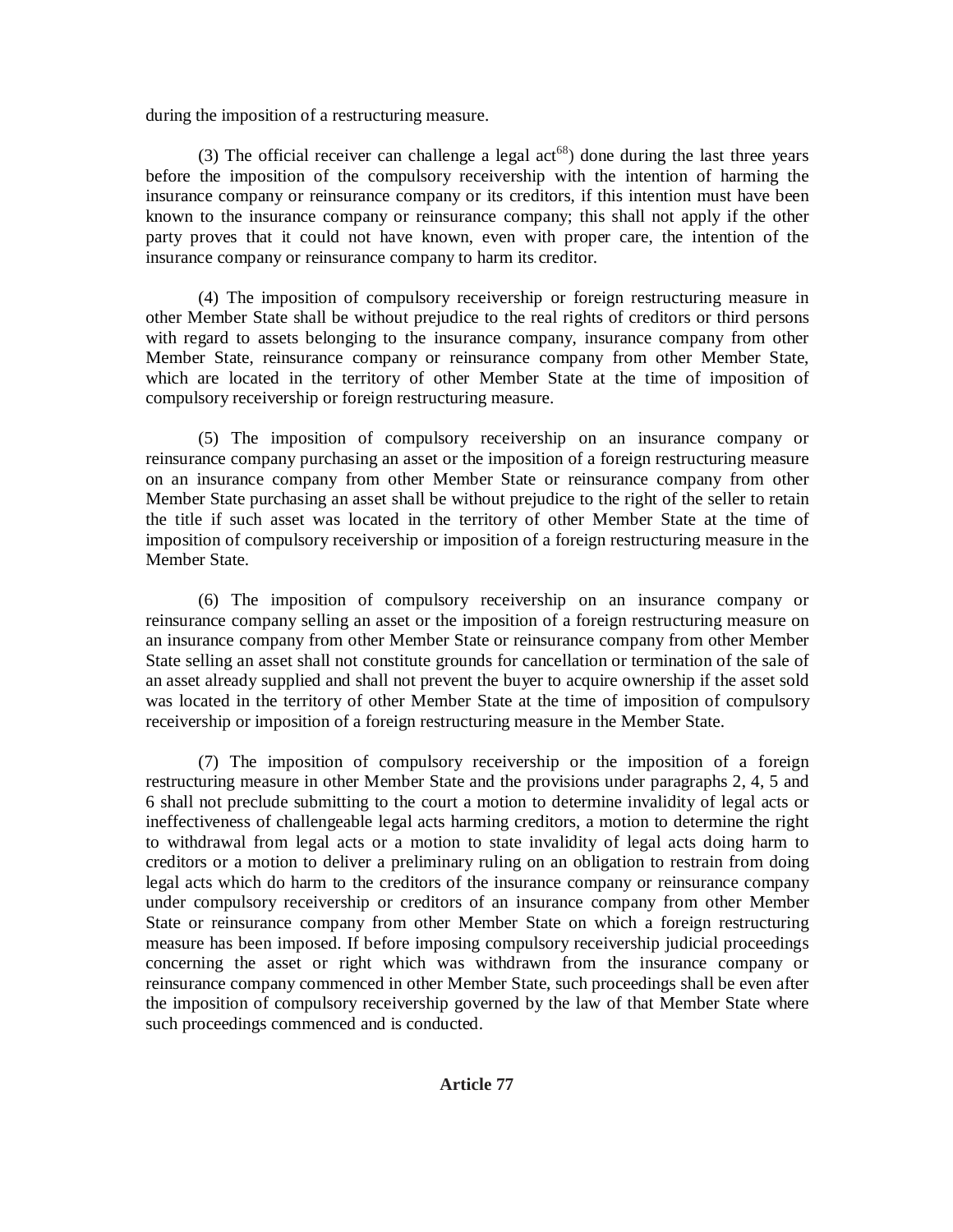during the imposition of a restructuring measure.

(3) The official receiver can challenge a legal act[68]) done during the last three years before the imposition of the compulsory receivership with the intention of harming the insurance company or reinsurance company or its creditors, if this intention must have been known to the insurance company or reinsurance company; this shall not apply if the other party proves that it could not have known, even with proper care, the intention of the insurance company or reinsurance company to harm its creditor.

(4) The imposition of compulsory receivership or foreign restructuring measure in other Member State shall be without prejudice to the real rights of creditors or third persons with regard to assets belonging to the insurance company, insurance company from other Member State, reinsurance company or reinsurance company from other Member State, which are located in the territory of other Member State at the time of imposition of compulsory receivership or foreign restructuring measure.

(5) The imposition of compulsory receivership on an insurance company or reinsurance company purchasing an asset or the imposition of a foreign restructuring measure on an insurance company from other Member State or reinsurance company from other Member State purchasing an asset shall be without prejudice to the right of the seller to retain the title if such asset was located in the territory of other Member State at the time of imposition of compulsory receivership or imposition of a foreign restructuring measure in the Member State.

(6) The imposition of compulsory receivership on an insurance company or reinsurance company selling an asset or the imposition of a foreign restructuring measure on an insurance company from other Member State or reinsurance company from other Member State selling an asset shall not constitute grounds for cancellation or termination of the sale of an asset already supplied and shall not prevent the buyer to acquire ownership if the asset sold was located in the territory of other Member State at the time of imposition of compulsory receivership or imposition of a foreign restructuring measure in the Member State.

(7) The imposition of compulsory receivership or the imposition of a foreign restructuring measure in other Member State and the provisions under paragraphs 2, 4, 5 and 6 shall not preclude submitting to the court a motion to determine invalidity of legal acts or ineffectiveness of challengeable legal acts harming creditors, a motion to determine the right to withdrawal from legal acts or a motion to state invalidity of legal acts doing harm to creditors or a motion to deliver a preliminary ruling on an obligation to restrain from doing legal acts which do harm to the creditors of the insurance company or reinsurance company under compulsory receivership or creditors of an insurance company from other Member State or reinsurance company from other Member State on which a foreign restructuring measure has been imposed. If before imposing compulsory receivership judicial proceedings concerning the asset or right which was withdrawn from the insurance company or reinsurance company commenced in other Member State, such proceedings shall be even after the imposition of compulsory receivership governed by the law of that Member State where such proceedings commenced and is conducted.

**Article 77**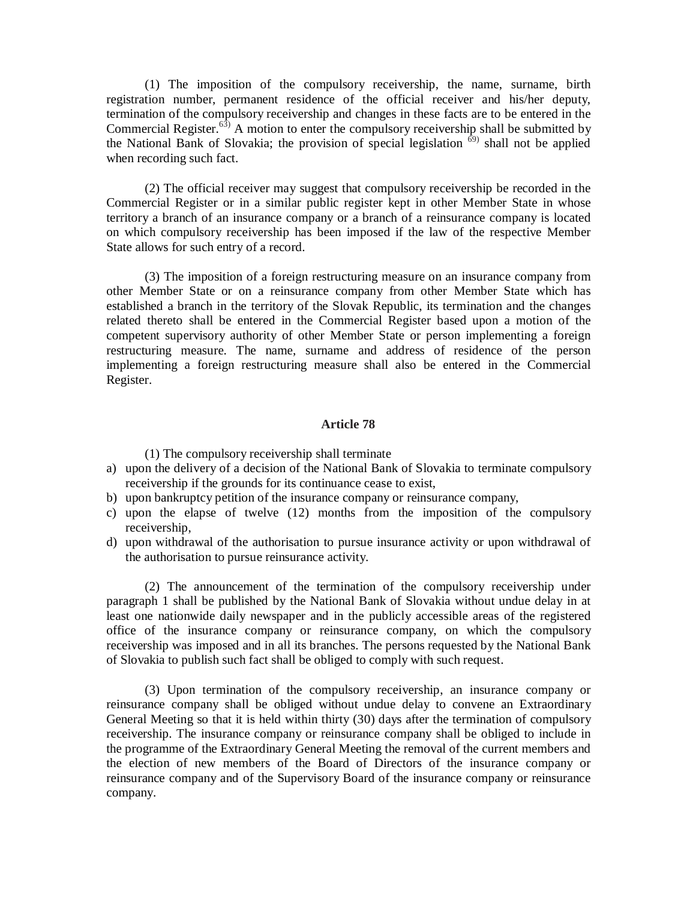(1) The imposition of the compulsory receivership, the name, surname, birth registration number, permanent residence of the official receiver and his/her deputy, termination of the compulsory receivership and changes in these facts are to be entered in the Commercial Register.[63)] A motion to enter the compulsory receivership shall be submitted by the National Bank of Slovakia; the provision of special legislation [69)] shall not be applied when recording such fact.

(2) The official receiver may suggest that compulsory receivership be recorded in the Commercial Register or in a similar public register kept in other Member State in whose territory a branch of an insurance company or a branch of a reinsurance company is located on which compulsory receivership has been imposed if the law of the respective Member State allows for such entry of a record.

(3) The imposition of a foreign restructuring measure on an insurance company from other Member State or on a reinsurance company from other Member State which has established a branch in the territory of the Slovak Republic, its termination and the changes related thereto shall be entered in the Commercial Register based upon a motion of the competent supervisory authority of other Member State or person implementing a foreign restructuring measure. The name, surname and address of residence of the person implementing a foreign restructuring measure shall also be entered in the Commercial Register.

## Article 78

(1) The compulsory receivership shall terminate

a) upon the delivery of a decision of the National Bank of Slovakia to terminate compulsory receivership if the grounds for its continuance cease to exist,
b) upon bankruptcy petition of the insurance company or reinsurance company,
c) upon the elapse of twelve (12) months from the imposition of the compulsory receivership,
d) upon withdrawal of the authorisation to pursue insurance activity or upon withdrawal of the authorisation to pursue reinsurance activity.

(2) The announcement of the termination of the compulsory receivership under paragraph 1 shall be published by the National Bank of Slovakia without undue delay in at least one nationwide daily newspaper and in the publicly accessible areas of the registered office of the insurance company or reinsurance company, on which the compulsory receivership was imposed and in all its branches. The persons requested by the National Bank of Slovakia to publish such fact shall be obliged to comply with such request.

(3) Upon termination of the compulsory receivership, an insurance company or reinsurance company shall be obliged without undue delay to convene an Extraordinary General Meeting so that it is held within thirty (30) days after the termination of compulsory receivership. The insurance company or reinsurance company shall be obliged to include in the programme of the Extraordinary General Meeting the removal of the current members and the election of new members of the Board of Directors of the insurance company or reinsurance company and of the Supervisory Board of the insurance company or reinsurance company.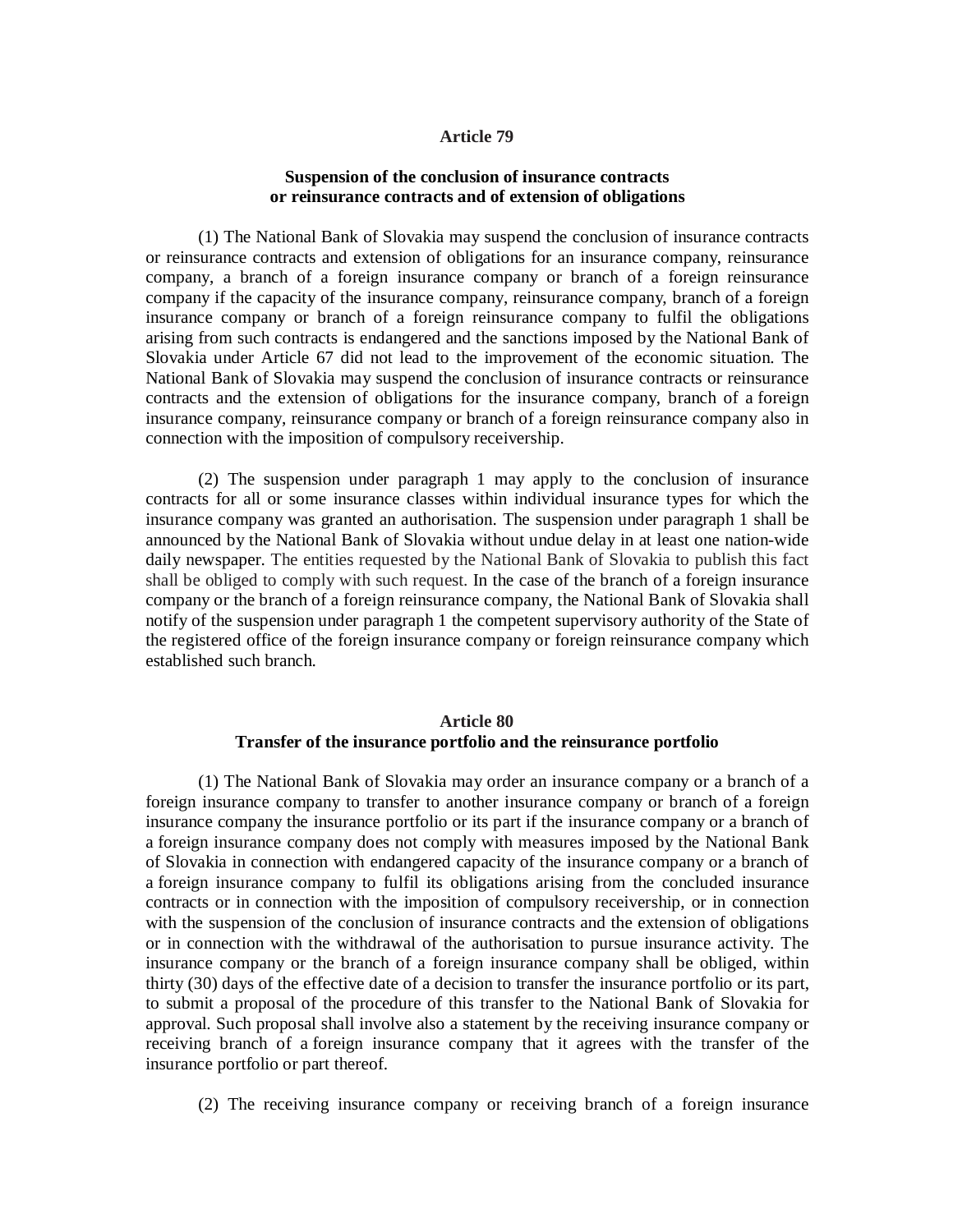### Article 79

#### Suspension of the conclusion of insurance contracts or reinsurance contracts and of extension of obligations

(1) The National Bank of Slovakia may suspend the conclusion of insurance contracts or reinsurance contracts and extension of obligations for an insurance company, reinsurance company, a branch of a foreign insurance company or branch of a foreign reinsurance company if the capacity of the insurance company, reinsurance company, branch of a foreign insurance company or branch of a foreign reinsurance company to fulfil the obligations arising from such contracts is endangered and the sanctions imposed by the National Bank of Slovakia under Article 67 did not lead to the improvement of the economic situation. The National Bank of Slovakia may suspend the conclusion of insurance contracts or reinsurance contracts and the extension of obligations for the insurance company, branch of a foreign insurance company, reinsurance company or branch of a foreign reinsurance company also in connection with the imposition of compulsory receivership.

(2) The suspension under paragraph 1 may apply to the conclusion of insurance contracts for all or some insurance classes within individual insurance types for which the insurance company was granted an authorisation. The suspension under paragraph 1 shall be announced by the National Bank of Slovakia without undue delay in at least one nation-wide daily newspaper. The entities requested by the National Bank of Slovakia to publish this fact shall be obliged to comply with such request. In the case of the branch of a foreign insurance company or the branch of a foreign reinsurance company, the National Bank of Slovakia shall notify of the suspension under paragraph 1 the competent supervisory authority of the State of the registered office of the foreign insurance company or foreign reinsurance company which established such branch.

### Article 80

#### Transfer of the insurance portfolio and the reinsurance portfolio

(1) The National Bank of Slovakia may order an insurance company or a branch of a foreign insurance company to transfer to another insurance company or branch of a foreign insurance company the insurance portfolio or its part if the insurance company or a branch of a foreign insurance company does not comply with measures imposed by the National Bank of Slovakia in connection with endangered capacity of the insurance company or a branch of a foreign insurance company to fulfil its obligations arising from the concluded insurance contracts or in connection with the imposition of compulsory receivership, or in connection with the suspension of the conclusion of insurance contracts and the extension of obligations or in connection with the withdrawal of the authorisation to pursue insurance activity. The insurance company or the branch of a foreign insurance company shall be obliged, within thirty (30) days of the effective date of a decision to transfer the insurance portfolio or its part, to submit a proposal of the procedure of this transfer to the National Bank of Slovakia for approval. Such proposal shall involve also a statement by the receiving insurance company or receiving branch of a foreign insurance company that it agrees with the transfer of the insurance portfolio or part thereof.

(2) The receiving insurance company or receiving branch of a foreign insurance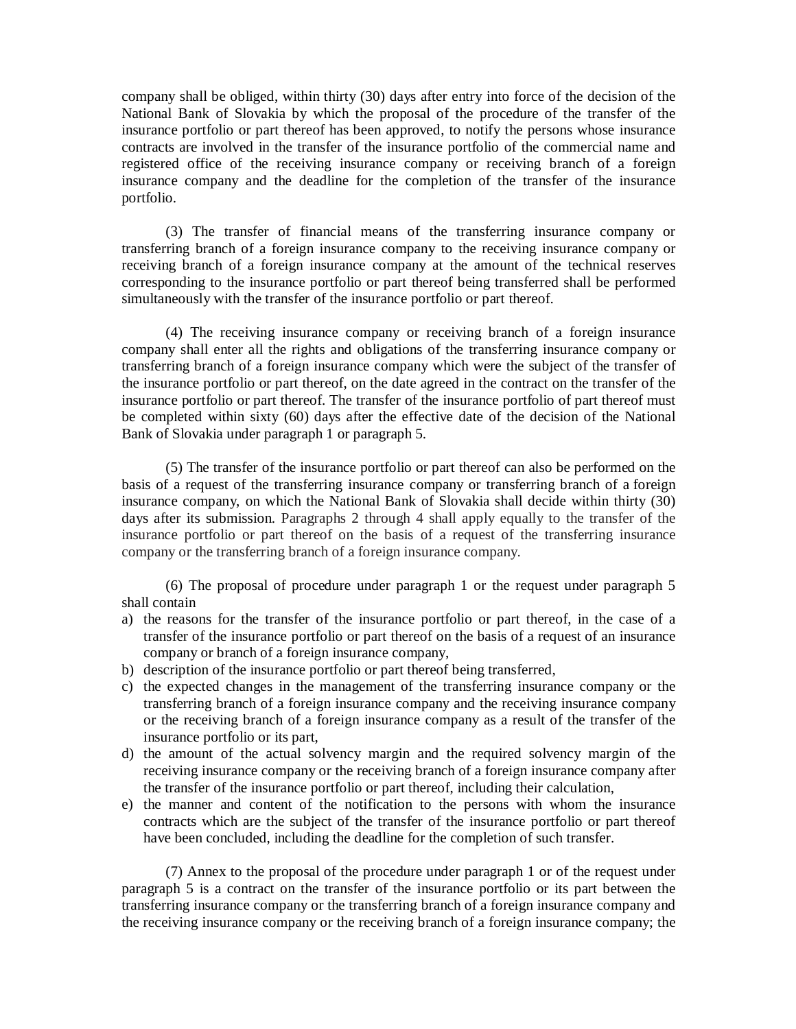company shall be obliged, within thirty (30) days after entry into force of the decision of the National Bank of Slovakia by which the proposal of the procedure of the transfer of the insurance portfolio or part thereof has been approved, to notify the persons whose insurance contracts are involved in the transfer of the insurance portfolio of the commercial name and registered office of the receiving insurance company or receiving branch of a foreign insurance company and the deadline for the completion of the transfer of the insurance portfolio.

(3) The transfer of financial means of the transferring insurance company or transferring branch of a foreign insurance company to the receiving insurance company or receiving branch of a foreign insurance company at the amount of the technical reserves corresponding to the insurance portfolio or part thereof being transferred shall be performed simultaneously with the transfer of the insurance portfolio or part thereof.

(4) The receiving insurance company or receiving branch of a foreign insurance company shall enter all the rights and obligations of the transferring insurance company or transferring branch of a foreign insurance company which were the subject of the transfer of the insurance portfolio or part thereof, on the date agreed in the contract on the transfer of the insurance portfolio or part thereof. The transfer of the insurance portfolio of part thereof must be completed within sixty (60) days after the effective date of the decision of the National Bank of Slovakia under paragraph 1 or paragraph 5.

(5) The transfer of the insurance portfolio or part thereof can also be performed on the basis of a request of the transferring insurance company or transferring branch of a foreign insurance company, on which the National Bank of Slovakia shall decide within thirty (30) days after its submission. Paragraphs 2 through 4 shall apply equally to the transfer of the insurance portfolio or part thereof on the basis of a request of the transferring insurance company or the transferring branch of a foreign insurance company.

(6) The proposal of procedure under paragraph 1 or the request under paragraph 5 shall contain

a) the reasons for the transfer of the insurance portfolio or part thereof, in the case of a transfer of the insurance portfolio or part thereof on the basis of a request of an insurance company or branch of a foreign insurance company,
b) description of the insurance portfolio or part thereof being transferred,
c) the expected changes in the management of the transferring insurance company or the transferring branch of a foreign insurance company and the receiving insurance company or the receiving branch of a foreign insurance company as a result of the transfer of the insurance portfolio or its part,
d) the amount of the actual solvency margin and the required solvency margin of the receiving insurance company or the receiving branch of a foreign insurance company after the transfer of the insurance portfolio or part thereof, including their calculation,
e) the manner and content of the notification to the persons with whom the insurance contracts which are the subject of the transfer of the insurance portfolio or part thereof have been concluded, including the deadline for the completion of such transfer.

(7) Annex to the proposal of the procedure under paragraph 1 or of the request under paragraph 5 is a contract on the transfer of the insurance portfolio or its part between the transferring insurance company or the transferring branch of a foreign insurance company and the receiving insurance company or the receiving branch of a foreign insurance company; the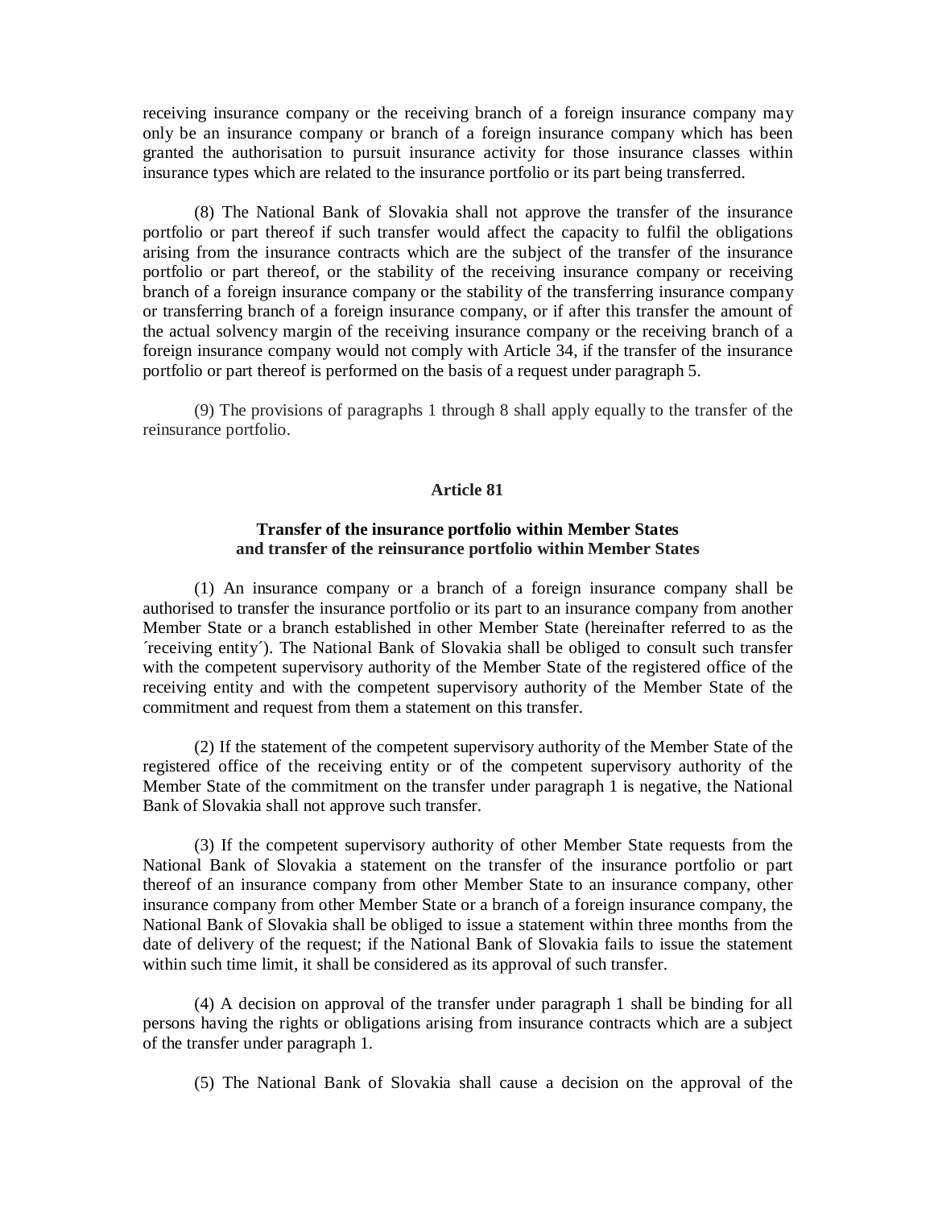receiving insurance company or the receiving branch of a foreign insurance company may only be an insurance company or branch of a foreign insurance company which has been granted the authorisation to pursuit insurance activity for those insurance classes within insurance types which are related to the insurance portfolio or its part being transferred.

(8) The National Bank of Slovakia shall not approve the transfer of the insurance portfolio or part thereof if such transfer would affect the capacity to fulfil the obligations arising from the insurance contracts which are the subject of the transfer of the insurance portfolio or part thereof, or the stability of the receiving insurance company or receiving branch of a foreign insurance company or the stability of the transferring insurance company or transferring branch of a foreign insurance company, or if after this transfer the amount of the actual solvency margin of the receiving insurance company or the receiving branch of a foreign insurance company would not comply with Article 34, if the transfer of the insurance portfolio or part thereof is performed on the basis of a request under paragraph 5.

(9) The provisions of paragraphs 1 through 8 shall apply equally to the transfer of the reinsurance portfolio.

### Article 81

### Transfer of the insurance portfolio within Member States and transfer of the reinsurance portfolio within Member States

(1) An insurance company or a branch of a foreign insurance company shall be authorised to transfer the insurance portfolio or its part to an insurance company from another Member State or a branch established in other Member State (hereinafter referred to as the ´receiving entity´). The National Bank of Slovakia shall be obliged to consult such transfer with the competent supervisory authority of the Member State of the registered office of the receiving entity and with the competent supervisory authority of the Member State of the commitment and request from them a statement on this transfer.

(2) If the statement of the competent supervisory authority of the Member State of the registered office of the receiving entity or of the competent supervisory authority of the Member State of the commitment on the transfer under paragraph 1 is negative, the National Bank of Slovakia shall not approve such transfer.

(3) If the competent supervisory authority of other Member State requests from the National Bank of Slovakia a statement on the transfer of the insurance portfolio or part thereof of an insurance company from other Member State to an insurance company, other insurance company from other Member State or a branch of a foreign insurance company, the National Bank of Slovakia shall be obliged to issue a statement within three months from the date of delivery of the request; if the National Bank of Slovakia fails to issue the statement within such time limit, it shall be considered as its approval of such transfer.

(4) A decision on approval of the transfer under paragraph 1 shall be binding for all persons having the rights or obligations arising from insurance contracts which are a subject of the transfer under paragraph 1.

(5) The National Bank of Slovakia shall cause a decision on the approval of the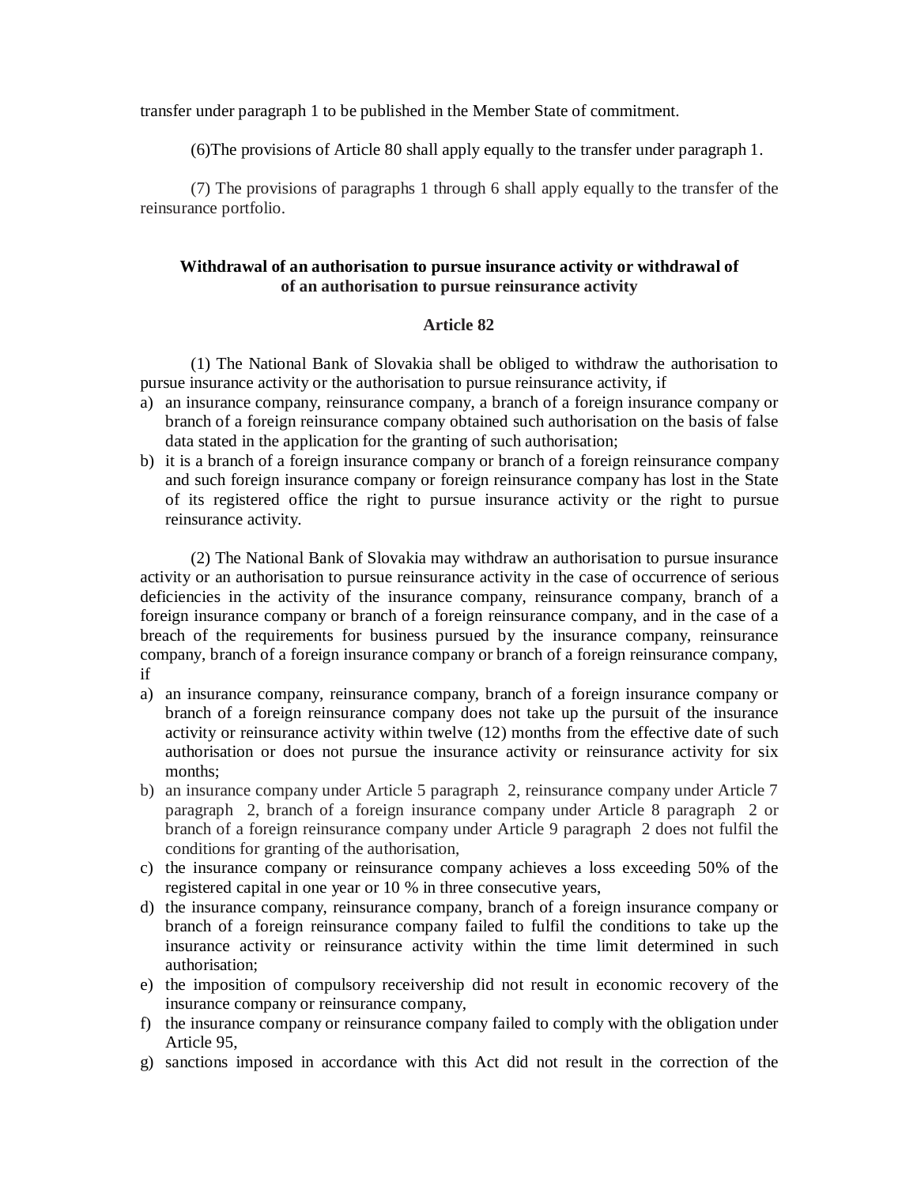transfer under paragraph 1 to be published in the Member State of commitment.

(6)The provisions of Article 80 shall apply equally to the transfer under paragraph 1.

(7) The provisions of paragraphs 1 through 6 shall apply equally to the transfer of the reinsurance portfolio.

### Withdrawal of an authorisation to pursue insurance activity or withdrawal of of an authorisation to pursue reinsurance activity

### Article 82

(1) The National Bank of Slovakia shall be obliged to withdraw the authorisation to pursue insurance activity or the authorisation to pursue reinsurance activity, if

a) an insurance company, reinsurance company, a branch of a foreign insurance company or branch of a foreign reinsurance company obtained such authorisation on the basis of false data stated in the application for the granting of such authorisation;
b) it is a branch of a foreign insurance company or branch of a foreign reinsurance company and such foreign insurance company or foreign reinsurance company has lost in the State of its registered office the right to pursue insurance activity or the right to pursue reinsurance activity.

(2) The National Bank of Slovakia may withdraw an authorisation to pursue insurance activity or an authorisation to pursue reinsurance activity in the case of occurrence of serious deficiencies in the activity of the insurance company, reinsurance company, branch of a foreign insurance company or branch of a foreign reinsurance company, and in the case of a breach of the requirements for business pursued by the insurance company, reinsurance company, branch of a foreign insurance company or branch of a foreign reinsurance company, if

a) an insurance company, reinsurance company, branch of a foreign insurance company or branch of a foreign reinsurance company does not take up the pursuit of the insurance activity or reinsurance activity within twelve (12) months from the effective date of such authorisation or does not pursue the insurance activity or reinsurance activity for six months;
b) an insurance company under Article 5 paragraph 2, reinsurance company under Article 7 paragraph 2, branch of a foreign insurance company under Article 8 paragraph 2 or branch of a foreign reinsurance company under Article 9 paragraph 2 does not fulfil the conditions for granting of the authorisation,
c) the insurance company or reinsurance company achieves a loss exceeding 50% of the registered capital in one year or 10 % in three consecutive years,
d) the insurance company, reinsurance company, branch of a foreign insurance company or branch of a foreign reinsurance company failed to fulfil the conditions to take up the insurance activity or reinsurance activity within the time limit determined in such authorisation;
e) the imposition of compulsory receivership did not result in economic recovery of the insurance company or reinsurance company,
f) the insurance company or reinsurance company failed to comply with the obligation under Article 95,
g) sanctions imposed in accordance with this Act did not result in the correction of the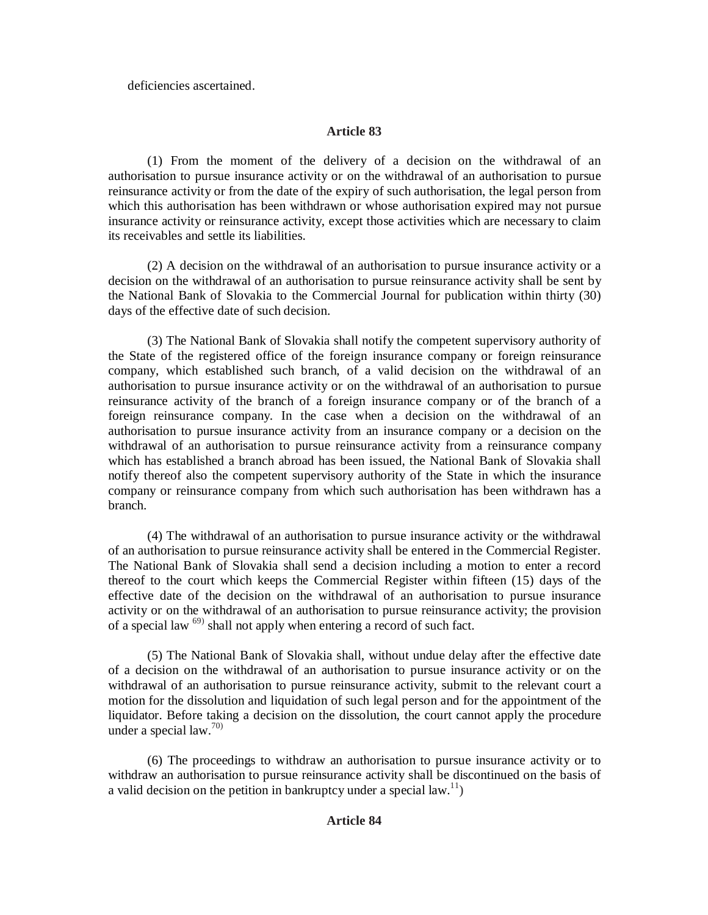deficiencies ascertained.

**Article 83**

(1) From the moment of the delivery of a decision on the withdrawal of an authorisation to pursue insurance activity or on the withdrawal of an authorisation to pursue reinsurance activity or from the date of the expiry of such authorisation, the legal person from which this authorisation has been withdrawn or whose authorisation expired may not pursue insurance activity or reinsurance activity, except those activities which are necessary to claim its receivables and settle its liabilities.

(2) A decision on the withdrawal of an authorisation to pursue insurance activity or a decision on the withdrawal of an authorisation to pursue reinsurance activity shall be sent by the National Bank of Slovakia to the Commercial Journal for publication within thirty (30) days of the effective date of such decision.

(3) The National Bank of Slovakia shall notify the competent supervisory authority of the State of the registered office of the foreign insurance company or foreign reinsurance company, which established such branch, of a valid decision on the withdrawal of an authorisation to pursue insurance activity or on the withdrawal of an authorisation to pursue reinsurance activity of the branch of a foreign insurance company or of the branch of a foreign reinsurance company. In the case when a decision on the withdrawal of an authorisation to pursue insurance activity from an insurance company or a decision on the withdrawal of an authorisation to pursue reinsurance activity from a reinsurance company which has established a branch abroad has been issued, the National Bank of Slovakia shall notify thereof also the competent supervisory authority of the State in which the insurance company or reinsurance company from which such authorisation has been withdrawn has a branch.

(4) The withdrawal of an authorisation to pursue insurance activity or the withdrawal of an authorisation to pursue reinsurance activity shall be entered in the Commercial Register. The National Bank of Slovakia shall send a decision including a motion to enter a record thereof to the court which keeps the Commercial Register within fifteen (15) days of the effective date of the decision on the withdrawal of an authorisation to pursue insurance activity or on the withdrawal of an authorisation to pursue reinsurance activity; the provision of a special law [69)] shall not apply when entering a record of such fact.

(5) The National Bank of Slovakia shall, without undue delay after the effective date of a decision on the withdrawal of an authorisation to pursue insurance activity or on the withdrawal of an authorisation to pursue reinsurance activity, submit to the relevant court a motion for the dissolution and liquidation of such legal person and for the appointment of the liquidator. Before taking a decision on the dissolution, the court cannot apply the procedure under a special law.[70)]

(6) The proceedings to withdraw an authorisation to pursue insurance activity or to withdraw an authorisation to pursue reinsurance activity shall be discontinued on the basis of a valid decision on the petition in bankruptcy under a special law.[11])

**Article 84**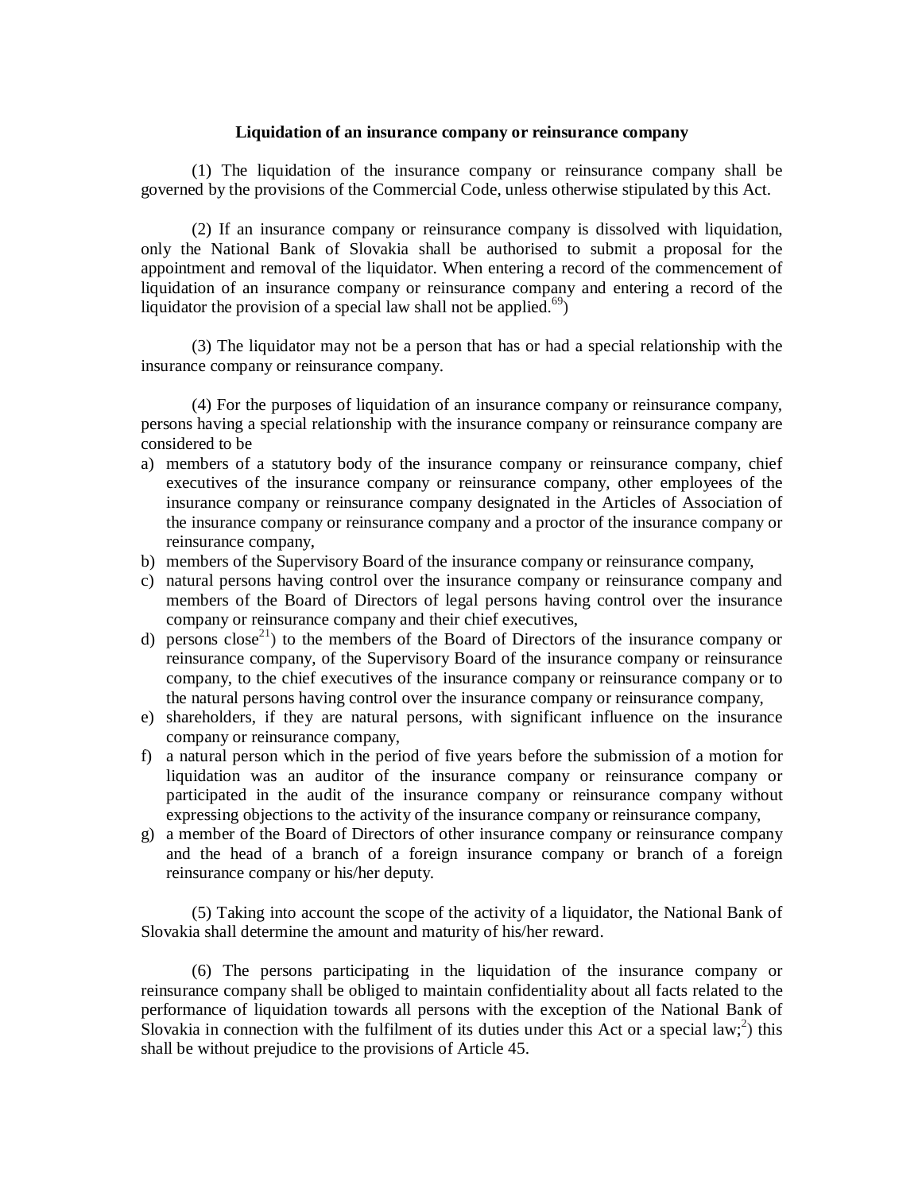**Liquidation of an insurance company or reinsurance company**

(1) The liquidation of the insurance company or reinsurance company shall be governed by the provisions of the Commercial Code, unless otherwise stipulated by this Act.

(2) If an insurance company or reinsurance company is dissolved with liquidation, only the National Bank of Slovakia shall be authorised to submit a proposal for the appointment and removal of the liquidator. When entering a record of the commencement of liquidation of an insurance company or reinsurance company and entering a record of the liquidator the provision of a special law shall not be applied.[69])

(3) The liquidator may not be a person that has or had a special relationship with the insurance company or reinsurance company.

(4) For the purposes of liquidation of an insurance company or reinsurance company, persons having a special relationship with the insurance company or reinsurance company are considered to be

a) members of a statutory body of the insurance company or reinsurance company, chief executives of the insurance company or reinsurance company, other employees of the insurance company or reinsurance company designated in the Articles of Association of the insurance company or reinsurance company and a proctor of the insurance company or reinsurance company,
b) members of the Supervisory Board of the insurance company or reinsurance company,
c) natural persons having control over the insurance company or reinsurance company and members of the Board of Directors of legal persons having control over the insurance company or reinsurance company and their chief executives,
d) persons close[21]) to the members of the Board of Directors of the insurance company or reinsurance company, of the Supervisory Board of the insurance company or reinsurance company, to the chief executives of the insurance company or reinsurance company or to the natural persons having control over the insurance company or reinsurance company,
e) shareholders, if they are natural persons, with significant influence on the insurance company or reinsurance company,
f) a natural person which in the period of five years before the submission of a motion for liquidation was an auditor of the insurance company or reinsurance company or participated in the audit of the insurance company or reinsurance company without expressing objections to the activity of the insurance company or reinsurance company,
g) a member of the Board of Directors of other insurance company or reinsurance company and the head of a branch of a foreign insurance company or branch of a foreign reinsurance company or his/her deputy.

(5) Taking into account the scope of the activity of a liquidator, the National Bank of Slovakia shall determine the amount and maturity of his/her reward.

(6) The persons participating in the liquidation of the insurance company or reinsurance company shall be obliged to maintain confidentiality about all facts related to the performance of liquidation towards all persons with the exception of the National Bank of Slovakia in connection with the fulfilment of its duties under this Act or a special law;[2]) this shall be without prejudice to the provisions of Article 45.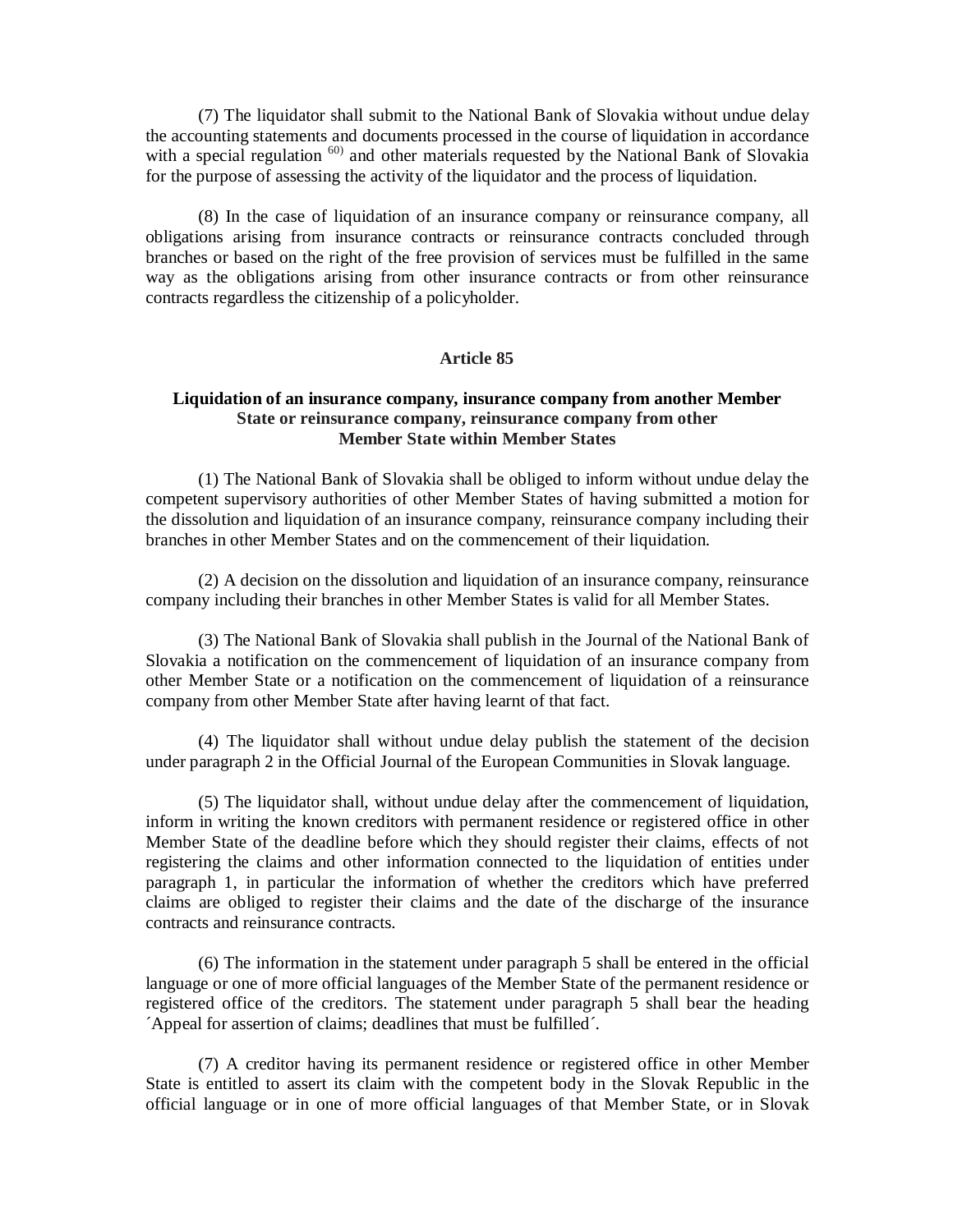(7) The liquidator shall submit to the National Bank of Slovakia without undue delay the accounting statements and documents processed in the course of liquidation in accordance with a special regulation [60)] and other materials requested by the National Bank of Slovakia for the purpose of assessing the activity of the liquidator and the process of liquidation.

(8) In the case of liquidation of an insurance company or reinsurance company, all obligations arising from insurance contracts or reinsurance contracts concluded through branches or based on the right of the free provision of services must be fulfilled in the same way as the obligations arising from other insurance contracts or from other reinsurance contracts regardless the citizenship of a policyholder.

**Article 85**

**Liquidation of an insurance company, insurance company from another Member State or reinsurance company, reinsurance company from other Member State within Member States**

(1) The National Bank of Slovakia shall be obliged to inform without undue delay the competent supervisory authorities of other Member States of having submitted a motion for the dissolution and liquidation of an insurance company, reinsurance company including their branches in other Member States and on the commencement of their liquidation.

(2) A decision on the dissolution and liquidation of an insurance company, reinsurance company including their branches in other Member States is valid for all Member States.

(3) The National Bank of Slovakia shall publish in the Journal of the National Bank of Slovakia a notification on the commencement of liquidation of an insurance company from other Member State or a notification on the commencement of liquidation of a reinsurance company from other Member State after having learnt of that fact.

(4) The liquidator shall without undue delay publish the statement of the decision under paragraph 2 in the Official Journal of the European Communities in Slovak language.

(5) The liquidator shall, without undue delay after the commencement of liquidation, inform in writing the known creditors with permanent residence or registered office in other Member State of the deadline before which they should register their claims, effects of not registering the claims and other information connected to the liquidation of entities under paragraph 1, in particular the information of whether the creditors which have preferred claims are obliged to register their claims and the date of the discharge of the insurance contracts and reinsurance contracts.

(6) The information in the statement under paragraph 5 shall be entered in the official language or one of more official languages of the Member State of the permanent residence or registered office of the creditors. The statement under paragraph 5 shall bear the heading ´Appeal for assertion of claims; deadlines that must be fulfilled´.

(7) A creditor having its permanent residence or registered office in other Member State is entitled to assert its claim with the competent body in the Slovak Republic in the official language or in one of more official languages of that Member State, or in Slovak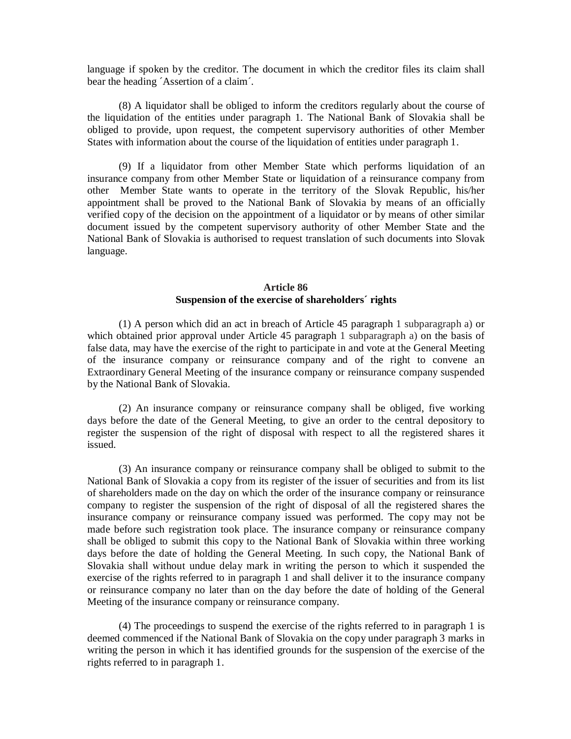language if spoken by the creditor. The document in which the creditor files its claim shall bear the heading ´Assertion of a claim´.

(8) A liquidator shall be obliged to inform the creditors regularly about the course of the liquidation of the entities under paragraph 1. The National Bank of Slovakia shall be obliged to provide, upon request, the competent supervisory authorities of other Member States with information about the course of the liquidation of entities under paragraph 1.

(9) If a liquidator from other Member State which performs liquidation of an insurance company from other Member State or liquidation of a reinsurance company from other Member State wants to operate in the territory of the Slovak Republic, his/her appointment shall be proved to the National Bank of Slovakia by means of an officially verified copy of the decision on the appointment of a liquidator or by means of other similar document issued by the competent supervisory authority of other Member State and the National Bank of Slovakia is authorised to request translation of such documents into Slovak language.

**Article 86**
**Suspension of the exercise of shareholders´ rights**

(1) A person which did an act in breach of Article 45 paragraph 1 subparagraph a) or which obtained prior approval under Article 45 paragraph 1 subparagraph a) on the basis of false data, may have the exercise of the right to participate in and vote at the General Meeting of the insurance company or reinsurance company and of the right to convene an Extraordinary General Meeting of the insurance company or reinsurance company suspended by the National Bank of Slovakia.

(2) An insurance company or reinsurance company shall be obliged, five working days before the date of the General Meeting, to give an order to the central depository to register the suspension of the right of disposal with respect to all the registered shares it issued.

(3) An insurance company or reinsurance company shall be obliged to submit to the National Bank of Slovakia a copy from its register of the issuer of securities and from its list of shareholders made on the day on which the order of the insurance company or reinsurance company to register the suspension of the right of disposal of all the registered shares the insurance company or reinsurance company issued was performed. The copy may not be made before such registration took place. The insurance company or reinsurance company shall be obliged to submit this copy to the National Bank of Slovakia within three working days before the date of holding the General Meeting. In such copy, the National Bank of Slovakia shall without undue delay mark in writing the person to which it suspended the exercise of the rights referred to in paragraph 1 and shall deliver it to the insurance company or reinsurance company no later than on the day before the date of holding of the General Meeting of the insurance company or reinsurance company.

(4) The proceedings to suspend the exercise of the rights referred to in paragraph 1 is deemed commenced if the National Bank of Slovakia on the copy under paragraph 3 marks in writing the person in which it has identified grounds for the suspension of the exercise of the rights referred to in paragraph 1.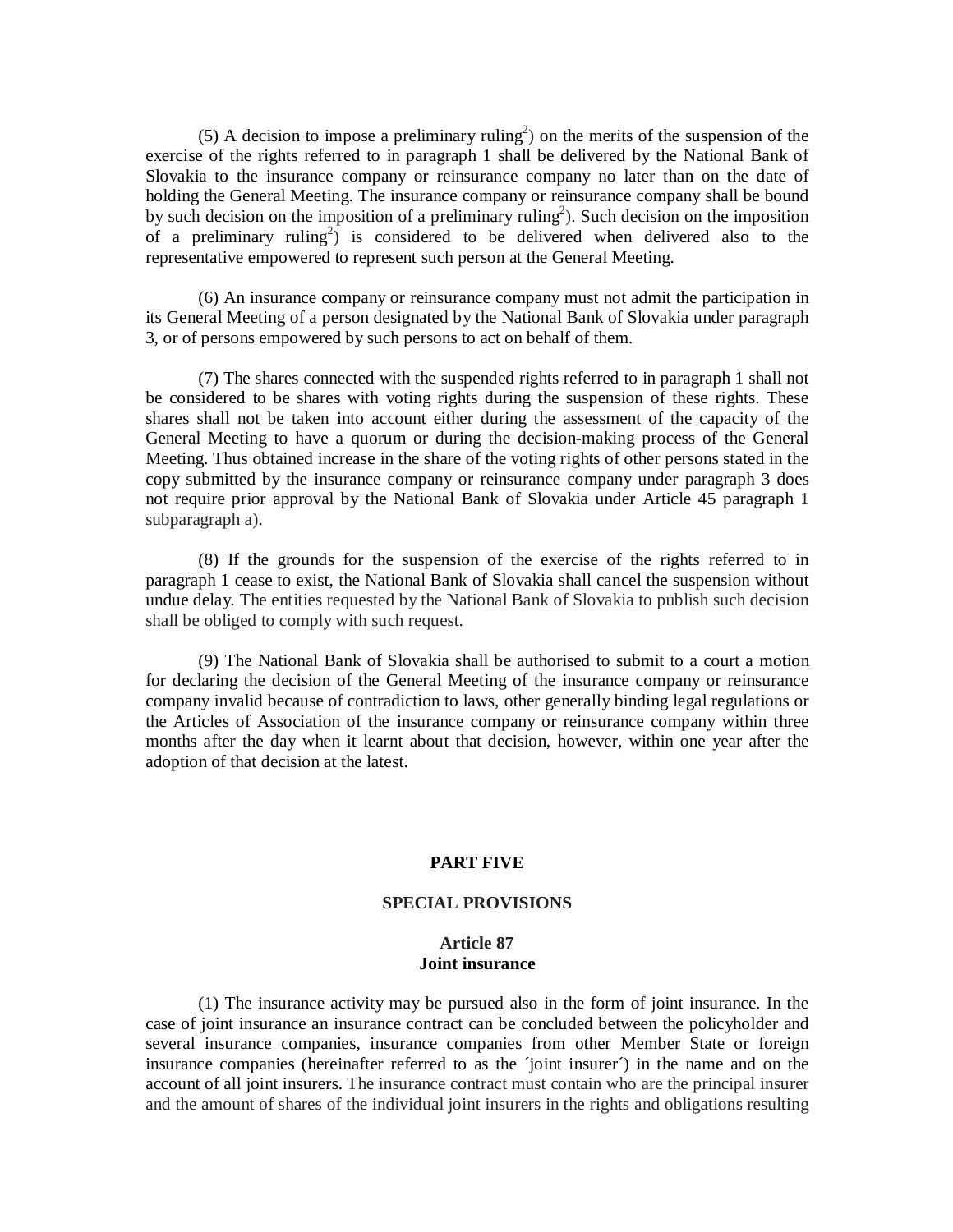(5) A decision to impose a preliminary ruling[2]) on the merits of the suspension of the exercise of the rights referred to in paragraph 1 shall be delivered by the National Bank of Slovakia to the insurance company or reinsurance company no later than on the date of holding the General Meeting. The insurance company or reinsurance company shall be bound by such decision on the imposition of a preliminary ruling[2]). Such decision on the imposition of a preliminary ruling[2]) is considered to be delivered when delivered also to the representative empowered to represent such person at the General Meeting.

(6) An insurance company or reinsurance company must not admit the participation in its General Meeting of a person designated by the National Bank of Slovakia under paragraph 3, or of persons empowered by such persons to act on behalf of them.

(7) The shares connected with the suspended rights referred to in paragraph 1 shall not be considered to be shares with voting rights during the suspension of these rights. These shares shall not be taken into account either during the assessment of the capacity of the General Meeting to have a quorum or during the decision-making process of the General Meeting. Thus obtained increase in the share of the voting rights of other persons stated in the copy submitted by the insurance company or reinsurance company under paragraph 3 does not require prior approval by the National Bank of Slovakia under Article 45 paragraph 1 subparagraph a).

(8) If the grounds for the suspension of the exercise of the rights referred to in paragraph 1 cease to exist, the National Bank of Slovakia shall cancel the suspension without undue delay. The entities requested by the National Bank of Slovakia to publish such decision shall be obliged to comply with such request.

(9) The National Bank of Slovakia shall be authorised to submit to a court a motion for declaring the decision of the General Meeting of the insurance company or reinsurance company invalid because of contradiction to laws, other generally binding legal regulations or the Articles of Association of the insurance company or reinsurance company within three months after the day when it learnt about that decision, however, within one year after the adoption of that decision at the latest.

## PART FIVE

## SPECIAL PROVISIONS

### Article 87
### Joint insurance

(1) The insurance activity may be pursued also in the form of joint insurance. In the case of joint insurance an insurance contract can be concluded between the policyholder and several insurance companies, insurance companies from other Member State or foreign insurance companies (hereinafter referred to as the ´joint insurer´) in the name and on the account of all joint insurers. The insurance contract must contain who are the principal insurer and the amount of shares of the individual joint insurers in the rights and obligations resulting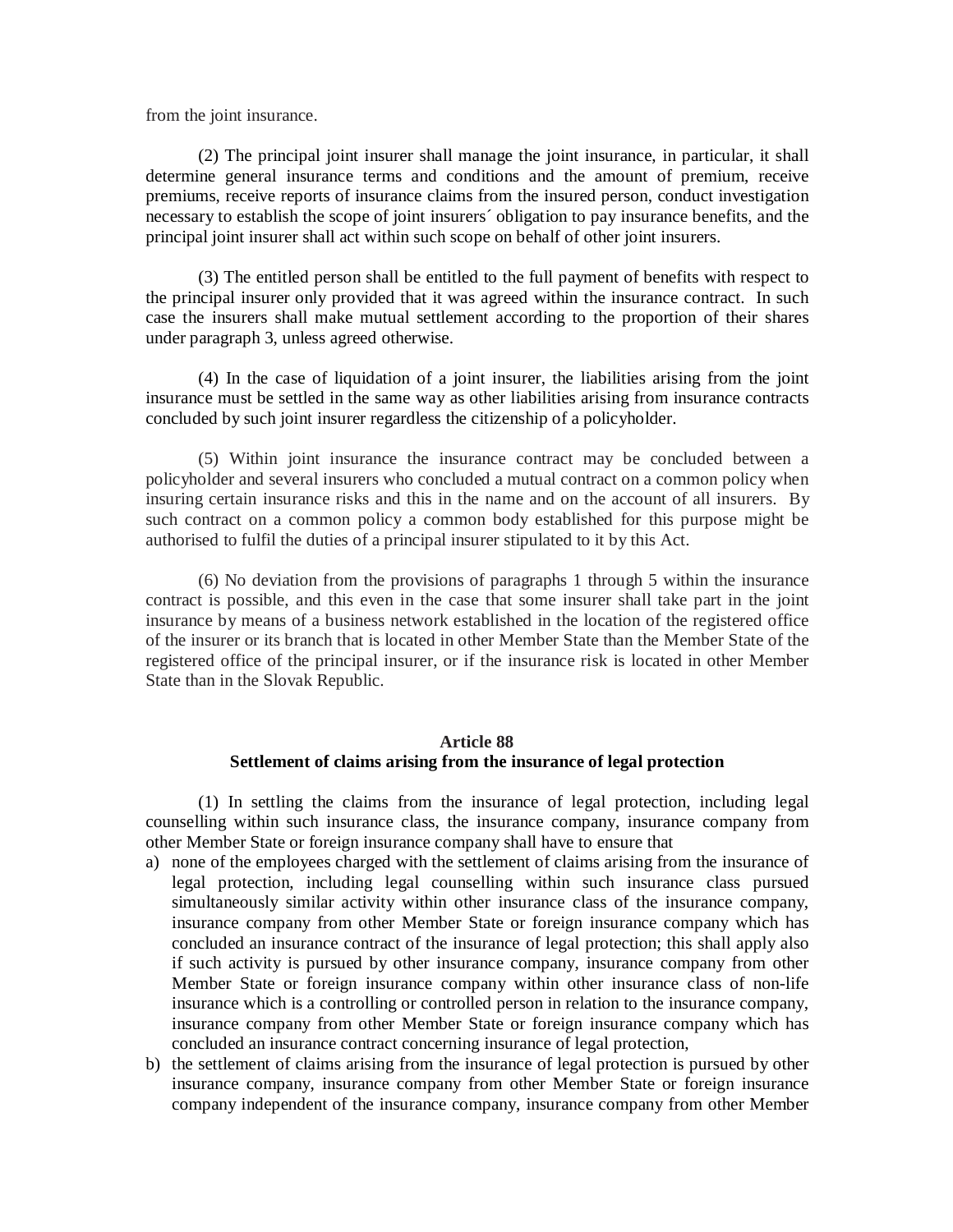from the joint insurance.

(2) The principal joint insurer shall manage the joint insurance, in particular, it shall determine general insurance terms and conditions and the amount of premium, receive premiums, receive reports of insurance claims from the insured person, conduct investigation necessary to establish the scope of joint insurers´ obligation to pay insurance benefits, and the principal joint insurer shall act within such scope on behalf of other joint insurers.

(3) The entitled person shall be entitled to the full payment of benefits with respect to the principal insurer only provided that it was agreed within the insurance contract. In such case the insurers shall make mutual settlement according to the proportion of their shares under paragraph 3, unless agreed otherwise.

(4) In the case of liquidation of a joint insurer, the liabilities arising from the joint insurance must be settled in the same way as other liabilities arising from insurance contracts concluded by such joint insurer regardless the citizenship of a policyholder.

(5) Within joint insurance the insurance contract may be concluded between a policyholder and several insurers who concluded a mutual contract on a common policy when insuring certain insurance risks and this in the name and on the account of all insurers. By such contract on a common policy a common body established for this purpose might be authorised to fulfil the duties of a principal insurer stipulated to it by this Act.

(6) No deviation from the provisions of paragraphs 1 through 5 within the insurance contract is possible, and this even in the case that some insurer shall take part in the joint insurance by means of a business network established in the location of the registered office of the insurer or its branch that is located in other Member State than the Member State of the registered office of the principal insurer, or if the insurance risk is located in other Member State than in the Slovak Republic.

## Article 88
## Settlement of claims arising from the insurance of legal protection

(1) In settling the claims from the insurance of legal protection, including legal counselling within such insurance class, the insurance company, insurance company from other Member State or foreign insurance company shall have to ensure that

a) none of the employees charged with the settlement of claims arising from the insurance of legal protection, including legal counselling within such insurance class pursued simultaneously similar activity within other insurance class of the insurance company, insurance company from other Member State or foreign insurance company which has concluded an insurance contract of the insurance of legal protection; this shall apply also if such activity is pursued by other insurance company, insurance company from other Member State or foreign insurance company within other insurance class of non-life insurance which is a controlling or controlled person in relation to the insurance company, insurance company from other Member State or foreign insurance company which has concluded an insurance contract concerning insurance of legal protection,
b) the settlement of claims arising from the insurance of legal protection is pursued by other insurance company, insurance company from other Member State or foreign insurance company independent of the insurance company, insurance company from other Member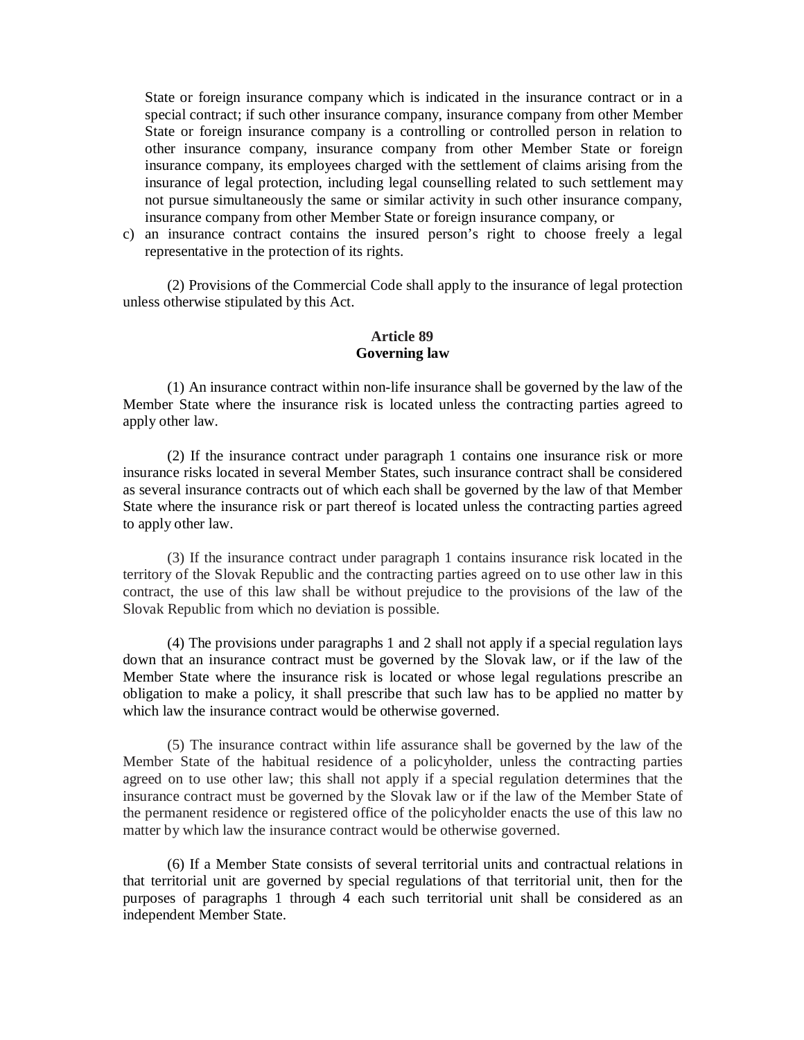State or foreign insurance company which is indicated in the insurance contract or in a special contract; if such other insurance company, insurance company from other Member State or foreign insurance company is a controlling or controlled person in relation to other insurance company, insurance company from other Member State or foreign insurance company, its employees charged with the settlement of claims arising from the insurance of legal protection, including legal counselling related to such settlement may not pursue simultaneously the same or similar activity in such other insurance company, insurance company from other Member State or foreign insurance company, or

c) an insurance contract contains the insured person's right to choose freely a legal representative in the protection of its rights.

(2) Provisions of the Commercial Code shall apply to the insurance of legal protection unless otherwise stipulated by this Act.

**Article 89**
**Governing law**

(1) An insurance contract within non-life insurance shall be governed by the law of the Member State where the insurance risk is located unless the contracting parties agreed to apply other law.

(2) If the insurance contract under paragraph 1 contains one insurance risk or more insurance risks located in several Member States, such insurance contract shall be considered as several insurance contracts out of which each shall be governed by the law of that Member State where the insurance risk or part thereof is located unless the contracting parties agreed to apply other law.

(3) If the insurance contract under paragraph 1 contains insurance risk located in the territory of the Slovak Republic and the contracting parties agreed on to use other law in this contract, the use of this law shall be without prejudice to the provisions of the law of the Slovak Republic from which no deviation is possible.

(4) The provisions under paragraphs 1 and 2 shall not apply if a special regulation lays down that an insurance contract must be governed by the Slovak law, or if the law of the Member State where the insurance risk is located or whose legal regulations prescribe an obligation to make a policy, it shall prescribe that such law has to be applied no matter by which law the insurance contract would be otherwise governed.

(5) The insurance contract within life assurance shall be governed by the law of the Member State of the habitual residence of a policyholder, unless the contracting parties agreed on to use other law; this shall not apply if a special regulation determines that the insurance contract must be governed by the Slovak law or if the law of the Member State of the permanent residence or registered office of the policyholder enacts the use of this law no matter by which law the insurance contract would be otherwise governed.

(6) If a Member State consists of several territorial units and contractual relations in that territorial unit are governed by special regulations of that territorial unit, then for the purposes of paragraphs 1 through 4 each such territorial unit shall be considered as an independent Member State.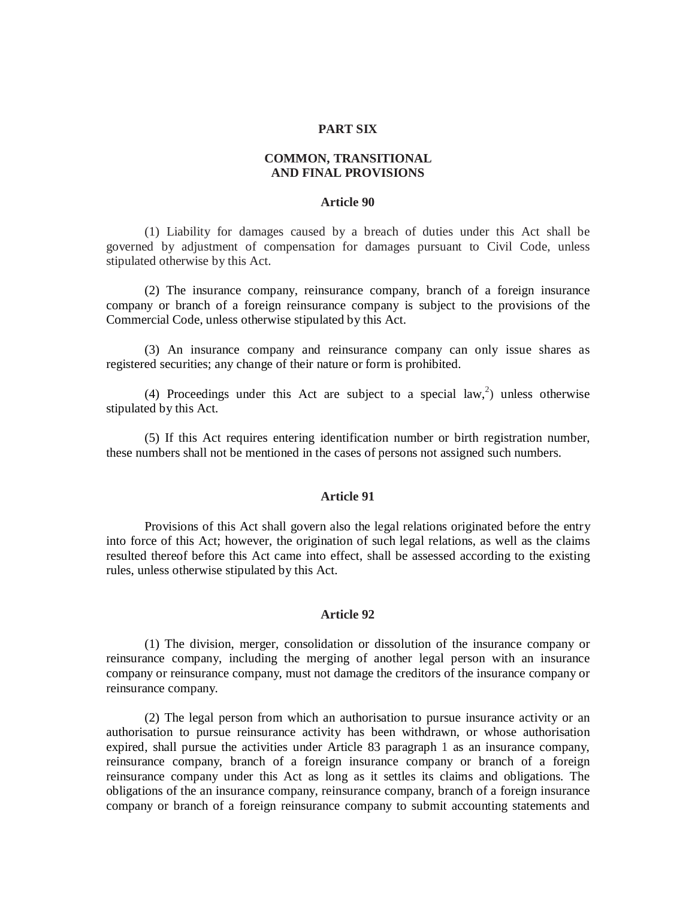## PART SIX

## COMMON, TRANSITIONAL AND FINAL PROVISIONS

### Article 90

(1) Liability for damages caused by a breach of duties under this Act shall be governed by adjustment of compensation for damages pursuant to Civil Code, unless stipulated otherwise by this Act.

(2) The insurance company, reinsurance company, branch of a foreign insurance company or branch of a foreign reinsurance company is subject to the provisions of the Commercial Code, unless otherwise stipulated by this Act.

(3) An insurance company and reinsurance company can only issue shares as registered securities; any change of their nature or form is prohibited.

(4) Proceedings under this Act are subject to a special law,[2]) unless otherwise stipulated by this Act.

(5) If this Act requires entering identification number or birth registration number, these numbers shall not be mentioned in the cases of persons not assigned such numbers.

### Article 91

Provisions of this Act shall govern also the legal relations originated before the entry into force of this Act; however, the origination of such legal relations, as well as the claims resulted thereof before this Act came into effect, shall be assessed according to the existing rules, unless otherwise stipulated by this Act.

### Article 92

(1) The division, merger, consolidation or dissolution of the insurance company or reinsurance company, including the merging of another legal person with an insurance company or reinsurance company, must not damage the creditors of the insurance company or reinsurance company.

(2) The legal person from which an authorisation to pursue insurance activity or an authorisation to pursue reinsurance activity has been withdrawn, or whose authorisation expired, shall pursue the activities under Article 83 paragraph 1 as an insurance company, reinsurance company, branch of a foreign insurance company or branch of a foreign reinsurance company under this Act as long as it settles its claims and obligations. The obligations of the an insurance company, reinsurance company, branch of a foreign insurance company or branch of a foreign reinsurance company to submit accounting statements and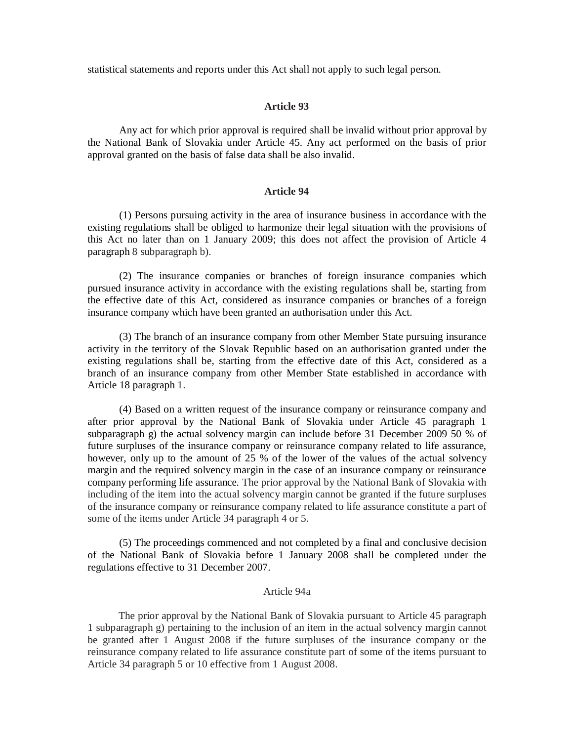statistical statements and reports under this Act shall not apply to such legal person.

### Article 93

Any act for which prior approval is required shall be invalid without prior approval by the National Bank of Slovakia under Article 45. Any act performed on the basis of prior approval granted on the basis of false data shall be also invalid.

### Article 94

(1) Persons pursuing activity in the area of insurance business in accordance with the existing regulations shall be obliged to harmonize their legal situation with the provisions of this Act no later than on 1 January 2009; this does not affect the provision of Article 4 paragraph 8 subparagraph b).

(2) The insurance companies or branches of foreign insurance companies which pursued insurance activity in accordance with the existing regulations shall be, starting from the effective date of this Act, considered as insurance companies or branches of a foreign insurance company which have been granted an authorisation under this Act.

(3) The branch of an insurance company from other Member State pursuing insurance activity in the territory of the Slovak Republic based on an authorisation granted under the existing regulations shall be, starting from the effective date of this Act, considered as a branch of an insurance company from other Member State established in accordance with Article 18 paragraph 1.

(4) Based on a written request of the insurance company or reinsurance company and after prior approval by the National Bank of Slovakia under Article 45 paragraph 1 subparagraph g) the actual solvency margin can include before 31 December 2009 50 % of future surpluses of the insurance company or reinsurance company related to life assurance, however, only up to the amount of 25 % of the lower of the values of the actual solvency margin and the required solvency margin in the case of an insurance company or reinsurance company performing life assurance. The prior approval by the National Bank of Slovakia with including of the item into the actual solvency margin cannot be granted if the future surpluses of the insurance company or reinsurance company related to life assurance constitute a part of some of the items under Article 34 paragraph 4 or 5.

(5) The proceedings commenced and not completed by a final and conclusive decision of the National Bank of Slovakia before 1 January 2008 shall be completed under the regulations effective to 31 December 2007.

### Article 94a

The prior approval by the National Bank of Slovakia pursuant to Article 45 paragraph 1 subparagraph g) pertaining to the inclusion of an item in the actual solvency margin cannot be granted after 1 August 2008 if the future surpluses of the insurance company or the reinsurance company related to life assurance constitute part of some of the items pursuant to Article 34 paragraph 5 or 10 effective from 1 August 2008.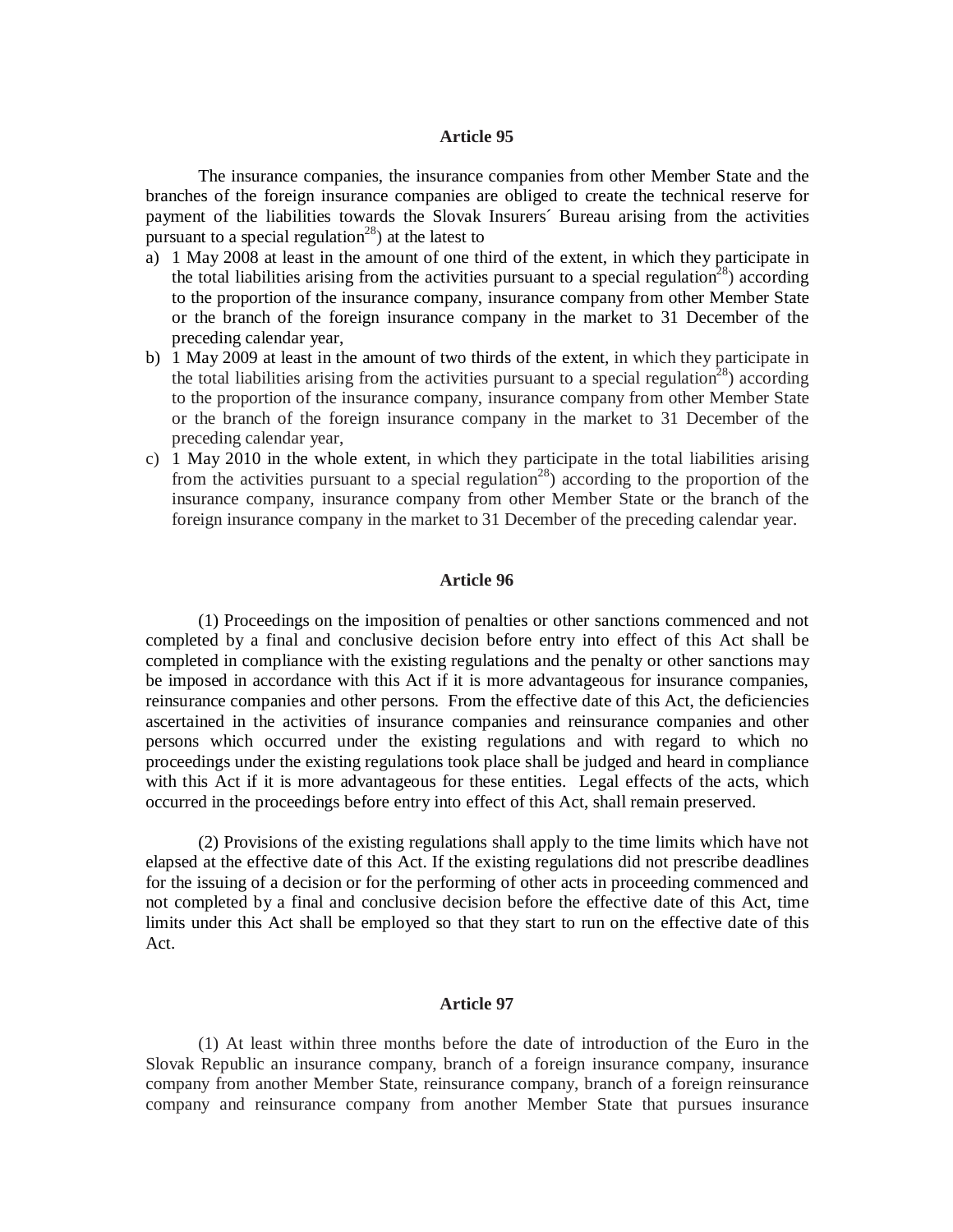**Article 95**

The insurance companies, the insurance companies from other Member State and the branches of the foreign insurance companies are obliged to create the technical reserve for payment of the liabilities towards the Slovak Insurers´ Bureau arising from the activities pursuant to a special regulation[28]) at the latest to

a) 1 May 2008 at least in the amount of one third of the extent, in which they participate in the total liabilities arising from the activities pursuant to a special regulation[28]) according to the proportion of the insurance company, insurance company from other Member State or the branch of the foreign insurance company in the market to 31 December of the preceding calendar year,
b) 1 May 2009 at least in the amount of two thirds of the extent, in which they participate in the total liabilities arising from the activities pursuant to a special regulation[28]) according to the proportion of the insurance company, insurance company from other Member State or the branch of the foreign insurance company in the market to 31 December of the preceding calendar year,
c) 1 May 2010 in the whole extent, in which they participate in the total liabilities arising from the activities pursuant to a special regulation[28]) according to the proportion of the insurance company, insurance company from other Member State or the branch of the foreign insurance company in the market to 31 December of the preceding calendar year.

**Article 96**

(1) Proceedings on the imposition of penalties or other sanctions commenced and not completed by a final and conclusive decision before entry into effect of this Act shall be completed in compliance with the existing regulations and the penalty or other sanctions may be imposed in accordance with this Act if it is more advantageous for insurance companies, reinsurance companies and other persons. From the effective date of this Act, the deficiencies ascertained in the activities of insurance companies and reinsurance companies and other persons which occurred under the existing regulations and with regard to which no proceedings under the existing regulations took place shall be judged and heard in compliance with this Act if it is more advantageous for these entities. Legal effects of the acts, which occurred in the proceedings before entry into effect of this Act, shall remain preserved.

(2) Provisions of the existing regulations shall apply to the time limits which have not elapsed at the effective date of this Act. If the existing regulations did not prescribe deadlines for the issuing of a decision or for the performing of other acts in proceeding commenced and not completed by a final and conclusive decision before the effective date of this Act, time limits under this Act shall be employed so that they start to run on the effective date of this Act.

**Article 97**

(1) At least within three months before the date of introduction of the Euro in the Slovak Republic an insurance company, branch of a foreign insurance company, insurance company from another Member State, reinsurance company, branch of a foreign reinsurance company and reinsurance company from another Member State that pursues insurance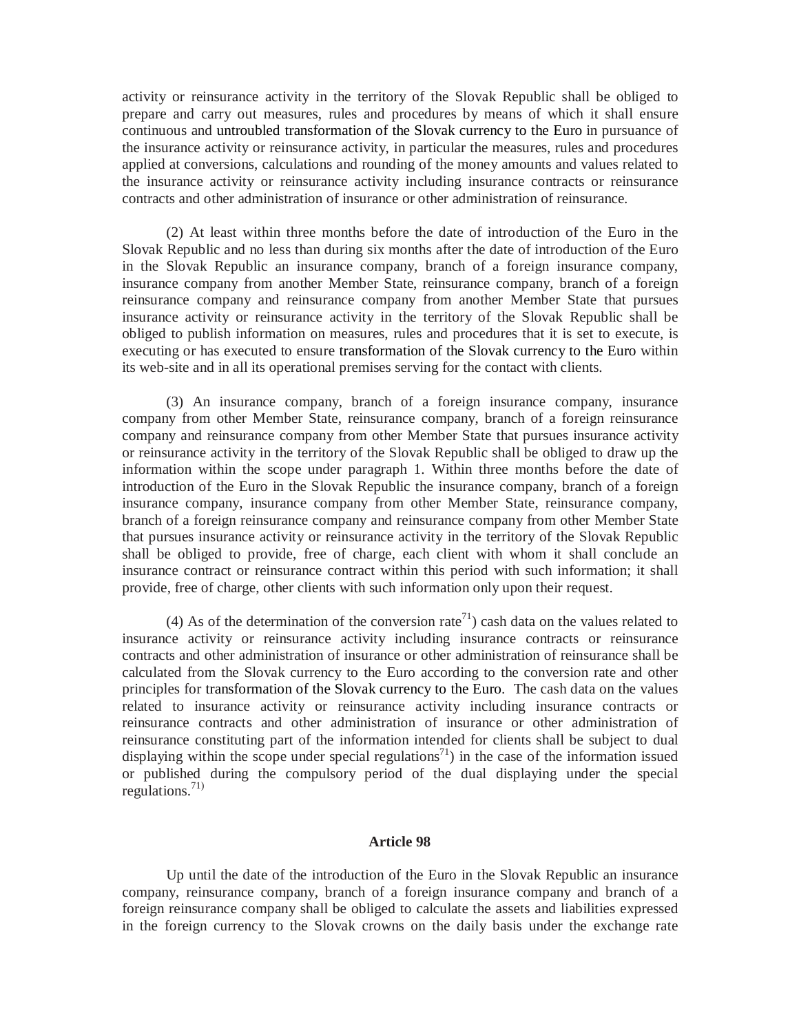activity or reinsurance activity in the territory of the Slovak Republic shall be obliged to prepare and carry out measures, rules and procedures by means of which it shall ensure continuous and untroubled transformation of the Slovak currency to the Euro in pursuance of the insurance activity or reinsurance activity, in particular the measures, rules and procedures applied at conversions, calculations and rounding of the money amounts and values related to the insurance activity or reinsurance activity including insurance contracts or reinsurance contracts and other administration of insurance or other administration of reinsurance.

(2) At least within three months before the date of introduction of the Euro in the Slovak Republic and no less than during six months after the date of introduction of the Euro in the Slovak Republic an insurance company, branch of a foreign insurance company, insurance company from another Member State, reinsurance company, branch of a foreign reinsurance company and reinsurance company from another Member State that pursues insurance activity or reinsurance activity in the territory of the Slovak Republic shall be obliged to publish information on measures, rules and procedures that it is set to execute, is executing or has executed to ensure transformation of the Slovak currency to the Euro within its web-site and in all its operational premises serving for the contact with clients.

(3) An insurance company, branch of a foreign insurance company, insurance company from other Member State, reinsurance company, branch of a foreign reinsurance company and reinsurance company from other Member State that pursues insurance activity or reinsurance activity in the territory of the Slovak Republic shall be obliged to draw up the information within the scope under paragraph 1. Within three months before the date of introduction of the Euro in the Slovak Republic the insurance company, branch of a foreign insurance company, insurance company from other Member State, reinsurance company, branch of a foreign reinsurance company and reinsurance company from other Member State that pursues insurance activity or reinsurance activity in the territory of the Slovak Republic shall be obliged to provide, free of charge, each client with whom it shall conclude an insurance contract or reinsurance contract within this period with such information; it shall provide, free of charge, other clients with such information only upon their request.

(4) As of the determination of the conversion rate[71]) cash data on the values related to insurance activity or reinsurance activity including insurance contracts or reinsurance contracts and other administration of insurance or other administration of reinsurance shall be calculated from the Slovak currency to the Euro according to the conversion rate and other principles for transformation of the Slovak currency to the Euro. The cash data on the values related to insurance activity or reinsurance activity including insurance contracts or reinsurance contracts and other administration of insurance or other administration of reinsurance constituting part of the information intended for clients shall be subject to dual displaying within the scope under special regulations[71]) in the case of the information issued or published during the compulsory period of the dual displaying under the special regulations.[71)]

**Article 98**

Up until the date of the introduction of the Euro in the Slovak Republic an insurance company, reinsurance company, branch of a foreign insurance company and branch of a foreign reinsurance company shall be obliged to calculate the assets and liabilities expressed in the foreign currency to the Slovak crowns on the daily basis under the exchange rate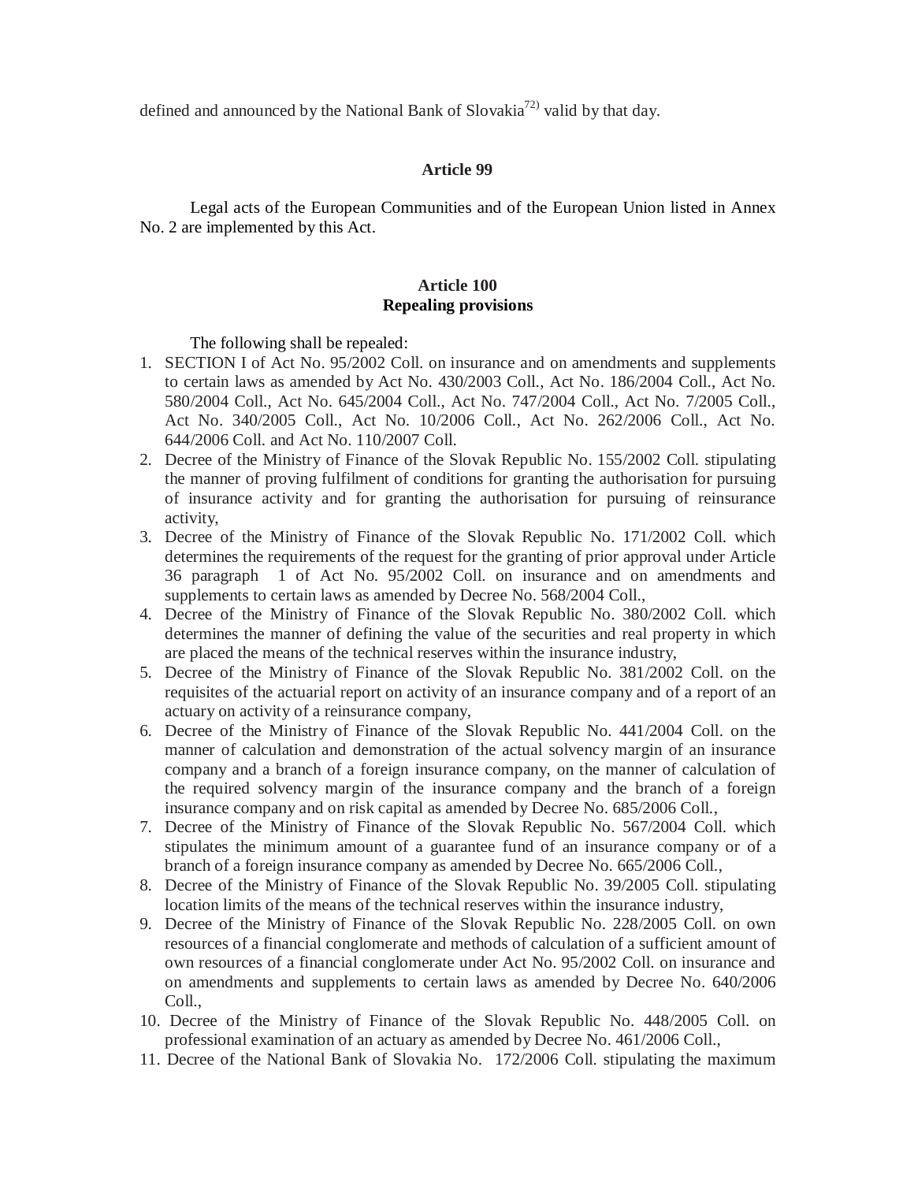defined and announced by the National Bank of Slovakia[72)] valid by that day.

**Article 99**

Legal acts of the European Communities and of the European Union listed in Annex No. 2 are implemented by this Act.

**Article 100**
**Repealing provisions**

The following shall be repealed:

1. SECTION I of Act No. 95/2002 Coll. on insurance and on amendments and supplements to certain laws as amended by Act No. 430/2003 Coll., Act No. 186/2004 Coll., Act No. 580/2004 Coll., Act No. 645/2004 Coll., Act No. 747/2004 Coll., Act No. 7/2005 Coll., Act No. 340/2005 Coll., Act No. 10/2006 Coll., Act No. 262/2006 Coll., Act No. 644/2006 Coll. and Act No. 110/2007 Coll.
2. Decree of the Ministry of Finance of the Slovak Republic No. 155/2002 Coll. stipulating the manner of proving fulfilment of conditions for granting the authorisation for pursuing of insurance activity and for granting the authorisation for pursuing of reinsurance activity,
3. Decree of the Ministry of Finance of the Slovak Republic No. 171/2002 Coll. which determines the requirements of the request for the granting of prior approval under Article 36 paragraph 1 of Act No. 95/2002 Coll. on insurance and on amendments and supplements to certain laws as amended by Decree No. 568/2004 Coll.,
4. Decree of the Ministry of Finance of the Slovak Republic No. 380/2002 Coll. which determines the manner of defining the value of the securities and real property in which are placed the means of the technical reserves within the insurance industry,
5. Decree of the Ministry of Finance of the Slovak Republic No. 381/2002 Coll. on the requisites of the actuarial report on activity of an insurance company and of a report of an actuary on activity of a reinsurance company,
6. Decree of the Ministry of Finance of the Slovak Republic No. 441/2004 Coll. on the manner of calculation and demonstration of the actual solvency margin of an insurance company and a branch of a foreign insurance company, on the manner of calculation of the required solvency margin of the insurance company and the branch of a foreign insurance company and on risk capital as amended by Decree No. 685/2006 Coll.,
7. Decree of the Ministry of Finance of the Slovak Republic No. 567/2004 Coll. which stipulates the minimum amount of a guarantee fund of an insurance company or of a branch of a foreign insurance company as amended by Decree No. 665/2006 Coll.,
8. Decree of the Ministry of Finance of the Slovak Republic No. 39/2005 Coll. stipulating location limits of the means of the technical reserves within the insurance industry,
9. Decree of the Ministry of Finance of the Slovak Republic No. 228/2005 Coll. on own resources of a financial conglomerate and methods of calculation of a sufficient amount of own resources of a financial conglomerate under Act No. 95/2002 Coll. on insurance and on amendments and supplements to certain laws as amended by Decree No. 640/2006 Coll.,
10. Decree of the Ministry of Finance of the Slovak Republic No. 448/2005 Coll. on professional examination of an actuary as amended by Decree No. 461/2006 Coll.,
11. Decree of the National Bank of Slovakia No. 172/2006 Coll. stipulating the maximum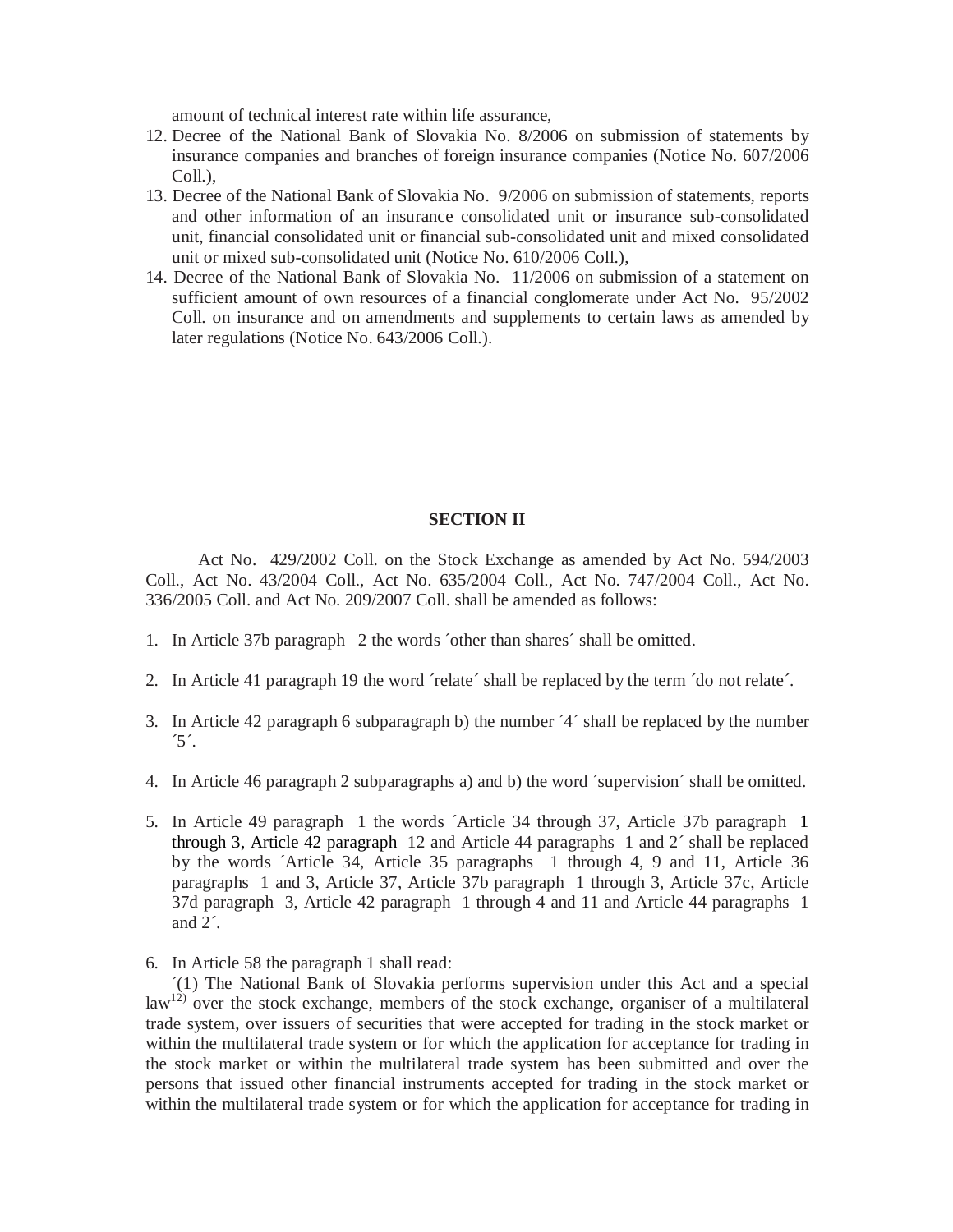amount of technical interest rate within life assurance,

12. Decree of the National Bank of Slovakia No. 8/2006 on submission of statements by insurance companies and branches of foreign insurance companies (Notice No. 607/2006 Coll.),
13. Decree of the National Bank of Slovakia No. 9/2006 on submission of statements, reports and other information of an insurance consolidated unit or insurance sub-consolidated unit, financial consolidated unit or financial sub-consolidated unit and mixed consolidated unit or mixed sub-consolidated unit (Notice No. 610/2006 Coll.),
14. Decree of the National Bank of Slovakia No. 11/2006 on submission of a statement on sufficient amount of own resources of a financial conglomerate under Act No. 95/2002 Coll. on insurance and on amendments and supplements to certain laws as amended by later regulations (Notice No. 643/2006 Coll.).

## SECTION II

Act No. 429/2002 Coll. on the Stock Exchange as amended by Act No. 594/2003 Coll., Act No. 43/2004 Coll., Act No. 635/2004 Coll., Act No. 747/2004 Coll., Act No. 336/2005 Coll. and Act No. 209/2007 Coll. shall be amended as follows:

1. In Article 37b paragraph 2 the words ´other than shares´ shall be omitted.

2. In Article 41 paragraph 19 the word ´relate´ shall be replaced by the term ´do not relate´.

3. In Article 42 paragraph 6 subparagraph b) the number ´4´ shall be replaced by the number ´5´.

4. In Article 46 paragraph 2 subparagraphs a) and b) the word ´supervision´ shall be omitted.

5. In Article 49 paragraph 1 the words ´Article 34 through 37, Article 37b paragraph 1 through 3, Article 42 paragraph 12 and Article 44 paragraphs 1 and 2´ shall be replaced by the words ´Article 34, Article 35 paragraphs 1 through 4, 9 and 11, Article 36 paragraphs 1 and 3, Article 37, Article 37b paragraph 1 through 3, Article 37c, Article 37d paragraph 3, Article 42 paragraph 1 through 4 and 11 and Article 44 paragraphs 1 and 2´.

6. In Article 58 the paragraph 1 shall read:

   ´(1) The National Bank of Slovakia performs supervision under this Act and a special law[12)] over the stock exchange, members of the stock exchange, organiser of a multilateral trade system, over issuers of securities that were accepted for trading in the stock market or within the multilateral trade system or for which the application for acceptance for trading in the stock market or within the multilateral trade system has been submitted and over the persons that issued other financial instruments accepted for trading in the stock market or within the multilateral trade system or for which the application for acceptance for trading in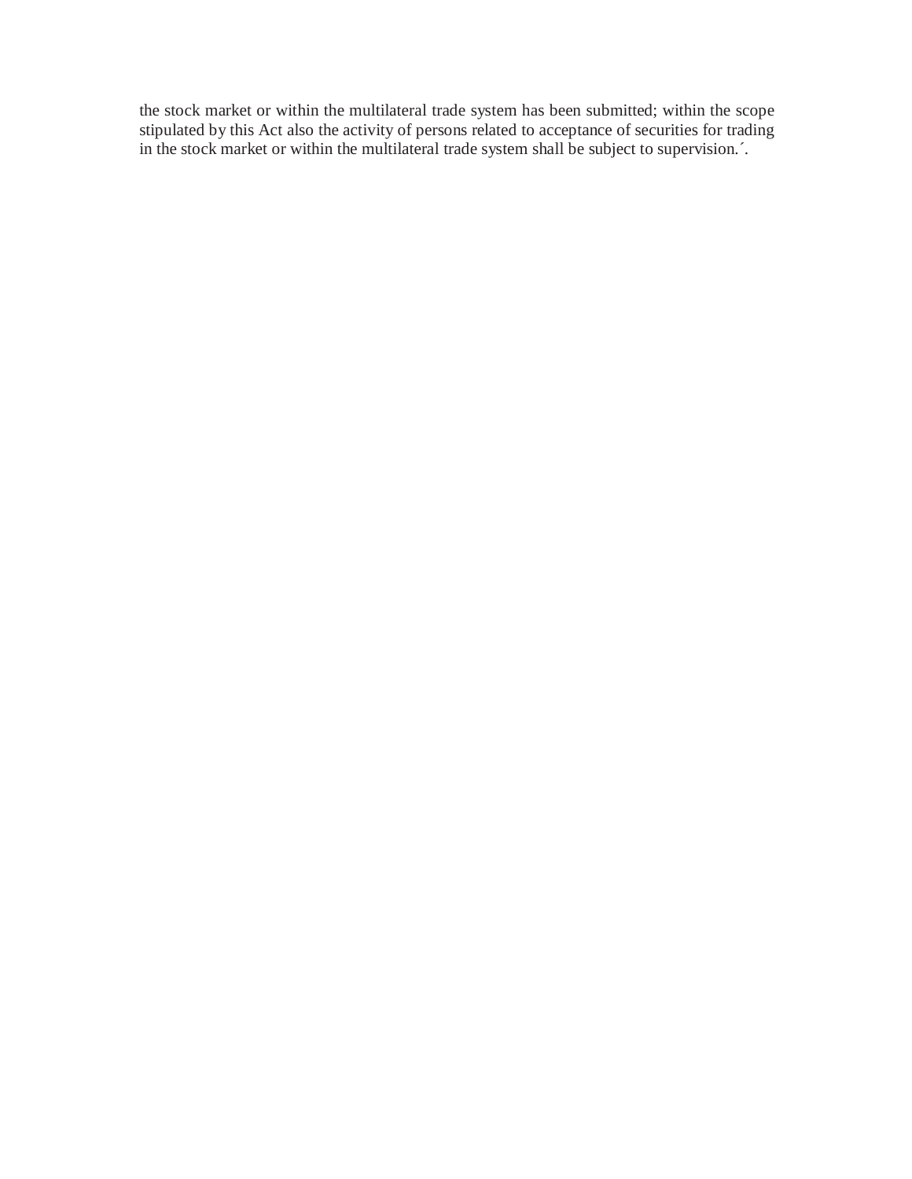the stock market or within the multilateral trade system has been submitted; within the scope stipulated by this Act also the activity of persons related to acceptance of securities for trading in the stock market or within the multilateral trade system shall be subject to supervision.´.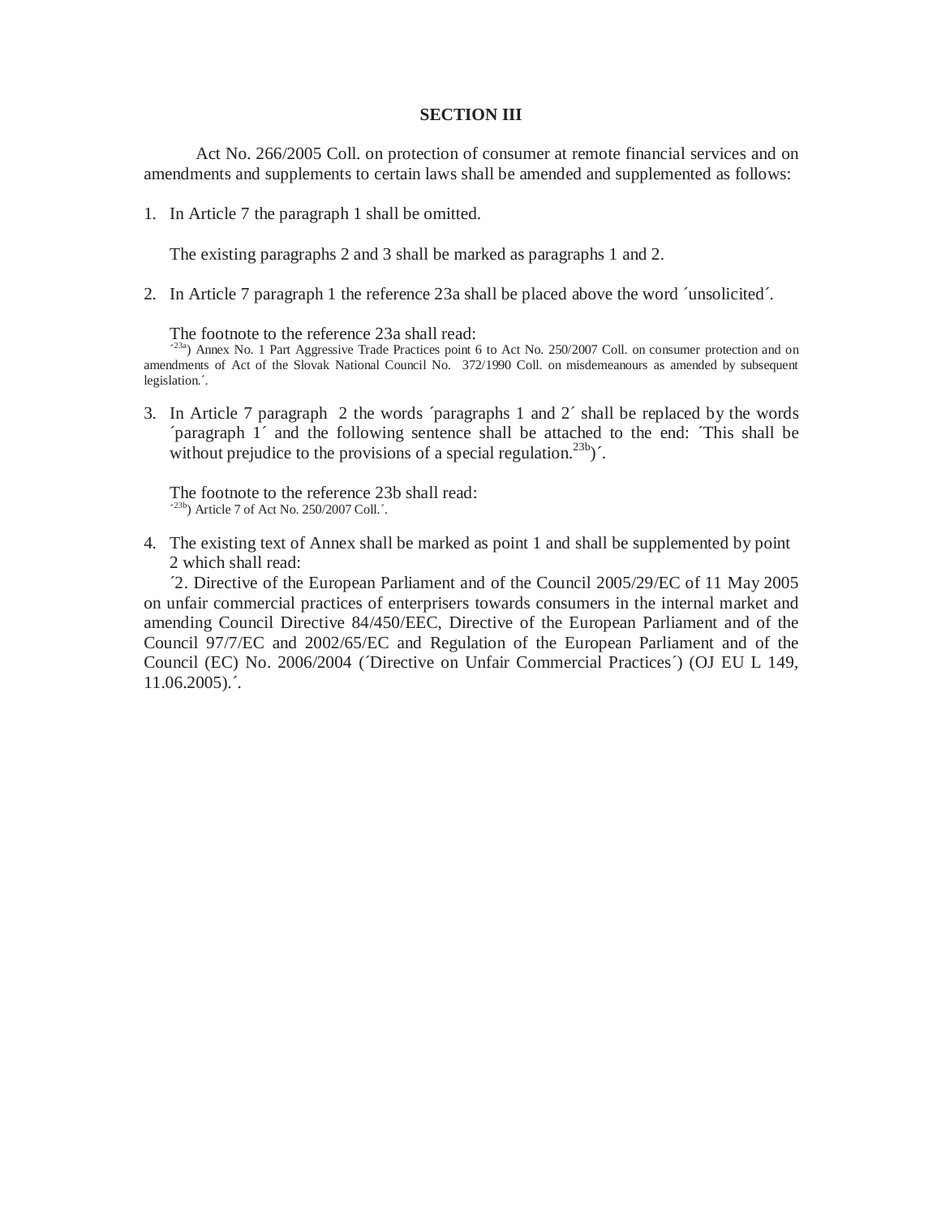## SECTION III

Act No. 266/2005 Coll. on protection of consumer at remote financial services and on amendments and supplements to certain laws shall be amended and supplemented as follows:

1. In Article 7 the paragraph 1 shall be omitted.

   The existing paragraphs 2 and 3 shall be marked as paragraphs 1 and 2.

2. In Article 7 paragraph 1 the reference 23a shall be placed above the word ´unsolicited´.

   The footnote to the reference 23a shall read:
   ´[23a]) Annex No. 1 Part Aggressive Trade Practices point 6 to Act No. 250/2007 Coll. on consumer protection and on amendments of Act of the Slovak National Council No. 372/1990 Coll. on misdemeanours as amended by subsequent legislation.´.

3. In Article 7 paragraph 2 the words ´paragraphs 1 and 2´ shall be replaced by the words ´paragraph 1´ and the following sentence shall be attached to the end: ´This shall be without prejudice to the provisions of a special regulation.[23b])´.

   The footnote to the reference 23b shall read:
   ´[23b]) Article 7 of Act No. 250/2007 Coll.´.

4. The existing text of Annex shall be marked as point 1 and shall be supplemented by point 2 which shall read:
   ´2. Directive of the European Parliament and of the Council 2005/29/EC of 11 May 2005 on unfair commercial practices of enterprisers towards consumers in the internal market and amending Council Directive 84/450/EEC, Directive of the European Parliament and of the Council 97/7/EC and 2002/65/EC and Regulation of the European Parliament and of the Council (EC) No. 2006/2004 (´Directive on Unfair Commercial Practices´) (OJ EU L 149, 11.06.2005).´.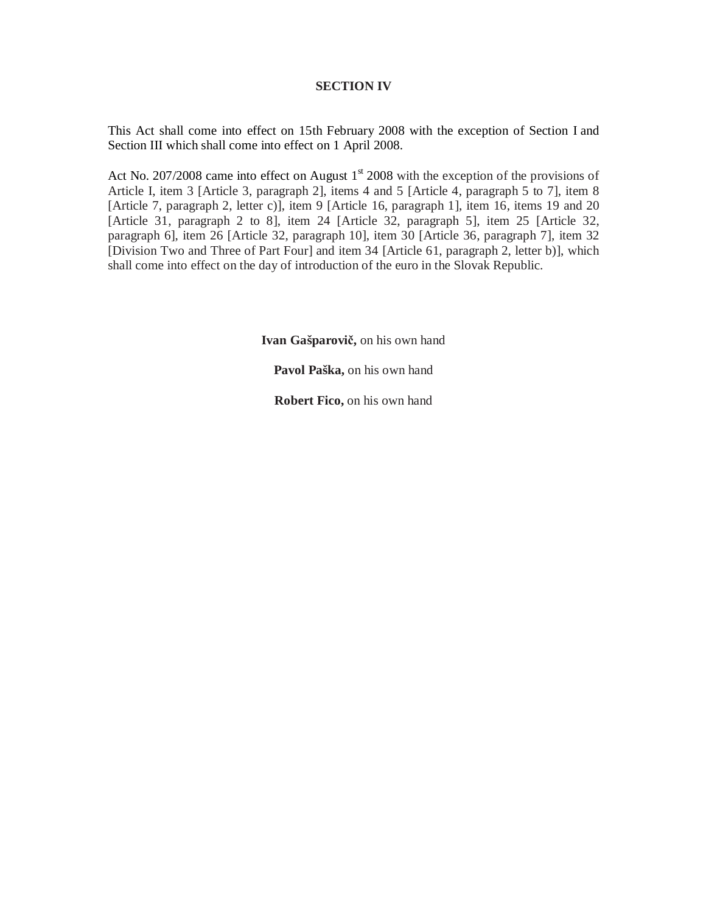## SECTION IV

This Act shall come into effect on 15th February 2008 with the exception of Section I and Section III which shall come into effect on 1 April 2008.

Act No. 207/2008 came into effect on August 1st 2008 with the exception of the provisions of Article I, item 3 [Article 3, paragraph 2], items 4 and 5 [Article 4, paragraph 5 to 7], item 8 [Article 7, paragraph 2, letter c)], item 9 [Article 16, paragraph 1], item 16, items 19 and 20 [Article 31, paragraph 2 to 8], item 24 [Article 32, paragraph 5], item 25 [Article 32, paragraph 6], item 26 [Article 32, paragraph 10], item 30 [Article 36, paragraph 7], item 32 [Division Two and Three of Part Four] and item 34 [Article 61, paragraph 2, letter b)], which shall come into effect on the day of introduction of the euro in the Slovak Republic.

**Ivan Gašparovič,** on his own hand

**Pavol Paška,** on his own hand

**Robert Fico,** on his own hand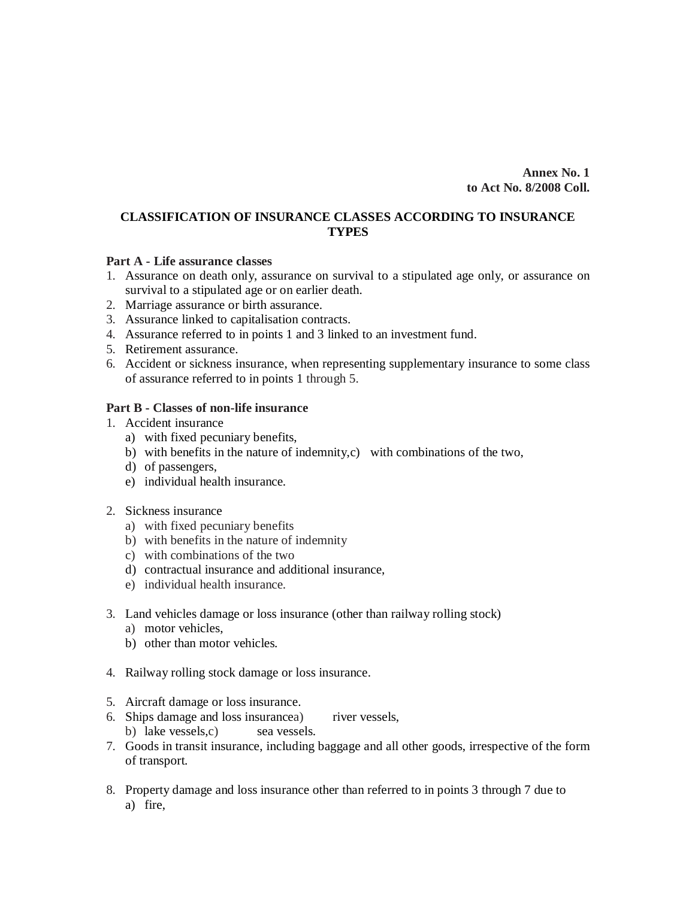**Annex No. 1**
**to Act No. 8/2008 Coll.**

## CLASSIFICATION OF INSURANCE CLASSES ACCORDING TO INSURANCE TYPES

**Part A - Life assurance classes**

1. Assurance on death only, assurance on survival to a stipulated age only, or assurance on survival to a stipulated age or on earlier death.
2. Marriage assurance or birth assurance.
3. Assurance linked to capitalisation contracts.
4. Assurance referred to in points 1 and 3 linked to an investment fund.
5. Retirement assurance.
6. Accident or sickness insurance, when representing supplementary insurance to some class of assurance referred to in points 1 through 5.

**Part B - Classes of non-life insurance**

1. Accident insurance
   a) with fixed pecuniary benefits,
   b) with benefits in the nature of indemnity,
   c) with combinations of the two,
   d) of passengers,
   e) individual health insurance.

2. Sickness insurance
   a) with fixed pecuniary benefits
   b) with benefits in the nature of indemnity
   c) with combinations of the two
   d) contractual insurance and additional insurance,
   e) individual health insurance.

3. Land vehicles damage or loss insurance (other than railway rolling stock)
   a) motor vehicles,
   b) other than motor vehicles.

4. Railway rolling stock damage or loss insurance.

5. Aircraft damage or loss insurance.
6. Ships damage and loss insurance
   a) river vessels,
   b) lake vessels,
   c) sea vessels.
7. Goods in transit insurance, including baggage and all other goods, irrespective of the form of transport.

8. Property damage and loss insurance other than referred to in points 3 through 7 due to
   a) fire,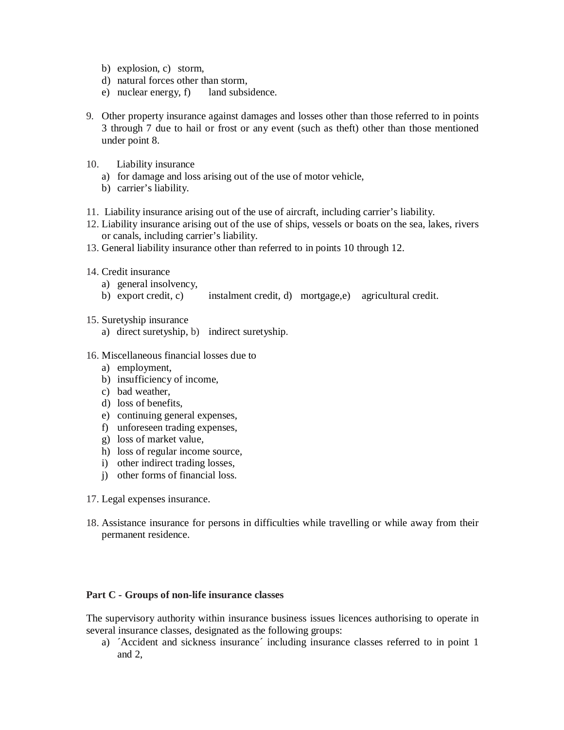b) explosion, c) storm,
   d) natural forces other than storm,
   e) nuclear energy, f) land subsidence.

9. Other property insurance against damages and losses other than those referred to in points 3 through 7 due to hail or frost or any event (such as theft) other than those mentioned under point 8.

10. Liability insurance
    a) for damage and loss arising out of the use of motor vehicle,
    b) carrier's liability.

11. Liability insurance arising out of the use of aircraft, including carrier's liability.
12. Liability insurance arising out of the use of ships, vessels or boats on the sea, lakes, rivers or canals, including carrier's liability.
13. General liability insurance other than referred to in points 10 through 12.

14. Credit insurance
    a) general insolvency,
    b) export credit, c) instalment credit, d) mortgage,e) agricultural credit.

15. Suretyship insurance
    a) direct suretyship, b) indirect suretyship.

16. Miscellaneous financial losses due to
    a) employment,
    b) insufficiency of income,
    c) bad weather,
    d) loss of benefits,
    e) continuing general expenses,
    f) unforeseen trading expenses,
    g) loss of market value,
    h) loss of regular income source,
    i) other indirect trading losses,
    j) other forms of financial loss.

17. Legal expenses insurance.

18. Assistance insurance for persons in difficulties while travelling or while away from their permanent residence.

**Part C - Groups of non-life insurance classes**

The supervisory authority within insurance business issues licences authorising to operate in several insurance classes, designated as the following groups:

a) ´Accident and sickness insurance´ including insurance classes referred to in point 1 and 2,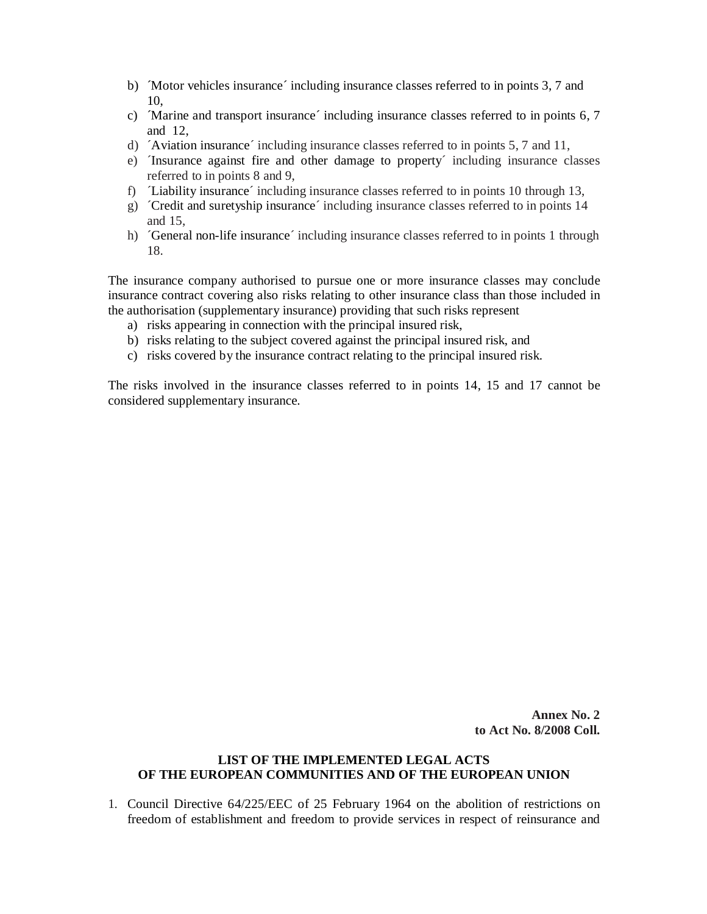b) ´Motor vehicles insurance´ including insurance classes referred to in points 3, 7 and 10,
c) ´Marine and transport insurance´ including insurance classes referred to in points 6, 7 and 12,
d) ´Aviation insurance´ including insurance classes referred to in points 5, 7 and 11,
e) ´Insurance against fire and other damage to property´ including insurance classes referred to in points 8 and 9,
f) ´Liability insurance´ including insurance classes referred to in points 10 through 13,
g) ´Credit and suretyship insurance´ including insurance classes referred to in points 14 and 15,
h) ´General non-life insurance´ including insurance classes referred to in points 1 through 18.

The insurance company authorised to pursue one or more insurance classes may conclude insurance contract covering also risks relating to other insurance class than those included in the authorisation (supplementary insurance) providing that such risks represent

a) risks appearing in connection with the principal insured risk,
b) risks relating to the subject covered against the principal insured risk, and
c) risks covered by the insurance contract relating to the principal insured risk.

The risks involved in the insurance classes referred to in points 14, 15 and 17 cannot be considered supplementary insurance.

**Annex No. 2**
**to Act No. 8/2008 Coll.**

## LIST OF THE IMPLEMENTED LEGAL ACTS OF THE EUROPEAN COMMUNITIES AND OF THE EUROPEAN UNION

1. Council Directive 64/225/EEC of 25 February 1964 on the abolition of restrictions on freedom of establishment and freedom to provide services in respect of reinsurance and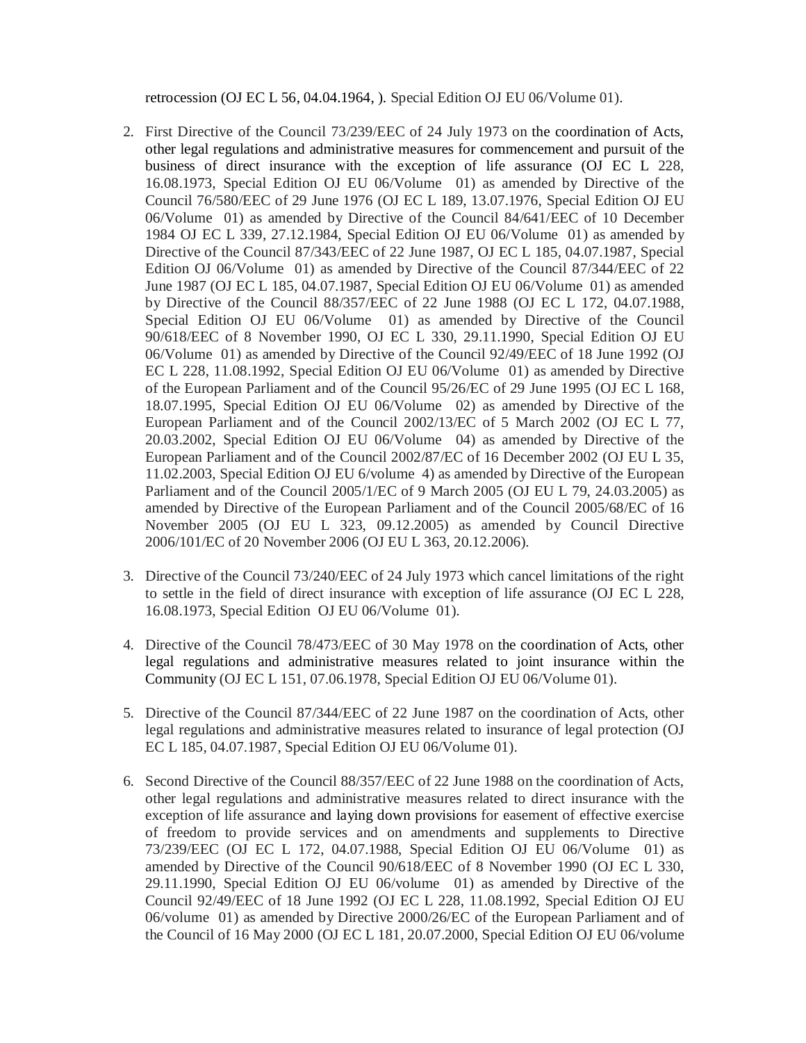retrocession (OJ EC L 56, 04.04.1964, ). Special Edition OJ EU 06/Volume 01).

2. First Directive of the Council 73/239/EEC of 24 July 1973 on the coordination of Acts, other legal regulations and administrative measures for commencement and pursuit of the business of direct insurance with the exception of life assurance (OJ EC L 228, 16.08.1973, Special Edition OJ EU 06/Volume 01) as amended by Directive of the Council 76/580/EEC of 29 June 1976 (OJ EC L 189, 13.07.1976, Special Edition OJ EU 06/Volume 01) as amended by Directive of the Council 84/641/EEC of 10 December 1984 OJ EC L 339, 27.12.1984, Special Edition OJ EU 06/Volume 01) as amended by Directive of the Council 87/343/EEC of 22 June 1987, OJ EC L 185, 04.07.1987, Special Edition OJ 06/Volume 01) as amended by Directive of the Council 87/344/EEC of 22 June 1987 (OJ EC L 185, 04.07.1987, Special Edition OJ EU 06/Volume 01) as amended by Directive of the Council 88/357/EEC of 22 June 1988 (OJ EC L 172, 04.07.1988, Special Edition OJ EU 06/Volume 01) as amended by Directive of the Council 90/618/EEC of 8 November 1990, OJ EC L 330, 29.11.1990, Special Edition OJ EU 06/Volume 01) as amended by Directive of the Council 92/49/EEC of 18 June 1992 (OJ EC L 228, 11.08.1992, Special Edition OJ EU 06/Volume 01) as amended by Directive of the European Parliament and of the Council 95/26/EC of 29 June 1995 (OJ EC L 168, 18.07.1995, Special Edition OJ EU 06/Volume 02) as amended by Directive of the European Parliament and of the Council 2002/13/EC of 5 March 2002 (OJ EC L 77, 20.03.2002, Special Edition OJ EU 06/Volume 04) as amended by Directive of the European Parliament and of the Council 2002/87/EC of 16 December 2002 (OJ EU L 35, 11.02.2003, Special Edition OJ EU 6/volume 4) as amended by Directive of the European Parliament and of the Council 2005/1/EC of 9 March 2005 (OJ EU L 79, 24.03.2005) as amended by Directive of the European Parliament and of the Council 2005/68/EC of 16 November 2005 (OJ EU L 323, 09.12.2005) as amended by Council Directive 2006/101/EC of 20 November 2006 (OJ EU L 363, 20.12.2006).

3. Directive of the Council 73/240/EEC of 24 July 1973 which cancel limitations of the right to settle in the field of direct insurance with exception of life assurance (OJ EC L 228, 16.08.1973, Special Edition OJ EU 06/Volume 01).

4. Directive of the Council 78/473/EEC of 30 May 1978 on the coordination of Acts, other legal regulations and administrative measures related to joint insurance within the Community (OJ EC L 151, 07.06.1978, Special Edition OJ EU 06/Volume 01).

5. Directive of the Council 87/344/EEC of 22 June 1987 on the coordination of Acts, other legal regulations and administrative measures related to insurance of legal protection (OJ EC L 185, 04.07.1987, Special Edition OJ EU 06/Volume 01).

6. Second Directive of the Council 88/357/EEC of 22 June 1988 on the coordination of Acts, other legal regulations and administrative measures related to direct insurance with the exception of life assurance and laying down provisions for easement of effective exercise of freedom to provide services and on amendments and supplements to Directive 73/239/EEC (OJ EC L 172, 04.07.1988, Special Edition OJ EU 06/Volume 01) as amended by Directive of the Council 90/618/EEC of 8 November 1990 (OJ EC L 330, 29.11.1990, Special Edition OJ EU 06/volume 01) as amended by Directive of the Council 92/49/EEC of 18 June 1992 (OJ EC L 228, 11.08.1992, Special Edition OJ EU 06/volume 01) as amended by Directive 2000/26/EC of the European Parliament and of the Council of 16 May 2000 (OJ EC L 181, 20.07.2000, Special Edition OJ EU 06/volume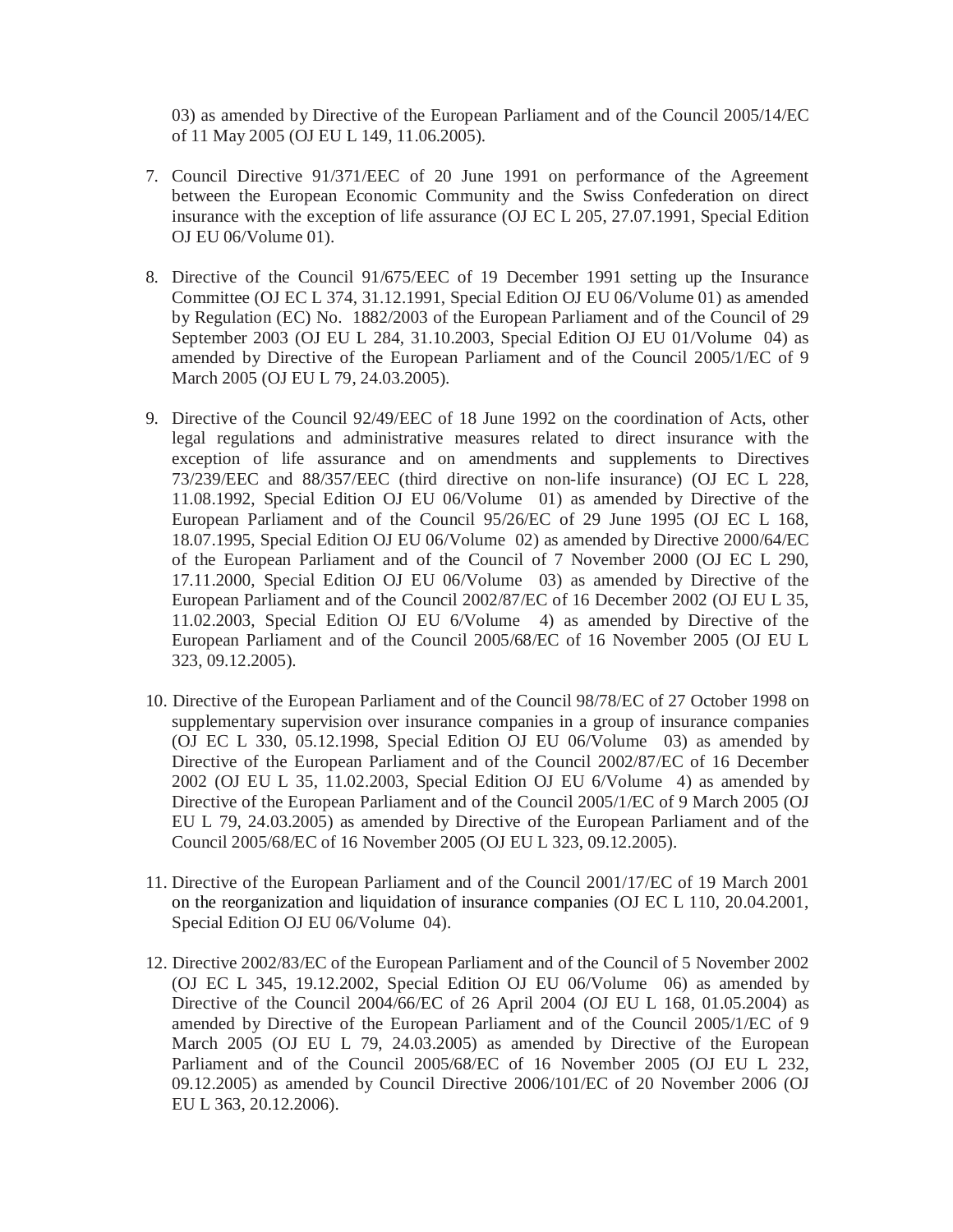03) as amended by Directive of the European Parliament and of the Council 2005/14/EC of 11 May 2005 (OJ EU L 149, 11.06.2005).

7. Council Directive 91/371/EEC of 20 June 1991 on performance of the Agreement between the European Economic Community and the Swiss Confederation on direct insurance with the exception of life assurance (OJ EC L 205, 27.07.1991, Special Edition OJ EU 06/Volume 01).

8. Directive of the Council 91/675/EEC of 19 December 1991 setting up the Insurance Committee (OJ EC L 374, 31.12.1991, Special Edition OJ EU 06/Volume 01) as amended by Regulation (EC) No. 1882/2003 of the European Parliament and of the Council of 29 September 2003 (OJ EU L 284, 31.10.2003, Special Edition OJ EU 01/Volume 04) as amended by Directive of the European Parliament and of the Council 2005/1/EC of 9 March 2005 (OJ EU L 79, 24.03.2005).

9. Directive of the Council 92/49/EEC of 18 June 1992 on the coordination of Acts, other legal regulations and administrative measures related to direct insurance with the exception of life assurance and on amendments and supplements to Directives 73/239/EEC and 88/357/EEC (third directive on non-life insurance) (OJ EC L 228, 11.08.1992, Special Edition OJ EU 06/Volume 01) as amended by Directive of the European Parliament and of the Council 95/26/EC of 29 June 1995 (OJ EC L 168, 18.07.1995, Special Edition OJ EU 06/Volume 02) as amended by Directive 2000/64/EC of the European Parliament and of the Council of 7 November 2000 (OJ EC L 290, 17.11.2000, Special Edition OJ EU 06/Volume 03) as amended by Directive of the European Parliament and of the Council 2002/87/EC of 16 December 2002 (OJ EU L 35, 11.02.2003, Special Edition OJ EU 6/Volume 4) as amended by Directive of the European Parliament and of the Council 2005/68/EC of 16 November 2005 (OJ EU L 323, 09.12.2005).

10. Directive of the European Parliament and of the Council 98/78/EC of 27 October 1998 on supplementary supervision over insurance companies in a group of insurance companies (OJ EC L 330, 05.12.1998, Special Edition OJ EU 06/Volume 03) as amended by Directive of the European Parliament and of the Council 2002/87/EC of 16 December 2002 (OJ EU L 35, 11.02.2003, Special Edition OJ EU 6/Volume 4) as amended by Directive of the European Parliament and of the Council 2005/1/EC of 9 March 2005 (OJ EU L 79, 24.03.2005) as amended by Directive of the European Parliament and of the Council 2005/68/EC of 16 November 2005 (OJ EU L 323, 09.12.2005).

11. Directive of the European Parliament and of the Council 2001/17/EC of 19 March 2001 on the reorganization and liquidation of insurance companies (OJ EC L 110, 20.04.2001, Special Edition OJ EU 06/Volume 04).

12. Directive 2002/83/EC of the European Parliament and of the Council of 5 November 2002 (OJ EC L 345, 19.12.2002, Special Edition OJ EU 06/Volume 06) as amended by Directive of the Council 2004/66/EC of 26 April 2004 (OJ EU L 168, 01.05.2004) as amended by Directive of the European Parliament and of the Council 2005/1/EC of 9 March 2005 (OJ EU L 79, 24.03.2005) as amended by Directive of the European Parliament and of the Council 2005/68/EC of 16 November 2005 (OJ EU L 232, 09.12.2005) as amended by Council Directive 2006/101/EC of 20 November 2006 (OJ EU L 363, 20.12.2006).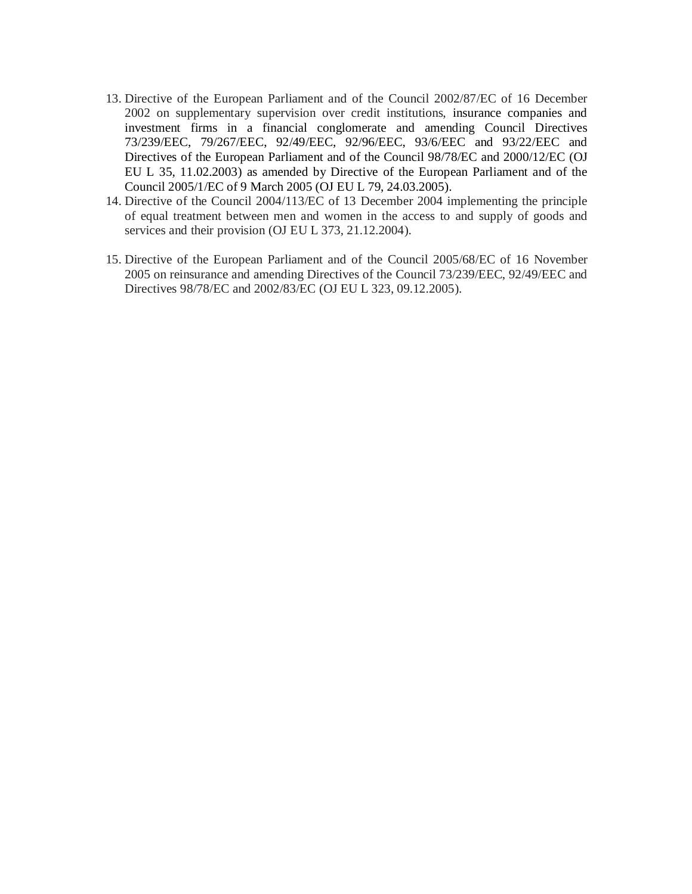13. Directive of the European Parliament and of the Council 2002/87/EC of 16 December 2002 on supplementary supervision over credit institutions, insurance companies and investment firms in a financial conglomerate and amending Council Directives 73/239/EEC, 79/267/EEC, 92/49/EEC, 92/96/EEC, 93/6/EEC and 93/22/EEC and Directives of the European Parliament and of the Council 98/78/EC and 2000/12/EC (OJ EU L 35, 11.02.2003) as amended by Directive of the European Parliament and of the Council 2005/1/EC of 9 March 2005 (OJ EU L 79, 24.03.2005).
14. Directive of the Council 2004/113/EC of 13 December 2004 implementing the principle of equal treatment between men and women in the access to and supply of goods and services and their provision (OJ EU L 373, 21.12.2004).
15. Directive of the European Parliament and of the Council 2005/68/EC of 16 November 2005 on reinsurance and amending Directives of the Council 73/239/EEC, 92/49/EEC and Directives 98/78/EC and 2002/83/EC (OJ EU L 323, 09.12.2005).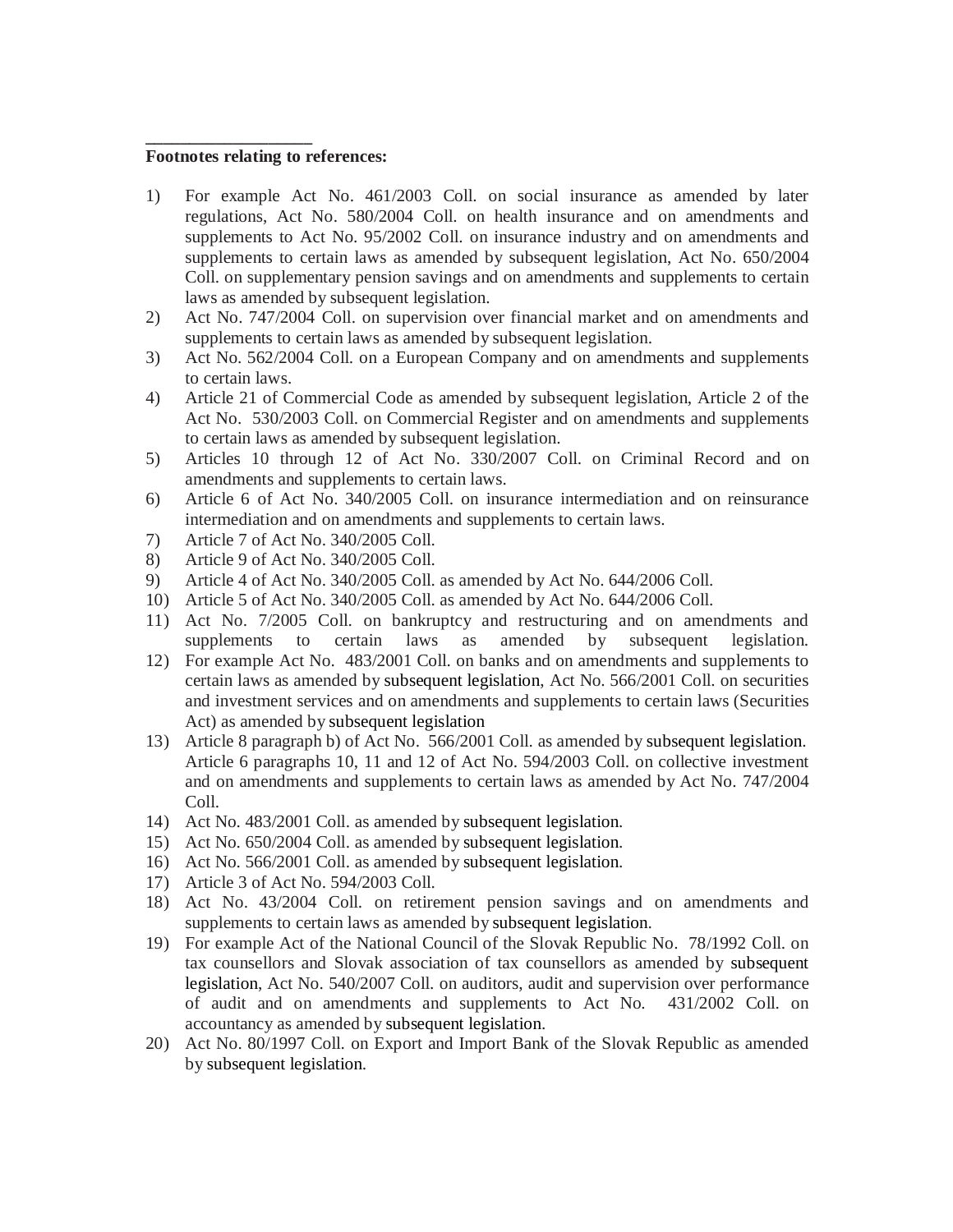___________________

**Footnotes relating to references:**

1) For example Act No. 461/2003 Coll. on social insurance as amended by later regulations, Act No. 580/2004 Coll. on health insurance and on amendments and supplements to Act No. 95/2002 Coll. on insurance industry and on amendments and supplements to certain laws as amended by subsequent legislation, Act No. 650/2004 Coll. on supplementary pension savings and on amendments and supplements to certain laws as amended by subsequent legislation.
2) Act No. 747/2004 Coll. on supervision over financial market and on amendments and supplements to certain laws as amended by subsequent legislation.
3) Act No. 562/2004 Coll. on a European Company and on amendments and supplements to certain laws.
4) Article 21 of Commercial Code as amended by subsequent legislation, Article 2 of the Act No. 530/2003 Coll. on Commercial Register and on amendments and supplements to certain laws as amended by subsequent legislation.
5) Articles 10 through 12 of Act No. 330/2007 Coll. on Criminal Record and on amendments and supplements to certain laws.
6) Article 6 of Act No. 340/2005 Coll. on insurance intermediation and on reinsurance intermediation and on amendments and supplements to certain laws.
7) Article 7 of Act No. 340/2005 Coll.
8) Article 9 of Act No. 340/2005 Coll.
9) Article 4 of Act No. 340/2005 Coll. as amended by Act No. 644/2006 Coll.
10) Article 5 of Act No. 340/2005 Coll. as amended by Act No. 644/2006 Coll.
11) Act No. 7/2005 Coll. on bankruptcy and restructuring and on amendments and supplements to certain laws as amended by subsequent legislation.
12) For example Act No. 483/2001 Coll. on banks and on amendments and supplements to certain laws as amended by subsequent legislation, Act No. 566/2001 Coll. on securities and investment services and on amendments and supplements to certain laws (Securities Act) as amended by subsequent legislation
13) Article 8 paragraph b) of Act No. 566/2001 Coll. as amended by subsequent legislation. Article 6 paragraphs 10, 11 and 12 of Act No. 594/2003 Coll. on collective investment and on amendments and supplements to certain laws as amended by Act No. 747/2004 Coll.
14) Act No. 483/2001 Coll. as amended by subsequent legislation.
15) Act No. 650/2004 Coll. as amended by subsequent legislation.
16) Act No. 566/2001 Coll. as amended by subsequent legislation.
17) Article 3 of Act No. 594/2003 Coll.
18) Act No. 43/2004 Coll. on retirement pension savings and on amendments and supplements to certain laws as amended by subsequent legislation.
19) For example Act of the National Council of the Slovak Republic No. 78/1992 Coll. on tax counsellors and Slovak association of tax counsellors as amended by subsequent legislation, Act No. 540/2007 Coll. on auditors, audit and supervision over performance of audit and on amendments and supplements to Act No. 431/2002 Coll. on accountancy as amended by subsequent legislation.
20) Act No. 80/1997 Coll. on Export and Import Bank of the Slovak Republic as amended by subsequent legislation.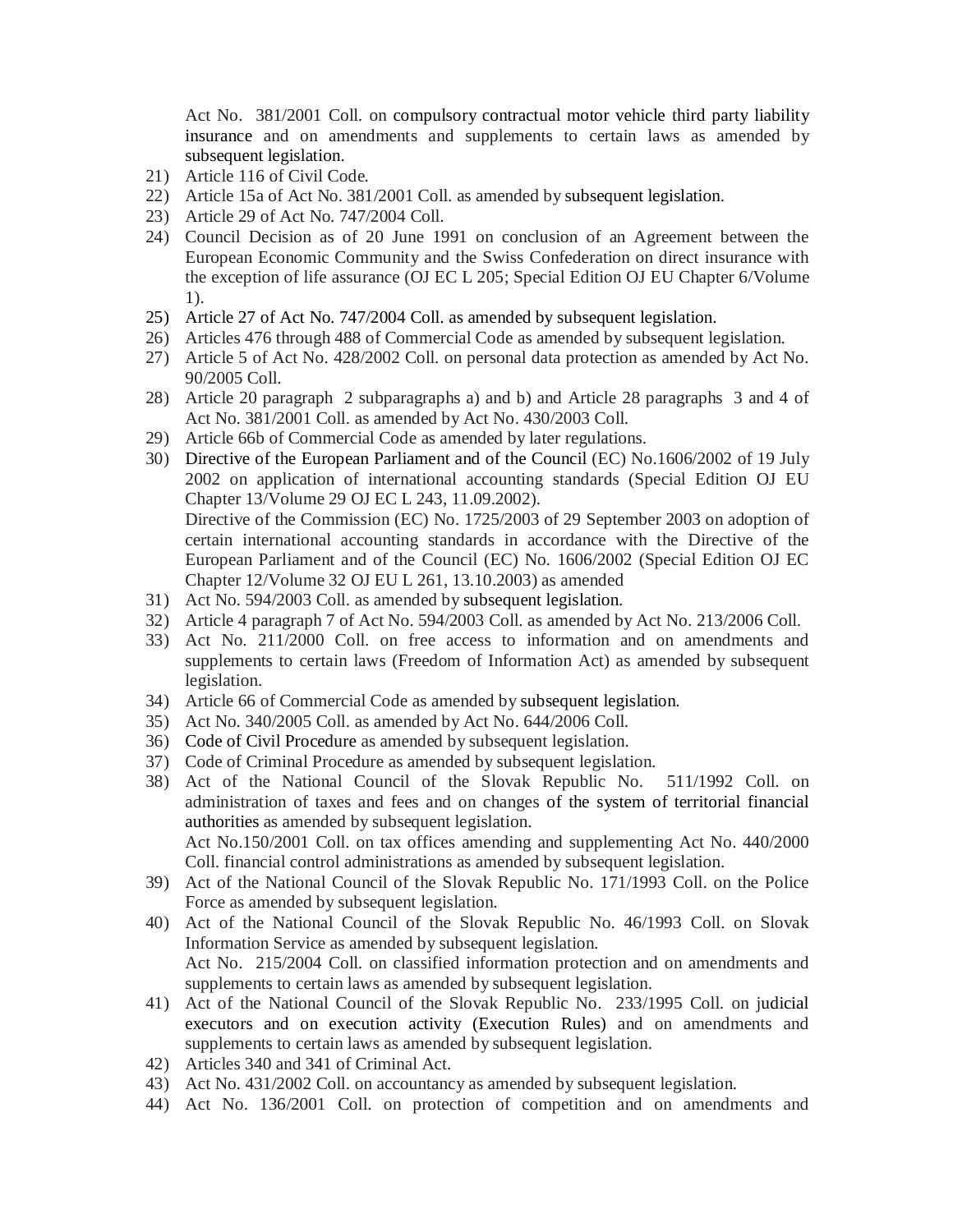Act No. 381/2001 Coll. on compulsory contractual motor vehicle third party liability insurance and on amendments and supplements to certain laws as amended by subsequent legislation.

21) Article 116 of Civil Code.
22) Article 15a of Act No. 381/2001 Coll. as amended by subsequent legislation.
23) Article 29 of Act No. 747/2004 Coll.
24) Council Decision as of 20 June 1991 on conclusion of an Agreement between the European Economic Community and the Swiss Confederation on direct insurance with the exception of life assurance (OJ EC L 205; Special Edition OJ EU Chapter 6/Volume 1).
25) Article 27 of Act No. 747/2004 Coll. as amended by subsequent legislation.
26) Articles 476 through 488 of Commercial Code as amended by subsequent legislation.
27) Article 5 of Act No. 428/2002 Coll. on personal data protection as amended by Act No. 90/2005 Coll.
28) Article 20 paragraph 2 subparagraphs a) and b) and Article 28 paragraphs 3 and 4 of Act No. 381/2001 Coll. as amended by Act No. 430/2003 Coll.
29) Article 66b of Commercial Code as amended by later regulations.
30) Directive of the European Parliament and of the Council (EC) No.1606/2002 of 19 July 2002 on application of international accounting standards (Special Edition OJ EU Chapter 13/Volume 29 OJ EC L 243, 11.09.2002).
    Directive of the Commission (EC) No. 1725/2003 of 29 September 2003 on adoption of certain international accounting standards in accordance with the Directive of the European Parliament and of the Council (EC) No. 1606/2002 (Special Edition OJ EC Chapter 12/Volume 32 OJ EU L 261, 13.10.2003) as amended
31) Act No. 594/2003 Coll. as amended by subsequent legislation.
32) Article 4 paragraph 7 of Act No. 594/2003 Coll. as amended by Act No. 213/2006 Coll.
33) Act No. 211/2000 Coll. on free access to information and on amendments and supplements to certain laws (Freedom of Information Act) as amended by subsequent legislation.
34) Article 66 of Commercial Code as amended by subsequent legislation.
35) Act No. 340/2005 Coll. as amended by Act No. 644/2006 Coll.
36) Code of Civil Procedure as amended by subsequent legislation.
37) Code of Criminal Procedure as amended by subsequent legislation.
38) Act of the National Council of the Slovak Republic No. 511/1992 Coll. on administration of taxes and fees and on changes of the system of territorial financial authorities as amended by subsequent legislation.
    Act No.150/2001 Coll. on tax offices amending and supplementing Act No. 440/2000 Coll. financial control administrations as amended by subsequent legislation.
39) Act of the National Council of the Slovak Republic No. 171/1993 Coll. on the Police Force as amended by subsequent legislation.
40) Act of the National Council of the Slovak Republic No. 46/1993 Coll. on Slovak Information Service as amended by subsequent legislation.
    Act No. 215/2004 Coll. on classified information protection and on amendments and supplements to certain laws as amended by subsequent legislation.
41) Act of the National Council of the Slovak Republic No. 233/1995 Coll. on judicial executors and on execution activity (Execution Rules) and on amendments and supplements to certain laws as amended by subsequent legislation.
42) Articles 340 and 341 of Criminal Act.
43) Act No. 431/2002 Coll. on accountancy as amended by subsequent legislation.
44) Act No. 136/2001 Coll. on protection of competition and on amendments and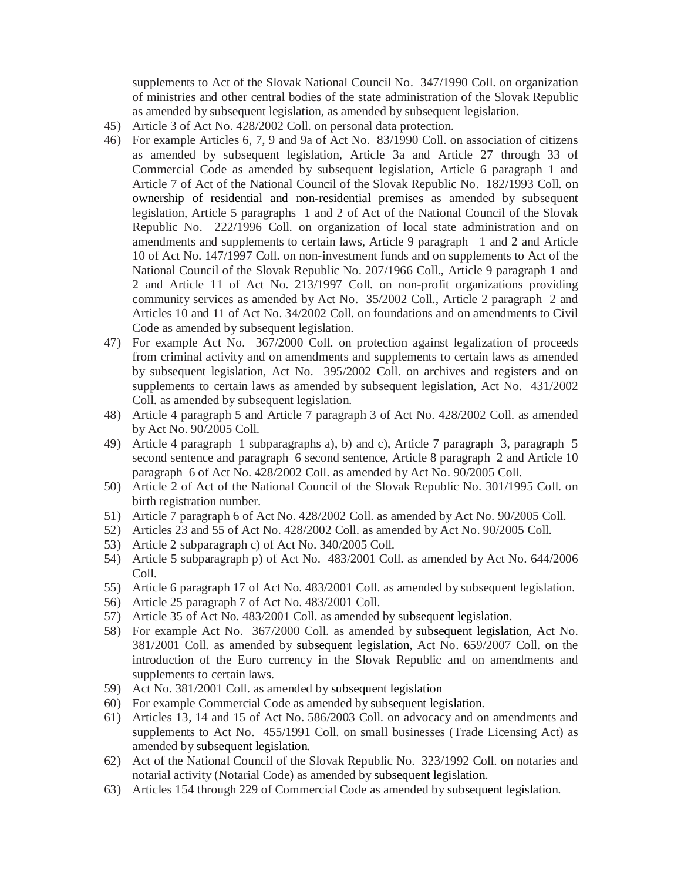supplements to Act of the Slovak National Council No. 347/1990 Coll. on organization of ministries and other central bodies of the state administration of the Slovak Republic as amended by subsequent legislation, as amended by subsequent legislation.

45) Article 3 of Act No. 428/2002 Coll. on personal data protection.
46) For example Articles 6, 7, 9 and 9a of Act No. 83/1990 Coll. on association of citizens as amended by subsequent legislation, Article 3a and Article 27 through 33 of Commercial Code as amended by subsequent legislation, Article 6 paragraph 1 and Article 7 of Act of the National Council of the Slovak Republic No. 182/1993 Coll. on ownership of residential and non-residential premises as amended by subsequent legislation, Article 5 paragraphs 1 and 2 of Act of the National Council of the Slovak Republic No. 222/1996 Coll. on organization of local state administration and on amendments and supplements to certain laws, Article 9 paragraph 1 and 2 and Article 10 of Act No. 147/1997 Coll. on non-investment funds and on supplements to Act of the National Council of the Slovak Republic No. 207/1966 Coll., Article 9 paragraph 1 and 2 and Article 11 of Act No. 213/1997 Coll. on non-profit organizations providing community services as amended by Act No. 35/2002 Coll., Article 2 paragraph 2 and Articles 10 and 11 of Act No. 34/2002 Coll. on foundations and on amendments to Civil Code as amended by subsequent legislation.
47) For example Act No. 367/2000 Coll. on protection against legalization of proceeds from criminal activity and on amendments and supplements to certain laws as amended by subsequent legislation, Act No. 395/2002 Coll. on archives and registers and on supplements to certain laws as amended by subsequent legislation, Act No. 431/2002 Coll. as amended by subsequent legislation.
48) Article 4 paragraph 5 and Article 7 paragraph 3 of Act No. 428/2002 Coll. as amended by Act No. 90/2005 Coll.
49) Article 4 paragraph 1 subparagraphs a), b) and c), Article 7 paragraph 3, paragraph 5 second sentence and paragraph 6 second sentence, Article 8 paragraph 2 and Article 10 paragraph 6 of Act No. 428/2002 Coll. as amended by Act No. 90/2005 Coll.
50) Article 2 of Act of the National Council of the Slovak Republic No. 301/1995 Coll. on birth registration number.
51) Article 7 paragraph 6 of Act No. 428/2002 Coll. as amended by Act No. 90/2005 Coll.
52) Articles 23 and 55 of Act No. 428/2002 Coll. as amended by Act No. 90/2005 Coll.
53) Article 2 subparagraph c) of Act No. 340/2005 Coll.
54) Article 5 subparagraph p) of Act No. 483/2001 Coll. as amended by Act No. 644/2006 Coll.
55) Article 6 paragraph 17 of Act No. 483/2001 Coll. as amended by subsequent legislation.
56) Article 25 paragraph 7 of Act No. 483/2001 Coll.
57) Article 35 of Act No. 483/2001 Coll. as amended by subsequent legislation.
58) For example Act No. 367/2000 Coll. as amended by subsequent legislation, Act No. 381/2001 Coll. as amended by subsequent legislation, Act No. 659/2007 Coll. on the introduction of the Euro currency in the Slovak Republic and on amendments and supplements to certain laws.
59) Act No. 381/2001 Coll. as amended by subsequent legislation
60) For example Commercial Code as amended by subsequent legislation.
61) Articles 13, 14 and 15 of Act No. 586/2003 Coll. on advocacy and on amendments and supplements to Act No. 455/1991 Coll. on small businesses (Trade Licensing Act) as amended by subsequent legislation.
62) Act of the National Council of the Slovak Republic No. 323/1992 Coll. on notaries and notarial activity (Notarial Code) as amended by subsequent legislation.
63) Articles 154 through 229 of Commercial Code as amended by subsequent legislation.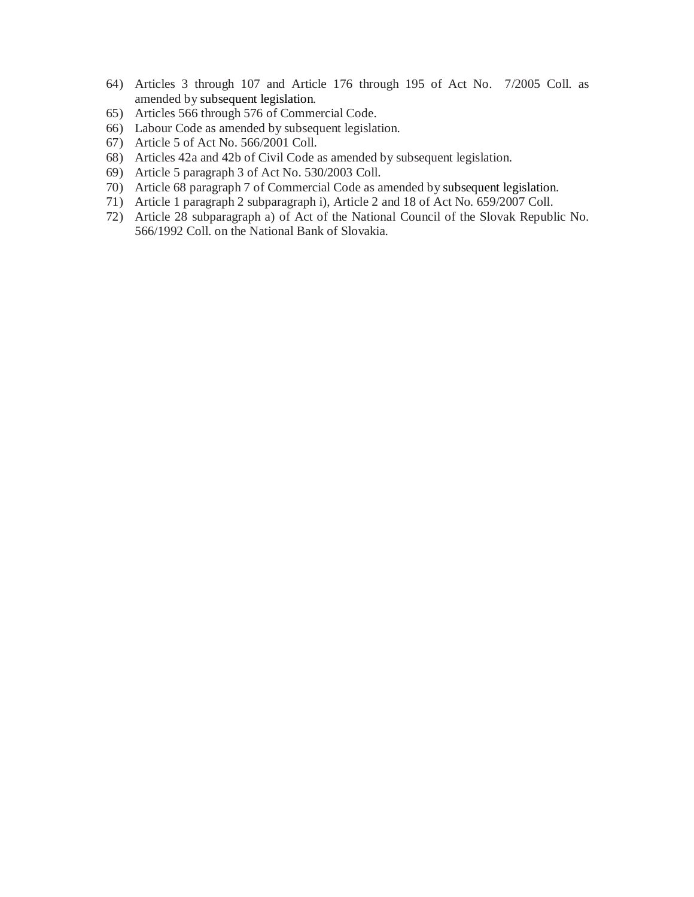64) Articles 3 through 107 and Article 176 through 195 of Act No. 7/2005 Coll. as amended by subsequent legislation.
65) Articles 566 through 576 of Commercial Code.
66) Labour Code as amended by subsequent legislation.
67) Article 5 of Act No. 566/2001 Coll.
68) Articles 42a and 42b of Civil Code as amended by subsequent legislation.
69) Article 5 paragraph 3 of Act No. 530/2003 Coll.
70) Article 68 paragraph 7 of Commercial Code as amended by subsequent legislation.
71) Article 1 paragraph 2 subparagraph i), Article 2 and 18 of Act No. 659/2007 Coll.
72) Article 28 subparagraph a) of Act of the National Council of the Slovak Republic No. 566/1992 Coll. on the National Bank of Slovakia.